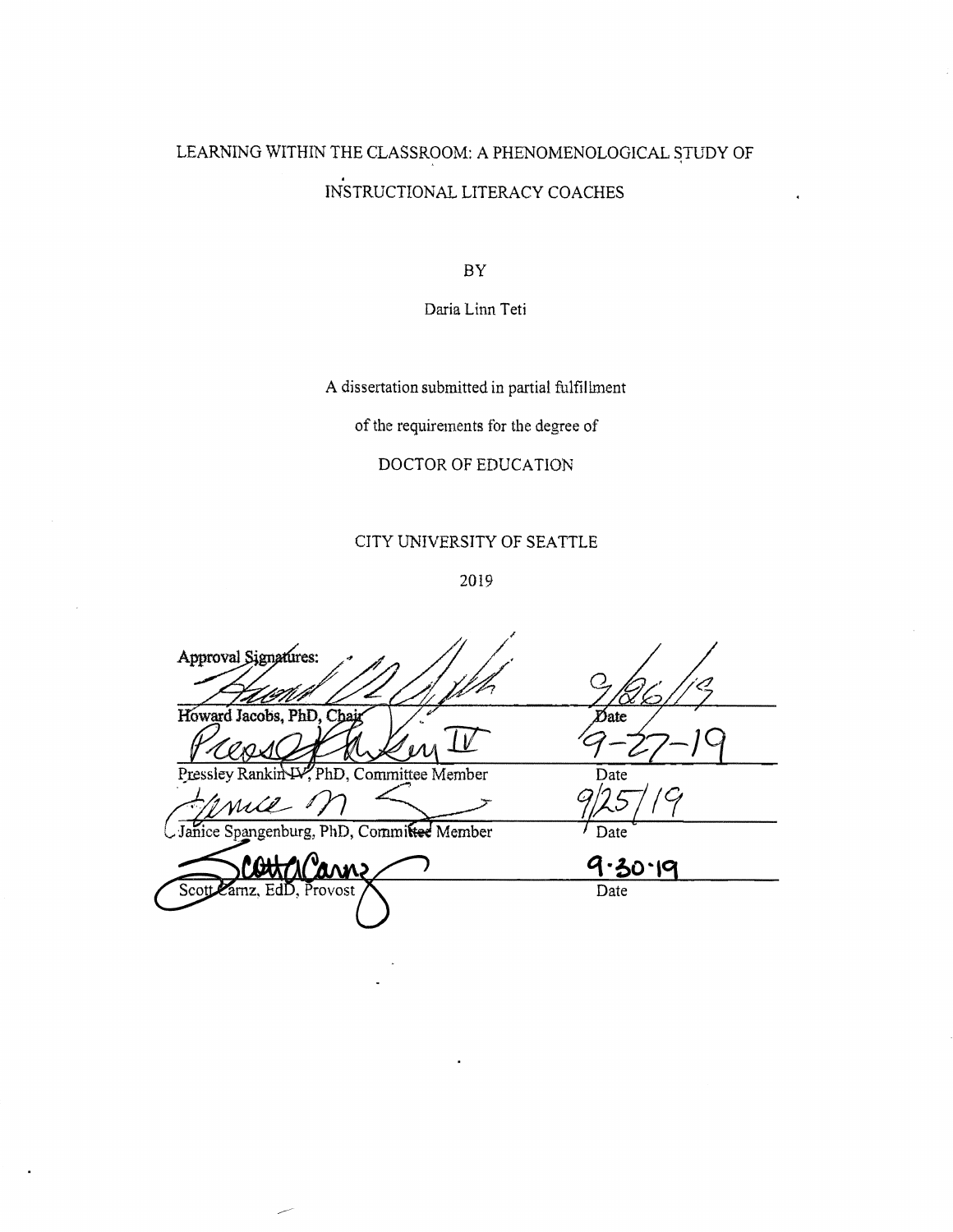# LEARNING WITHIN THE CLASSROOM: A PHENOMENOLOGICAL STUDY OF INSTRUCTIONAL LITERACY COACHES

BY

Daria Linn Teti

A dissertation submitted in partial fulfillment

of the requirements for the degree of

DOCTOR OF EDUCATION

CITY UNIVERSITY OF SEATTLE

2019

Approval Signatures:

| | |
|---|---|
| Howard Jacobs, PhD, Chair | Date 9/26/19 |
| Pressley Rankin IV, PhD, Committee Member | Date 9-27-19 |
| Janice Spangenburg, PhD, Committee Member | Date 9/25/19 |
| Scott Carnz, EdD, Provost | Date 9·30·19 |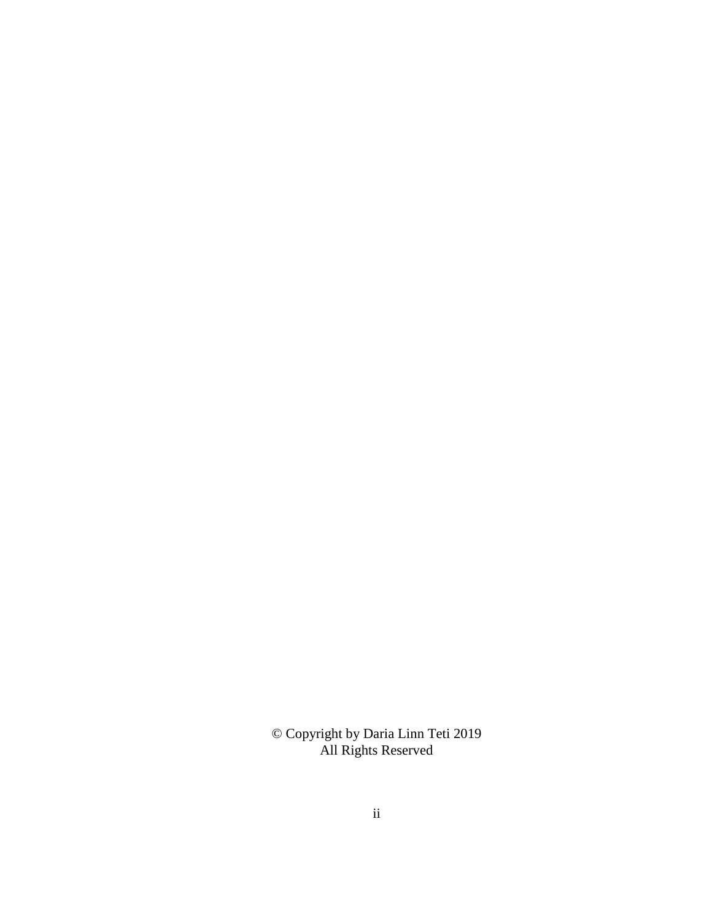© Copyright by Daria Linn Teti 2019
All Rights Reserved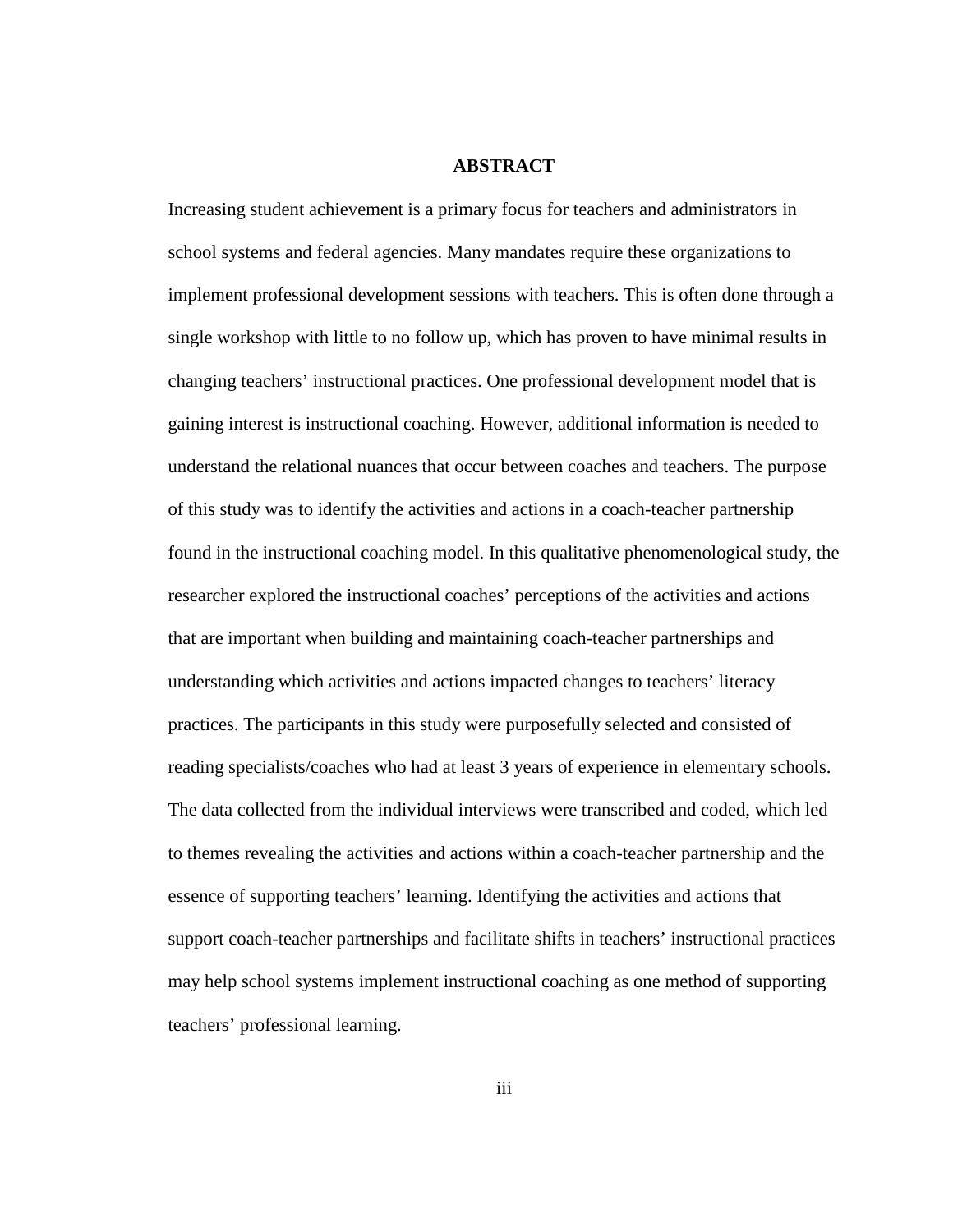# ABSTRACT

Increasing student achievement is a primary focus for teachers and administrators in school systems and federal agencies. Many mandates require these organizations to implement professional development sessions with teachers. This is often done through a single workshop with little to no follow up, which has proven to have minimal results in changing teachers' instructional practices. One professional development model that is gaining interest is instructional coaching. However, additional information is needed to understand the relational nuances that occur between coaches and teachers. The purpose of this study was to identify the activities and actions in a coach-teacher partnership found in the instructional coaching model. In this qualitative phenomenological study, the researcher explored the instructional coaches' perceptions of the activities and actions that are important when building and maintaining coach-teacher partnerships and understanding which activities and actions impacted changes to teachers' literacy practices. The participants in this study were purposefully selected and consisted of reading specialists/coaches who had at least 3 years of experience in elementary schools. The data collected from the individual interviews were transcribed and coded, which led to themes revealing the activities and actions within a coach-teacher partnership and the essence of supporting teachers' learning. Identifying the activities and actions that support coach-teacher partnerships and facilitate shifts in teachers' instructional practices may help school systems implement instructional coaching as one method of supporting teachers' professional learning.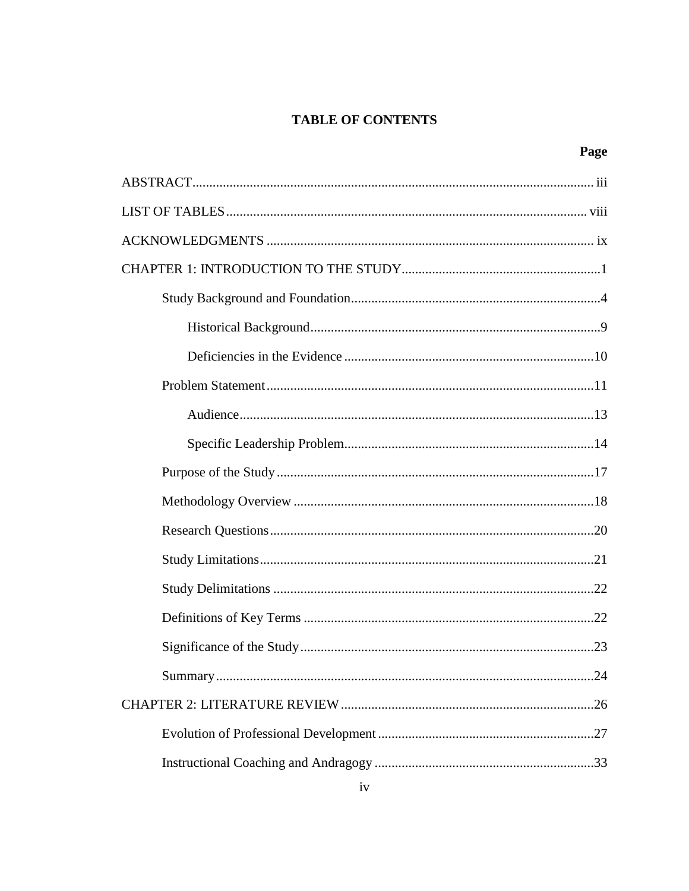**TABLE OF CONTENTS**

| | Page |
|---|---|
| ABSTRACT | iii |
| LIST OF TABLES | viii |
| ACKNOWLEDGMENTS | ix |
| CHAPTER 1: INTRODUCTION TO THE STUDY | 1 |
| Study Background and Foundation | 4 |
| Historical Background | 9 |
| Deficiencies in the Evidence | 10 |
| Problem Statement | 11 |
| Audience | 13 |
| Specific Leadership Problem | 14 |
| Purpose of the Study | 17 |
| Methodology Overview | 18 |
| Research Questions | 20 |
| Study Limitations | 21 |
| Study Delimitations | 22 |
| Definitions of Key Terms | 22 |
| Significance of the Study | 23 |
| Summary | 24 |
| CHAPTER 2: LITERATURE REVIEW | 26 |
| Evolution of Professional Development | 27 |
| Instructional Coaching and Andragogy | 33 |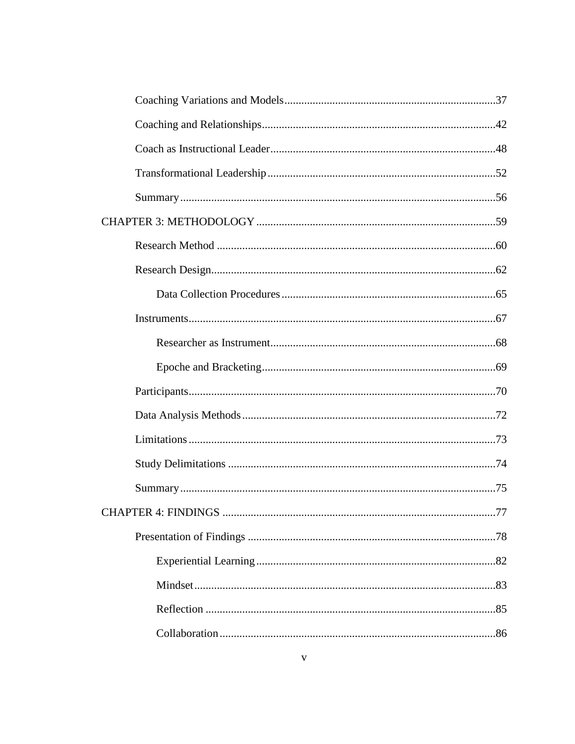Coaching Variations and Models..........37

Coaching and Relationships..........42

Coach as Instructional Leader..........48

Transformational Leadership..........52

Summary..........56

CHAPTER 3: METHODOLOGY..........59

Research Method..........60

Research Design..........62

Data Collection Procedures..........65

Instruments..........67

Researcher as Instrument..........68

Epoche and Bracketing..........69

Participants..........70

Data Analysis Methods..........72

Limitations..........73

Study Delimitations..........74

Summary..........75

CHAPTER 4: FINDINGS..........77

Presentation of Findings..........78

Experiential Learning..........82

Mindset..........83

Reflection..........85

Collaboration..........86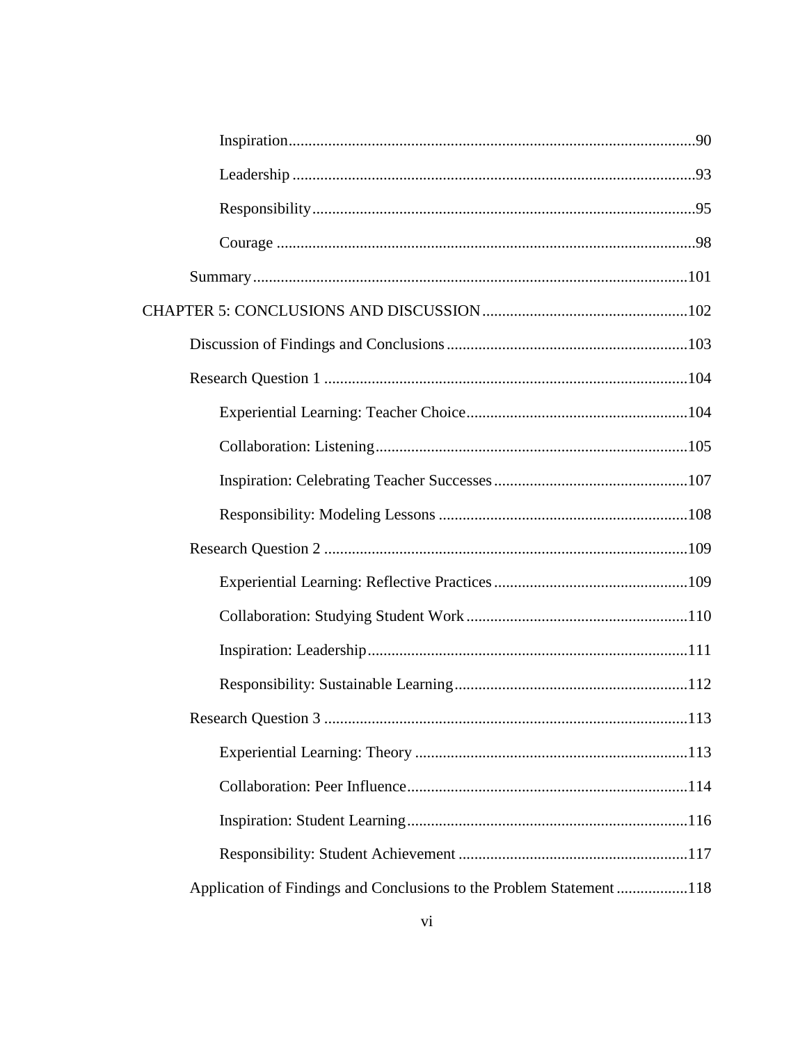Inspiration ........ 90

Leadership ........ 93

Responsibility ........ 95

Courage ........ 98

Summary ........ 101

CHAPTER 5: CONCLUSIONS AND DISCUSSION ........ 102

Discussion of Findings and Conclusions ........ 103

Research Question 1 ........ 104

Experiential Learning: Teacher Choice ........ 104

Collaboration: Listening ........ 105

Inspiration: Celebrating Teacher Successes ........ 107

Responsibility: Modeling Lessons ........ 108

Research Question 2 ........ 109

Experiential Learning: Reflective Practices ........ 109

Collaboration: Studying Student Work ........ 110

Inspiration: Leadership ........ 111

Responsibility: Sustainable Learning ........ 112

Research Question 3 ........ 113

Experiential Learning: Theory ........ 113

Collaboration: Peer Influence ........ 114

Inspiration: Student Learning ........ 116

Responsibility: Student Achievement ........ 117

Application of Findings and Conclusions to the Problem Statement ........ 118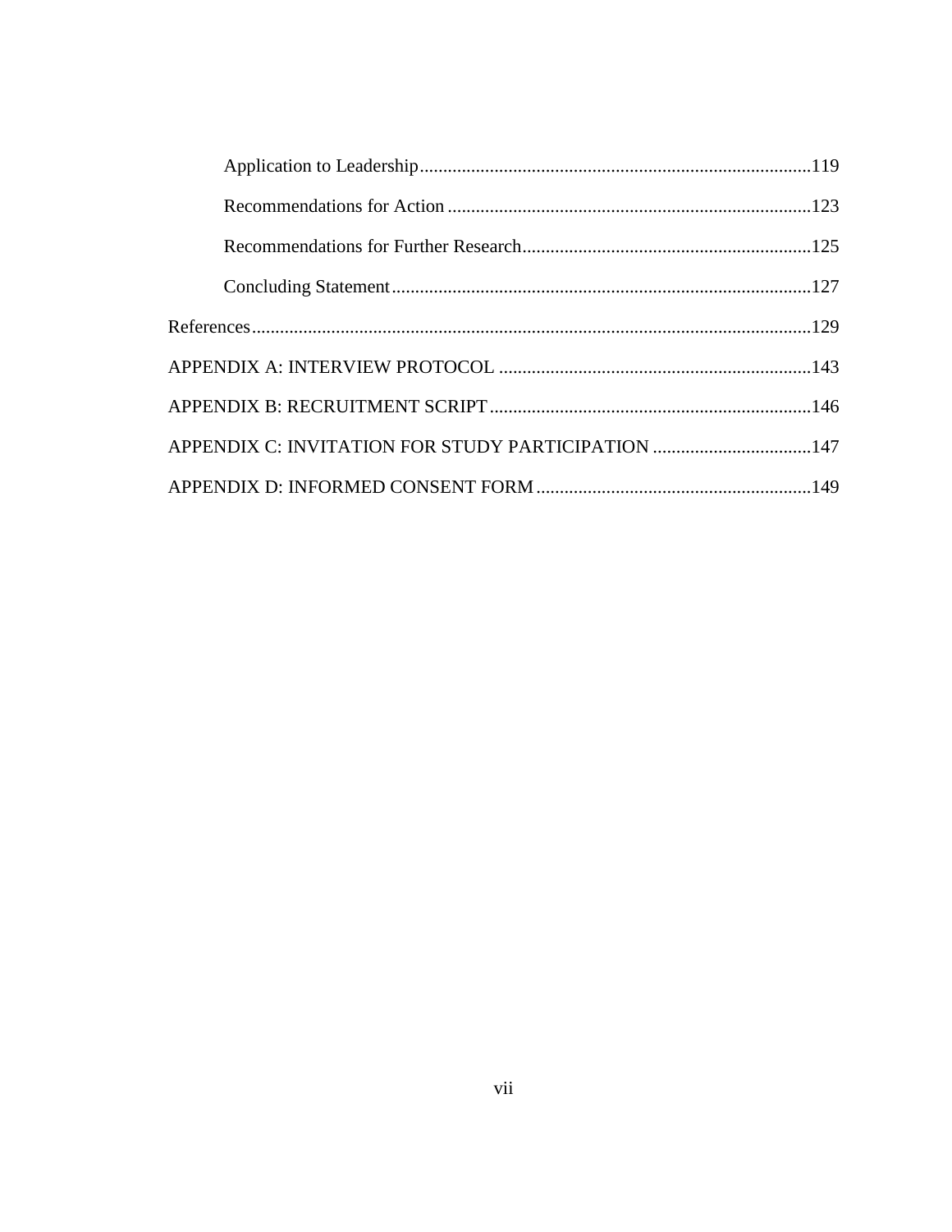Application to Leadership....................................................................................119

Recommendations for Action ..............................................................................123

Recommendations for Further Research..............................................................125

Concluding Statement..........................................................................................127

References........................................................................................................................129

APPENDIX A: INTERVIEW PROTOCOL ...................................................................143

APPENDIX B: RECRUITMENT SCRIPT.....................................................................146

APPENDIX C: INVITATION FOR STUDY PARTICIPATION ..................................147

APPENDIX D: INFORMED CONSENT FORM ...........................................................149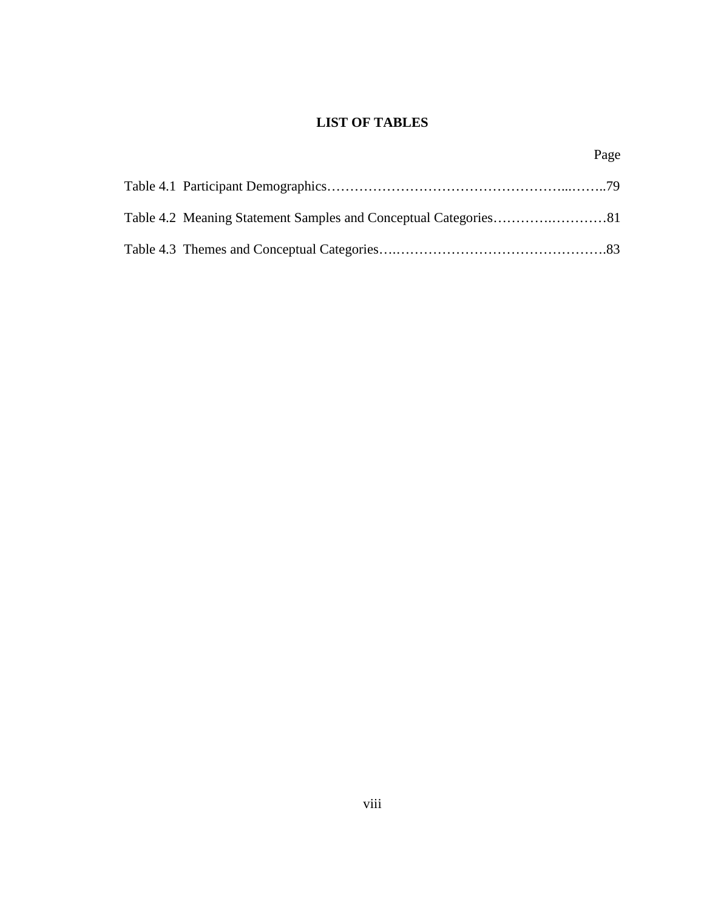# LIST OF TABLES

| | Page |
|---|---|
| Table 4.1 Participant Demographics | 79 |
| Table 4.2 Meaning Statement Samples and Conceptual Categories | 81 |
| Table 4.3 Themes and Conceptual Categories | 83 |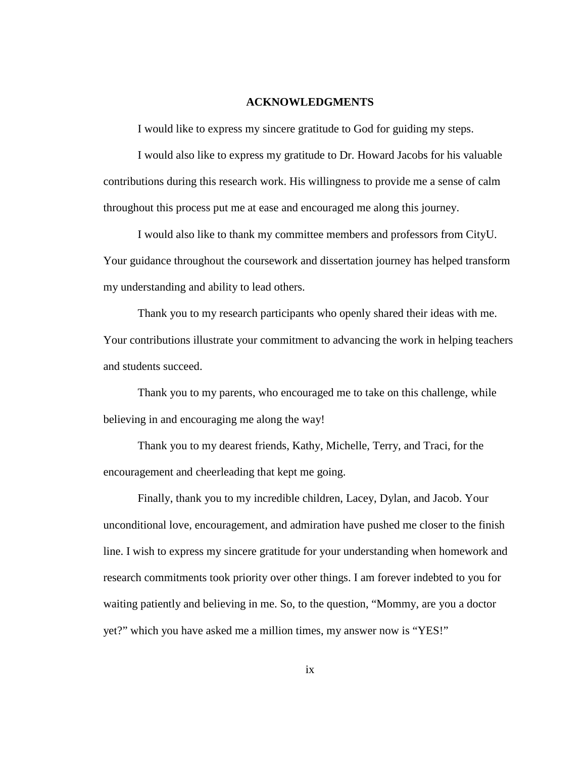# ACKNOWLEDGMENTS

I would like to express my sincere gratitude to God for guiding my steps.

I would also like to express my gratitude to Dr. Howard Jacobs for his valuable contributions during this research work. His willingness to provide me a sense of calm throughout this process put me at ease and encouraged me along this journey.

I would also like to thank my committee members and professors from CityU. Your guidance throughout the coursework and dissertation journey has helped transform my understanding and ability to lead others.

Thank you to my research participants who openly shared their ideas with me. Your contributions illustrate your commitment to advancing the work in helping teachers and students succeed.

Thank you to my parents, who encouraged me to take on this challenge, while believing in and encouraging me along the way!

Thank you to my dearest friends, Kathy, Michelle, Terry, and Traci, for the encouragement and cheerleading that kept me going.

Finally, thank you to my incredible children, Lacey, Dylan, and Jacob. Your unconditional love, encouragement, and admiration have pushed me closer to the finish line. I wish to express my sincere gratitude for your understanding when homework and research commitments took priority over other things. I am forever indebted to you for waiting patiently and believing in me. So, to the question, "Mommy, are you a doctor yet?" which you have asked me a million times, my answer now is "YES!"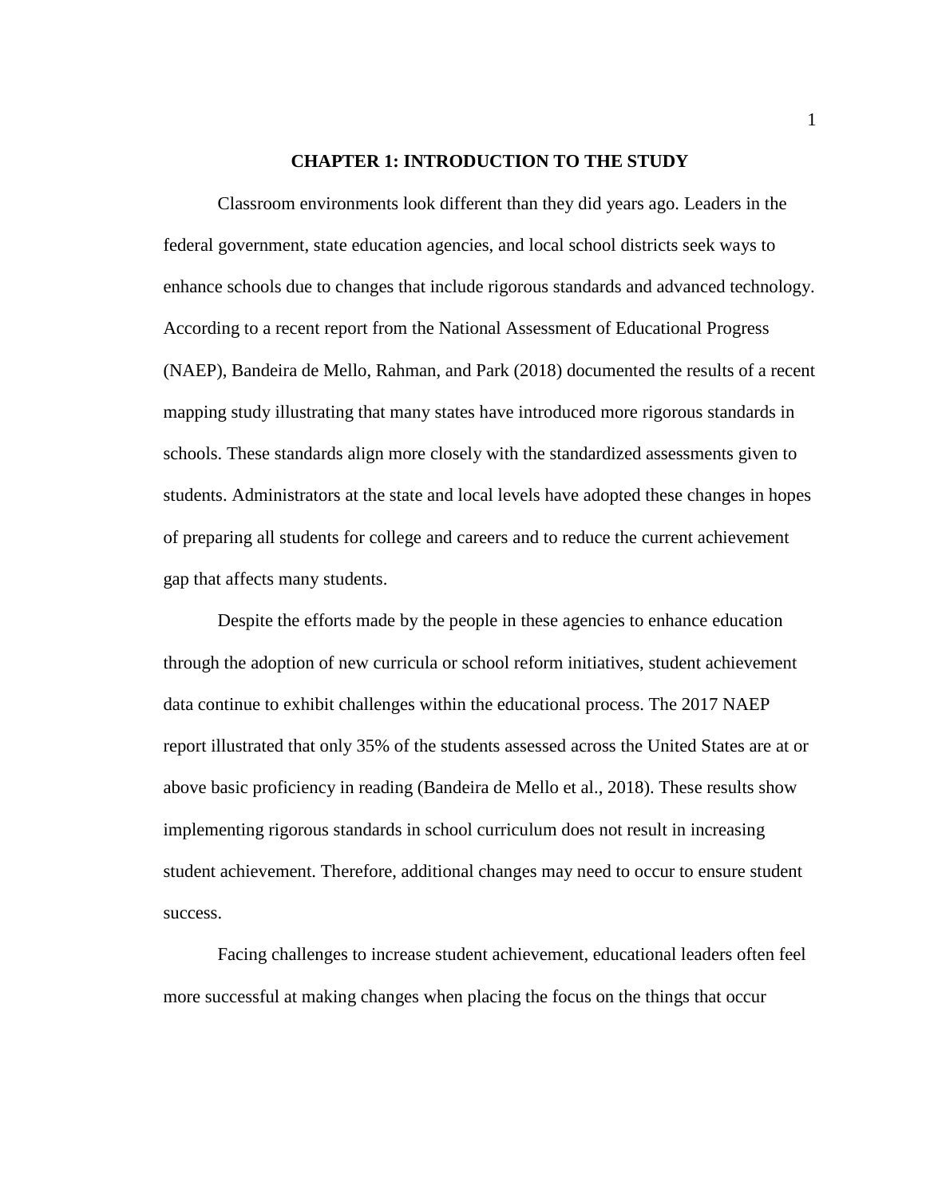# CHAPTER 1: INTRODUCTION TO THE STUDY

Classroom environments look different than they did years ago. Leaders in the federal government, state education agencies, and local school districts seek ways to enhance schools due to changes that include rigorous standards and advanced technology. According to a recent report from the National Assessment of Educational Progress (NAEP), Bandeira de Mello, Rahman, and Park (2018) documented the results of a recent mapping study illustrating that many states have introduced more rigorous standards in schools. These standards align more closely with the standardized assessments given to students. Administrators at the state and local levels have adopted these changes in hopes of preparing all students for college and careers and to reduce the current achievement gap that affects many students.

Despite the efforts made by the people in these agencies to enhance education through the adoption of new curricula or school reform initiatives, student achievement data continue to exhibit challenges within the educational process. The 2017 NAEP report illustrated that only 35% of the students assessed across the United States are at or above basic proficiency in reading (Bandeira de Mello et al., 2018). These results show implementing rigorous standards in school curriculum does not result in increasing student achievement. Therefore, additional changes may need to occur to ensure student success.

Facing challenges to increase student achievement, educational leaders often feel more successful at making changes when placing the focus on the things that occur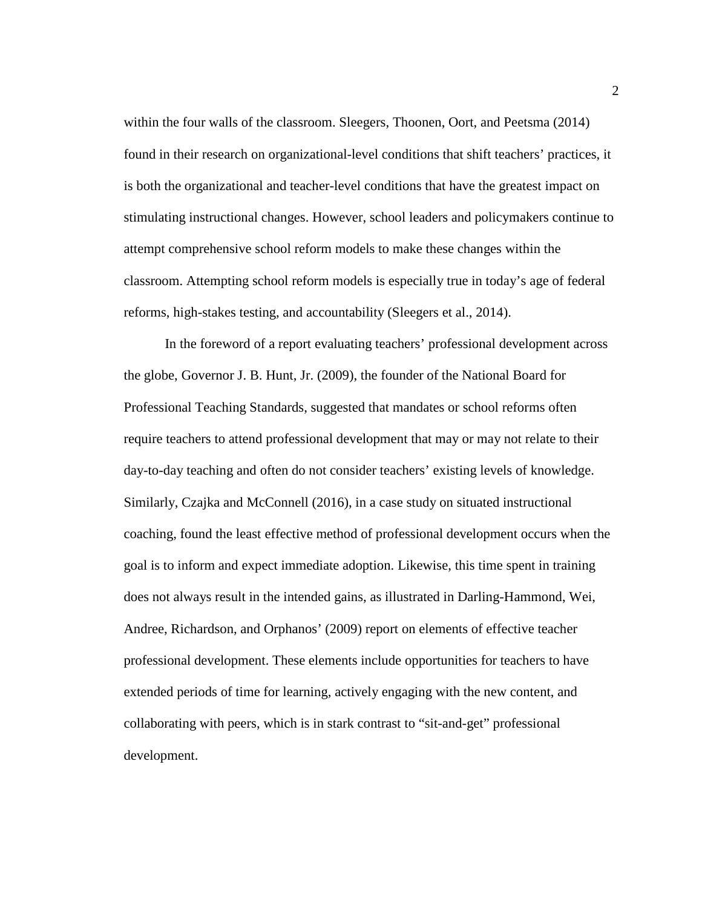within the four walls of the classroom. Sleegers, Thoonen, Oort, and Peetsma (2014) found in their research on organizational-level conditions that shift teachers' practices, it is both the organizational and teacher-level conditions that have the greatest impact on stimulating instructional changes. However, school leaders and policymakers continue to attempt comprehensive school reform models to make these changes within the classroom. Attempting school reform models is especially true in today's age of federal reforms, high-stakes testing, and accountability (Sleegers et al., 2014).

In the foreword of a report evaluating teachers' professional development across the globe, Governor J. B. Hunt, Jr. (2009), the founder of the National Board for Professional Teaching Standards, suggested that mandates or school reforms often require teachers to attend professional development that may or may not relate to their day-to-day teaching and often do not consider teachers' existing levels of knowledge. Similarly, Czajka and McConnell (2016), in a case study on situated instructional coaching, found the least effective method of professional development occurs when the goal is to inform and expect immediate adoption. Likewise, this time spent in training does not always result in the intended gains, as illustrated in Darling-Hammond, Wei, Andree, Richardson, and Orphanos' (2009) report on elements of effective teacher professional development. These elements include opportunities for teachers to have extended periods of time for learning, actively engaging with the new content, and collaborating with peers, which is in stark contrast to "sit-and-get" professional development.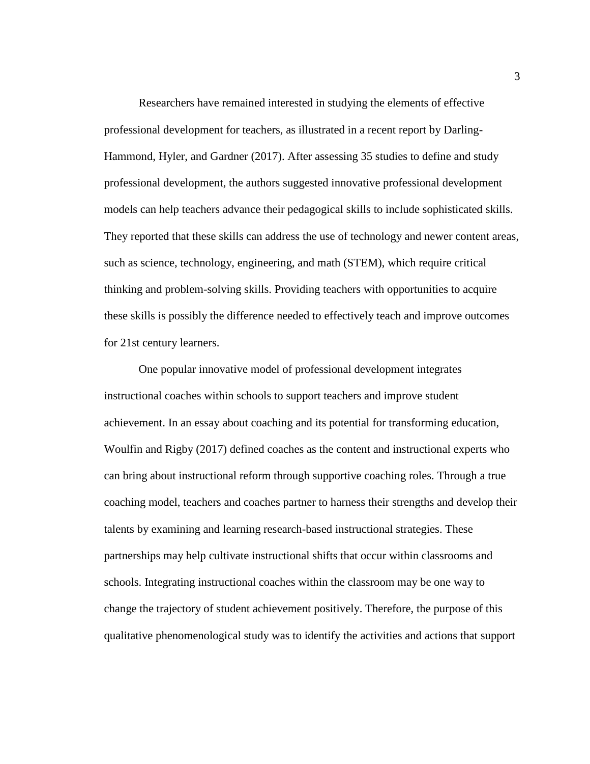Researchers have remained interested in studying the elements of effective professional development for teachers, as illustrated in a recent report by Darling-Hammond, Hyler, and Gardner (2017). After assessing 35 studies to define and study professional development, the authors suggested innovative professional development models can help teachers advance their pedagogical skills to include sophisticated skills. They reported that these skills can address the use of technology and newer content areas, such as science, technology, engineering, and math (STEM), which require critical thinking and problem-solving skills. Providing teachers with opportunities to acquire these skills is possibly the difference needed to effectively teach and improve outcomes for 21st century learners.

One popular innovative model of professional development integrates instructional coaches within schools to support teachers and improve student achievement. In an essay about coaching and its potential for transforming education, Woulfin and Rigby (2017) defined coaches as the content and instructional experts who can bring about instructional reform through supportive coaching roles. Through a true coaching model, teachers and coaches partner to harness their strengths and develop their talents by examining and learning research-based instructional strategies. These partnerships may help cultivate instructional shifts that occur within classrooms and schools. Integrating instructional coaches within the classroom may be one way to change the trajectory of student achievement positively. Therefore, the purpose of this qualitative phenomenological study was to identify the activities and actions that support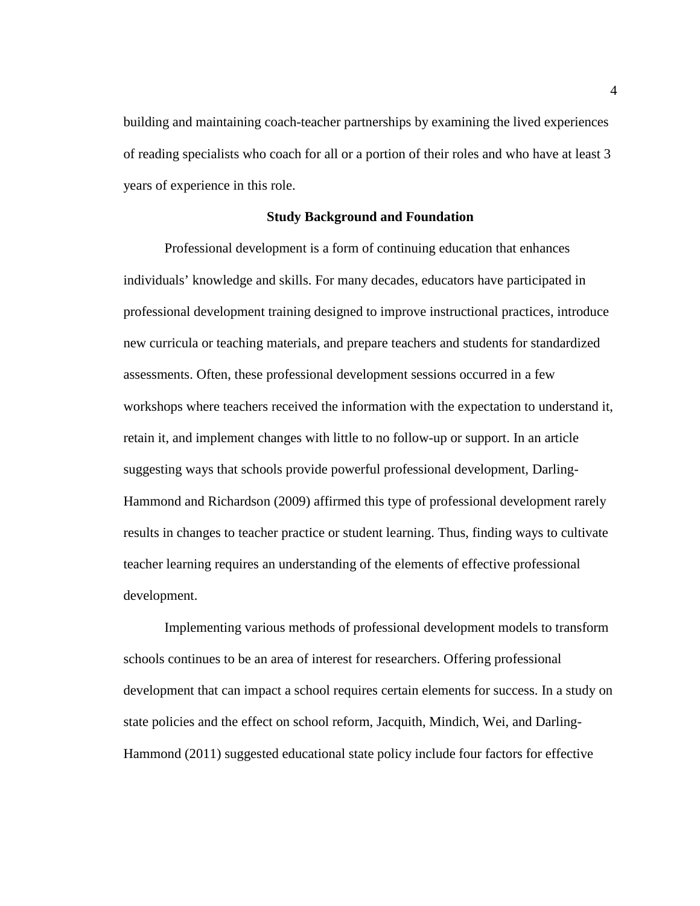building and maintaining coach-teacher partnerships by examining the lived experiences of reading specialists who coach for all or a portion of their roles and who have at least 3 years of experience in this role.

## Study Background and Foundation

Professional development is a form of continuing education that enhances individuals' knowledge and skills. For many decades, educators have participated in professional development training designed to improve instructional practices, introduce new curricula or teaching materials, and prepare teachers and students for standardized assessments. Often, these professional development sessions occurred in a few workshops where teachers received the information with the expectation to understand it, retain it, and implement changes with little to no follow-up or support. In an article suggesting ways that schools provide powerful professional development, Darling-Hammond and Richardson (2009) affirmed this type of professional development rarely results in changes to teacher practice or student learning. Thus, finding ways to cultivate teacher learning requires an understanding of the elements of effective professional development.

Implementing various methods of professional development models to transform schools continues to be an area of interest for researchers. Offering professional development that can impact a school requires certain elements for success. In a study on state policies and the effect on school reform, Jacquith, Mindich, Wei, and Darling-Hammond (2011) suggested educational state policy include four factors for effective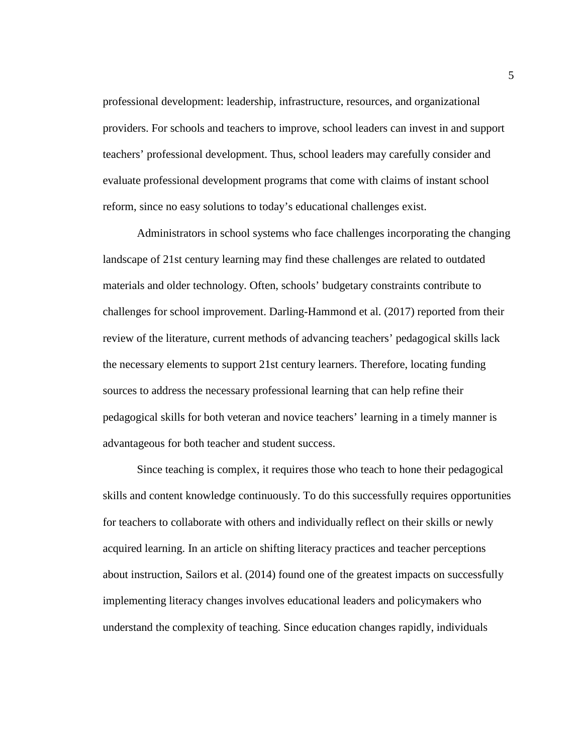professional development: leadership, infrastructure, resources, and organizational providers. For schools and teachers to improve, school leaders can invest in and support teachers' professional development. Thus, school leaders may carefully consider and evaluate professional development programs that come with claims of instant school reform, since no easy solutions to today's educational challenges exist.

Administrators in school systems who face challenges incorporating the changing landscape of 21st century learning may find these challenges are related to outdated materials and older technology. Often, schools' budgetary constraints contribute to challenges for school improvement. Darling-Hammond et al. (2017) reported from their review of the literature, current methods of advancing teachers' pedagogical skills lack the necessary elements to support 21st century learners. Therefore, locating funding sources to address the necessary professional learning that can help refine their pedagogical skills for both veteran and novice teachers' learning in a timely manner is advantageous for both teacher and student success.

Since teaching is complex, it requires those who teach to hone their pedagogical skills and content knowledge continuously. To do this successfully requires opportunities for teachers to collaborate with others and individually reflect on their skills or newly acquired learning. In an article on shifting literacy practices and teacher perceptions about instruction, Sailors et al. (2014) found one of the greatest impacts on successfully implementing literacy changes involves educational leaders and policymakers who understand the complexity of teaching. Since education changes rapidly, individuals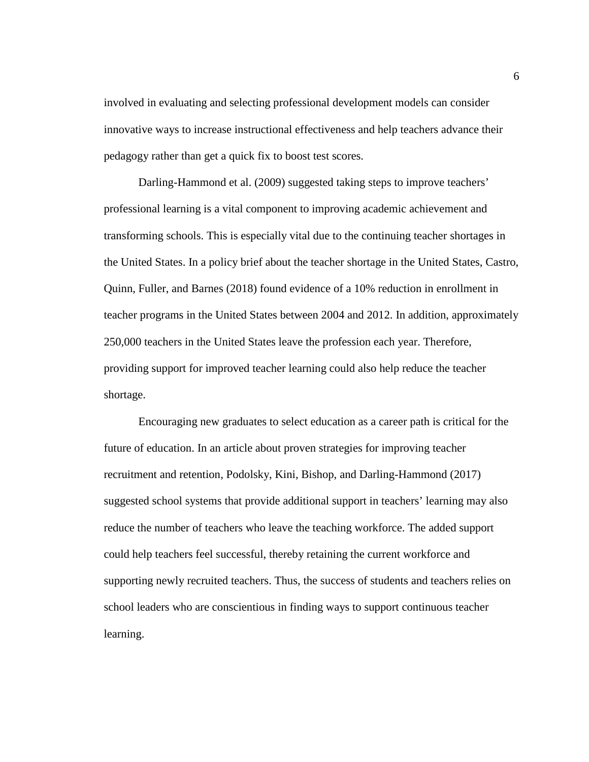involved in evaluating and selecting professional development models can consider innovative ways to increase instructional effectiveness and help teachers advance their pedagogy rather than get a quick fix to boost test scores.

Darling-Hammond et al. (2009) suggested taking steps to improve teachers' professional learning is a vital component to improving academic achievement and transforming schools. This is especially vital due to the continuing teacher shortages in the United States. In a policy brief about the teacher shortage in the United States, Castro, Quinn, Fuller, and Barnes (2018) found evidence of a 10% reduction in enrollment in teacher programs in the United States between 2004 and 2012. In addition, approximately 250,000 teachers in the United States leave the profession each year. Therefore, providing support for improved teacher learning could also help reduce the teacher shortage.

Encouraging new graduates to select education as a career path is critical for the future of education. In an article about proven strategies for improving teacher recruitment and retention, Podolsky, Kini, Bishop, and Darling-Hammond (2017) suggested school systems that provide additional support in teachers' learning may also reduce the number of teachers who leave the teaching workforce. The added support could help teachers feel successful, thereby retaining the current workforce and supporting newly recruited teachers. Thus, the success of students and teachers relies on school leaders who are conscientious in finding ways to support continuous teacher learning.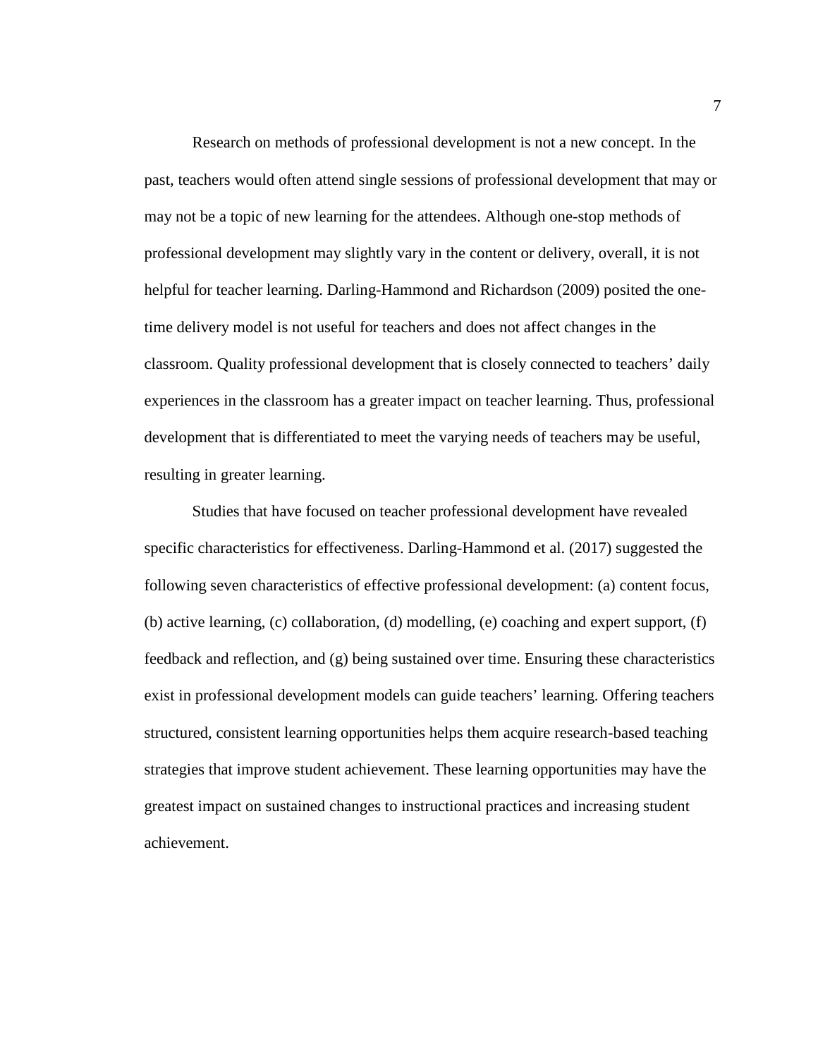Research on methods of professional development is not a new concept. In the past, teachers would often attend single sessions of professional development that may or may not be a topic of new learning for the attendees. Although one-stop methods of professional development may slightly vary in the content or delivery, overall, it is not helpful for teacher learning. Darling-Hammond and Richardson (2009) posited the one-time delivery model is not useful for teachers and does not affect changes in the classroom. Quality professional development that is closely connected to teachers' daily experiences in the classroom has a greater impact on teacher learning. Thus, professional development that is differentiated to meet the varying needs of teachers may be useful, resulting in greater learning.

Studies that have focused on teacher professional development have revealed specific characteristics for effectiveness. Darling-Hammond et al. (2017) suggested the following seven characteristics of effective professional development: (a) content focus, (b) active learning, (c) collaboration, (d) modelling, (e) coaching and expert support, (f) feedback and reflection, and (g) being sustained over time. Ensuring these characteristics exist in professional development models can guide teachers' learning. Offering teachers structured, consistent learning opportunities helps them acquire research-based teaching strategies that improve student achievement. These learning opportunities may have the greatest impact on sustained changes to instructional practices and increasing student achievement.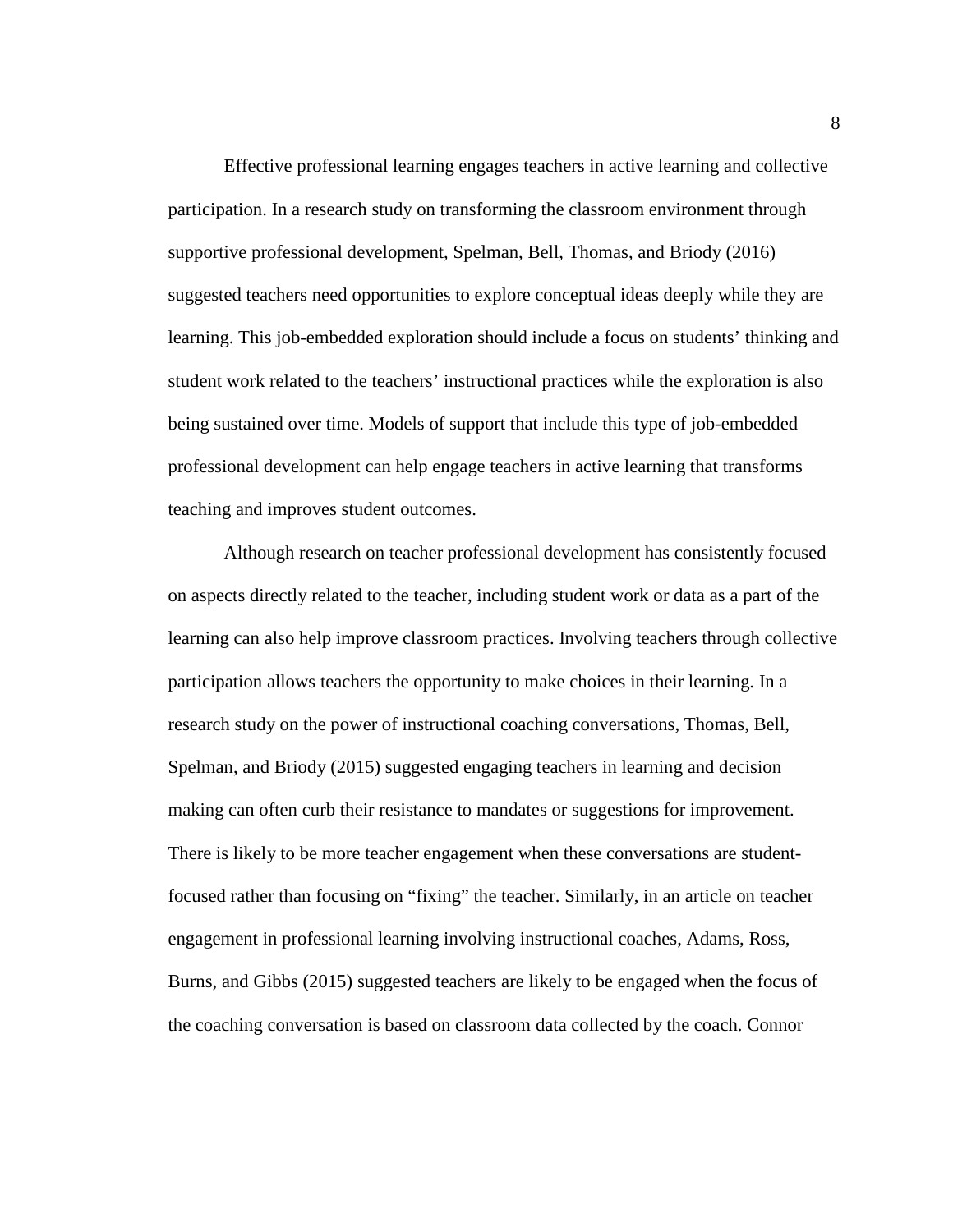Effective professional learning engages teachers in active learning and collective participation. In a research study on transforming the classroom environment through supportive professional development, Spelman, Bell, Thomas, and Briody (2016) suggested teachers need opportunities to explore conceptual ideas deeply while they are learning. This job-embedded exploration should include a focus on students' thinking and student work related to the teachers' instructional practices while the exploration is also being sustained over time. Models of support that include this type of job-embedded professional development can help engage teachers in active learning that transforms teaching and improves student outcomes.

Although research on teacher professional development has consistently focused on aspects directly related to the teacher, including student work or data as a part of the learning can also help improve classroom practices. Involving teachers through collective participation allows teachers the opportunity to make choices in their learning. In a research study on the power of instructional coaching conversations, Thomas, Bell, Spelman, and Briody (2015) suggested engaging teachers in learning and decision making can often curb their resistance to mandates or suggestions for improvement. There is likely to be more teacher engagement when these conversations are student-focused rather than focusing on "fixing" the teacher. Similarly, in an article on teacher engagement in professional learning involving instructional coaches, Adams, Ross, Burns, and Gibbs (2015) suggested teachers are likely to be engaged when the focus of the coaching conversation is based on classroom data collected by the coach. Connor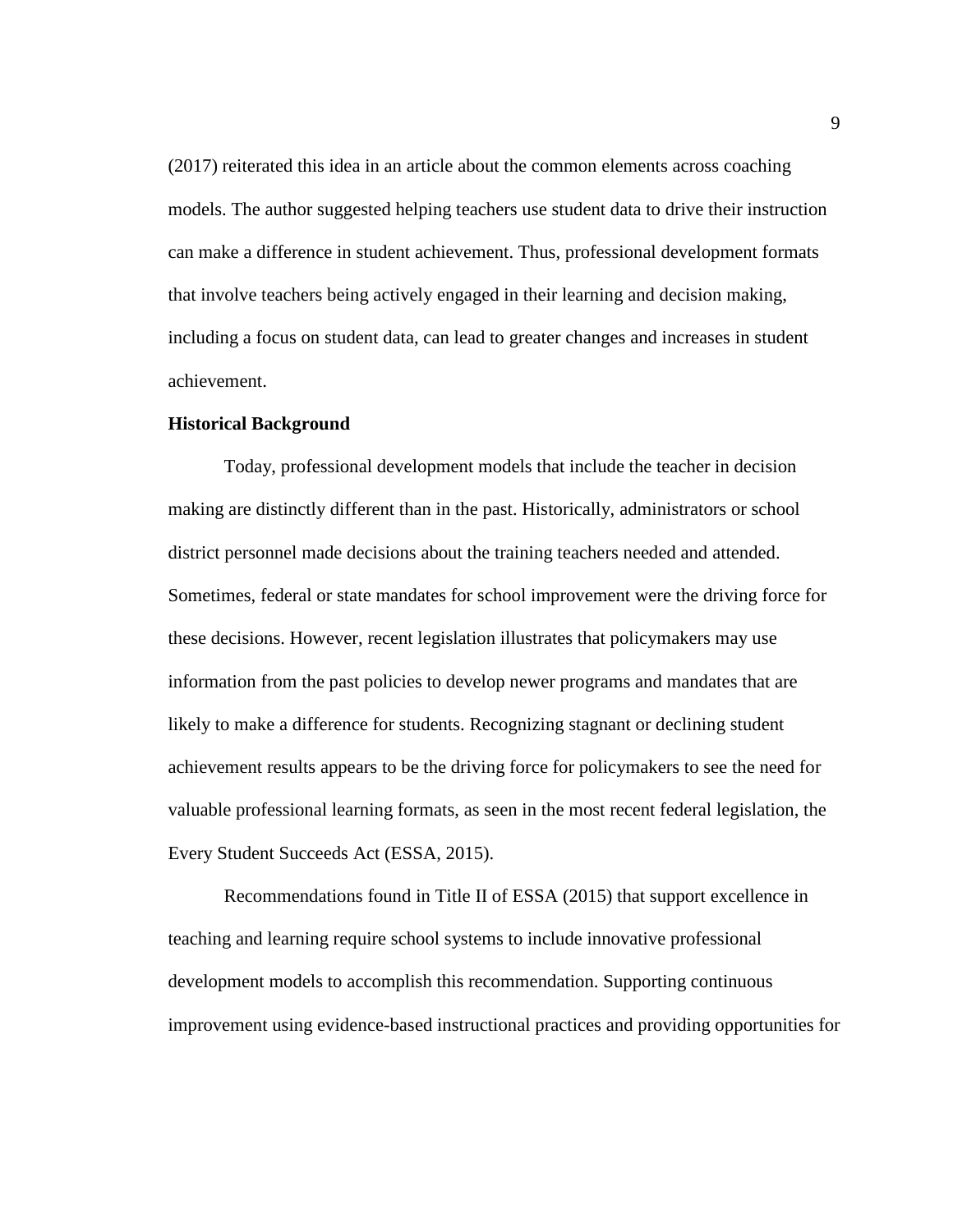(2017) reiterated this idea in an article about the common elements across coaching models. The author suggested helping teachers use student data to drive their instruction can make a difference in student achievement. Thus, professional development formats that involve teachers being actively engaged in their learning and decision making, including a focus on student data, can lead to greater changes and increases in student achievement.

## Historical Background

Today, professional development models that include the teacher in decision making are distinctly different than in the past. Historically, administrators or school district personnel made decisions about the training teachers needed and attended. Sometimes, federal or state mandates for school improvement were the driving force for these decisions. However, recent legislation illustrates that policymakers may use information from the past policies to develop newer programs and mandates that are likely to make a difference for students. Recognizing stagnant or declining student achievement results appears to be the driving force for policymakers to see the need for valuable professional learning formats, as seen in the most recent federal legislation, the Every Student Succeeds Act (ESSA, 2015).

Recommendations found in Title II of ESSA (2015) that support excellence in teaching and learning require school systems to include innovative professional development models to accomplish this recommendation. Supporting continuous improvement using evidence-based instructional practices and providing opportunities for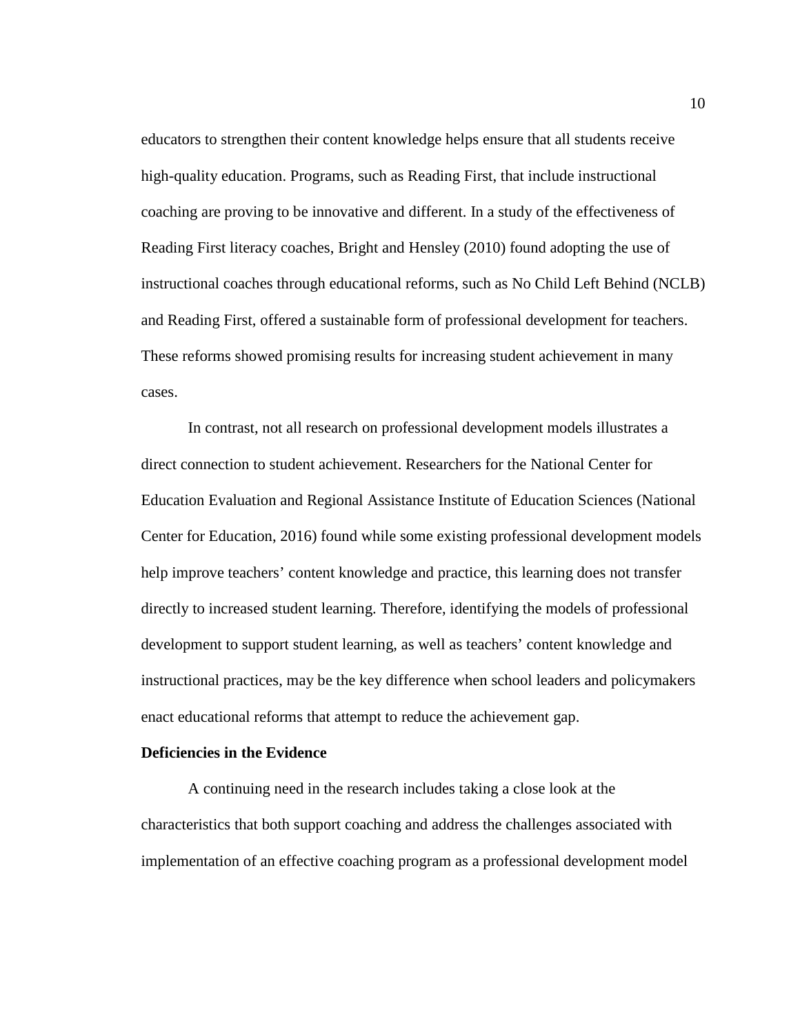educators to strengthen their content knowledge helps ensure that all students receive high-quality education. Programs, such as Reading First, that include instructional coaching are proving to be innovative and different. In a study of the effectiveness of Reading First literacy coaches, Bright and Hensley (2010) found adopting the use of instructional coaches through educational reforms, such as No Child Left Behind (NCLB) and Reading First, offered a sustainable form of professional development for teachers. These reforms showed promising results for increasing student achievement in many cases.

In contrast, not all research on professional development models illustrates a direct connection to student achievement. Researchers for the National Center for Education Evaluation and Regional Assistance Institute of Education Sciences (National Center for Education, 2016) found while some existing professional development models help improve teachers' content knowledge and practice, this learning does not transfer directly to increased student learning. Therefore, identifying the models of professional development to support student learning, as well as teachers' content knowledge and instructional practices, may be the key difference when school leaders and policymakers enact educational reforms that attempt to reduce the achievement gap.

**Deficiencies in the Evidence**

A continuing need in the research includes taking a close look at the characteristics that both support coaching and address the challenges associated with implementation of an effective coaching program as a professional development model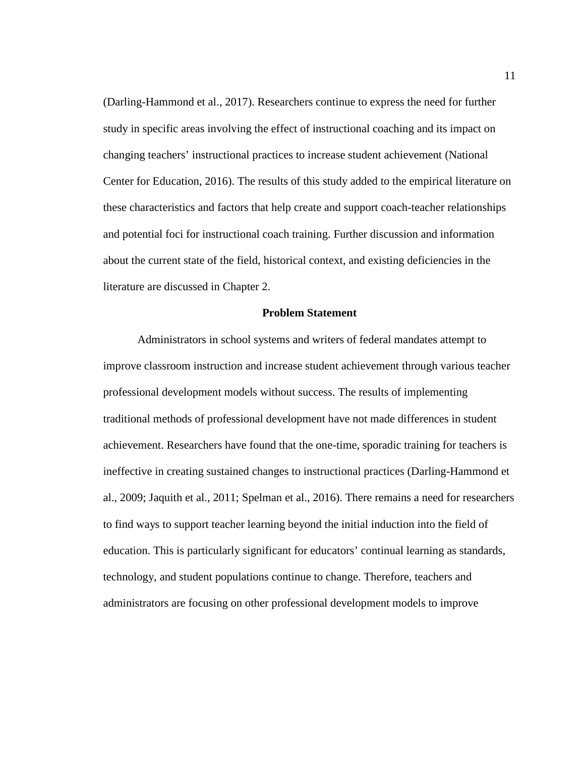(Darling-Hammond et al., 2017). Researchers continue to express the need for further study in specific areas involving the effect of instructional coaching and its impact on changing teachers' instructional practices to increase student achievement (National Center for Education, 2016). The results of this study added to the empirical literature on these characteristics and factors that help create and support coach-teacher relationships and potential foci for instructional coach training. Further discussion and information about the current state of the field, historical context, and existing deficiencies in the literature are discussed in Chapter 2.

## Problem Statement

Administrators in school systems and writers of federal mandates attempt to improve classroom instruction and increase student achievement through various teacher professional development models without success. The results of implementing traditional methods of professional development have not made differences in student achievement. Researchers have found that the one-time, sporadic training for teachers is ineffective in creating sustained changes to instructional practices (Darling-Hammond et al., 2009; Jaquith et al., 2011; Spelman et al., 2016). There remains a need for researchers to find ways to support teacher learning beyond the initial induction into the field of education. This is particularly significant for educators' continual learning as standards, technology, and student populations continue to change. Therefore, teachers and administrators are focusing on other professional development models to improve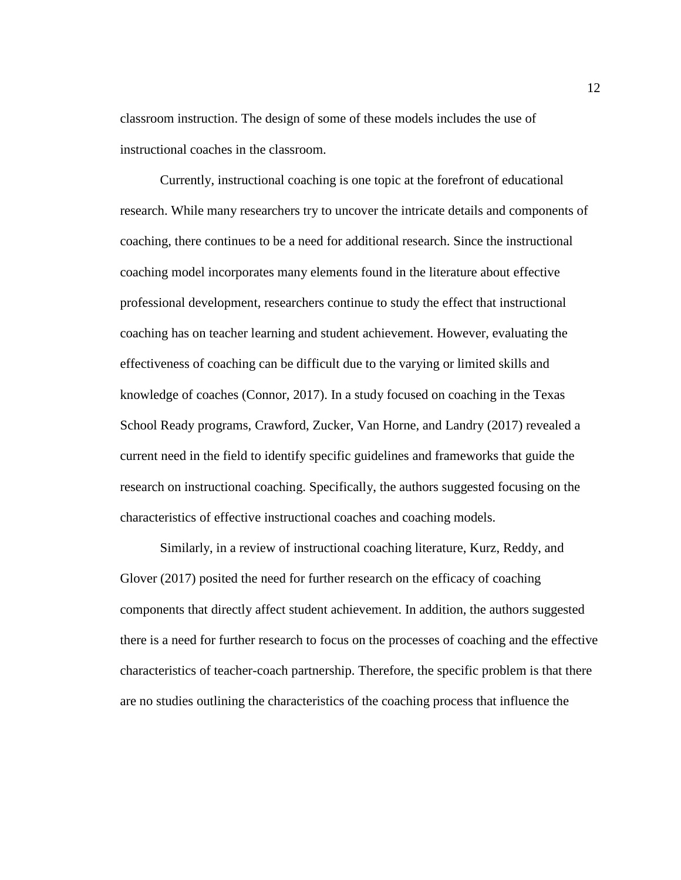classroom instruction. The design of some of these models includes the use of instructional coaches in the classroom.

Currently, instructional coaching is one topic at the forefront of educational research. While many researchers try to uncover the intricate details and components of coaching, there continues to be a need for additional research. Since the instructional coaching model incorporates many elements found in the literature about effective professional development, researchers continue to study the effect that instructional coaching has on teacher learning and student achievement. However, evaluating the effectiveness of coaching can be difficult due to the varying or limited skills and knowledge of coaches (Connor, 2017). In a study focused on coaching in the Texas School Ready programs, Crawford, Zucker, Van Horne, and Landry (2017) revealed a current need in the field to identify specific guidelines and frameworks that guide the research on instructional coaching. Specifically, the authors suggested focusing on the characteristics of effective instructional coaches and coaching models.

Similarly, in a review of instructional coaching literature, Kurz, Reddy, and Glover (2017) posited the need for further research on the efficacy of coaching components that directly affect student achievement. In addition, the authors suggested there is a need for further research to focus on the processes of coaching and the effective characteristics of teacher-coach partnership. Therefore, the specific problem is that there are no studies outlining the characteristics of the coaching process that influence the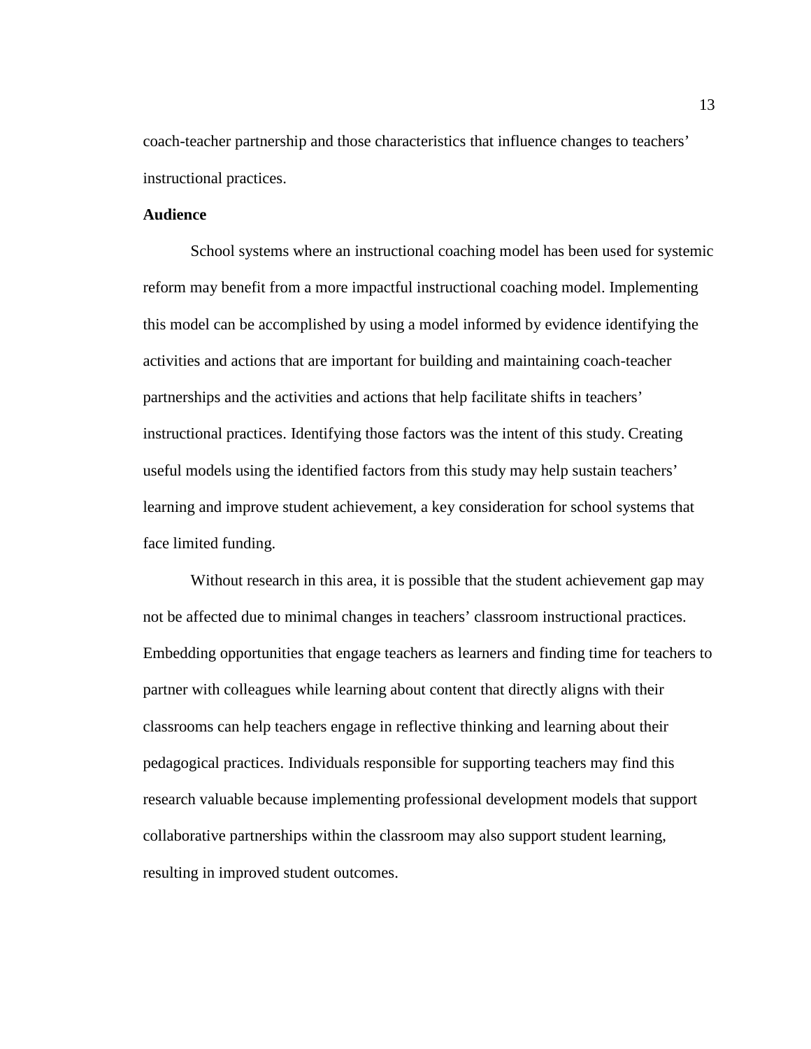coach-teacher partnership and those characteristics that influence changes to teachers' instructional practices.

### Audience

School systems where an instructional coaching model has been used for systemic reform may benefit from a more impactful instructional coaching model. Implementing this model can be accomplished by using a model informed by evidence identifying the activities and actions that are important for building and maintaining coach-teacher partnerships and the activities and actions that help facilitate shifts in teachers' instructional practices. Identifying those factors was the intent of this study. Creating useful models using the identified factors from this study may help sustain teachers' learning and improve student achievement, a key consideration for school systems that face limited funding.

Without research in this area, it is possible that the student achievement gap may not be affected due to minimal changes in teachers' classroom instructional practices. Embedding opportunities that engage teachers as learners and finding time for teachers to partner with colleagues while learning about content that directly aligns with their classrooms can help teachers engage in reflective thinking and learning about their pedagogical practices. Individuals responsible for supporting teachers may find this research valuable because implementing professional development models that support collaborative partnerships within the classroom may also support student learning, resulting in improved student outcomes.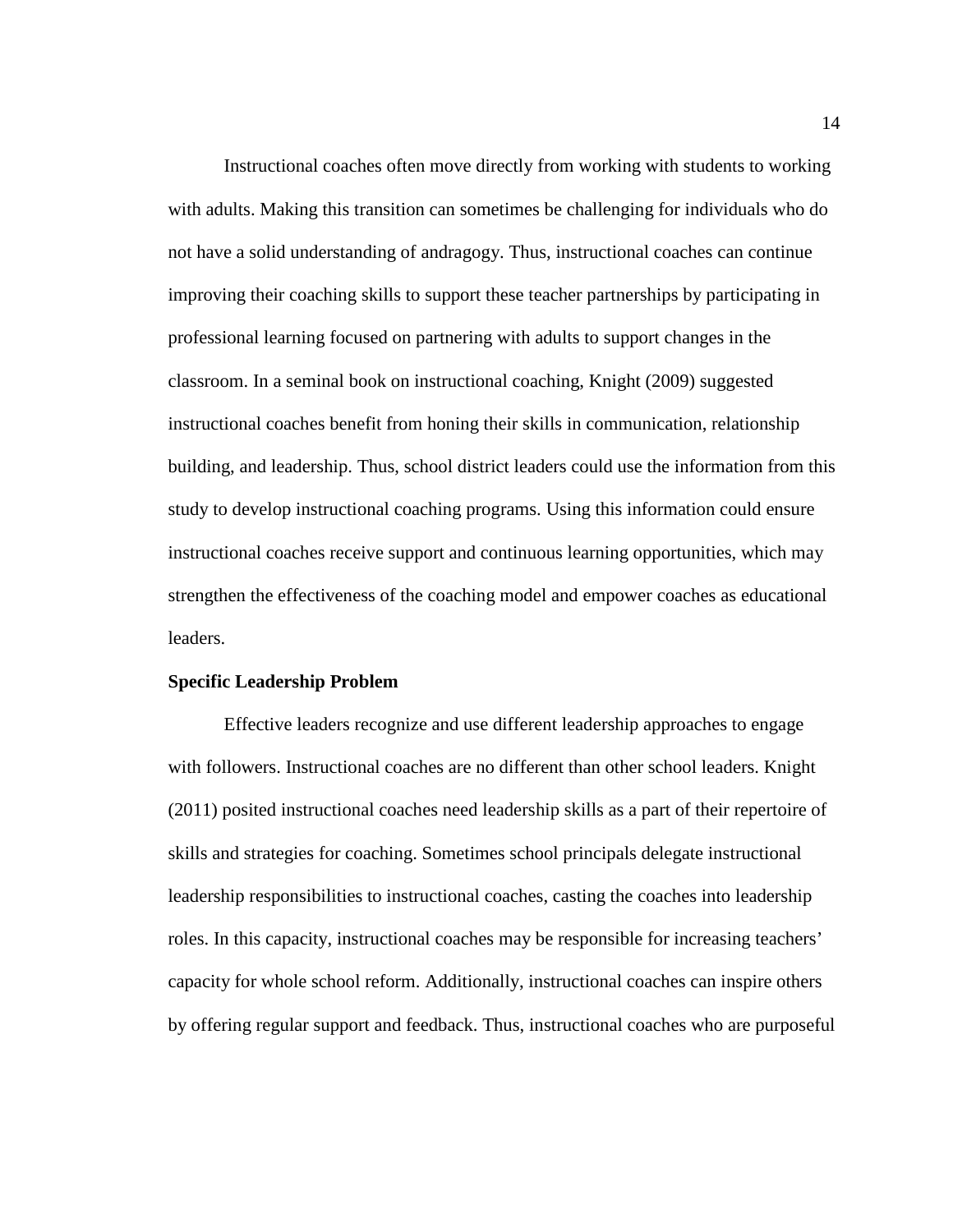Instructional coaches often move directly from working with students to working with adults. Making this transition can sometimes be challenging for individuals who do not have a solid understanding of andragogy. Thus, instructional coaches can continue improving their coaching skills to support these teacher partnerships by participating in professional learning focused on partnering with adults to support changes in the classroom. In a seminal book on instructional coaching, Knight (2009) suggested instructional coaches benefit from honing their skills in communication, relationship building, and leadership. Thus, school district leaders could use the information from this study to develop instructional coaching programs. Using this information could ensure instructional coaches receive support and continuous learning opportunities, which may strengthen the effectiveness of the coaching model and empower coaches as educational leaders.

## Specific Leadership Problem

Effective leaders recognize and use different leadership approaches to engage with followers. Instructional coaches are no different than other school leaders. Knight (2011) posited instructional coaches need leadership skills as a part of their repertoire of skills and strategies for coaching. Sometimes school principals delegate instructional leadership responsibilities to instructional coaches, casting the coaches into leadership roles. In this capacity, instructional coaches may be responsible for increasing teachers' capacity for whole school reform. Additionally, instructional coaches can inspire others by offering regular support and feedback. Thus, instructional coaches who are purposeful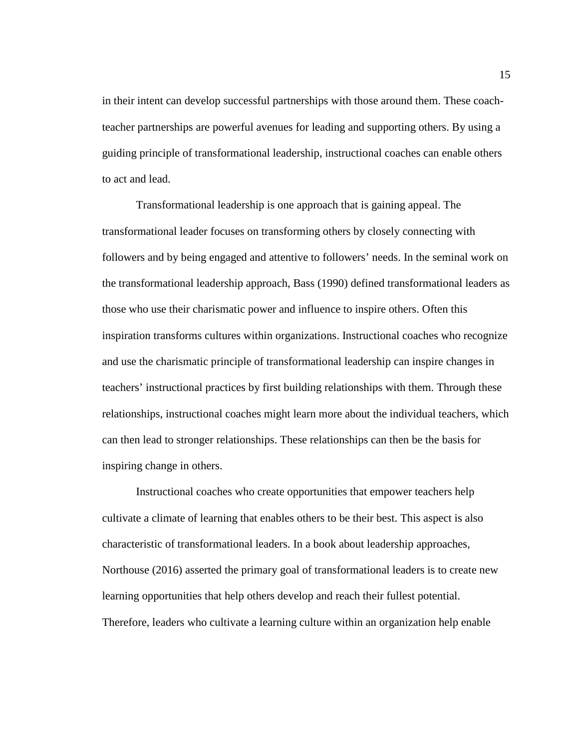in their intent can develop successful partnerships with those around them. These coach-teacher partnerships are powerful avenues for leading and supporting others. By using a guiding principle of transformational leadership, instructional coaches can enable others to act and lead.

Transformational leadership is one approach that is gaining appeal. The transformational leader focuses on transforming others by closely connecting with followers and by being engaged and attentive to followers' needs. In the seminal work on the transformational leadership approach, Bass (1990) defined transformational leaders as those who use their charismatic power and influence to inspire others. Often this inspiration transforms cultures within organizations. Instructional coaches who recognize and use the charismatic principle of transformational leadership can inspire changes in teachers' instructional practices by first building relationships with them. Through these relationships, instructional coaches might learn more about the individual teachers, which can then lead to stronger relationships. These relationships can then be the basis for inspiring change in others.

Instructional coaches who create opportunities that empower teachers help cultivate a climate of learning that enables others to be their best. This aspect is also characteristic of transformational leaders. In a book about leadership approaches, Northouse (2016) asserted the primary goal of transformational leaders is to create new learning opportunities that help others develop and reach their fullest potential. Therefore, leaders who cultivate a learning culture within an organization help enable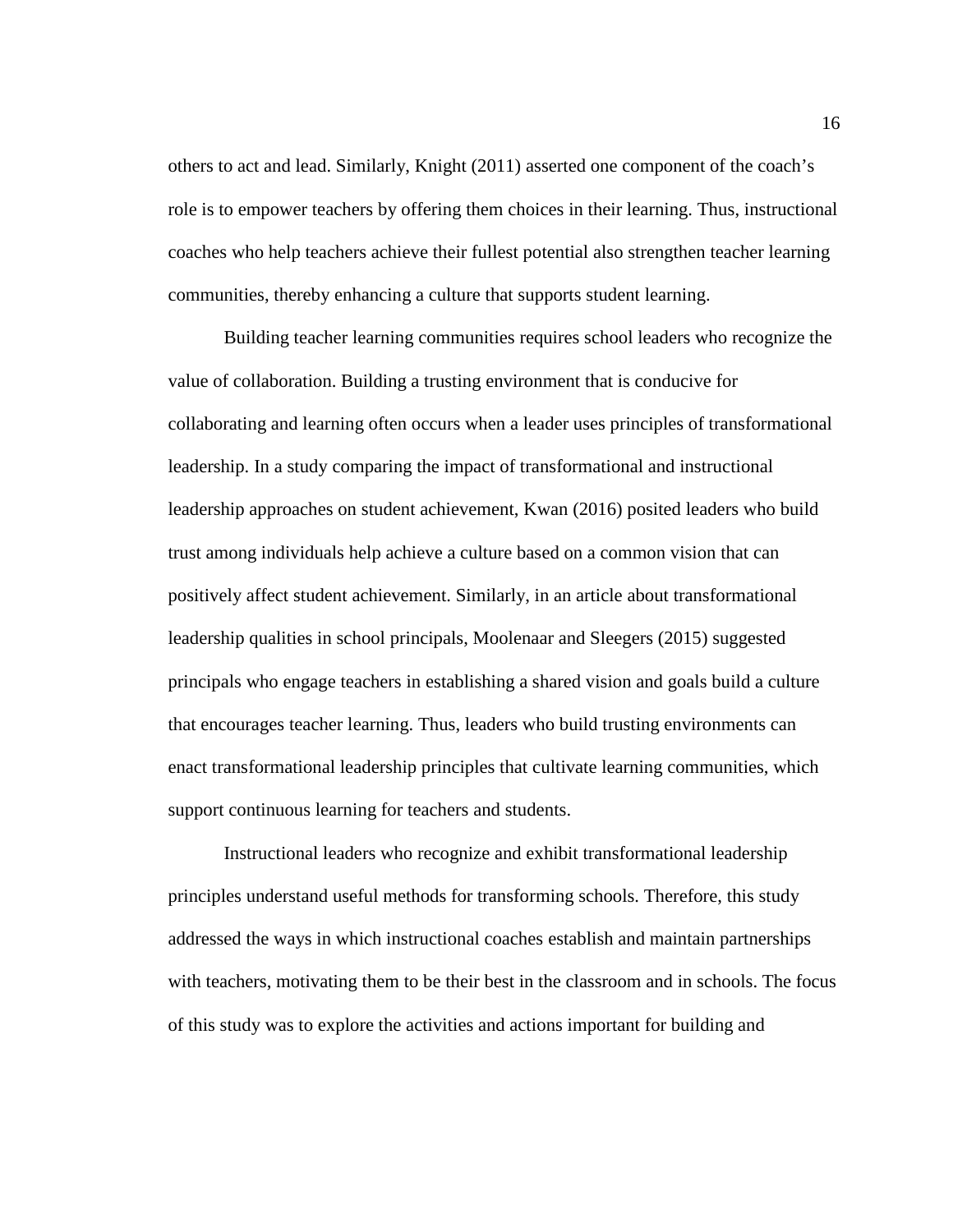others to act and lead. Similarly, Knight (2011) asserted one component of the coach's role is to empower teachers by offering them choices in their learning. Thus, instructional coaches who help teachers achieve their fullest potential also strengthen teacher learning communities, thereby enhancing a culture that supports student learning.

Building teacher learning communities requires school leaders who recognize the value of collaboration. Building a trusting environment that is conducive for collaborating and learning often occurs when a leader uses principles of transformational leadership. In a study comparing the impact of transformational and instructional leadership approaches on student achievement, Kwan (2016) posited leaders who build trust among individuals help achieve a culture based on a common vision that can positively affect student achievement. Similarly, in an article about transformational leadership qualities in school principals, Moolenaar and Sleegers (2015) suggested principals who engage teachers in establishing a shared vision and goals build a culture that encourages teacher learning. Thus, leaders who build trusting environments can enact transformational leadership principles that cultivate learning communities, which support continuous learning for teachers and students.

Instructional leaders who recognize and exhibit transformational leadership principles understand useful methods for transforming schools. Therefore, this study addressed the ways in which instructional coaches establish and maintain partnerships with teachers, motivating them to be their best in the classroom and in schools. The focus of this study was to explore the activities and actions important for building and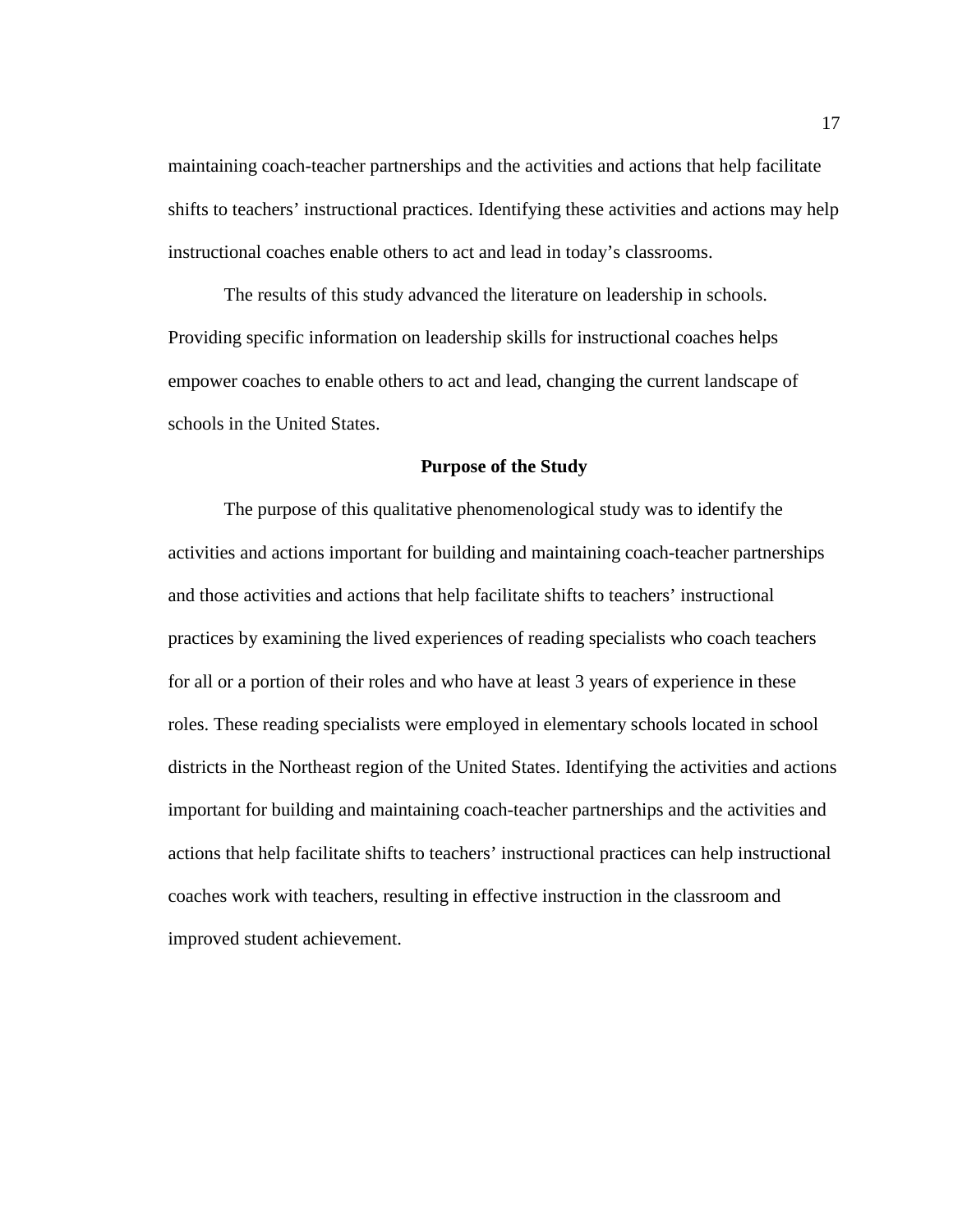maintaining coach-teacher partnerships and the activities and actions that help facilitate shifts to teachers' instructional practices. Identifying these activities and actions may help instructional coaches enable others to act and lead in today's classrooms.

The results of this study advanced the literature on leadership in schools. Providing specific information on leadership skills for instructional coaches helps empower coaches to enable others to act and lead, changing the current landscape of schools in the United States.

## Purpose of the Study

The purpose of this qualitative phenomenological study was to identify the activities and actions important for building and maintaining coach-teacher partnerships and those activities and actions that help facilitate shifts to teachers' instructional practices by examining the lived experiences of reading specialists who coach teachers for all or a portion of their roles and who have at least 3 years of experience in these roles. These reading specialists were employed in elementary schools located in school districts in the Northeast region of the United States. Identifying the activities and actions important for building and maintaining coach-teacher partnerships and the activities and actions that help facilitate shifts to teachers' instructional practices can help instructional coaches work with teachers, resulting in effective instruction in the classroom and improved student achievement.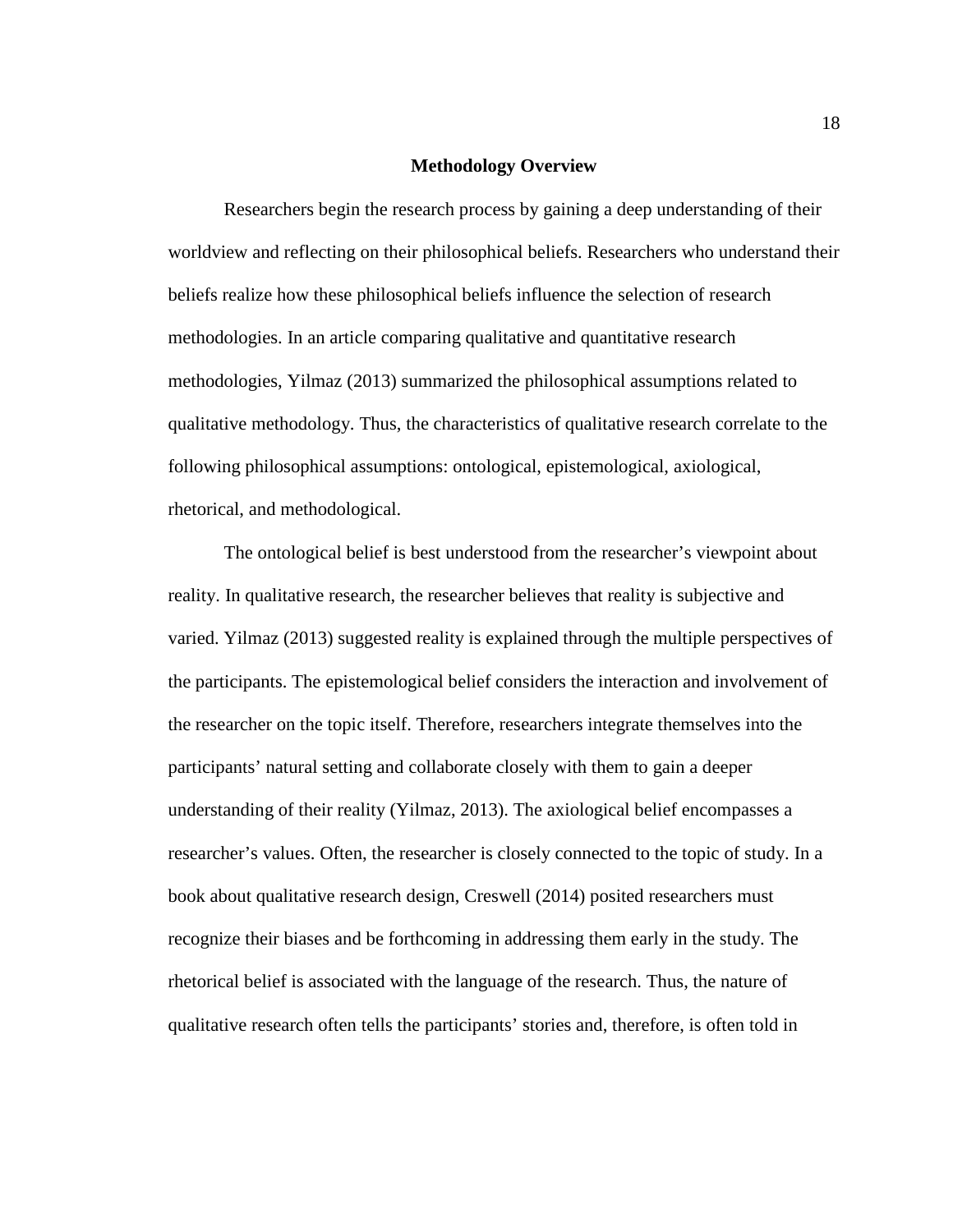## Methodology Overview

Researchers begin the research process by gaining a deep understanding of their worldview and reflecting on their philosophical beliefs. Researchers who understand their beliefs realize how these philosophical beliefs influence the selection of research methodologies. In an article comparing qualitative and quantitative research methodologies, Yilmaz (2013) summarized the philosophical assumptions related to qualitative methodology. Thus, the characteristics of qualitative research correlate to the following philosophical assumptions: ontological, epistemological, axiological, rhetorical, and methodological.

The ontological belief is best understood from the researcher's viewpoint about reality. In qualitative research, the researcher believes that reality is subjective and varied. Yilmaz (2013) suggested reality is explained through the multiple perspectives of the participants. The epistemological belief considers the interaction and involvement of the researcher on the topic itself. Therefore, researchers integrate themselves into the participants' natural setting and collaborate closely with them to gain a deeper understanding of their reality (Yilmaz, 2013). The axiological belief encompasses a researcher's values. Often, the researcher is closely connected to the topic of study. In a book about qualitative research design, Creswell (2014) posited researchers must recognize their biases and be forthcoming in addressing them early in the study. The rhetorical belief is associated with the language of the research. Thus, the nature of qualitative research often tells the participants' stories and, therefore, is often told in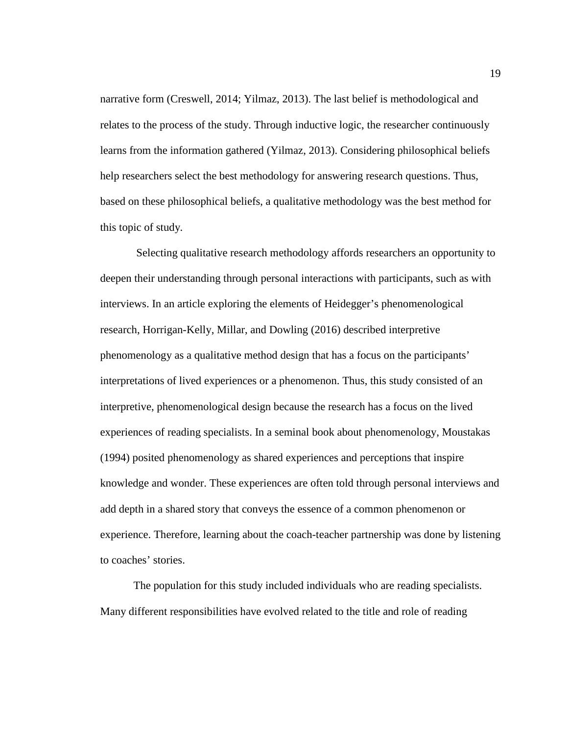narrative form (Creswell, 2014; Yilmaz, 2013). The last belief is methodological and relates to the process of the study. Through inductive logic, the researcher continuously learns from the information gathered (Yilmaz, 2013). Considering philosophical beliefs help researchers select the best methodology for answering research questions. Thus, based on these philosophical beliefs, a qualitative methodology was the best method for this topic of study.

Selecting qualitative research methodology affords researchers an opportunity to deepen their understanding through personal interactions with participants, such as with interviews. In an article exploring the elements of Heidegger's phenomenological research, Horrigan-Kelly, Millar, and Dowling (2016) described interpretive phenomenology as a qualitative method design that has a focus on the participants' interpretations of lived experiences or a phenomenon. Thus, this study consisted of an interpretive, phenomenological design because the research has a focus on the lived experiences of reading specialists. In a seminal book about phenomenology, Moustakas (1994) posited phenomenology as shared experiences and perceptions that inspire knowledge and wonder. These experiences are often told through personal interviews and add depth in a shared story that conveys the essence of a common phenomenon or experience. Therefore, learning about the coach-teacher partnership was done by listening to coaches' stories.

The population for this study included individuals who are reading specialists. Many different responsibilities have evolved related to the title and role of reading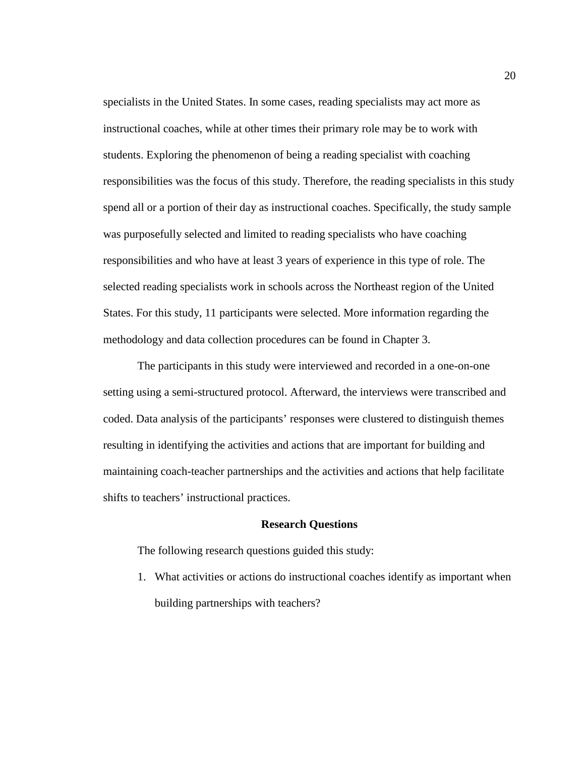specialists in the United States. In some cases, reading specialists may act more as instructional coaches, while at other times their primary role may be to work with students. Exploring the phenomenon of being a reading specialist with coaching responsibilities was the focus of this study. Therefore, the reading specialists in this study spend all or a portion of their day as instructional coaches. Specifically, the study sample was purposefully selected and limited to reading specialists who have coaching responsibilities and who have at least 3 years of experience in this type of role. The selected reading specialists work in schools across the Northeast region of the United States. For this study, 11 participants were selected. More information regarding the methodology and data collection procedures can be found in Chapter 3.

The participants in this study were interviewed and recorded in a one-on-one setting using a semi-structured protocol. Afterward, the interviews were transcribed and coded. Data analysis of the participants' responses were clustered to distinguish themes resulting in identifying the activities and actions that are important for building and maintaining coach-teacher partnerships and the activities and actions that help facilitate shifts to teachers' instructional practices.

## Research Questions

The following research questions guided this study:

1. What activities or actions do instructional coaches identify as important when building partnerships with teachers?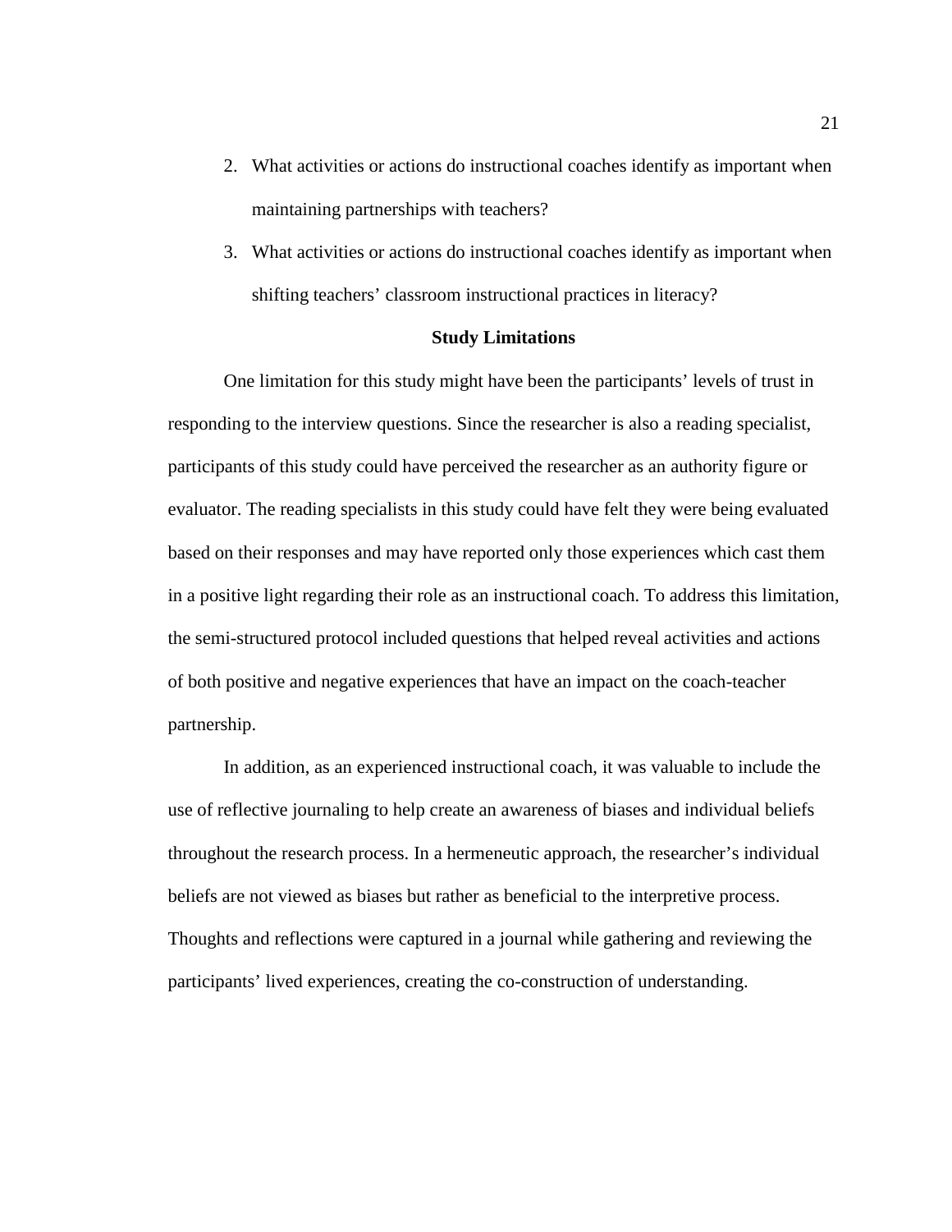2. What activities or actions do instructional coaches identify as important when maintaining partnerships with teachers?
3. What activities or actions do instructional coaches identify as important when shifting teachers' classroom instructional practices in literacy?

## Study Limitations

One limitation for this study might have been the participants' levels of trust in responding to the interview questions. Since the researcher is also a reading specialist, participants of this study could have perceived the researcher as an authority figure or evaluator. The reading specialists in this study could have felt they were being evaluated based on their responses and may have reported only those experiences which cast them in a positive light regarding their role as an instructional coach. To address this limitation, the semi-structured protocol included questions that helped reveal activities and actions of both positive and negative experiences that have an impact on the coach-teacher partnership.

In addition, as an experienced instructional coach, it was valuable to include the use of reflective journaling to help create an awareness of biases and individual beliefs throughout the research process. In a hermeneutic approach, the researcher's individual beliefs are not viewed as biases but rather as beneficial to the interpretive process. Thoughts and reflections were captured in a journal while gathering and reviewing the participants' lived experiences, creating the co-construction of understanding.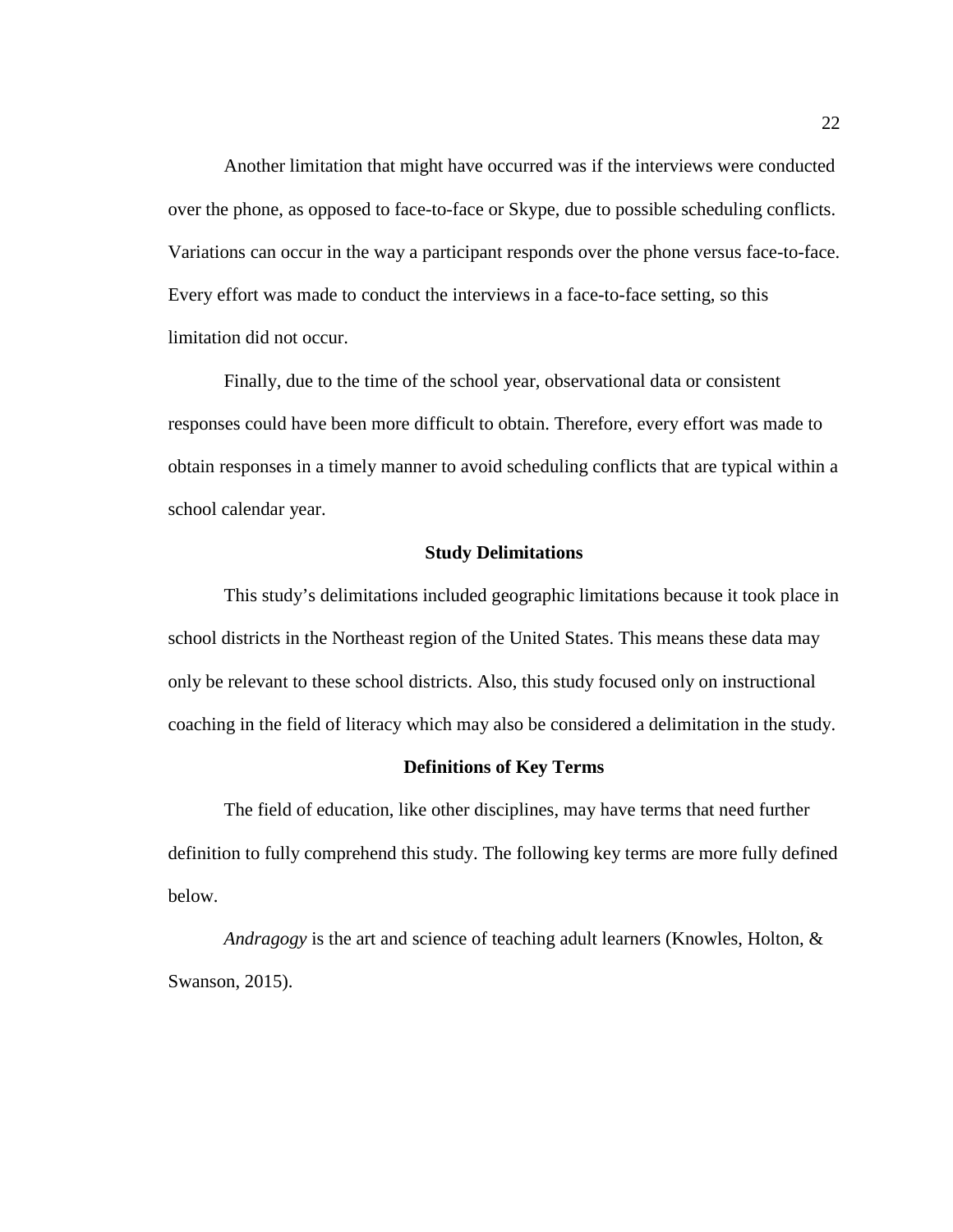Another limitation that might have occurred was if the interviews were conducted over the phone, as opposed to face-to-face or Skype, due to possible scheduling conflicts. Variations can occur in the way a participant responds over the phone versus face-to-face. Every effort was made to conduct the interviews in a face-to-face setting, so this limitation did not occur.

Finally, due to the time of the school year, observational data or consistent responses could have been more difficult to obtain. Therefore, every effort was made to obtain responses in a timely manner to avoid scheduling conflicts that are typical within a school calendar year.

## Study Delimitations

This study's delimitations included geographic limitations because it took place in school districts in the Northeast region of the United States. This means these data may only be relevant to these school districts. Also, this study focused only on instructional coaching in the field of literacy which may also be considered a delimitation in the study.

## Definitions of Key Terms

The field of education, like other disciplines, may have terms that need further definition to fully comprehend this study. The following key terms are more fully defined below.

*Andragogy* is the art and science of teaching adult learners (Knowles, Holton, & Swanson, 2015).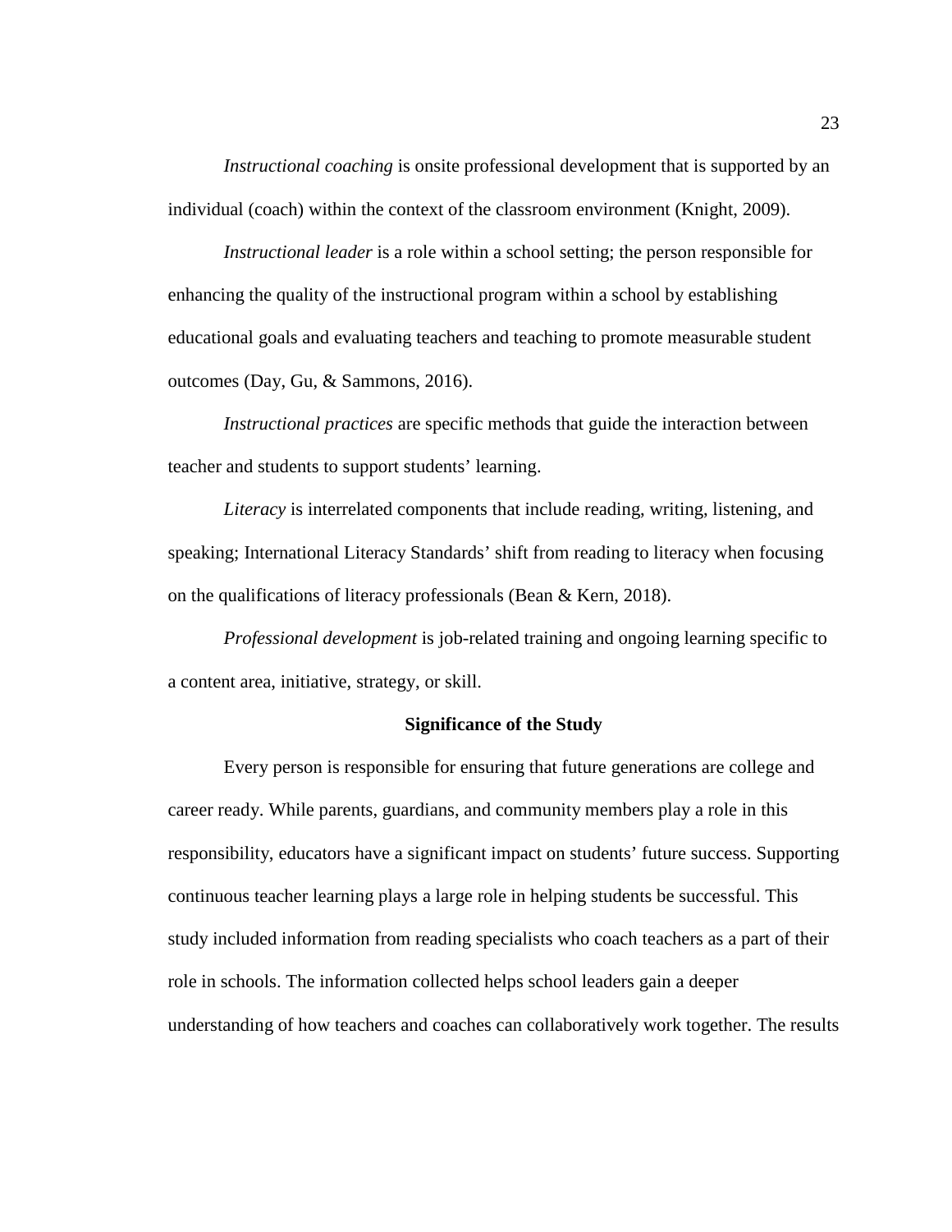*Instructional coaching* is onsite professional development that is supported by an individual (coach) within the context of the classroom environment (Knight, 2009).

*Instructional leader* is a role within a school setting; the person responsible for enhancing the quality of the instructional program within a school by establishing educational goals and evaluating teachers and teaching to promote measurable student outcomes (Day, Gu, & Sammons, 2016).

*Instructional practices* are specific methods that guide the interaction between teacher and students to support students' learning.

*Literacy* is interrelated components that include reading, writing, listening, and speaking; International Literacy Standards' shift from reading to literacy when focusing on the qualifications of literacy professionals (Bean & Kern, 2018).

*Professional development* is job-related training and ongoing learning specific to a content area, initiative, strategy, or skill.

## Significance of the Study

Every person is responsible for ensuring that future generations are college and career ready. While parents, guardians, and community members play a role in this responsibility, educators have a significant impact on students' future success. Supporting continuous teacher learning plays a large role in helping students be successful. This study included information from reading specialists who coach teachers as a part of their role in schools. The information collected helps school leaders gain a deeper understanding of how teachers and coaches can collaboratively work together. The results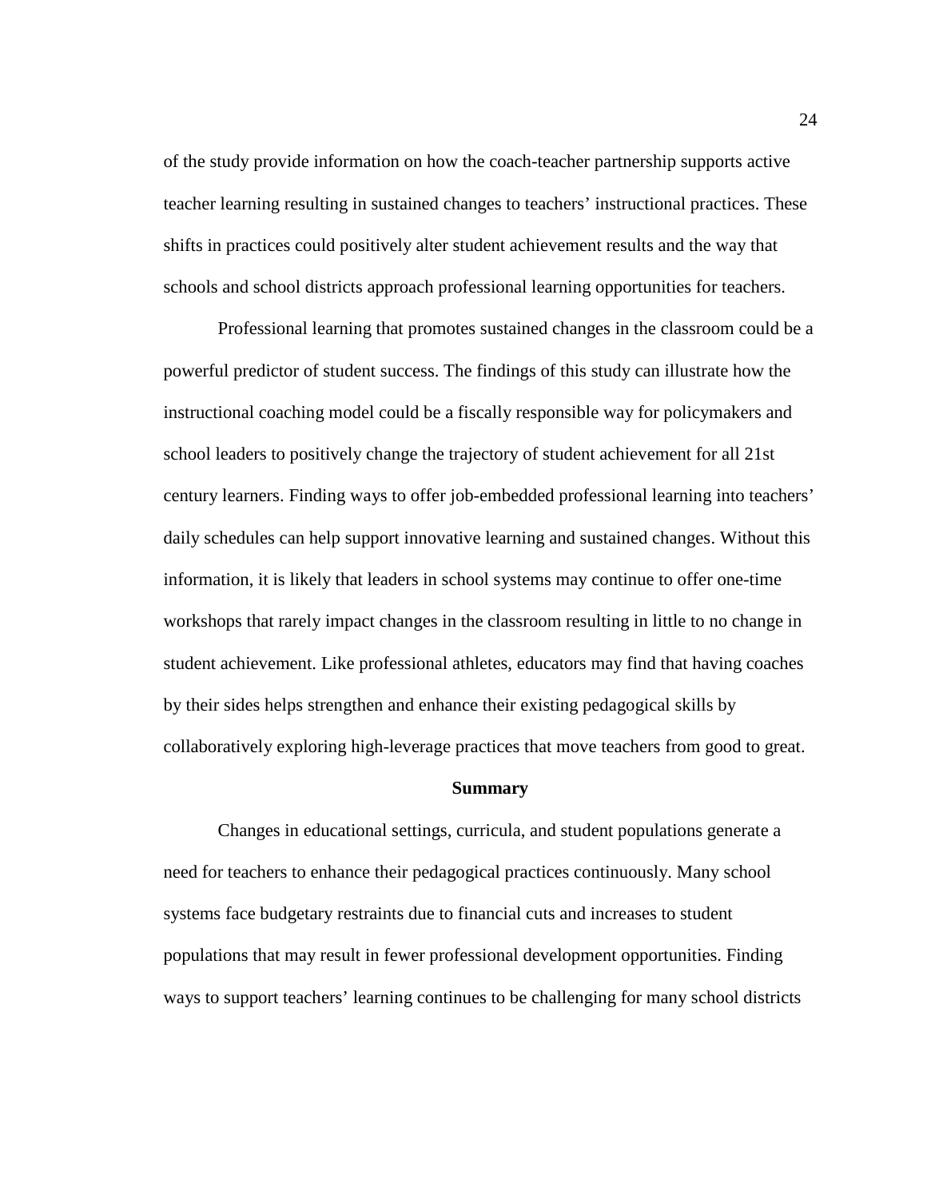of the study provide information on how the coach-teacher partnership supports active teacher learning resulting in sustained changes to teachers' instructional practices. These shifts in practices could positively alter student achievement results and the way that schools and school districts approach professional learning opportunities for teachers.

Professional learning that promotes sustained changes in the classroom could be a powerful predictor of student success. The findings of this study can illustrate how the instructional coaching model could be a fiscally responsible way for policymakers and school leaders to positively change the trajectory of student achievement for all 21st century learners. Finding ways to offer job-embedded professional learning into teachers' daily schedules can help support innovative learning and sustained changes. Without this information, it is likely that leaders in school systems may continue to offer one-time workshops that rarely impact changes in the classroom resulting in little to no change in student achievement. Like professional athletes, educators may find that having coaches by their sides helps strengthen and enhance their existing pedagogical skills by collaboratively exploring high-leverage practices that move teachers from good to great.

## Summary

Changes in educational settings, curricula, and student populations generate a need for teachers to enhance their pedagogical practices continuously. Many school systems face budgetary restraints due to financial cuts and increases to student populations that may result in fewer professional development opportunities. Finding ways to support teachers' learning continues to be challenging for many school districts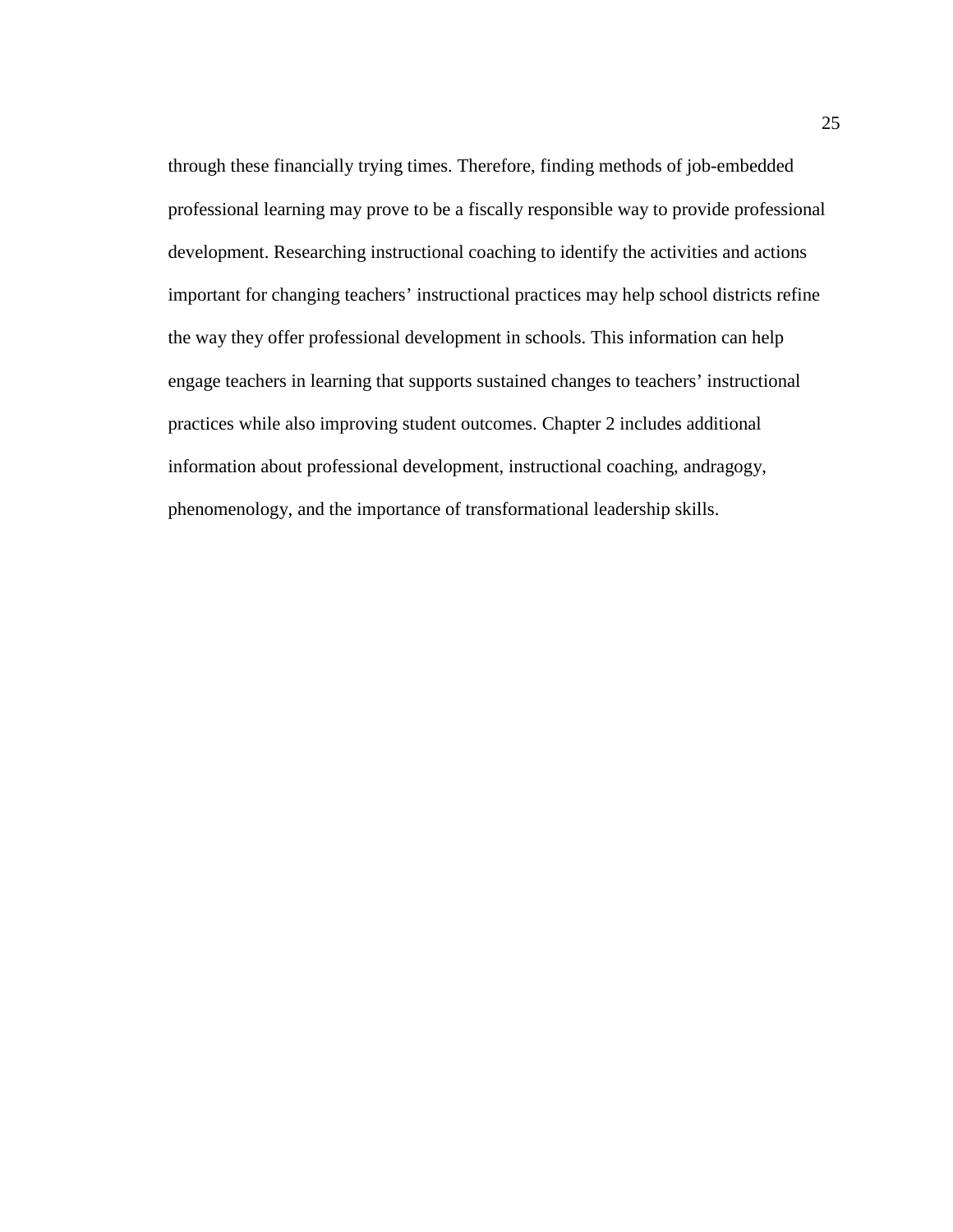through these financially trying times. Therefore, finding methods of job-embedded professional learning may prove to be a fiscally responsible way to provide professional development. Researching instructional coaching to identify the activities and actions important for changing teachers' instructional practices may help school districts refine the way they offer professional development in schools. This information can help engage teachers in learning that supports sustained changes to teachers' instructional practices while also improving student outcomes. Chapter 2 includes additional information about professional development, instructional coaching, andragogy, phenomenology, and the importance of transformational leadership skills.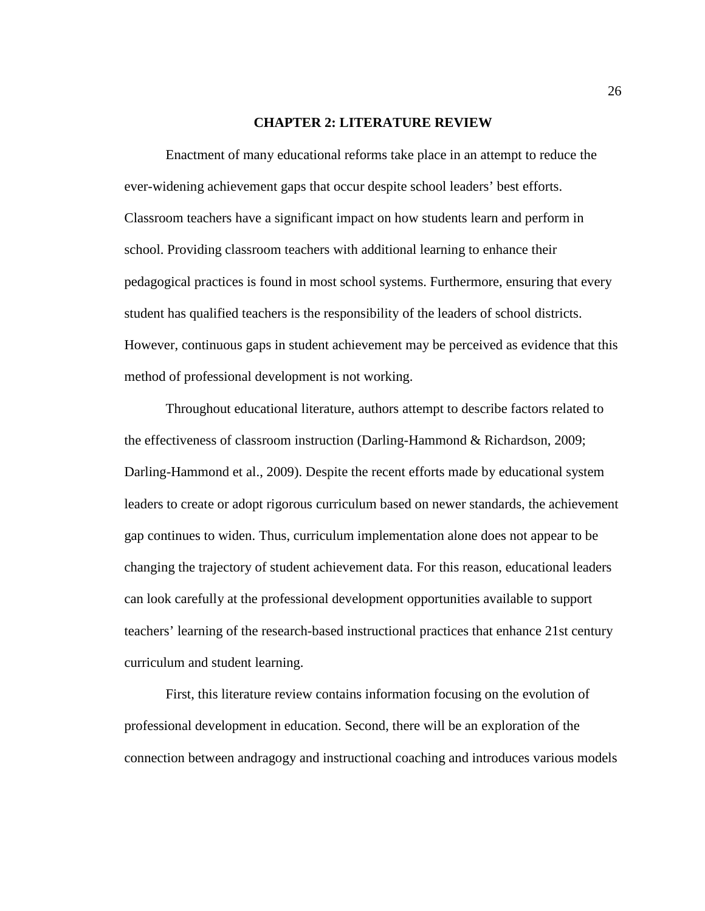# CHAPTER 2: LITERATURE REVIEW

Enactment of many educational reforms take place in an attempt to reduce the ever-widening achievement gaps that occur despite school leaders' best efforts. Classroom teachers have a significant impact on how students learn and perform in school. Providing classroom teachers with additional learning to enhance their pedagogical practices is found in most school systems. Furthermore, ensuring that every student has qualified teachers is the responsibility of the leaders of school districts. However, continuous gaps in student achievement may be perceived as evidence that this method of professional development is not working.

Throughout educational literature, authors attempt to describe factors related to the effectiveness of classroom instruction (Darling-Hammond & Richardson, 2009; Darling-Hammond et al., 2009). Despite the recent efforts made by educational system leaders to create or adopt rigorous curriculum based on newer standards, the achievement gap continues to widen. Thus, curriculum implementation alone does not appear to be changing the trajectory of student achievement data. For this reason, educational leaders can look carefully at the professional development opportunities available to support teachers' learning of the research-based instructional practices that enhance 21st century curriculum and student learning.

First, this literature review contains information focusing on the evolution of professional development in education. Second, there will be an exploration of the connection between andragogy and instructional coaching and introduces various models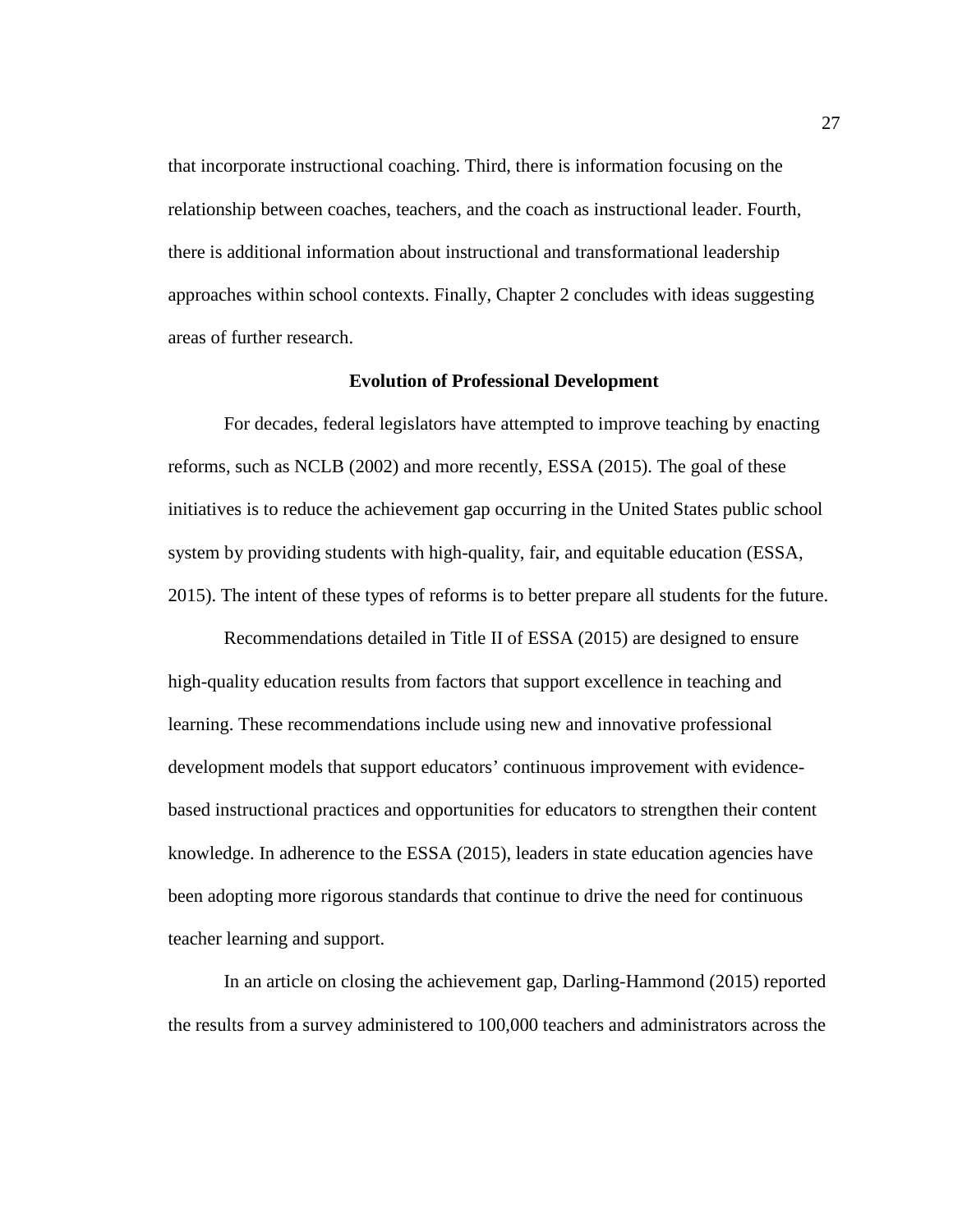that incorporate instructional coaching. Third, there is information focusing on the relationship between coaches, teachers, and the coach as instructional leader. Fourth, there is additional information about instructional and transformational leadership approaches within school contexts. Finally, Chapter 2 concludes with ideas suggesting areas of further research.

## Evolution of Professional Development

For decades, federal legislators have attempted to improve teaching by enacting reforms, such as NCLB (2002) and more recently, ESSA (2015). The goal of these initiatives is to reduce the achievement gap occurring in the United States public school system by providing students with high-quality, fair, and equitable education (ESSA, 2015). The intent of these types of reforms is to better prepare all students for the future.

Recommendations detailed in Title II of ESSA (2015) are designed to ensure high-quality education results from factors that support excellence in teaching and learning. These recommendations include using new and innovative professional development models that support educators' continuous improvement with evidence-based instructional practices and opportunities for educators to strengthen their content knowledge. In adherence to the ESSA (2015), leaders in state education agencies have been adopting more rigorous standards that continue to drive the need for continuous teacher learning and support.

In an article on closing the achievement gap, Darling-Hammond (2015) reported the results from a survey administered to 100,000 teachers and administrators across the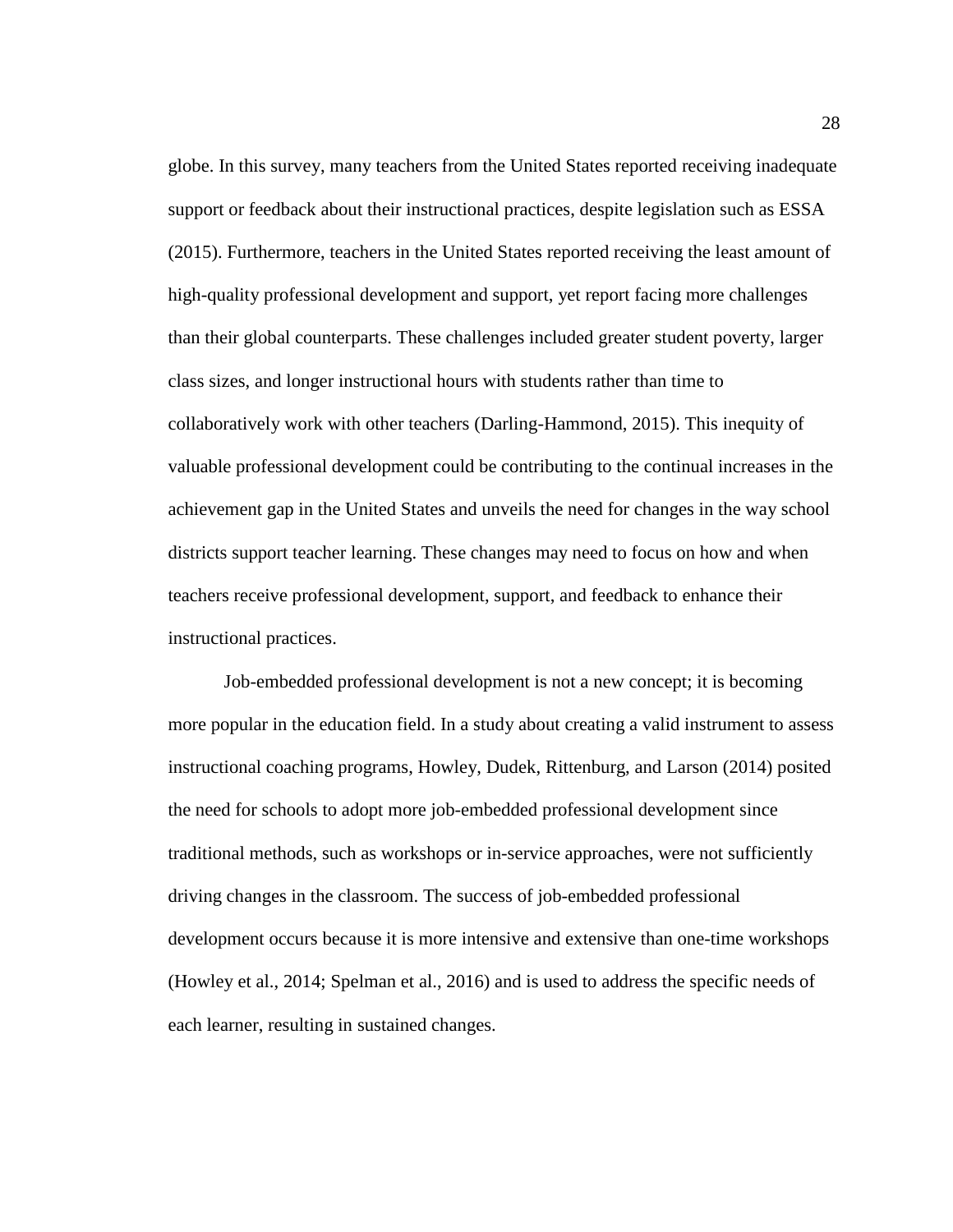globe. In this survey, many teachers from the United States reported receiving inadequate support or feedback about their instructional practices, despite legislation such as ESSA (2015). Furthermore, teachers in the United States reported receiving the least amount of high-quality professional development and support, yet report facing more challenges than their global counterparts. These challenges included greater student poverty, larger class sizes, and longer instructional hours with students rather than time to collaboratively work with other teachers (Darling-Hammond, 2015). This inequity of valuable professional development could be contributing to the continual increases in the achievement gap in the United States and unveils the need for changes in the way school districts support teacher learning. These changes may need to focus on how and when teachers receive professional development, support, and feedback to enhance their instructional practices.

Job-embedded professional development is not a new concept; it is becoming more popular in the education field. In a study about creating a valid instrument to assess instructional coaching programs, Howley, Dudek, Rittenburg, and Larson (2014) posited the need for schools to adopt more job-embedded professional development since traditional methods, such as workshops or in-service approaches, were not sufficiently driving changes in the classroom. The success of job-embedded professional development occurs because it is more intensive and extensive than one-time workshops (Howley et al., 2014; Spelman et al., 2016) and is used to address the specific needs of each learner, resulting in sustained changes.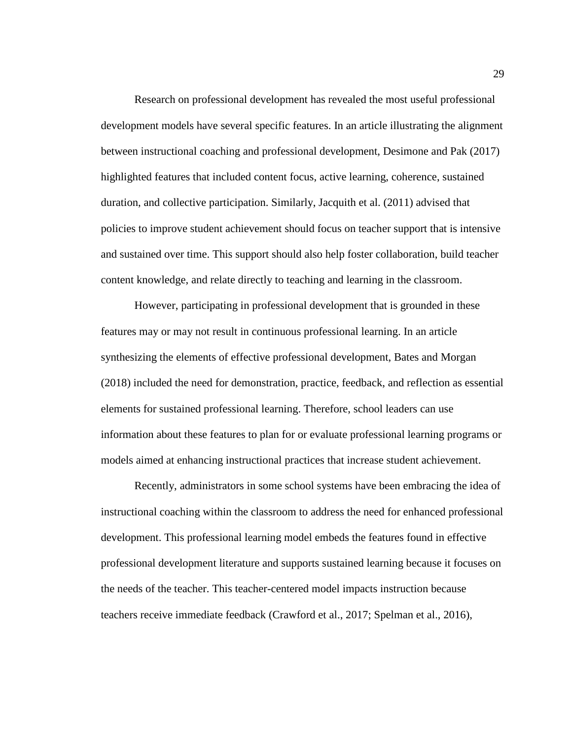Research on professional development has revealed the most useful professional development models have several specific features. In an article illustrating the alignment between instructional coaching and professional development, Desimone and Pak (2017) highlighted features that included content focus, active learning, coherence, sustained duration, and collective participation. Similarly, Jacquith et al. (2011) advised that policies to improve student achievement should focus on teacher support that is intensive and sustained over time. This support should also help foster collaboration, build teacher content knowledge, and relate directly to teaching and learning in the classroom.

However, participating in professional development that is grounded in these features may or may not result in continuous professional learning. In an article synthesizing the elements of effective professional development, Bates and Morgan (2018) included the need for demonstration, practice, feedback, and reflection as essential elements for sustained professional learning. Therefore, school leaders can use information about these features to plan for or evaluate professional learning programs or models aimed at enhancing instructional practices that increase student achievement.

Recently, administrators in some school systems have been embracing the idea of instructional coaching within the classroom to address the need for enhanced professional development. This professional learning model embeds the features found in effective professional development literature and supports sustained learning because it focuses on the needs of the teacher. This teacher-centered model impacts instruction because teachers receive immediate feedback (Crawford et al., 2017; Spelman et al., 2016),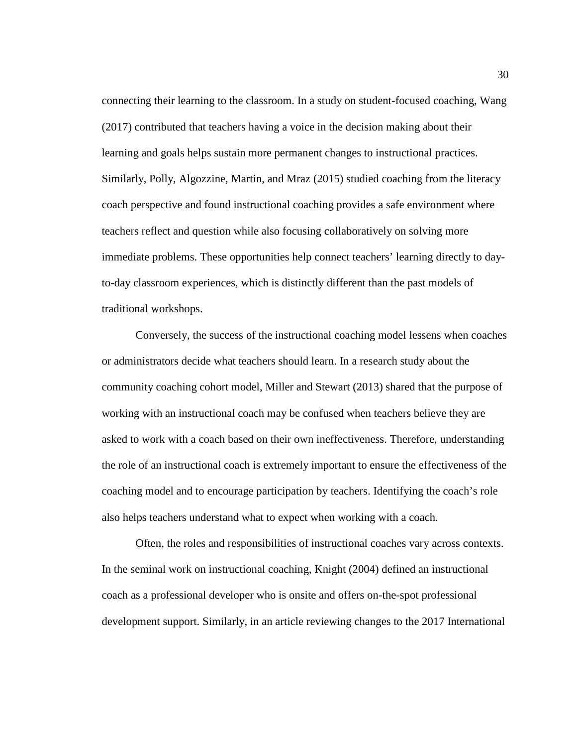connecting their learning to the classroom. In a study on student-focused coaching, Wang (2017) contributed that teachers having a voice in the decision making about their learning and goals helps sustain more permanent changes to instructional practices. Similarly, Polly, Algozzine, Martin, and Mraz (2015) studied coaching from the literacy coach perspective and found instructional coaching provides a safe environment where teachers reflect and question while also focusing collaboratively on solving more immediate problems. These opportunities help connect teachers' learning directly to day-to-day classroom experiences, which is distinctly different than the past models of traditional workshops.

Conversely, the success of the instructional coaching model lessens when coaches or administrators decide what teachers should learn. In a research study about the community coaching cohort model, Miller and Stewart (2013) shared that the purpose of working with an instructional coach may be confused when teachers believe they are asked to work with a coach based on their own ineffectiveness. Therefore, understanding the role of an instructional coach is extremely important to ensure the effectiveness of the coaching model and to encourage participation by teachers. Identifying the coach's role also helps teachers understand what to expect when working with a coach.

Often, the roles and responsibilities of instructional coaches vary across contexts. In the seminal work on instructional coaching, Knight (2004) defined an instructional coach as a professional developer who is onsite and offers on-the-spot professional development support. Similarly, in an article reviewing changes to the 2017 International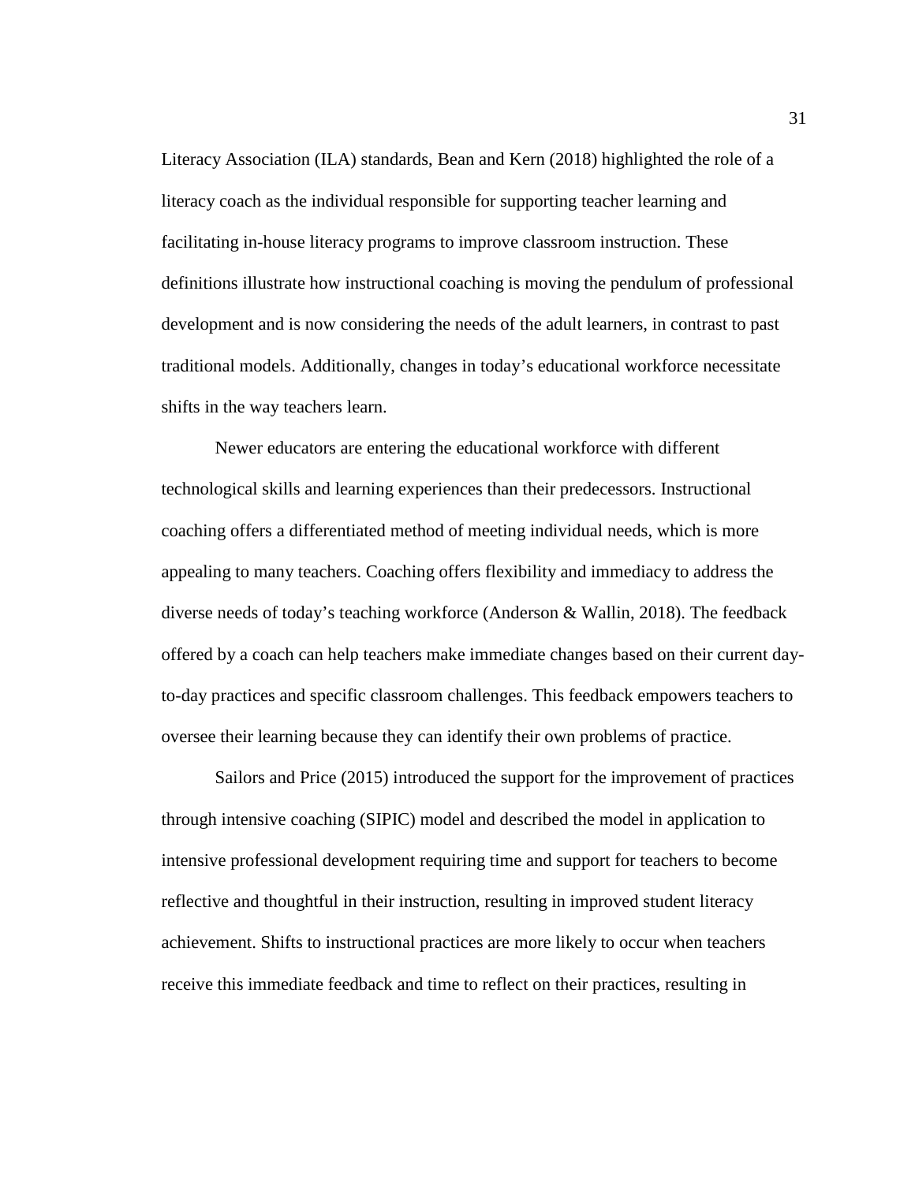Literacy Association (ILA) standards, Bean and Kern (2018) highlighted the role of a literacy coach as the individual responsible for supporting teacher learning and facilitating in-house literacy programs to improve classroom instruction. These definitions illustrate how instructional coaching is moving the pendulum of professional development and is now considering the needs of the adult learners, in contrast to past traditional models. Additionally, changes in today's educational workforce necessitate shifts in the way teachers learn.

Newer educators are entering the educational workforce with different technological skills and learning experiences than their predecessors. Instructional coaching offers a differentiated method of meeting individual needs, which is more appealing to many teachers. Coaching offers flexibility and immediacy to address the diverse needs of today's teaching workforce (Anderson & Wallin, 2018). The feedback offered by a coach can help teachers make immediate changes based on their current day-to-day practices and specific classroom challenges. This feedback empowers teachers to oversee their learning because they can identify their own problems of practice.

Sailors and Price (2015) introduced the support for the improvement of practices through intensive coaching (SIPIC) model and described the model in application to intensive professional development requiring time and support for teachers to become reflective and thoughtful in their instruction, resulting in improved student literacy achievement. Shifts to instructional practices are more likely to occur when teachers receive this immediate feedback and time to reflect on their practices, resulting in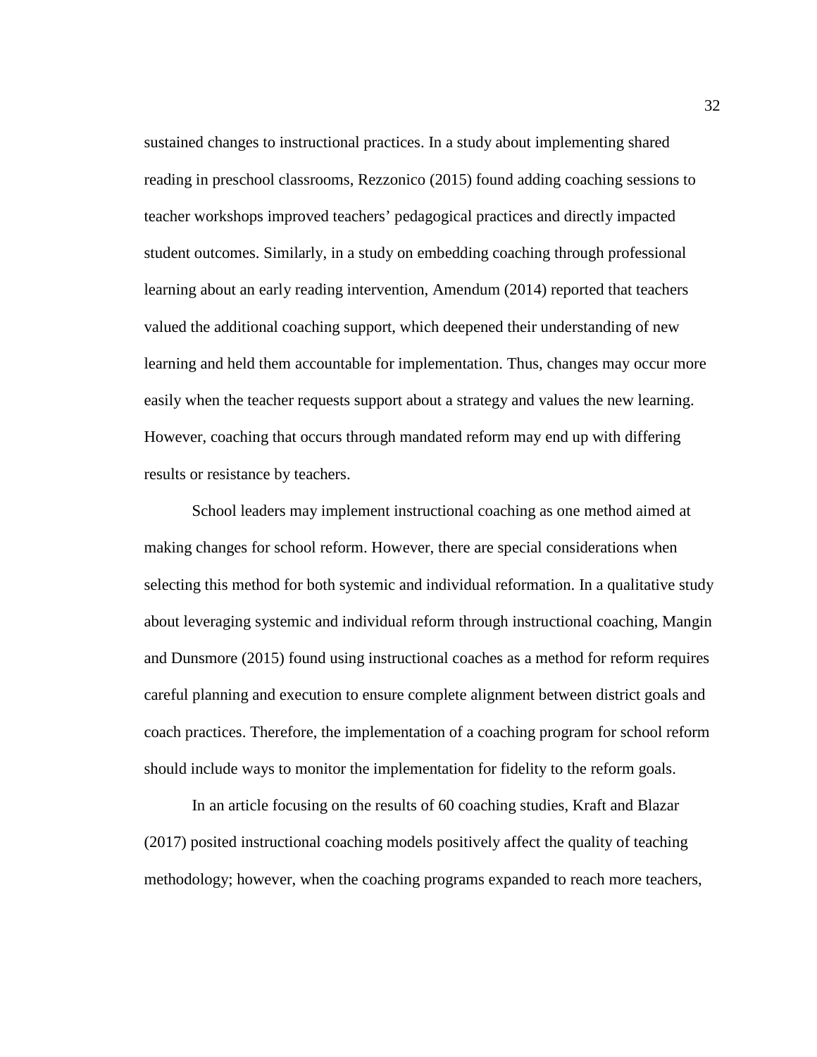sustained changes to instructional practices. In a study about implementing shared reading in preschool classrooms, Rezzonico (2015) found adding coaching sessions to teacher workshops improved teachers' pedagogical practices and directly impacted student outcomes. Similarly, in a study on embedding coaching through professional learning about an early reading intervention, Amendum (2014) reported that teachers valued the additional coaching support, which deepened their understanding of new learning and held them accountable for implementation. Thus, changes may occur more easily when the teacher requests support about a strategy and values the new learning. However, coaching that occurs through mandated reform may end up with differing results or resistance by teachers.

School leaders may implement instructional coaching as one method aimed at making changes for school reform. However, there are special considerations when selecting this method for both systemic and individual reformation. In a qualitative study about leveraging systemic and individual reform through instructional coaching, Mangin and Dunsmore (2015) found using instructional coaches as a method for reform requires careful planning and execution to ensure complete alignment between district goals and coach practices. Therefore, the implementation of a coaching program for school reform should include ways to monitor the implementation for fidelity to the reform goals.

In an article focusing on the results of 60 coaching studies, Kraft and Blazar (2017) posited instructional coaching models positively affect the quality of teaching methodology; however, when the coaching programs expanded to reach more teachers,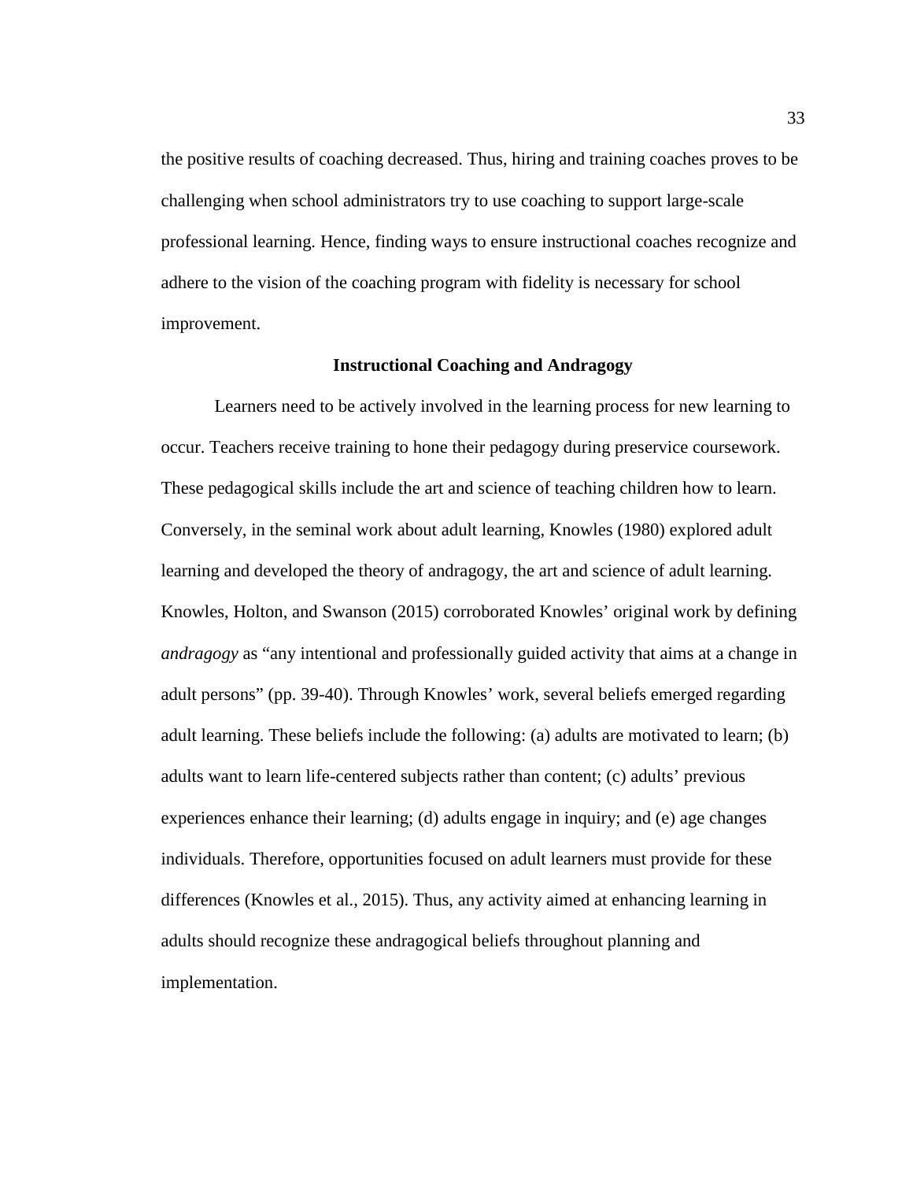the positive results of coaching decreased. Thus, hiring and training coaches proves to be challenging when school administrators try to use coaching to support large-scale professional learning. Hence, finding ways to ensure instructional coaches recognize and adhere to the vision of the coaching program with fidelity is necessary for school improvement.

## Instructional Coaching and Andragogy

Learners need to be actively involved in the learning process for new learning to occur. Teachers receive training to hone their pedagogy during preservice coursework. These pedagogical skills include the art and science of teaching children how to learn. Conversely, in the seminal work about adult learning, Knowles (1980) explored adult learning and developed the theory of andragogy, the art and science of adult learning. Knowles, Holton, and Swanson (2015) corroborated Knowles' original work by defining *andragogy* as "any intentional and professionally guided activity that aims at a change in adult persons" (pp. 39-40). Through Knowles' work, several beliefs emerged regarding adult learning. These beliefs include the following: (a) adults are motivated to learn; (b) adults want to learn life-centered subjects rather than content; (c) adults' previous experiences enhance their learning; (d) adults engage in inquiry; and (e) age changes individuals. Therefore, opportunities focused on adult learners must provide for these differences (Knowles et al., 2015). Thus, any activity aimed at enhancing learning in adults should recognize these andragogical beliefs throughout planning and implementation.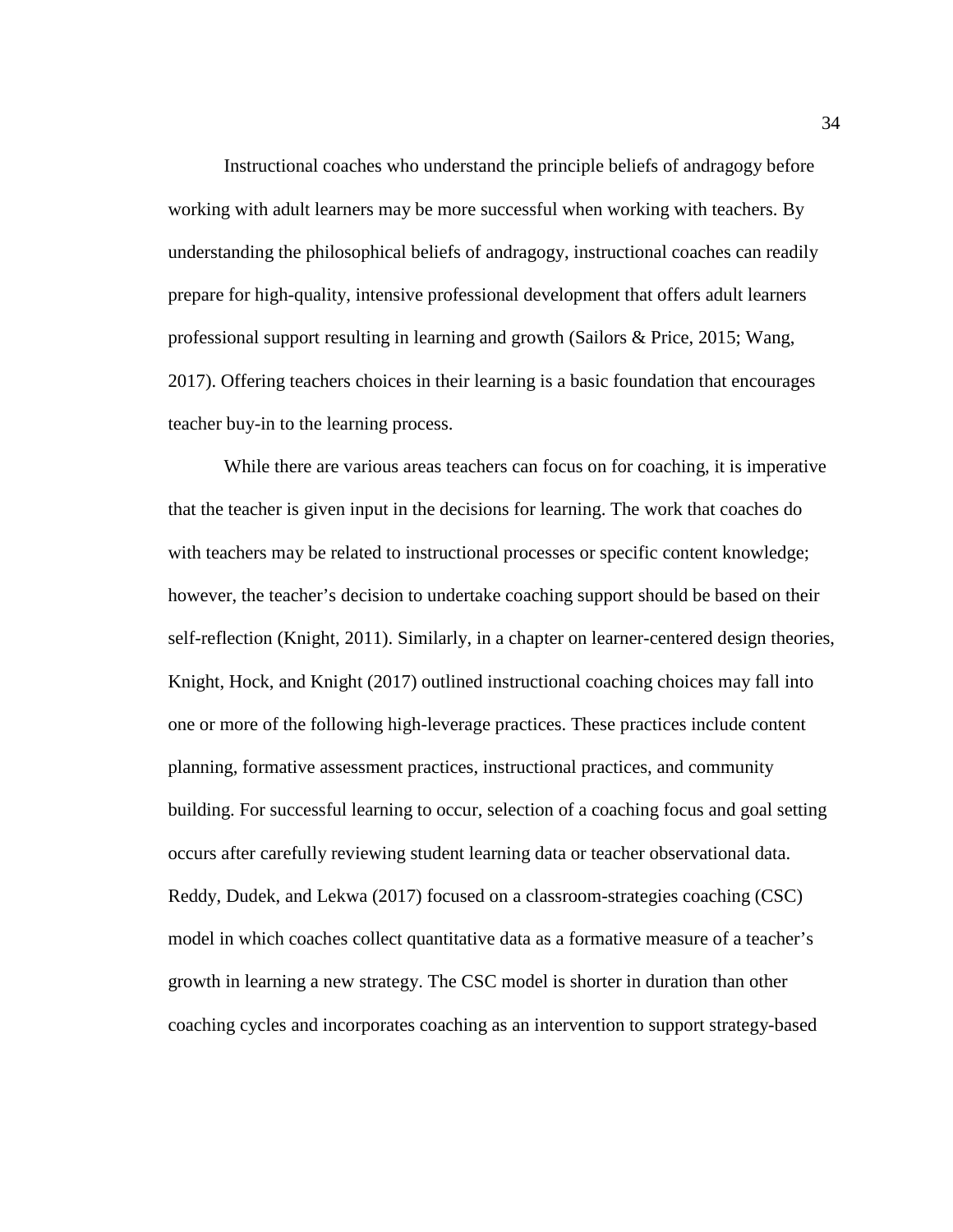Instructional coaches who understand the principle beliefs of andragogy before working with adult learners may be more successful when working with teachers. By understanding the philosophical beliefs of andragogy, instructional coaches can readily prepare for high-quality, intensive professional development that offers adult learners professional support resulting in learning and growth (Sailors & Price, 2015; Wang, 2017). Offering teachers choices in their learning is a basic foundation that encourages teacher buy-in to the learning process.

While there are various areas teachers can focus on for coaching, it is imperative that the teacher is given input in the decisions for learning. The work that coaches do with teachers may be related to instructional processes or specific content knowledge; however, the teacher's decision to undertake coaching support should be based on their self-reflection (Knight, 2011). Similarly, in a chapter on learner-centered design theories, Knight, Hock, and Knight (2017) outlined instructional coaching choices may fall into one or more of the following high-leverage practices. These practices include content planning, formative assessment practices, instructional practices, and community building. For successful learning to occur, selection of a coaching focus and goal setting occurs after carefully reviewing student learning data or teacher observational data. Reddy, Dudek, and Lekwa (2017) focused on a classroom-strategies coaching (CSC) model in which coaches collect quantitative data as a formative measure of a teacher's growth in learning a new strategy. The CSC model is shorter in duration than other coaching cycles and incorporates coaching as an intervention to support strategy-based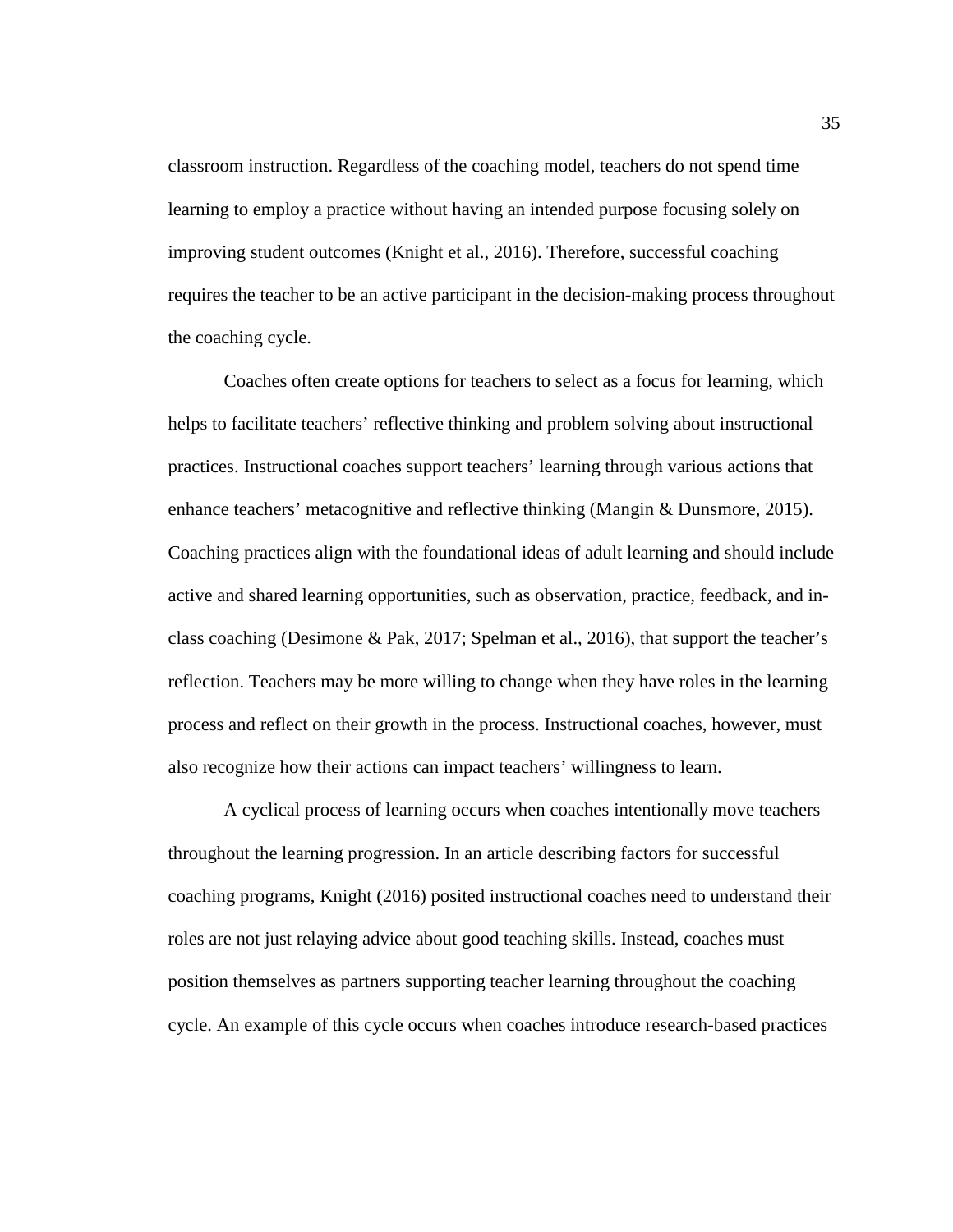classroom instruction. Regardless of the coaching model, teachers do not spend time learning to employ a practice without having an intended purpose focusing solely on improving student outcomes (Knight et al., 2016). Therefore, successful coaching requires the teacher to be an active participant in the decision-making process throughout the coaching cycle.

Coaches often create options for teachers to select as a focus for learning, which helps to facilitate teachers' reflective thinking and problem solving about instructional practices. Instructional coaches support teachers' learning through various actions that enhance teachers' metacognitive and reflective thinking (Mangin & Dunsmore, 2015). Coaching practices align with the foundational ideas of adult learning and should include active and shared learning opportunities, such as observation, practice, feedback, and in-class coaching (Desimone & Pak, 2017; Spelman et al., 2016), that support the teacher's reflection. Teachers may be more willing to change when they have roles in the learning process and reflect on their growth in the process. Instructional coaches, however, must also recognize how their actions can impact teachers' willingness to learn.

A cyclical process of learning occurs when coaches intentionally move teachers throughout the learning progression. In an article describing factors for successful coaching programs, Knight (2016) posited instructional coaches need to understand their roles are not just relaying advice about good teaching skills. Instead, coaches must position themselves as partners supporting teacher learning throughout the coaching cycle. An example of this cycle occurs when coaches introduce research-based practices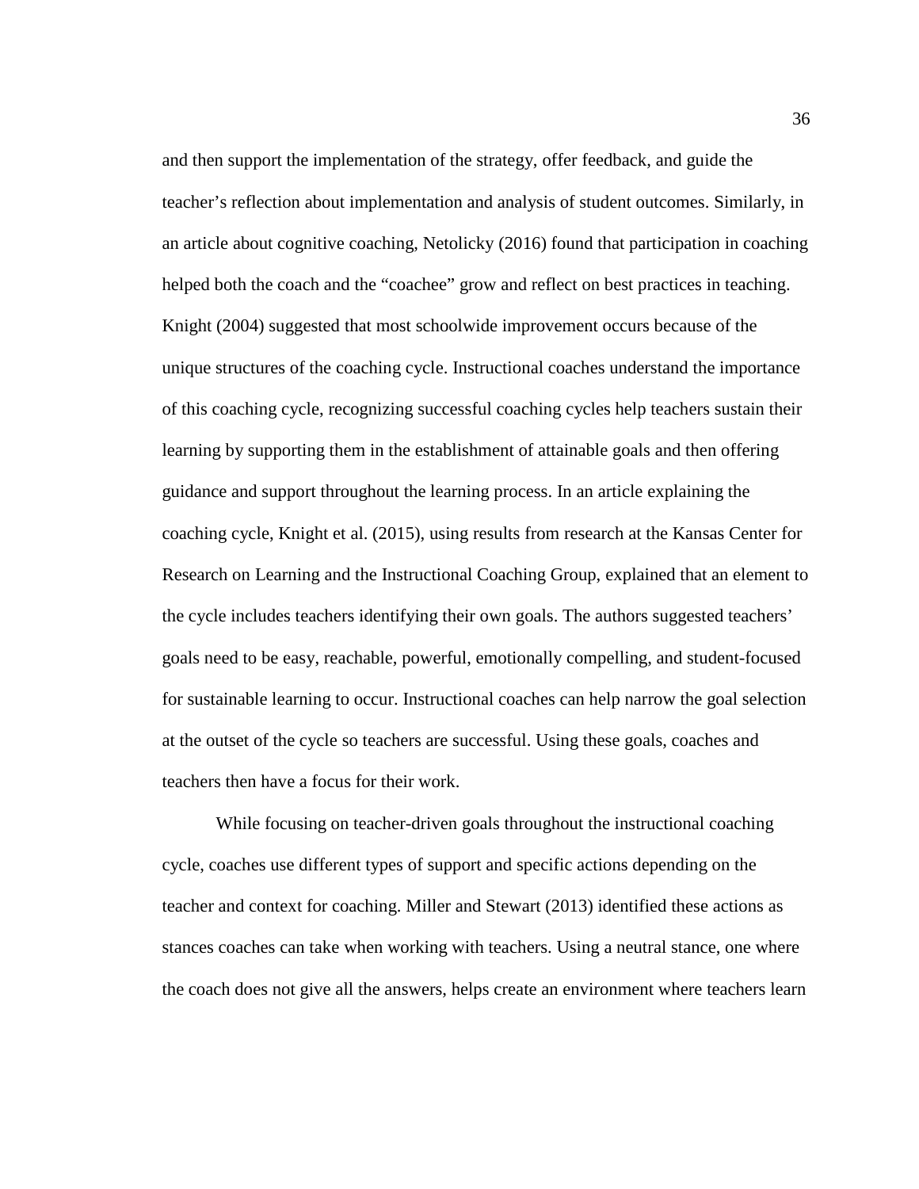and then support the implementation of the strategy, offer feedback, and guide the teacher's reflection about implementation and analysis of student outcomes. Similarly, in an article about cognitive coaching, Netolicky (2016) found that participation in coaching helped both the coach and the "coachee" grow and reflect on best practices in teaching. Knight (2004) suggested that most schoolwide improvement occurs because of the unique structures of the coaching cycle. Instructional coaches understand the importance of this coaching cycle, recognizing successful coaching cycles help teachers sustain their learning by supporting them in the establishment of attainable goals and then offering guidance and support throughout the learning process. In an article explaining the coaching cycle, Knight et al. (2015), using results from research at the Kansas Center for Research on Learning and the Instructional Coaching Group, explained that an element to the cycle includes teachers identifying their own goals. The authors suggested teachers' goals need to be easy, reachable, powerful, emotionally compelling, and student-focused for sustainable learning to occur. Instructional coaches can help narrow the goal selection at the outset of the cycle so teachers are successful. Using these goals, coaches and teachers then have a focus for their work.

While focusing on teacher-driven goals throughout the instructional coaching cycle, coaches use different types of support and specific actions depending on the teacher and context for coaching. Miller and Stewart (2013) identified these actions as stances coaches can take when working with teachers. Using a neutral stance, one where the coach does not give all the answers, helps create an environment where teachers learn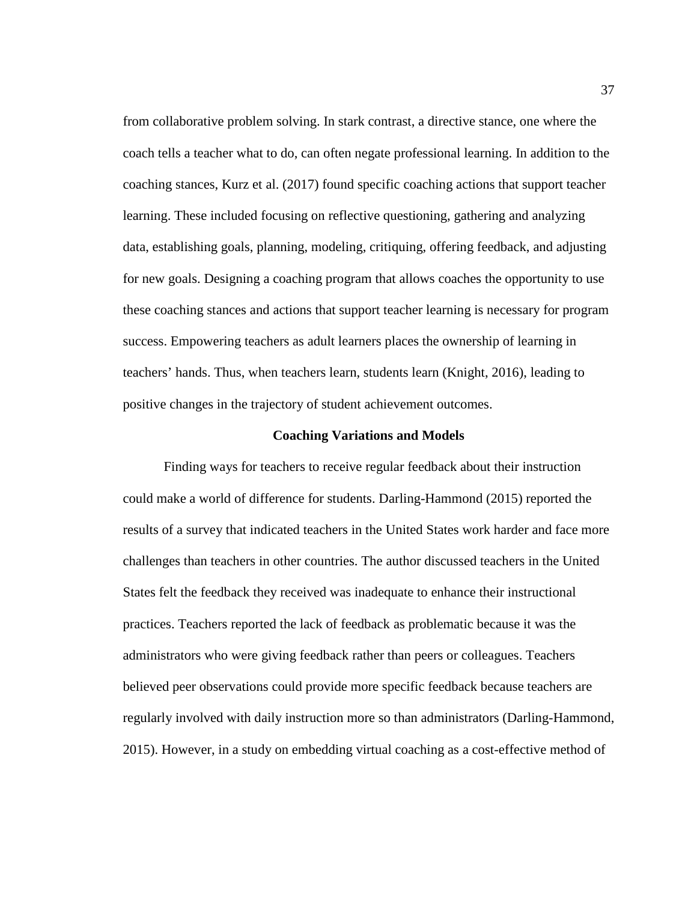from collaborative problem solving. In stark contrast, a directive stance, one where the coach tells a teacher what to do, can often negate professional learning. In addition to the coaching stances, Kurz et al. (2017) found specific coaching actions that support teacher learning. These included focusing on reflective questioning, gathering and analyzing data, establishing goals, planning, modeling, critiquing, offering feedback, and adjusting for new goals. Designing a coaching program that allows coaches the opportunity to use these coaching stances and actions that support teacher learning is necessary for program success. Empowering teachers as adult learners places the ownership of learning in teachers' hands. Thus, when teachers learn, students learn (Knight, 2016), leading to positive changes in the trajectory of student achievement outcomes.

## Coaching Variations and Models

Finding ways for teachers to receive regular feedback about their instruction could make a world of difference for students. Darling-Hammond (2015) reported the results of a survey that indicated teachers in the United States work harder and face more challenges than teachers in other countries. The author discussed teachers in the United States felt the feedback they received was inadequate to enhance their instructional practices. Teachers reported the lack of feedback as problematic because it was the administrators who were giving feedback rather than peers or colleagues. Teachers believed peer observations could provide more specific feedback because teachers are regularly involved with daily instruction more so than administrators (Darling-Hammond, 2015). However, in a study on embedding virtual coaching as a cost-effective method of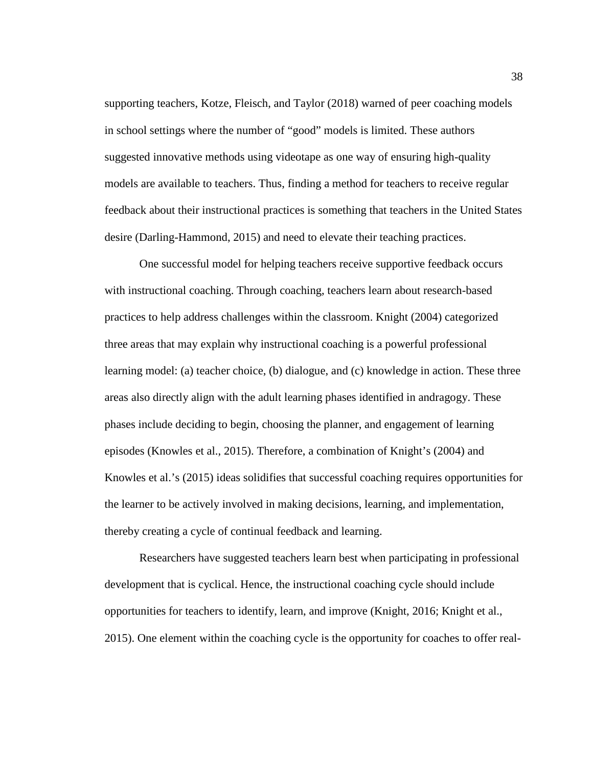supporting teachers, Kotze, Fleisch, and Taylor (2018) warned of peer coaching models in school settings where the number of "good" models is limited. These authors suggested innovative methods using videotape as one way of ensuring high-quality models are available to teachers. Thus, finding a method for teachers to receive regular feedback about their instructional practices is something that teachers in the United States desire (Darling-Hammond, 2015) and need to elevate their teaching practices.

One successful model for helping teachers receive supportive feedback occurs with instructional coaching. Through coaching, teachers learn about research-based practices to help address challenges within the classroom. Knight (2004) categorized three areas that may explain why instructional coaching is a powerful professional learning model: (a) teacher choice, (b) dialogue, and (c) knowledge in action. These three areas also directly align with the adult learning phases identified in andragogy. These phases include deciding to begin, choosing the planner, and engagement of learning episodes (Knowles et al., 2015). Therefore, a combination of Knight's (2004) and Knowles et al.'s (2015) ideas solidifies that successful coaching requires opportunities for the learner to be actively involved in making decisions, learning, and implementation, thereby creating a cycle of continual feedback and learning.

Researchers have suggested teachers learn best when participating in professional development that is cyclical. Hence, the instructional coaching cycle should include opportunities for teachers to identify, learn, and improve (Knight, 2016; Knight et al., 2015). One element within the coaching cycle is the opportunity for coaches to offer real-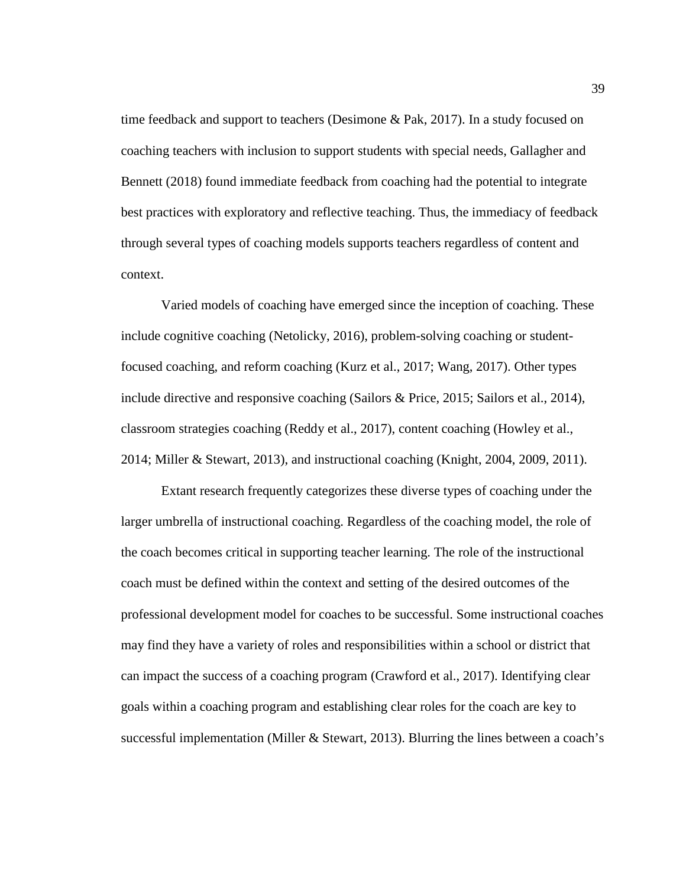time feedback and support to teachers (Desimone & Pak, 2017). In a study focused on coaching teachers with inclusion to support students with special needs, Gallagher and Bennett (2018) found immediate feedback from coaching had the potential to integrate best practices with exploratory and reflective teaching. Thus, the immediacy of feedback through several types of coaching models supports teachers regardless of content and context.

Varied models of coaching have emerged since the inception of coaching. These include cognitive coaching (Netolicky, 2016), problem-solving coaching or student-focused coaching, and reform coaching (Kurz et al., 2017; Wang, 2017). Other types include directive and responsive coaching (Sailors & Price, 2015; Sailors et al., 2014), classroom strategies coaching (Reddy et al., 2017), content coaching (Howley et al., 2014; Miller & Stewart, 2013), and instructional coaching (Knight, 2004, 2009, 2011).

Extant research frequently categorizes these diverse types of coaching under the larger umbrella of instructional coaching. Regardless of the coaching model, the role of the coach becomes critical in supporting teacher learning. The role of the instructional coach must be defined within the context and setting of the desired outcomes of the professional development model for coaches to be successful. Some instructional coaches may find they have a variety of roles and responsibilities within a school or district that can impact the success of a coaching program (Crawford et al., 2017). Identifying clear goals within a coaching program and establishing clear roles for the coach are key to successful implementation (Miller & Stewart, 2013). Blurring the lines between a coach's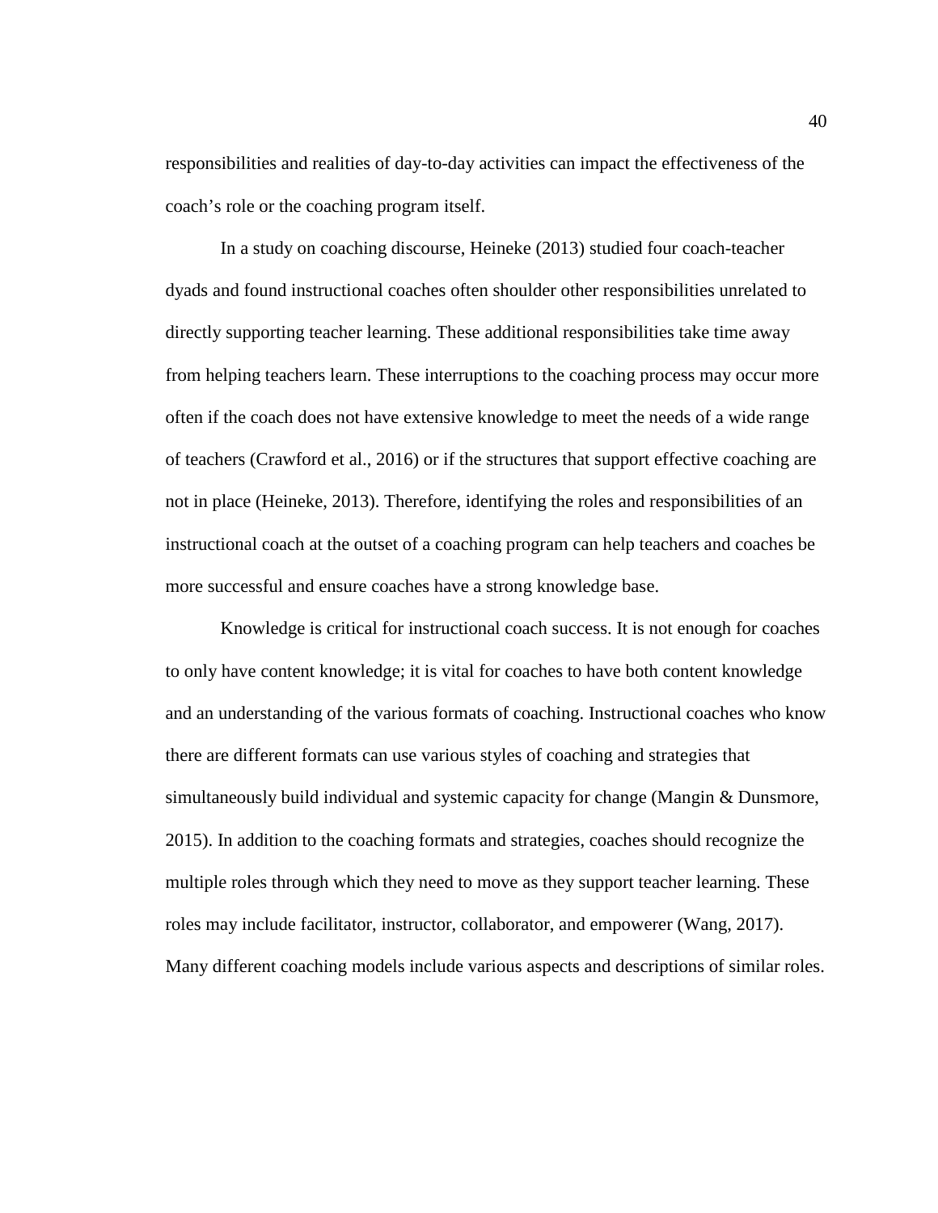responsibilities and realities of day-to-day activities can impact the effectiveness of the coach's role or the coaching program itself.

In a study on coaching discourse, Heineke (2013) studied four coach-teacher dyads and found instructional coaches often shoulder other responsibilities unrelated to directly supporting teacher learning. These additional responsibilities take time away from helping teachers learn. These interruptions to the coaching process may occur more often if the coach does not have extensive knowledge to meet the needs of a wide range of teachers (Crawford et al., 2016) or if the structures that support effective coaching are not in place (Heineke, 2013). Therefore, identifying the roles and responsibilities of an instructional coach at the outset of a coaching program can help teachers and coaches be more successful and ensure coaches have a strong knowledge base.

Knowledge is critical for instructional coach success. It is not enough for coaches to only have content knowledge; it is vital for coaches to have both content knowledge and an understanding of the various formats of coaching. Instructional coaches who know there are different formats can use various styles of coaching and strategies that simultaneously build individual and systemic capacity for change (Mangin & Dunsmore, 2015). In addition to the coaching formats and strategies, coaches should recognize the multiple roles through which they need to move as they support teacher learning. These roles may include facilitator, instructor, collaborator, and empowerer (Wang, 2017). Many different coaching models include various aspects and descriptions of similar roles.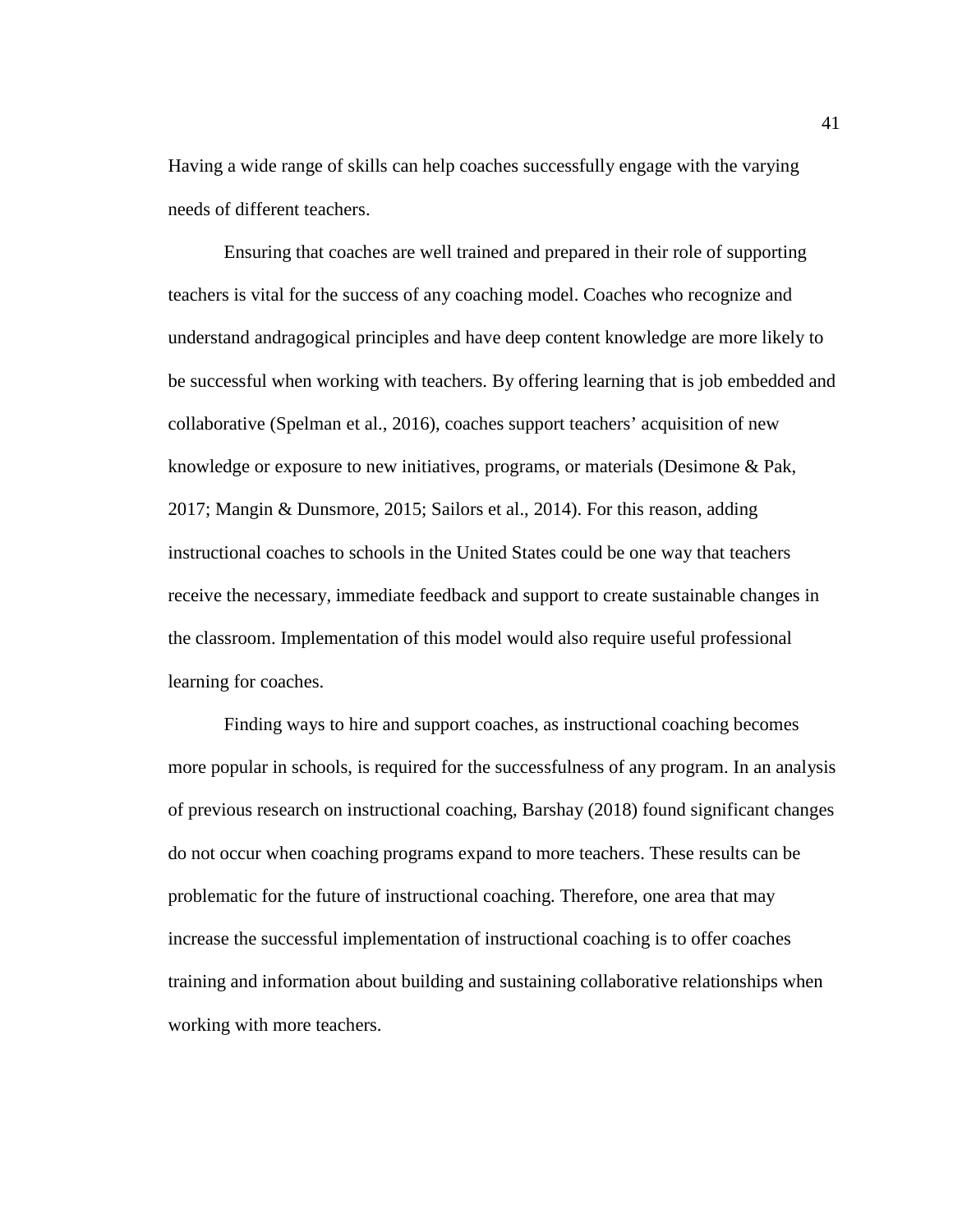Having a wide range of skills can help coaches successfully engage with the varying needs of different teachers.

Ensuring that coaches are well trained and prepared in their role of supporting teachers is vital for the success of any coaching model. Coaches who recognize and understand andragogical principles and have deep content knowledge are more likely to be successful when working with teachers. By offering learning that is job embedded and collaborative (Spelman et al., 2016), coaches support teachers' acquisition of new knowledge or exposure to new initiatives, programs, or materials (Desimone & Pak, 2017; Mangin & Dunsmore, 2015; Sailors et al., 2014). For this reason, adding instructional coaches to schools in the United States could be one way that teachers receive the necessary, immediate feedback and support to create sustainable changes in the classroom. Implementation of this model would also require useful professional learning for coaches.

Finding ways to hire and support coaches, as instructional coaching becomes more popular in schools, is required for the successfulness of any program. In an analysis of previous research on instructional coaching, Barshay (2018) found significant changes do not occur when coaching programs expand to more teachers. These results can be problematic for the future of instructional coaching. Therefore, one area that may increase the successful implementation of instructional coaching is to offer coaches training and information about building and sustaining collaborative relationships when working with more teachers.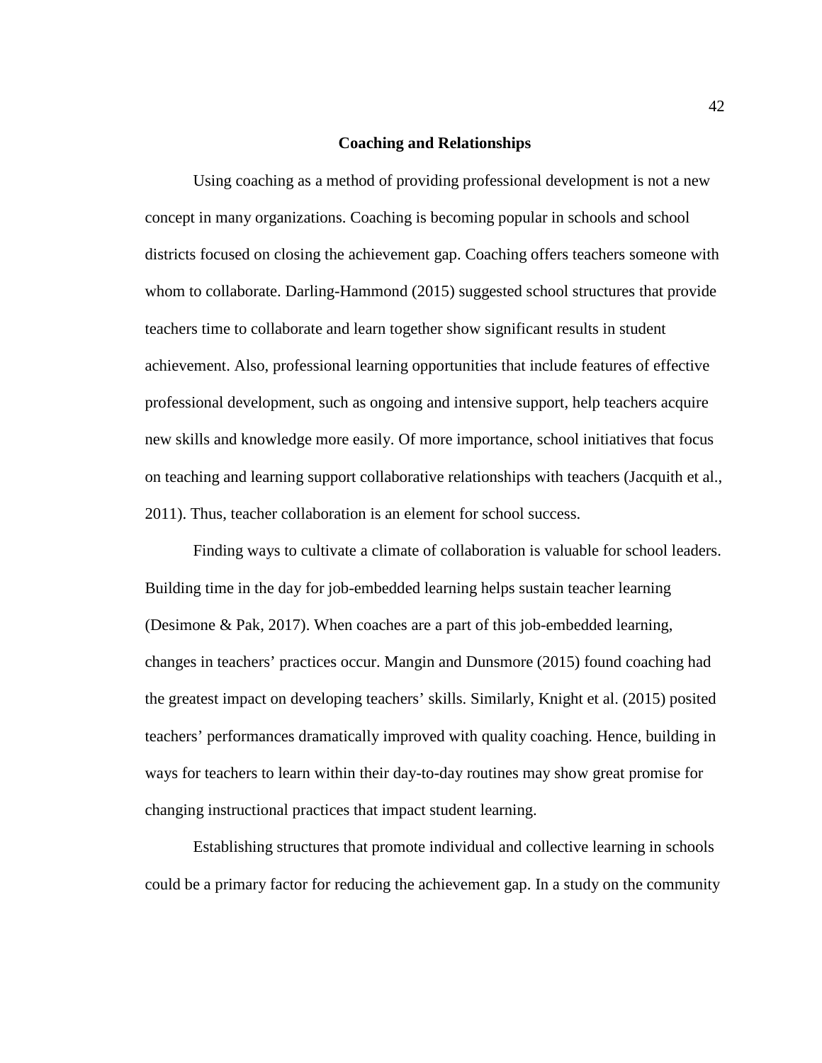## Coaching and Relationships

Using coaching as a method of providing professional development is not a new concept in many organizations. Coaching is becoming popular in schools and school districts focused on closing the achievement gap. Coaching offers teachers someone with whom to collaborate. Darling-Hammond (2015) suggested school structures that provide teachers time to collaborate and learn together show significant results in student achievement. Also, professional learning opportunities that include features of effective professional development, such as ongoing and intensive support, help teachers acquire new skills and knowledge more easily. Of more importance, school initiatives that focus on teaching and learning support collaborative relationships with teachers (Jacquith et al., 2011). Thus, teacher collaboration is an element for school success.

Finding ways to cultivate a climate of collaboration is valuable for school leaders. Building time in the day for job-embedded learning helps sustain teacher learning (Desimone & Pak, 2017). When coaches are a part of this job-embedded learning, changes in teachers' practices occur. Mangin and Dunsmore (2015) found coaching had the greatest impact on developing teachers' skills. Similarly, Knight et al. (2015) posited teachers' performances dramatically improved with quality coaching. Hence, building in ways for teachers to learn within their day-to-day routines may show great promise for changing instructional practices that impact student learning.

Establishing structures that promote individual and collective learning in schools could be a primary factor for reducing the achievement gap. In a study on the community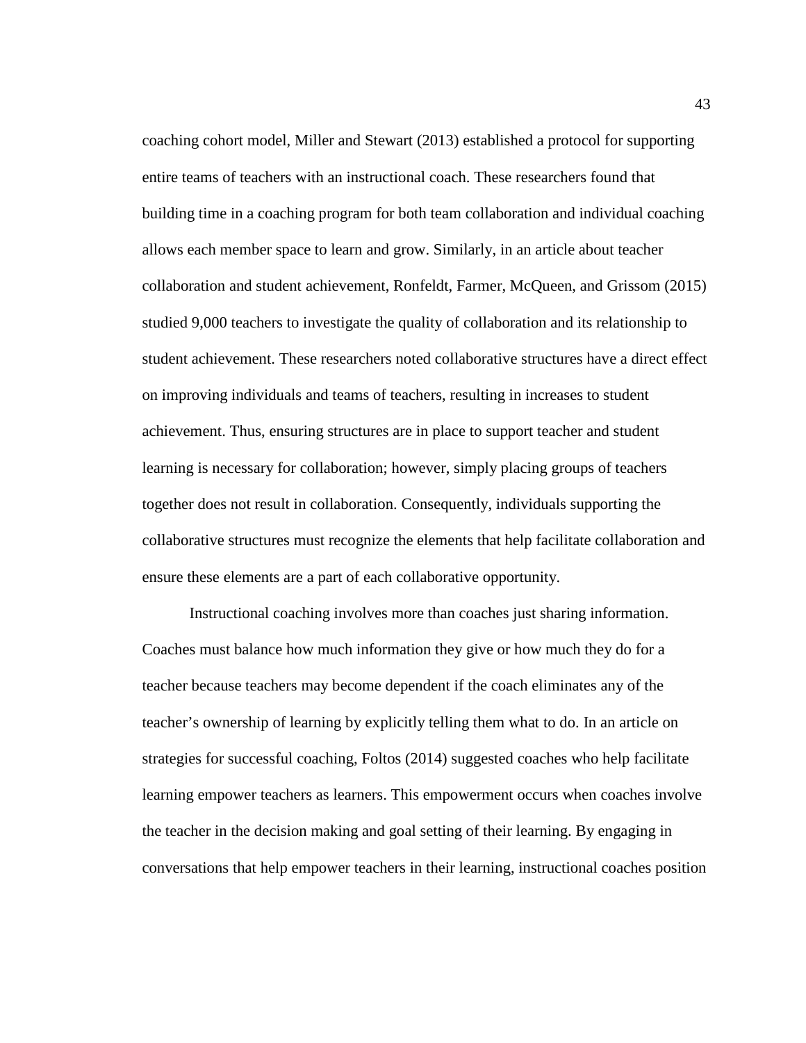coaching cohort model, Miller and Stewart (2013) established a protocol for supporting entire teams of teachers with an instructional coach. These researchers found that building time in a coaching program for both team collaboration and individual coaching allows each member space to learn and grow. Similarly, in an article about teacher collaboration and student achievement, Ronfeldt, Farmer, McQueen, and Grissom (2015) studied 9,000 teachers to investigate the quality of collaboration and its relationship to student achievement. These researchers noted collaborative structures have a direct effect on improving individuals and teams of teachers, resulting in increases to student achievement. Thus, ensuring structures are in place to support teacher and student learning is necessary for collaboration; however, simply placing groups of teachers together does not result in collaboration. Consequently, individuals supporting the collaborative structures must recognize the elements that help facilitate collaboration and ensure these elements are a part of each collaborative opportunity.

Instructional coaching involves more than coaches just sharing information. Coaches must balance how much information they give or how much they do for a teacher because teachers may become dependent if the coach eliminates any of the teacher's ownership of learning by explicitly telling them what to do. In an article on strategies for successful coaching, Foltos (2014) suggested coaches who help facilitate learning empower teachers as learners. This empowerment occurs when coaches involve the teacher in the decision making and goal setting of their learning. By engaging in conversations that help empower teachers in their learning, instructional coaches position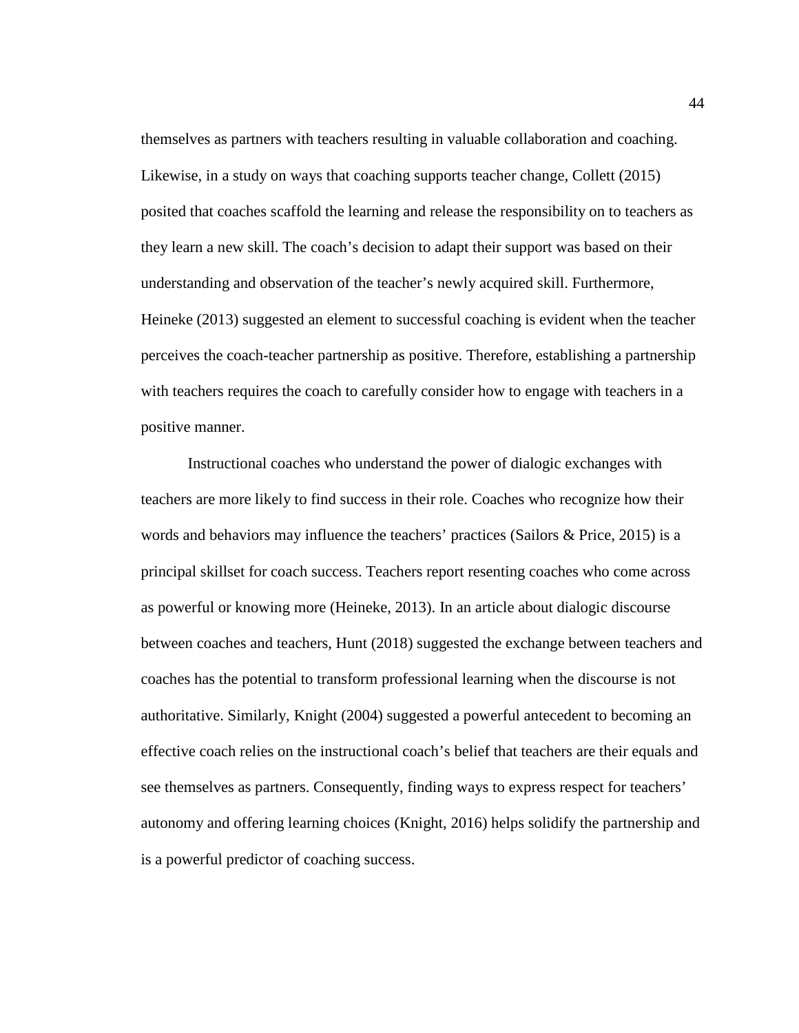themselves as partners with teachers resulting in valuable collaboration and coaching. Likewise, in a study on ways that coaching supports teacher change, Collett (2015) posited that coaches scaffold the learning and release the responsibility on to teachers as they learn a new skill. The coach's decision to adapt their support was based on their understanding and observation of the teacher's newly acquired skill. Furthermore, Heineke (2013) suggested an element to successful coaching is evident when the teacher perceives the coach-teacher partnership as positive. Therefore, establishing a partnership with teachers requires the coach to carefully consider how to engage with teachers in a positive manner.

Instructional coaches who understand the power of dialogic exchanges with teachers are more likely to find success in their role. Coaches who recognize how their words and behaviors may influence the teachers' practices (Sailors & Price, 2015) is a principal skillset for coach success. Teachers report resenting coaches who come across as powerful or knowing more (Heineke, 2013). In an article about dialogic discourse between coaches and teachers, Hunt (2018) suggested the exchange between teachers and coaches has the potential to transform professional learning when the discourse is not authoritative. Similarly, Knight (2004) suggested a powerful antecedent to becoming an effective coach relies on the instructional coach's belief that teachers are their equals and see themselves as partners. Consequently, finding ways to express respect for teachers' autonomy and offering learning choices (Knight, 2016) helps solidify the partnership and is a powerful predictor of coaching success.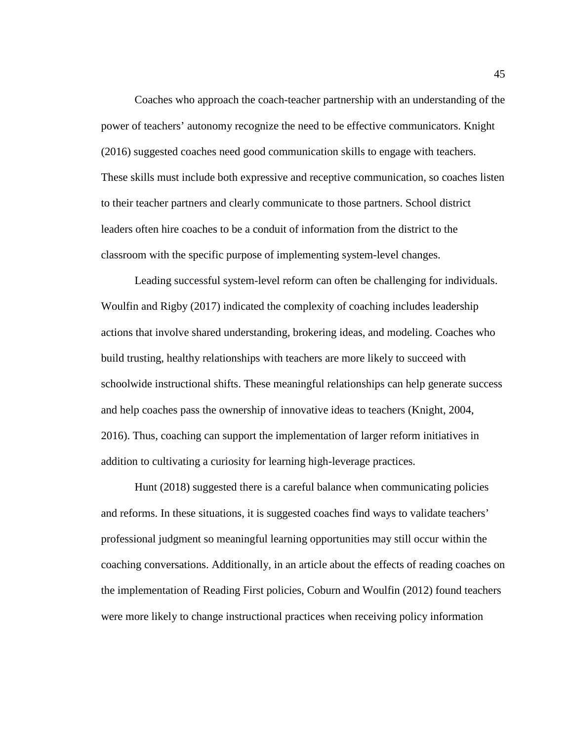Coaches who approach the coach-teacher partnership with an understanding of the power of teachers' autonomy recognize the need to be effective communicators. Knight (2016) suggested coaches need good communication skills to engage with teachers. These skills must include both expressive and receptive communication, so coaches listen to their teacher partners and clearly communicate to those partners. School district leaders often hire coaches to be a conduit of information from the district to the classroom with the specific purpose of implementing system-level changes.

Leading successful system-level reform can often be challenging for individuals. Woulfin and Rigby (2017) indicated the complexity of coaching includes leadership actions that involve shared understanding, brokering ideas, and modeling. Coaches who build trusting, healthy relationships with teachers are more likely to succeed with schoolwide instructional shifts. These meaningful relationships can help generate success and help coaches pass the ownership of innovative ideas to teachers (Knight, 2004, 2016). Thus, coaching can support the implementation of larger reform initiatives in addition to cultivating a curiosity for learning high-leverage practices.

Hunt (2018) suggested there is a careful balance when communicating policies and reforms. In these situations, it is suggested coaches find ways to validate teachers' professional judgment so meaningful learning opportunities may still occur within the coaching conversations. Additionally, in an article about the effects of reading coaches on the implementation of Reading First policies, Coburn and Woulfin (2012) found teachers were more likely to change instructional practices when receiving policy information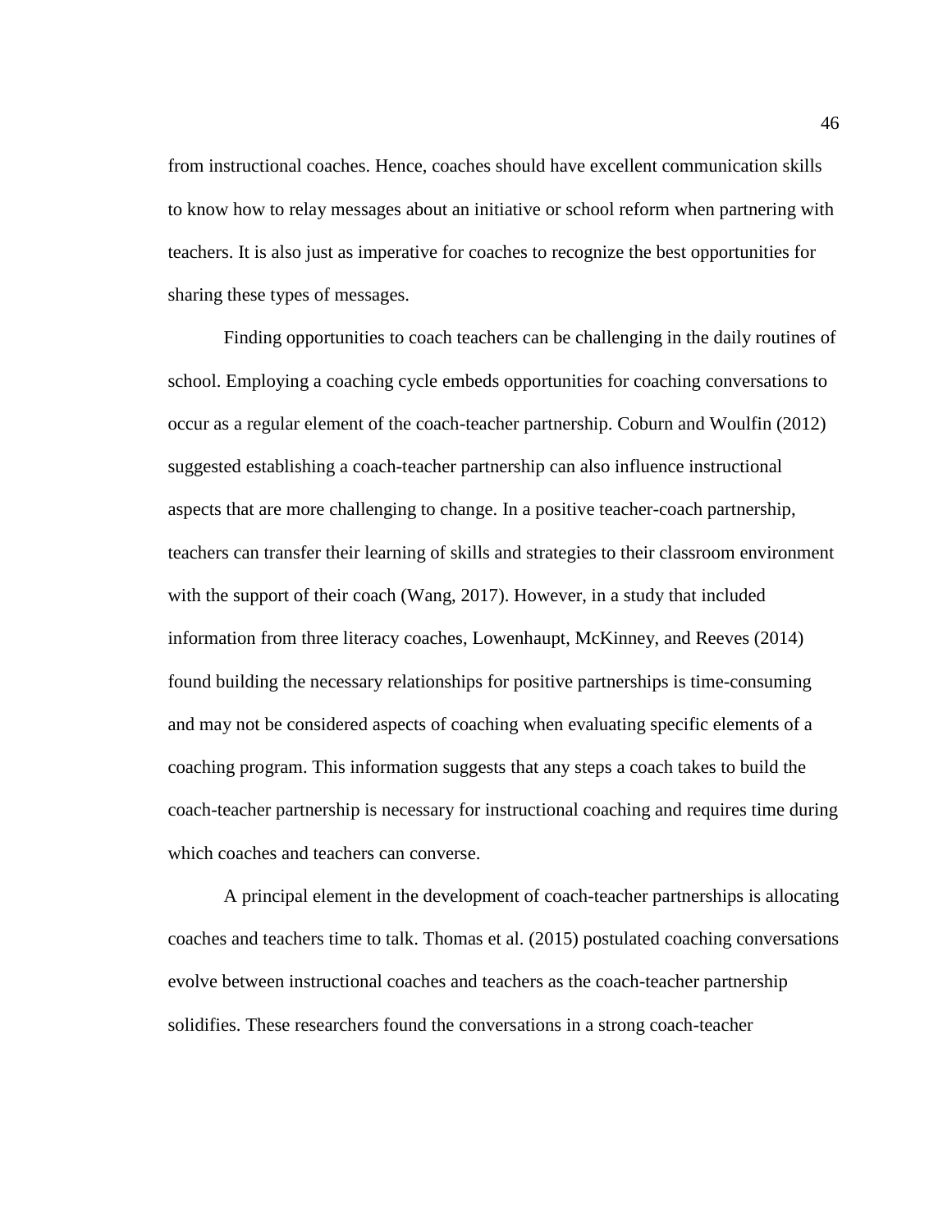from instructional coaches. Hence, coaches should have excellent communication skills to know how to relay messages about an initiative or school reform when partnering with teachers. It is also just as imperative for coaches to recognize the best opportunities for sharing these types of messages.

Finding opportunities to coach teachers can be challenging in the daily routines of school. Employing a coaching cycle embeds opportunities for coaching conversations to occur as a regular element of the coach-teacher partnership. Coburn and Woulfin (2012) suggested establishing a coach-teacher partnership can also influence instructional aspects that are more challenging to change. In a positive teacher-coach partnership, teachers can transfer their learning of skills and strategies to their classroom environment with the support of their coach (Wang, 2017). However, in a study that included information from three literacy coaches, Lowenhaupt, McKinney, and Reeves (2014) found building the necessary relationships for positive partnerships is time-consuming and may not be considered aspects of coaching when evaluating specific elements of a coaching program. This information suggests that any steps a coach takes to build the coach-teacher partnership is necessary for instructional coaching and requires time during which coaches and teachers can converse.

A principal element in the development of coach-teacher partnerships is allocating coaches and teachers time to talk. Thomas et al. (2015) postulated coaching conversations evolve between instructional coaches and teachers as the coach-teacher partnership solidifies. These researchers found the conversations in a strong coach-teacher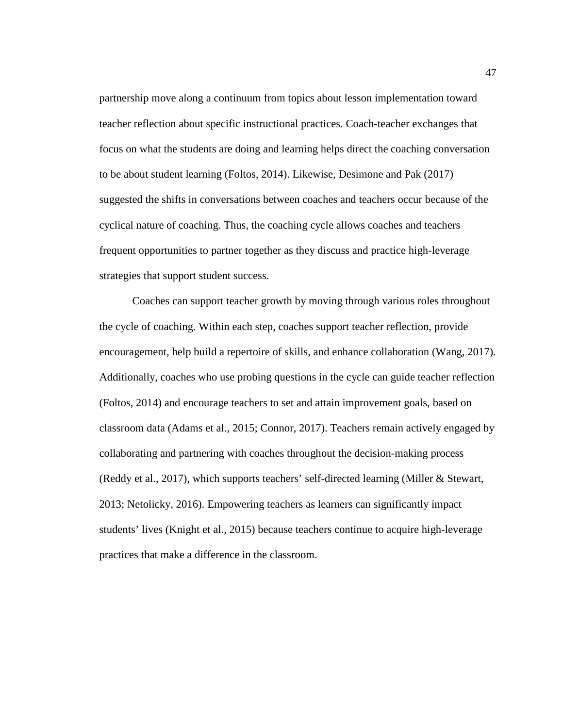partnership move along a continuum from topics about lesson implementation toward teacher reflection about specific instructional practices. Coach-teacher exchanges that focus on what the students are doing and learning helps direct the coaching conversation to be about student learning (Foltos, 2014). Likewise, Desimone and Pak (2017) suggested the shifts in conversations between coaches and teachers occur because of the cyclical nature of coaching. Thus, the coaching cycle allows coaches and teachers frequent opportunities to partner together as they discuss and practice high-leverage strategies that support student success.

Coaches can support teacher growth by moving through various roles throughout the cycle of coaching. Within each step, coaches support teacher reflection, provide encouragement, help build a repertoire of skills, and enhance collaboration (Wang, 2017). Additionally, coaches who use probing questions in the cycle can guide teacher reflection (Foltos, 2014) and encourage teachers to set and attain improvement goals, based on classroom data (Adams et al., 2015; Connor, 2017). Teachers remain actively engaged by collaborating and partnering with coaches throughout the decision-making process (Reddy et al., 2017), which supports teachers' self-directed learning (Miller & Stewart, 2013; Netolicky, 2016). Empowering teachers as learners can significantly impact students' lives (Knight et al., 2015) because teachers continue to acquire high-leverage practices that make a difference in the classroom.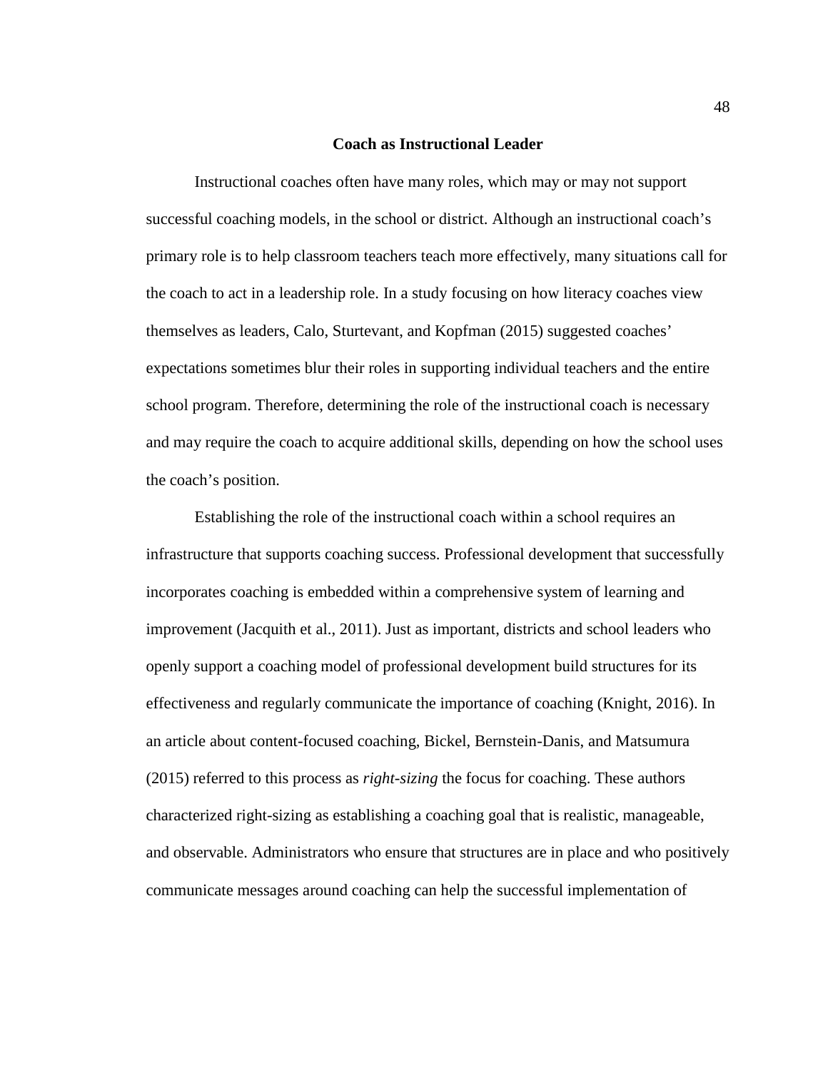## Coach as Instructional Leader

Instructional coaches often have many roles, which may or may not support successful coaching models, in the school or district. Although an instructional coach's primary role is to help classroom teachers teach more effectively, many situations call for the coach to act in a leadership role. In a study focusing on how literacy coaches view themselves as leaders, Calo, Sturtevant, and Kopfman (2015) suggested coaches' expectations sometimes blur their roles in supporting individual teachers and the entire school program. Therefore, determining the role of the instructional coach is necessary and may require the coach to acquire additional skills, depending on how the school uses the coach's position.

Establishing the role of the instructional coach within a school requires an infrastructure that supports coaching success. Professional development that successfully incorporates coaching is embedded within a comprehensive system of learning and improvement (Jacquith et al., 2011). Just as important, districts and school leaders who openly support a coaching model of professional development build structures for its effectiveness and regularly communicate the importance of coaching (Knight, 2016). In an article about content-focused coaching, Bickel, Bernstein-Danis, and Matsumura (2015) referred to this process as *right-sizing* the focus for coaching. These authors characterized right-sizing as establishing a coaching goal that is realistic, manageable, and observable. Administrators who ensure that structures are in place and who positively communicate messages around coaching can help the successful implementation of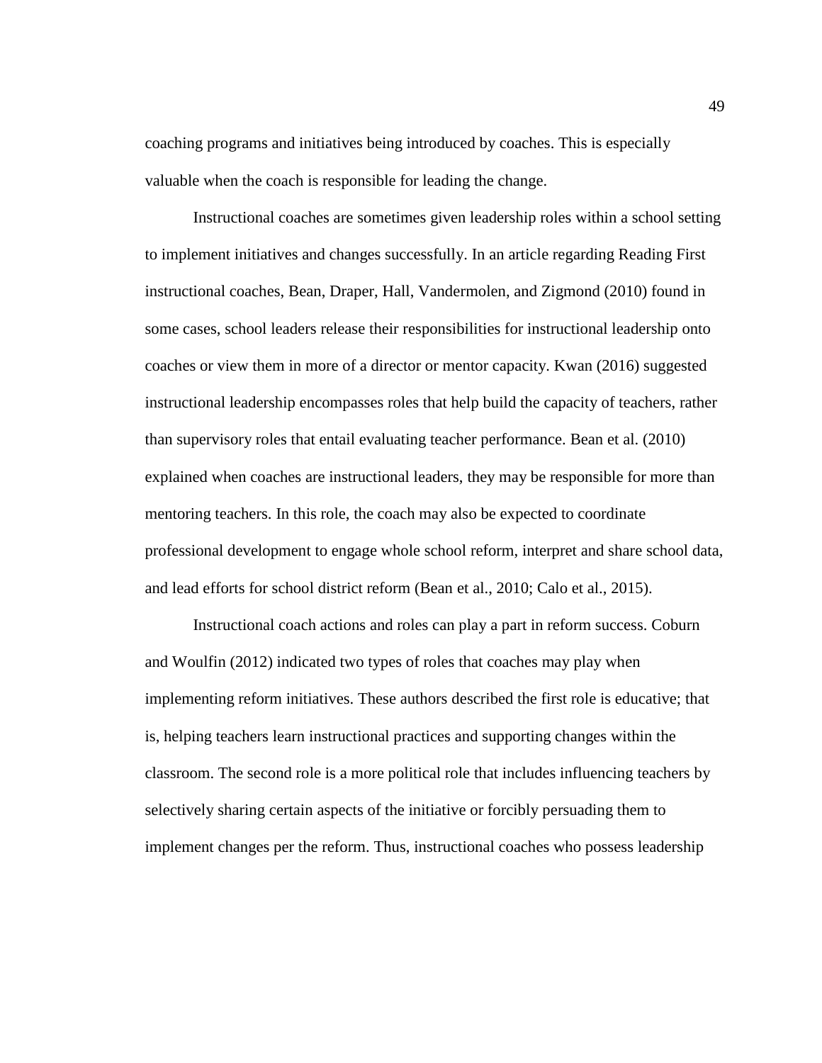coaching programs and initiatives being introduced by coaches. This is especially valuable when the coach is responsible for leading the change.

Instructional coaches are sometimes given leadership roles within a school setting to implement initiatives and changes successfully. In an article regarding Reading First instructional coaches, Bean, Draper, Hall, Vandermolen, and Zigmond (2010) found in some cases, school leaders release their responsibilities for instructional leadership onto coaches or view them in more of a director or mentor capacity. Kwan (2016) suggested instructional leadership encompasses roles that help build the capacity of teachers, rather than supervisory roles that entail evaluating teacher performance. Bean et al. (2010) explained when coaches are instructional leaders, they may be responsible for more than mentoring teachers. In this role, the coach may also be expected to coordinate professional development to engage whole school reform, interpret and share school data, and lead efforts for school district reform (Bean et al., 2010; Calo et al., 2015).

Instructional coach actions and roles can play a part in reform success. Coburn and Woulfin (2012) indicated two types of roles that coaches may play when implementing reform initiatives. These authors described the first role is educative; that is, helping teachers learn instructional practices and supporting changes within the classroom. The second role is a more political role that includes influencing teachers by selectively sharing certain aspects of the initiative or forcibly persuading them to implement changes per the reform. Thus, instructional coaches who possess leadership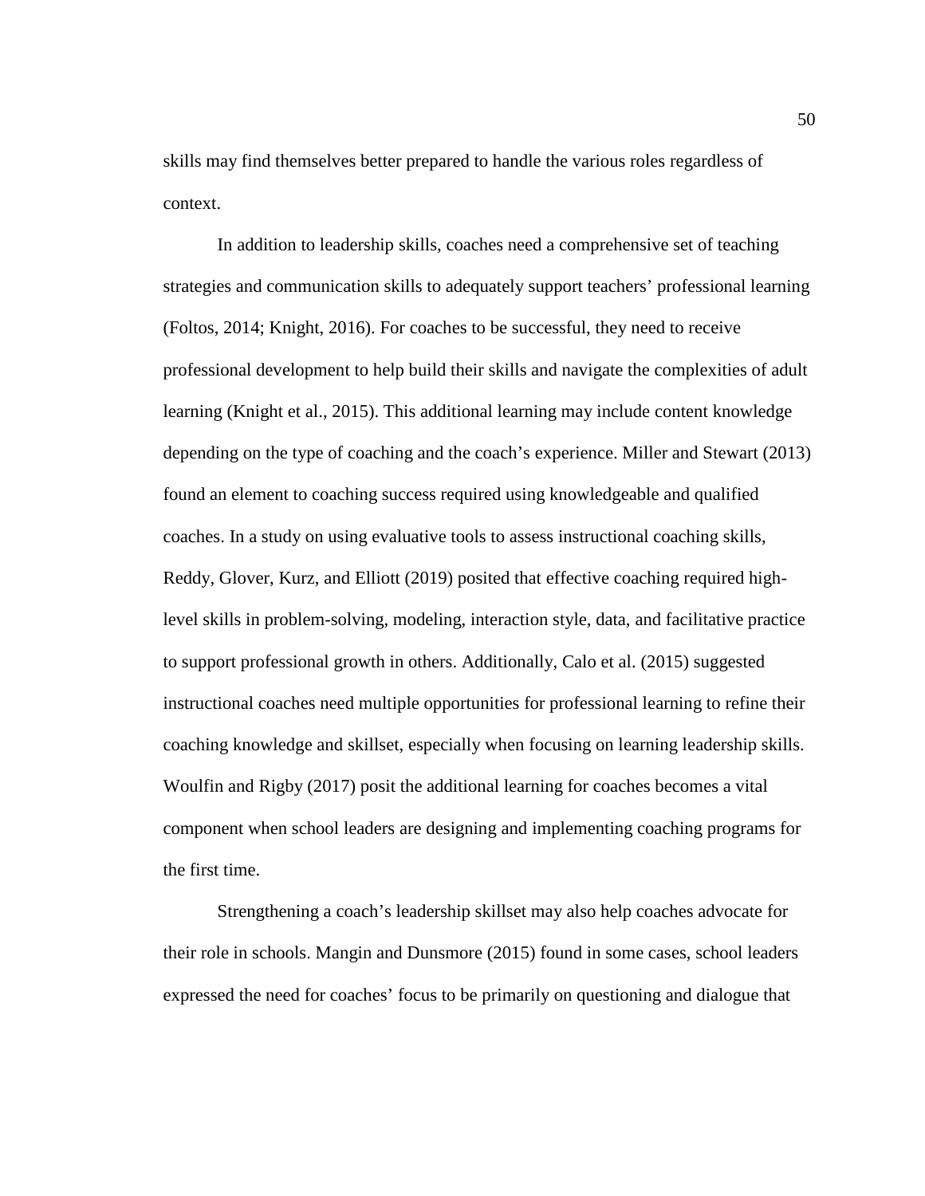skills may find themselves better prepared to handle the various roles regardless of context.

In addition to leadership skills, coaches need a comprehensive set of teaching strategies and communication skills to adequately support teachers' professional learning (Foltos, 2014; Knight, 2016). For coaches to be successful, they need to receive professional development to help build their skills and navigate the complexities of adult learning (Knight et al., 2015). This additional learning may include content knowledge depending on the type of coaching and the coach's experience. Miller and Stewart (2013) found an element to coaching success required using knowledgeable and qualified coaches. In a study on using evaluative tools to assess instructional coaching skills, Reddy, Glover, Kurz, and Elliott (2019) posited that effective coaching required high-level skills in problem-solving, modeling, interaction style, data, and facilitative practice to support professional growth in others. Additionally, Calo et al. (2015) suggested instructional coaches need multiple opportunities for professional learning to refine their coaching knowledge and skillset, especially when focusing on learning leadership skills. Woulfin and Rigby (2017) posit the additional learning for coaches becomes a vital component when school leaders are designing and implementing coaching programs for the first time.

Strengthening a coach's leadership skillset may also help coaches advocate for their role in schools. Mangin and Dunsmore (2015) found in some cases, school leaders expressed the need for coaches' focus to be primarily on questioning and dialogue that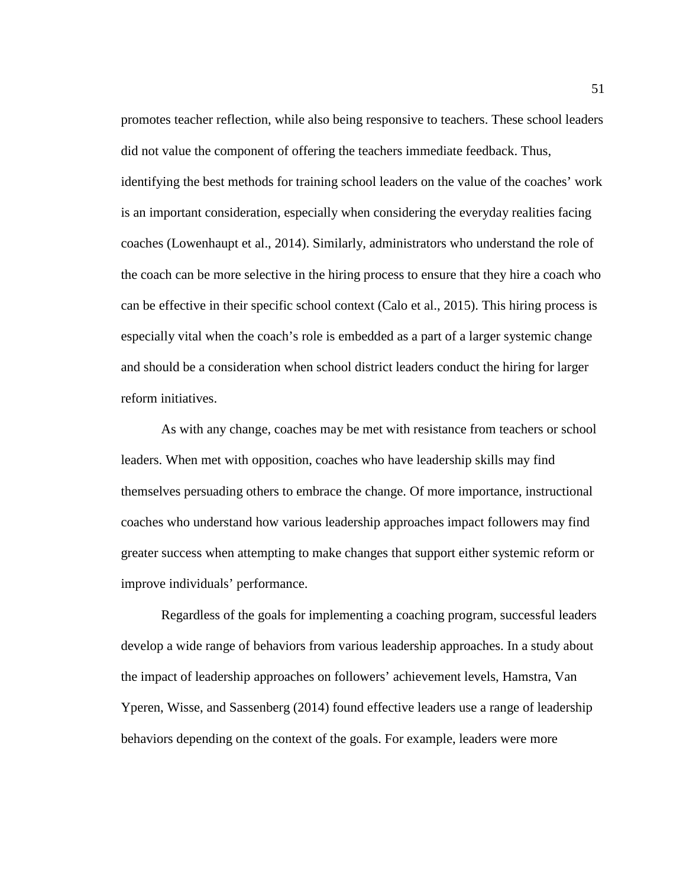promotes teacher reflection, while also being responsive to teachers. These school leaders did not value the component of offering the teachers immediate feedback. Thus, identifying the best methods for training school leaders on the value of the coaches' work is an important consideration, especially when considering the everyday realities facing coaches (Lowenhaupt et al., 2014). Similarly, administrators who understand the role of the coach can be more selective in the hiring process to ensure that they hire a coach who can be effective in their specific school context (Calo et al., 2015). This hiring process is especially vital when the coach's role is embedded as a part of a larger systemic change and should be a consideration when school district leaders conduct the hiring for larger reform initiatives.

As with any change, coaches may be met with resistance from teachers or school leaders. When met with opposition, coaches who have leadership skills may find themselves persuading others to embrace the change. Of more importance, instructional coaches who understand how various leadership approaches impact followers may find greater success when attempting to make changes that support either systemic reform or improve individuals' performance.

Regardless of the goals for implementing a coaching program, successful leaders develop a wide range of behaviors from various leadership approaches. In a study about the impact of leadership approaches on followers' achievement levels, Hamstra, Van Yperen, Wisse, and Sassenberg (2014) found effective leaders use a range of leadership behaviors depending on the context of the goals. For example, leaders were more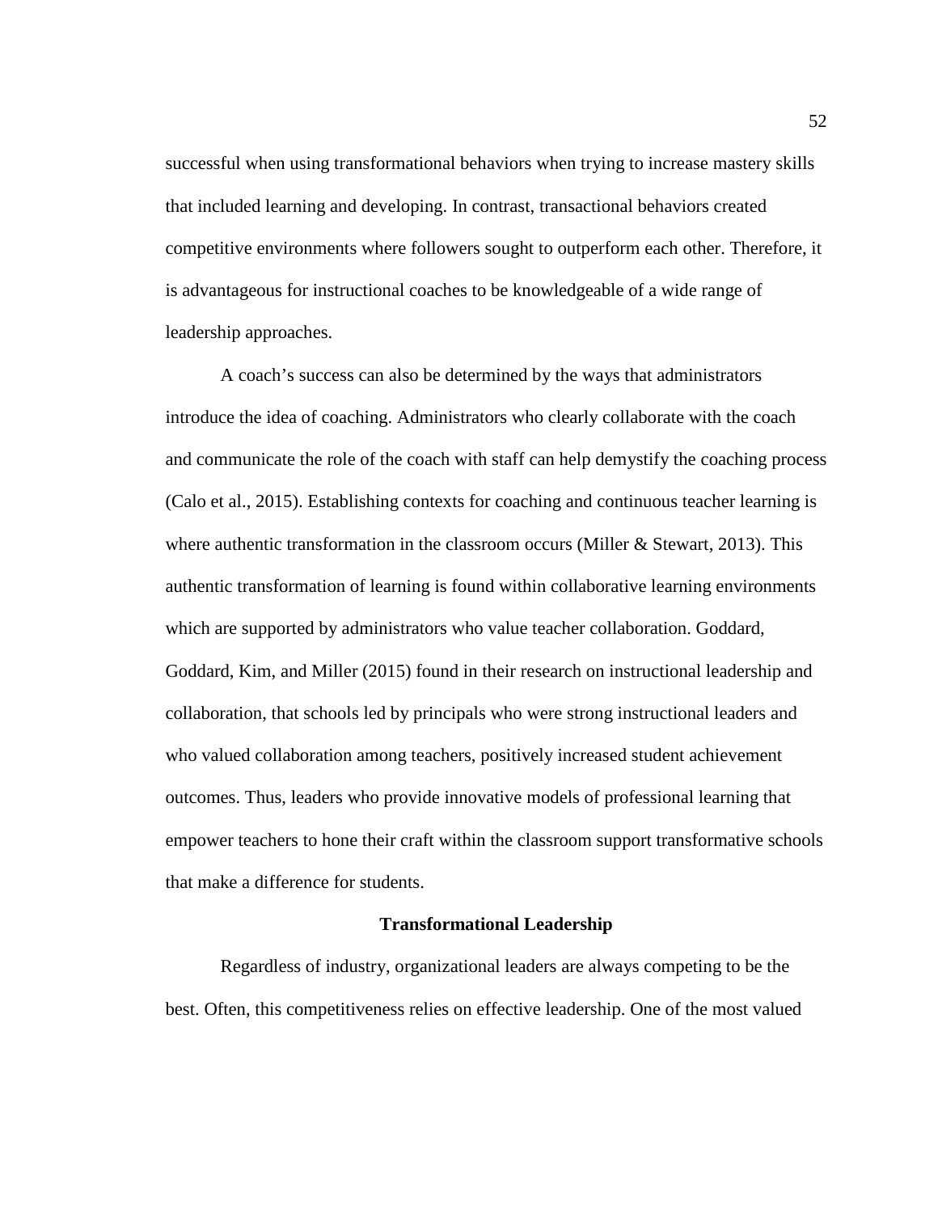successful when using transformational behaviors when trying to increase mastery skills that included learning and developing. In contrast, transactional behaviors created competitive environments where followers sought to outperform each other. Therefore, it is advantageous for instructional coaches to be knowledgeable of a wide range of leadership approaches.

A coach's success can also be determined by the ways that administrators introduce the idea of coaching. Administrators who clearly collaborate with the coach and communicate the role of the coach with staff can help demystify the coaching process (Calo et al., 2015). Establishing contexts for coaching and continuous teacher learning is where authentic transformation in the classroom occurs (Miller & Stewart, 2013). This authentic transformation of learning is found within collaborative learning environments which are supported by administrators who value teacher collaboration. Goddard, Goddard, Kim, and Miller (2015) found in their research on instructional leadership and collaboration, that schools led by principals who were strong instructional leaders and who valued collaboration among teachers, positively increased student achievement outcomes. Thus, leaders who provide innovative models of professional learning that empower teachers to hone their craft within the classroom support transformative schools that make a difference for students.

## Transformational Leadership

Regardless of industry, organizational leaders are always competing to be the best. Often, this competitiveness relies on effective leadership. One of the most valued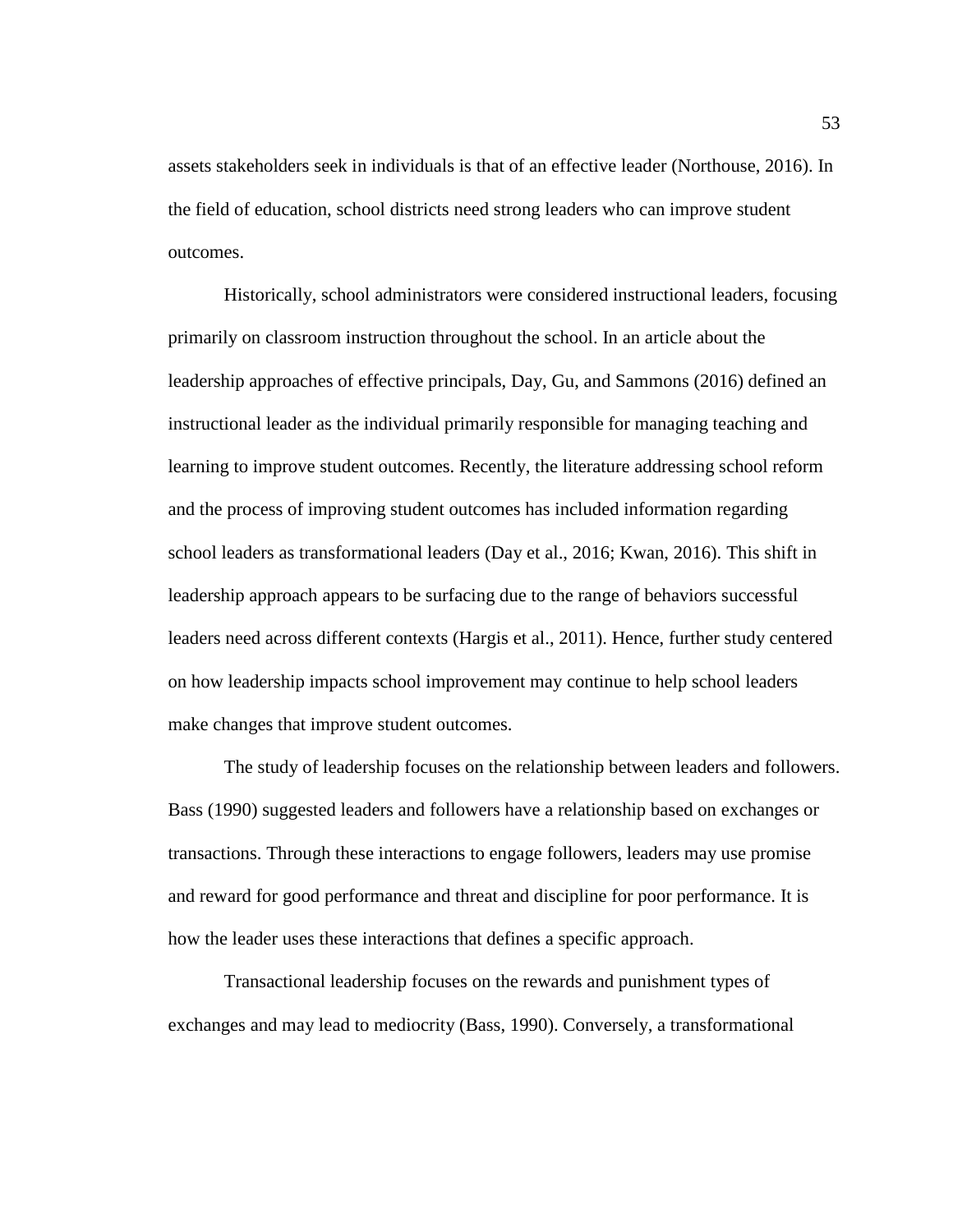assets stakeholders seek in individuals is that of an effective leader (Northouse, 2016). In the field of education, school districts need strong leaders who can improve student outcomes.

Historically, school administrators were considered instructional leaders, focusing primarily on classroom instruction throughout the school. In an article about the leadership approaches of effective principals, Day, Gu, and Sammons (2016) defined an instructional leader as the individual primarily responsible for managing teaching and learning to improve student outcomes. Recently, the literature addressing school reform and the process of improving student outcomes has included information regarding school leaders as transformational leaders (Day et al., 2016; Kwan, 2016). This shift in leadership approach appears to be surfacing due to the range of behaviors successful leaders need across different contexts (Hargis et al., 2011). Hence, further study centered on how leadership impacts school improvement may continue to help school leaders make changes that improve student outcomes.

The study of leadership focuses on the relationship between leaders and followers. Bass (1990) suggested leaders and followers have a relationship based on exchanges or transactions. Through these interactions to engage followers, leaders may use promise and reward for good performance and threat and discipline for poor performance. It is how the leader uses these interactions that defines a specific approach.

Transactional leadership focuses on the rewards and punishment types of exchanges and may lead to mediocrity (Bass, 1990). Conversely, a transformational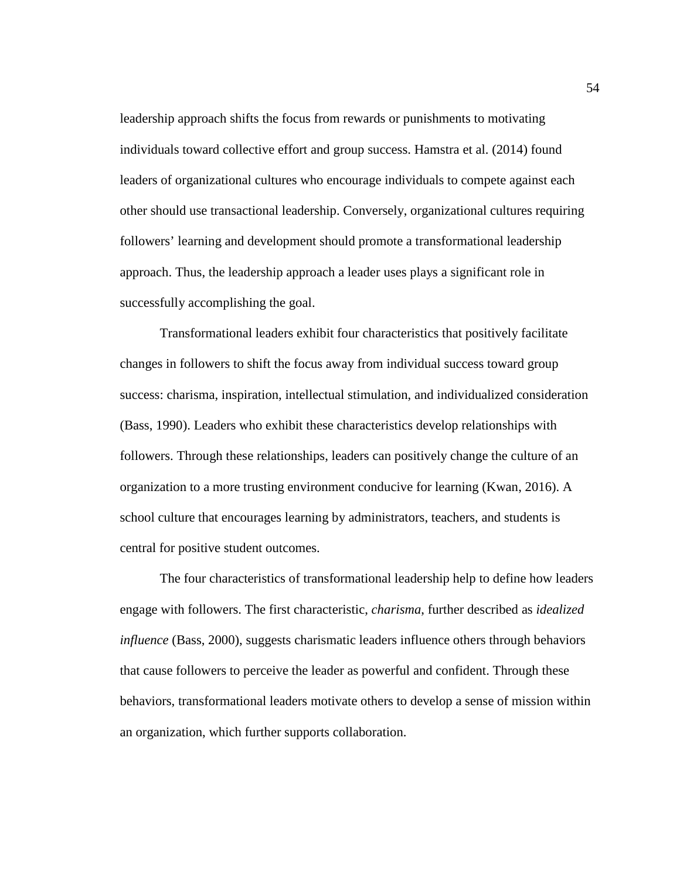leadership approach shifts the focus from rewards or punishments to motivating individuals toward collective effort and group success. Hamstra et al. (2014) found leaders of organizational cultures who encourage individuals to compete against each other should use transactional leadership. Conversely, organizational cultures requiring followers' learning and development should promote a transformational leadership approach. Thus, the leadership approach a leader uses plays a significant role in successfully accomplishing the goal.

Transformational leaders exhibit four characteristics that positively facilitate changes in followers to shift the focus away from individual success toward group success: charisma, inspiration, intellectual stimulation, and individualized consideration (Bass, 1990). Leaders who exhibit these characteristics develop relationships with followers. Through these relationships, leaders can positively change the culture of an organization to a more trusting environment conducive for learning (Kwan, 2016). A school culture that encourages learning by administrators, teachers, and students is central for positive student outcomes.

The four characteristics of transformational leadership help to define how leaders engage with followers. The first characteristic, *charisma*, further described as *idealized influence* (Bass, 2000), suggests charismatic leaders influence others through behaviors that cause followers to perceive the leader as powerful and confident. Through these behaviors, transformational leaders motivate others to develop a sense of mission within an organization, which further supports collaboration.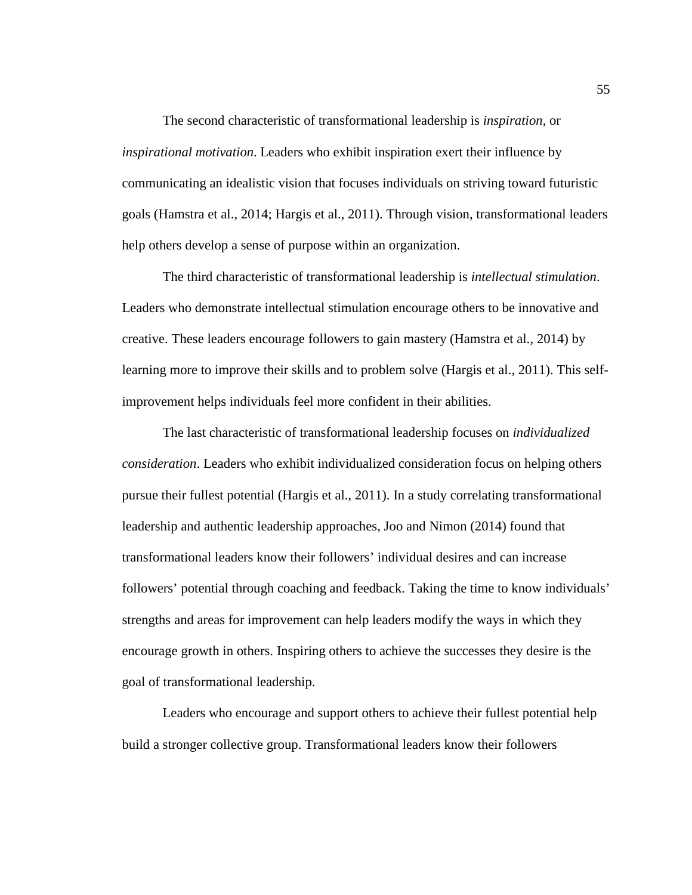The second characteristic of transformational leadership is *inspiration*, or *inspirational motivation*. Leaders who exhibit inspiration exert their influence by communicating an idealistic vision that focuses individuals on striving toward futuristic goals (Hamstra et al., 2014; Hargis et al., 2011). Through vision, transformational leaders help others develop a sense of purpose within an organization.

The third characteristic of transformational leadership is *intellectual stimulation*. Leaders who demonstrate intellectual stimulation encourage others to be innovative and creative. These leaders encourage followers to gain mastery (Hamstra et al., 2014) by learning more to improve their skills and to problem solve (Hargis et al., 2011). This self-improvement helps individuals feel more confident in their abilities.

The last characteristic of transformational leadership focuses on *individualized consideration*. Leaders who exhibit individualized consideration focus on helping others pursue their fullest potential (Hargis et al., 2011). In a study correlating transformational leadership and authentic leadership approaches, Joo and Nimon (2014) found that transformational leaders know their followers' individual desires and can increase followers' potential through coaching and feedback. Taking the time to know individuals' strengths and areas for improvement can help leaders modify the ways in which they encourage growth in others. Inspiring others to achieve the successes they desire is the goal of transformational leadership.

Leaders who encourage and support others to achieve their fullest potential help build a stronger collective group. Transformational leaders know their followers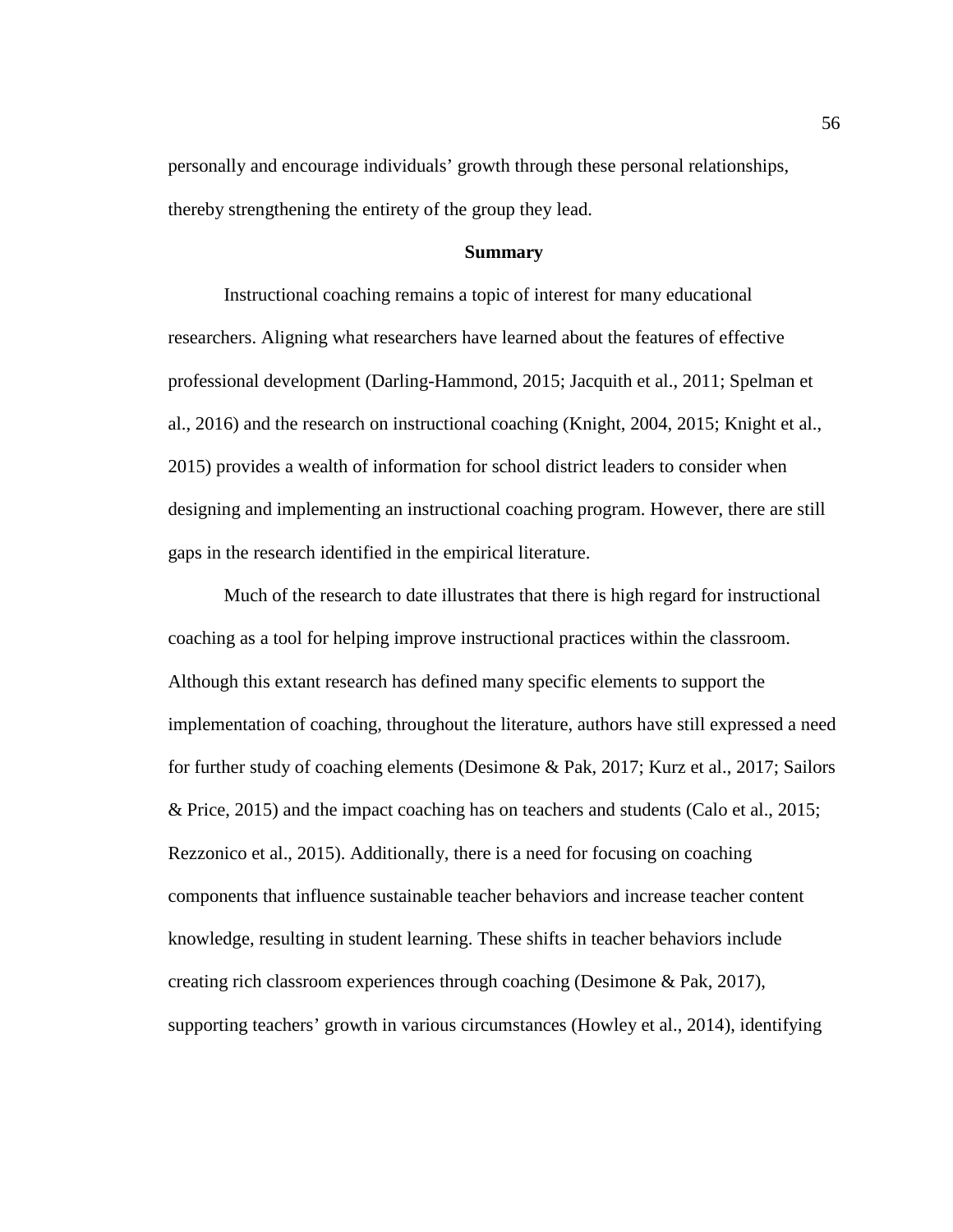personally and encourage individuals' growth through these personal relationships, thereby strengthening the entirety of the group they lead.

## Summary

Instructional coaching remains a topic of interest for many educational researchers. Aligning what researchers have learned about the features of effective professional development (Darling-Hammond, 2015; Jacquith et al., 2011; Spelman et al., 2016) and the research on instructional coaching (Knight, 2004, 2015; Knight et al., 2015) provides a wealth of information for school district leaders to consider when designing and implementing an instructional coaching program. However, there are still gaps in the research identified in the empirical literature.

Much of the research to date illustrates that there is high regard for instructional coaching as a tool for helping improve instructional practices within the classroom. Although this extant research has defined many specific elements to support the implementation of coaching, throughout the literature, authors have still expressed a need for further study of coaching elements (Desimone & Pak, 2017; Kurz et al., 2017; Sailors & Price, 2015) and the impact coaching has on teachers and students (Calo et al., 2015; Rezzonico et al., 2015). Additionally, there is a need for focusing on coaching components that influence sustainable teacher behaviors and increase teacher content knowledge, resulting in student learning. These shifts in teacher behaviors include creating rich classroom experiences through coaching (Desimone & Pak, 2017), supporting teachers' growth in various circumstances (Howley et al., 2014), identifying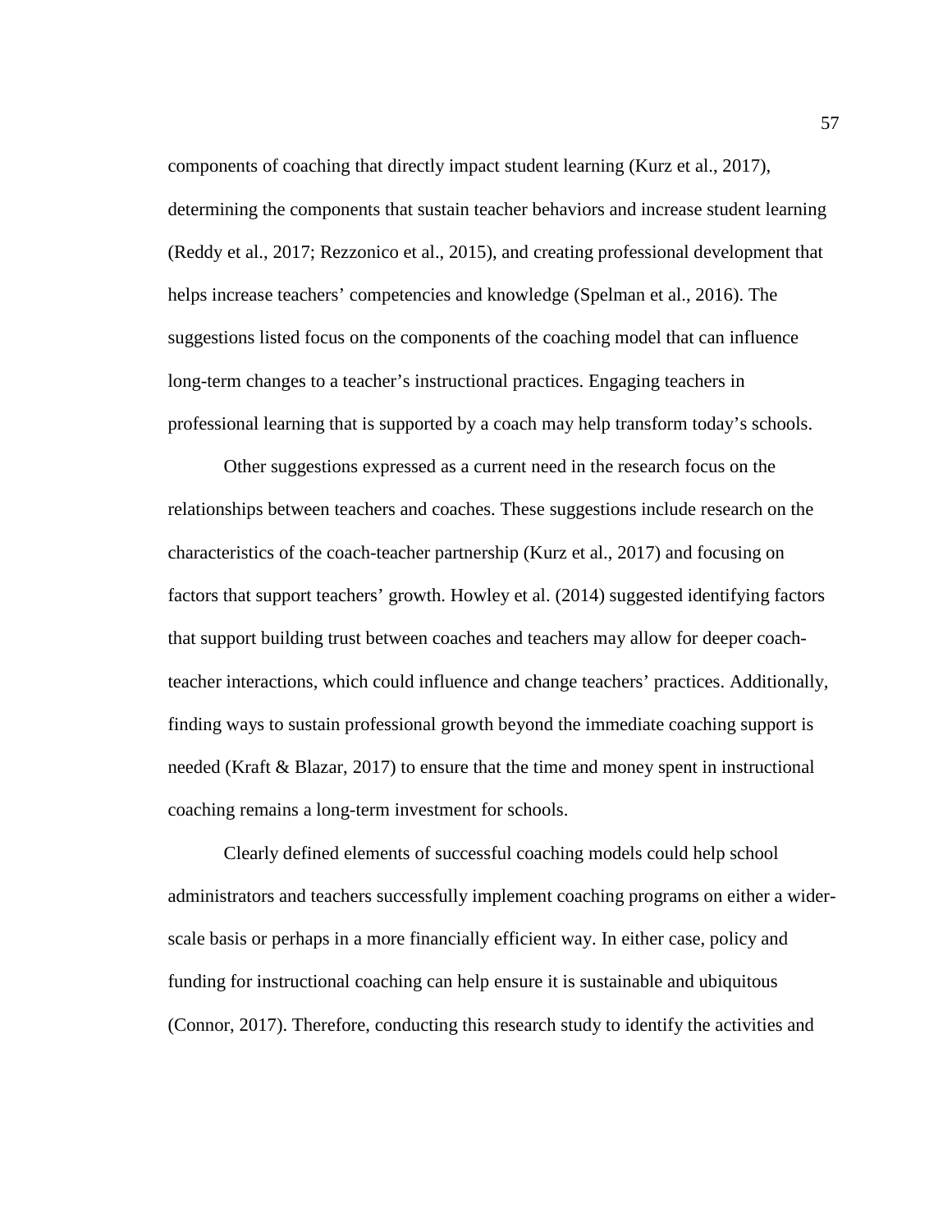components of coaching that directly impact student learning (Kurz et al., 2017), determining the components that sustain teacher behaviors and increase student learning (Reddy et al., 2017; Rezzonico et al., 2015), and creating professional development that helps increase teachers' competencies and knowledge (Spelman et al., 2016). The suggestions listed focus on the components of the coaching model that can influence long-term changes to a teacher's instructional practices. Engaging teachers in professional learning that is supported by a coach may help transform today's schools.

Other suggestions expressed as a current need in the research focus on the relationships between teachers and coaches. These suggestions include research on the characteristics of the coach-teacher partnership (Kurz et al., 2017) and focusing on factors that support teachers' growth. Howley et al. (2014) suggested identifying factors that support building trust between coaches and teachers may allow for deeper coach-teacher interactions, which could influence and change teachers' practices. Additionally, finding ways to sustain professional growth beyond the immediate coaching support is needed (Kraft & Blazar, 2017) to ensure that the time and money spent in instructional coaching remains a long-term investment for schools.

Clearly defined elements of successful coaching models could help school administrators and teachers successfully implement coaching programs on either a wider-scale basis or perhaps in a more financially efficient way. In either case, policy and funding for instructional coaching can help ensure it is sustainable and ubiquitous (Connor, 2017). Therefore, conducting this research study to identify the activities and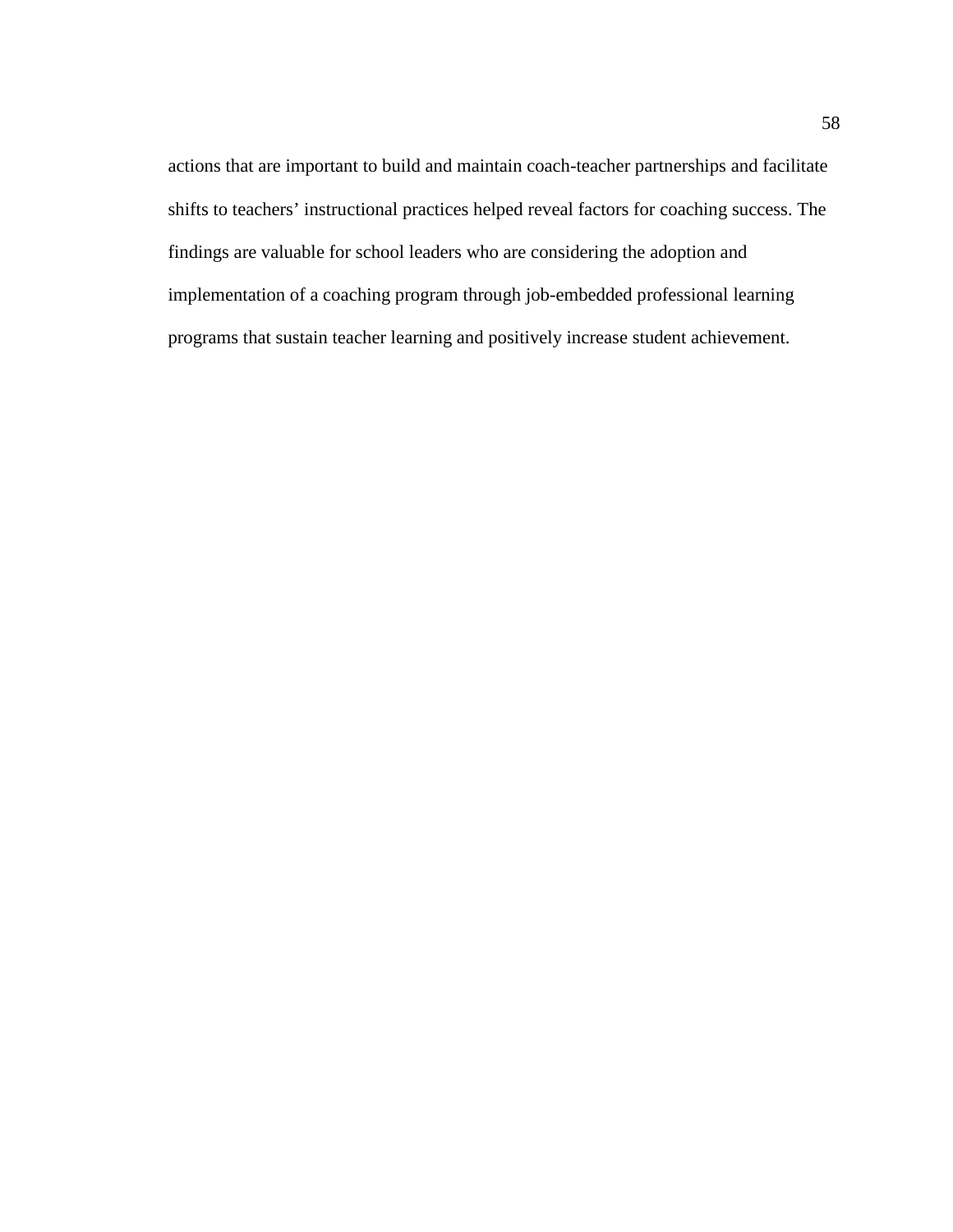actions that are important to build and maintain coach-teacher partnerships and facilitate shifts to teachers' instructional practices helped reveal factors for coaching success. The findings are valuable for school leaders who are considering the adoption and implementation of a coaching program through job-embedded professional learning programs that sustain teacher learning and positively increase student achievement.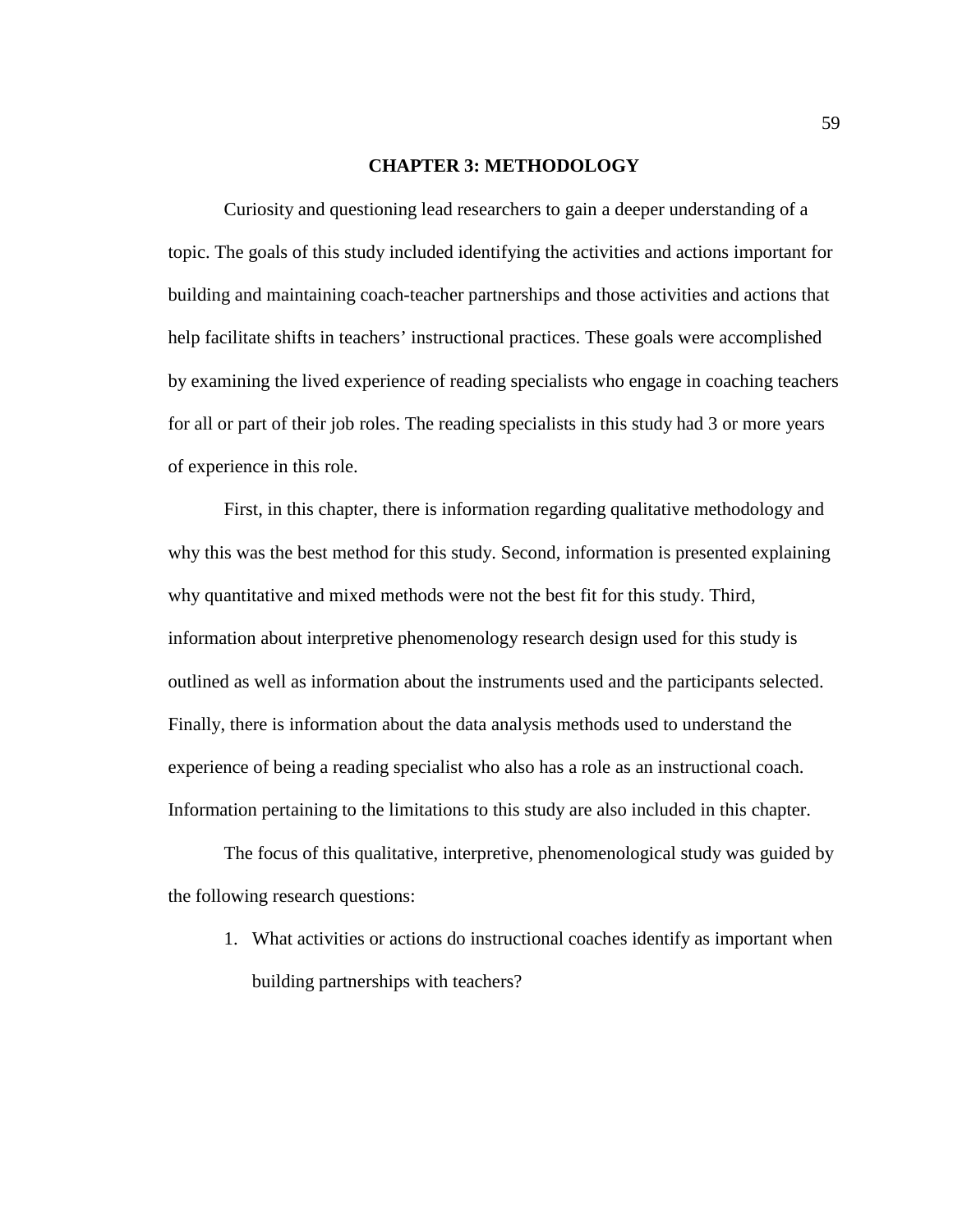# CHAPTER 3: METHODOLOGY

Curiosity and questioning lead researchers to gain a deeper understanding of a topic. The goals of this study included identifying the activities and actions important for building and maintaining coach-teacher partnerships and those activities and actions that help facilitate shifts in teachers' instructional practices. These goals were accomplished by examining the lived experience of reading specialists who engage in coaching teachers for all or part of their job roles. The reading specialists in this study had 3 or more years of experience in this role.

First, in this chapter, there is information regarding qualitative methodology and why this was the best method for this study. Second, information is presented explaining why quantitative and mixed methods were not the best fit for this study. Third, information about interpretive phenomenology research design used for this study is outlined as well as information about the instruments used and the participants selected. Finally, there is information about the data analysis methods used to understand the experience of being a reading specialist who also has a role as an instructional coach. Information pertaining to the limitations to this study are also included in this chapter.

The focus of this qualitative, interpretive, phenomenological study was guided by the following research questions:

1. What activities or actions do instructional coaches identify as important when building partnerships with teachers?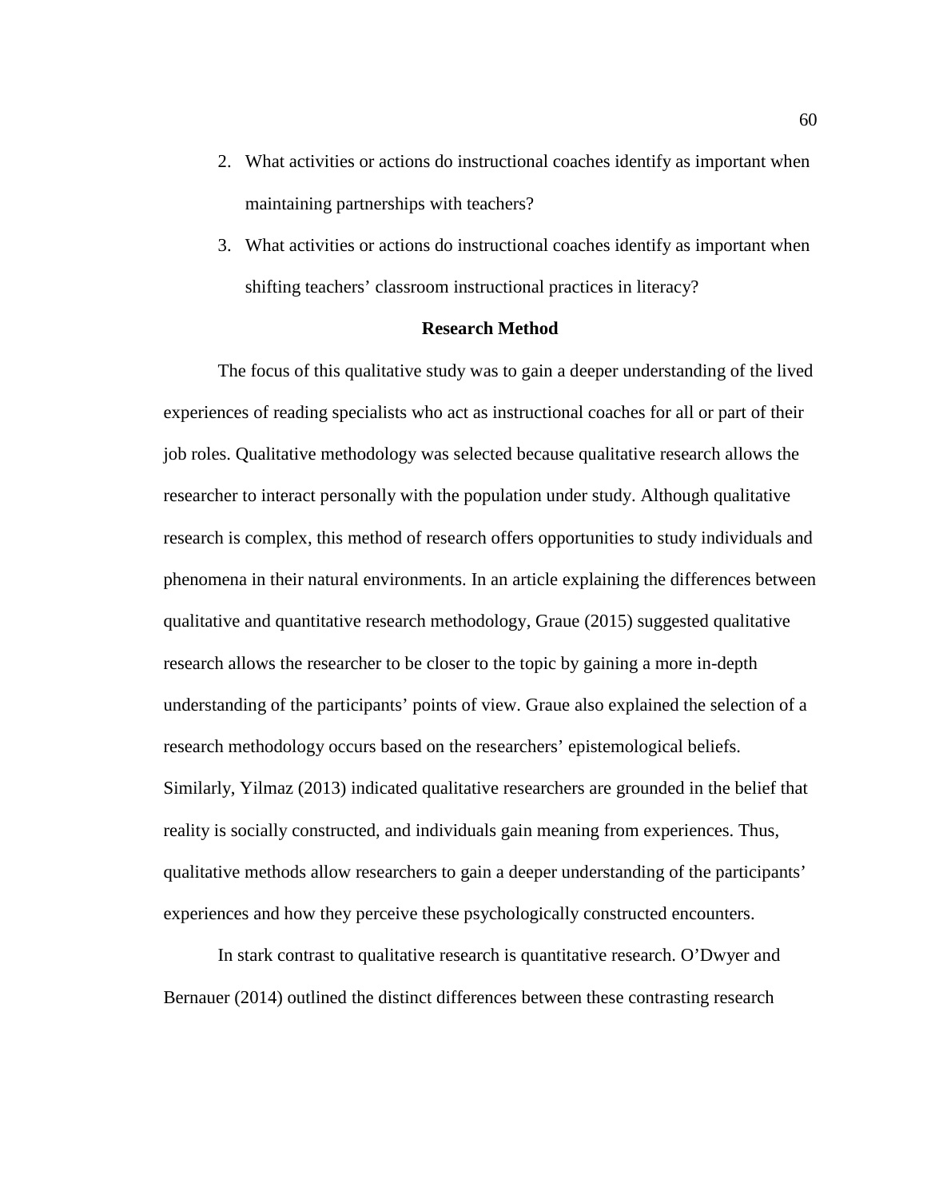2. What activities or actions do instructional coaches identify as important when maintaining partnerships with teachers?
3. What activities or actions do instructional coaches identify as important when shifting teachers' classroom instructional practices in literacy?

## Research Method

The focus of this qualitative study was to gain a deeper understanding of the lived experiences of reading specialists who act as instructional coaches for all or part of their job roles. Qualitative methodology was selected because qualitative research allows the researcher to interact personally with the population under study. Although qualitative research is complex, this method of research offers opportunities to study individuals and phenomena in their natural environments. In an article explaining the differences between qualitative and quantitative research methodology, Graue (2015) suggested qualitative research allows the researcher to be closer to the topic by gaining a more in-depth understanding of the participants' points of view. Graue also explained the selection of a research methodology occurs based on the researchers' epistemological beliefs. Similarly, Yilmaz (2013) indicated qualitative researchers are grounded in the belief that reality is socially constructed, and individuals gain meaning from experiences. Thus, qualitative methods allow researchers to gain a deeper understanding of the participants' experiences and how they perceive these psychologically constructed encounters.

In stark contrast to qualitative research is quantitative research. O'Dwyer and Bernauer (2014) outlined the distinct differences between these contrasting research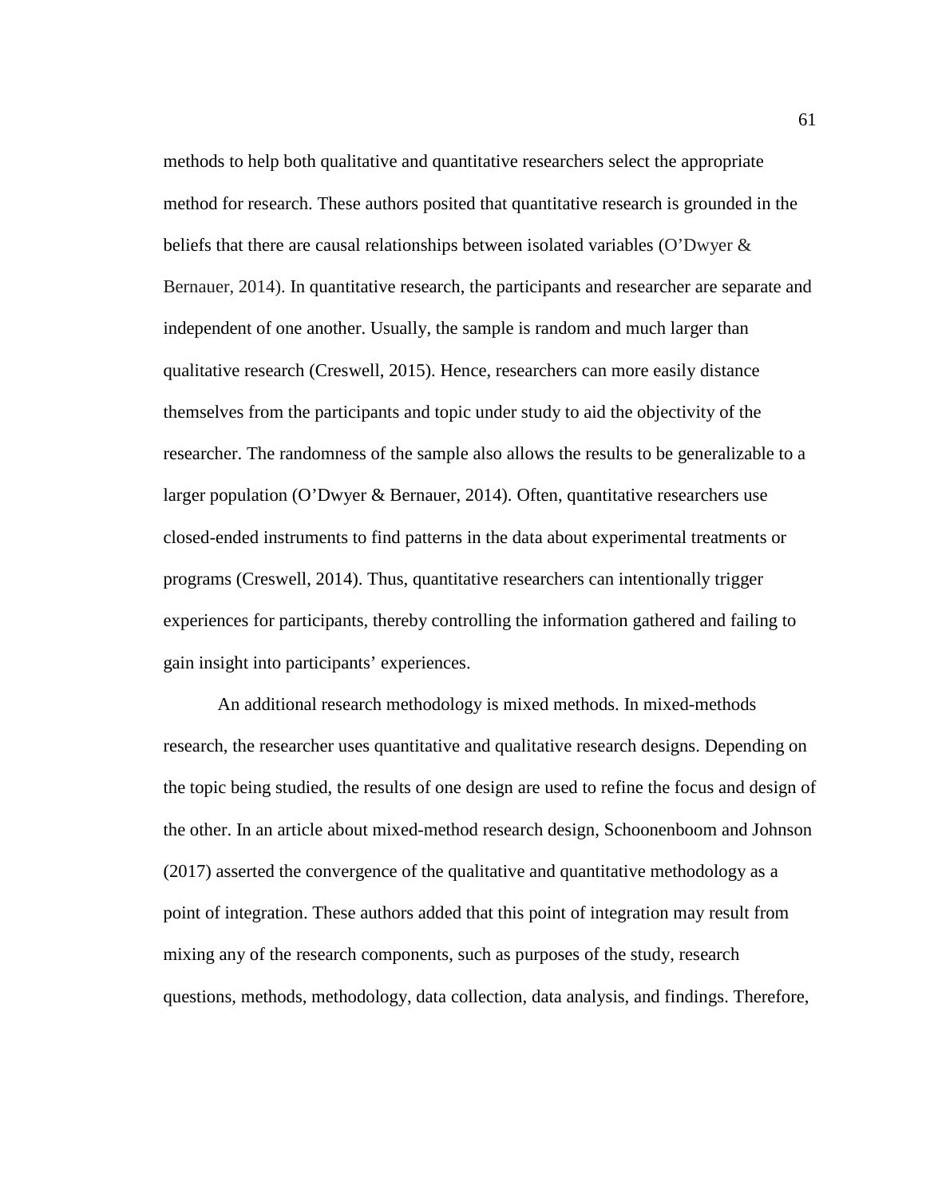methods to help both qualitative and quantitative researchers select the appropriate method for research. These authors posited that quantitative research is grounded in the beliefs that there are causal relationships between isolated variables (O'Dwyer & Bernauer, 2014). In quantitative research, the participants and researcher are separate and independent of one another. Usually, the sample is random and much larger than qualitative research (Creswell, 2015). Hence, researchers can more easily distance themselves from the participants and topic under study to aid the objectivity of the researcher. The randomness of the sample also allows the results to be generalizable to a larger population (O'Dwyer & Bernauer, 2014). Often, quantitative researchers use closed-ended instruments to find patterns in the data about experimental treatments or programs (Creswell, 2014). Thus, quantitative researchers can intentionally trigger experiences for participants, thereby controlling the information gathered and failing to gain insight into participants' experiences.

An additional research methodology is mixed methods. In mixed-methods research, the researcher uses quantitative and qualitative research designs. Depending on the topic being studied, the results of one design are used to refine the focus and design of the other. In an article about mixed-method research design, Schoonenboom and Johnson (2017) asserted the convergence of the qualitative and quantitative methodology as a point of integration. These authors added that this point of integration may result from mixing any of the research components, such as purposes of the study, research questions, methods, methodology, data collection, data analysis, and findings. Therefore,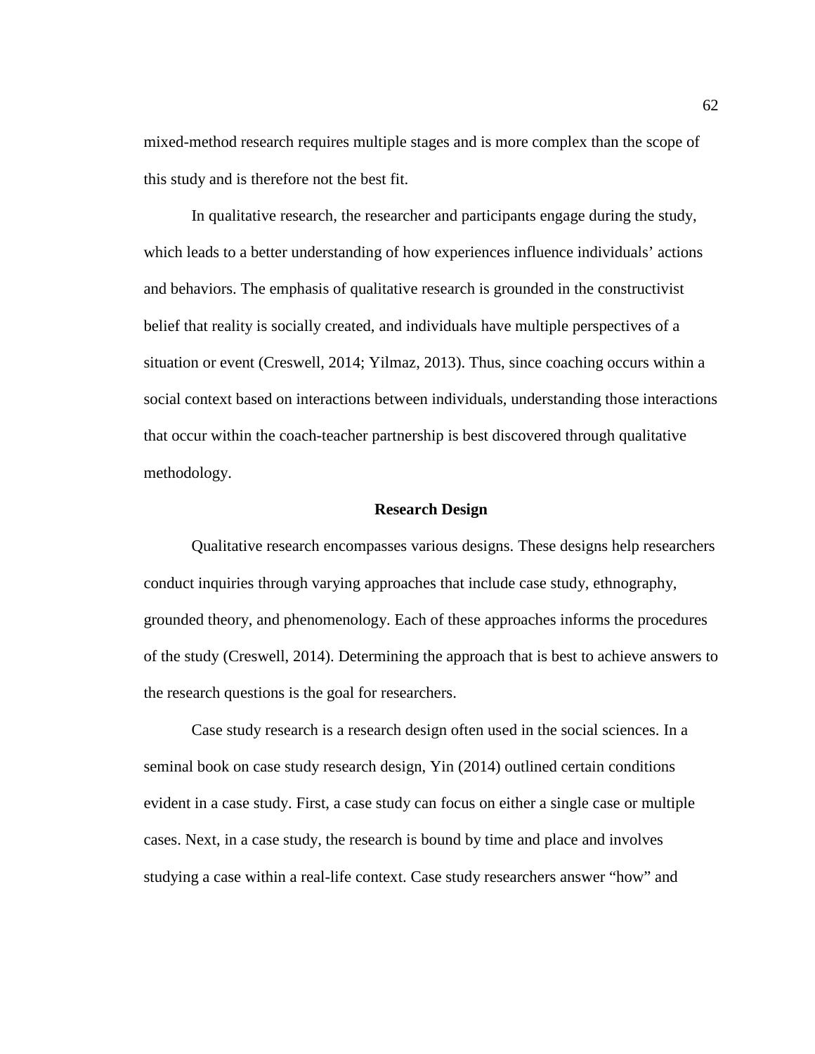mixed-method research requires multiple stages and is more complex than the scope of this study and is therefore not the best fit.

In qualitative research, the researcher and participants engage during the study, which leads to a better understanding of how experiences influence individuals' actions and behaviors. The emphasis of qualitative research is grounded in the constructivist belief that reality is socially created, and individuals have multiple perspectives of a situation or event (Creswell, 2014; Yilmaz, 2013). Thus, since coaching occurs within a social context based on interactions between individuals, understanding those interactions that occur within the coach-teacher partnership is best discovered through qualitative methodology.

## Research Design

Qualitative research encompasses various designs. These designs help researchers conduct inquiries through varying approaches that include case study, ethnography, grounded theory, and phenomenology. Each of these approaches informs the procedures of the study (Creswell, 2014). Determining the approach that is best to achieve answers to the research questions is the goal for researchers.

Case study research is a research design often used in the social sciences. In a seminal book on case study research design, Yin (2014) outlined certain conditions evident in a case study. First, a case study can focus on either a single case or multiple cases. Next, in a case study, the research is bound by time and place and involves studying a case within a real-life context. Case study researchers answer "how" and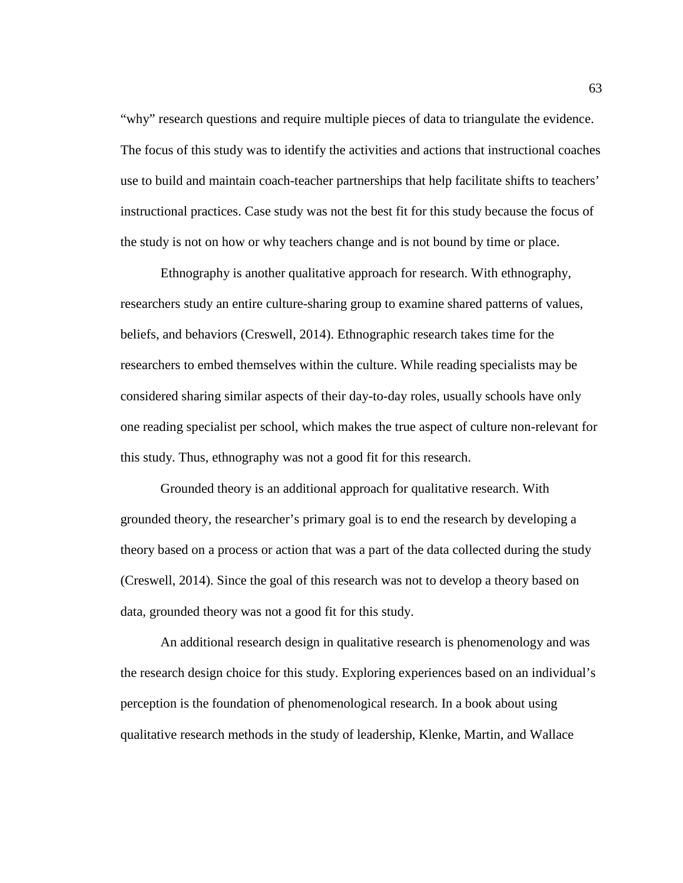"why" research questions and require multiple pieces of data to triangulate the evidence. The focus of this study was to identify the activities and actions that instructional coaches use to build and maintain coach-teacher partnerships that help facilitate shifts to teachers' instructional practices. Case study was not the best fit for this study because the focus of the study is not on how or why teachers change and is not bound by time or place.

Ethnography is another qualitative approach for research. With ethnography, researchers study an entire culture-sharing group to examine shared patterns of values, beliefs, and behaviors (Creswell, 2014). Ethnographic research takes time for the researchers to embed themselves within the culture. While reading specialists may be considered sharing similar aspects of their day-to-day roles, usually schools have only one reading specialist per school, which makes the true aspect of culture non-relevant for this study. Thus, ethnography was not a good fit for this research.

Grounded theory is an additional approach for qualitative research. With grounded theory, the researcher's primary goal is to end the research by developing a theory based on a process or action that was a part of the data collected during the study (Creswell, 2014). Since the goal of this research was not to develop a theory based on data, grounded theory was not a good fit for this study.

An additional research design in qualitative research is phenomenology and was the research design choice for this study. Exploring experiences based on an individual's perception is the foundation of phenomenological research. In a book about using qualitative research methods in the study of leadership, Klenke, Martin, and Wallace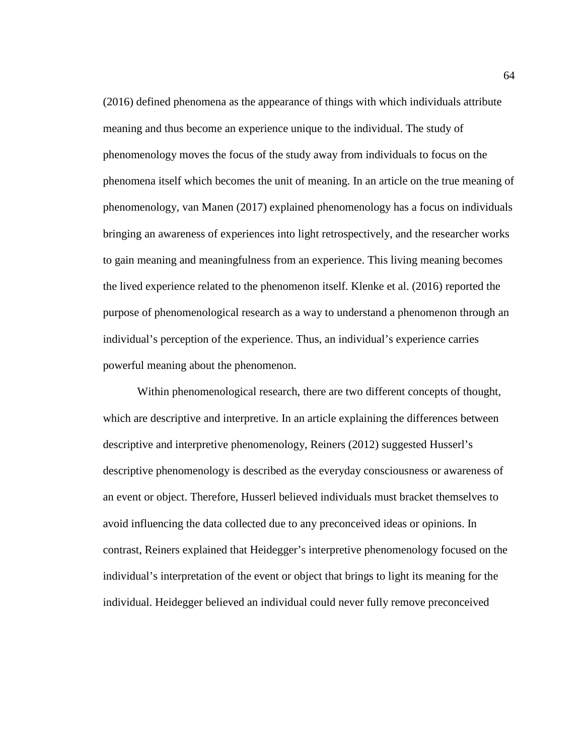(2016) defined phenomena as the appearance of things with which individuals attribute meaning and thus become an experience unique to the individual. The study of phenomenology moves the focus of the study away from individuals to focus on the phenomena itself which becomes the unit of meaning. In an article on the true meaning of phenomenology, van Manen (2017) explained phenomenology has a focus on individuals bringing an awareness of experiences into light retrospectively, and the researcher works to gain meaning and meaningfulness from an experience. This living meaning becomes the lived experience related to the phenomenon itself. Klenke et al. (2016) reported the purpose of phenomenological research as a way to understand a phenomenon through an individual's perception of the experience. Thus, an individual's experience carries powerful meaning about the phenomenon.

Within phenomenological research, there are two different concepts of thought, which are descriptive and interpretive. In an article explaining the differences between descriptive and interpretive phenomenology, Reiners (2012) suggested Husserl's descriptive phenomenology is described as the everyday consciousness or awareness of an event or object. Therefore, Husserl believed individuals must bracket themselves to avoid influencing the data collected due to any preconceived ideas or opinions. In contrast, Reiners explained that Heidegger's interpretive phenomenology focused on the individual's interpretation of the event or object that brings to light its meaning for the individual. Heidegger believed an individual could never fully remove preconceived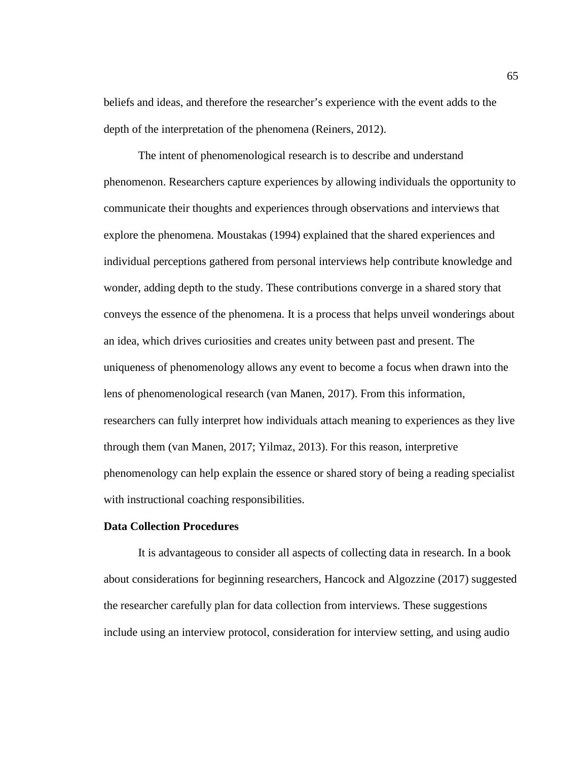beliefs and ideas, and therefore the researcher's experience with the event adds to the depth of the interpretation of the phenomena (Reiners, 2012).

The intent of phenomenological research is to describe and understand phenomenon. Researchers capture experiences by allowing individuals the opportunity to communicate their thoughts and experiences through observations and interviews that explore the phenomena. Moustakas (1994) explained that the shared experiences and individual perceptions gathered from personal interviews help contribute knowledge and wonder, adding depth to the study. These contributions converge in a shared story that conveys the essence of the phenomena. It is a process that helps unveil wonderings about an idea, which drives curiosities and creates unity between past and present. The uniqueness of phenomenology allows any event to become a focus when drawn into the lens of phenomenological research (van Manen, 2017). From this information, researchers can fully interpret how individuals attach meaning to experiences as they live through them (van Manen, 2017; Yilmaz, 2013). For this reason, interpretive phenomenology can help explain the essence or shared story of being a reading specialist with instructional coaching responsibilities.

**Data Collection Procedures**

It is advantageous to consider all aspects of collecting data in research. In a book about considerations for beginning researchers, Hancock and Algozzine (2017) suggested the researcher carefully plan for data collection from interviews. These suggestions include using an interview protocol, consideration for interview setting, and using audio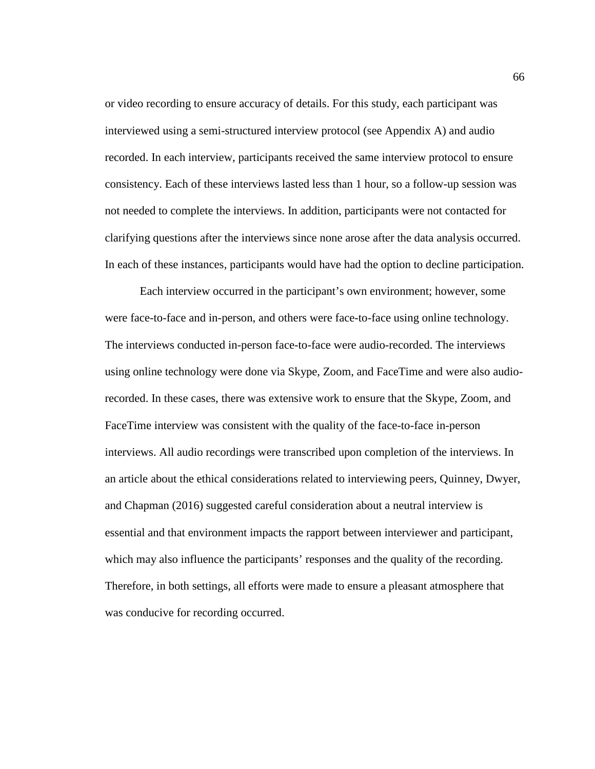or video recording to ensure accuracy of details. For this study, each participant was interviewed using a semi-structured interview protocol (see Appendix A) and audio recorded. In each interview, participants received the same interview protocol to ensure consistency. Each of these interviews lasted less than 1 hour, so a follow-up session was not needed to complete the interviews. In addition, participants were not contacted for clarifying questions after the interviews since none arose after the data analysis occurred. In each of these instances, participants would have had the option to decline participation.

Each interview occurred in the participant's own environment; however, some were face-to-face and in-person, and others were face-to-face using online technology. The interviews conducted in-person face-to-face were audio-recorded. The interviews using online technology were done via Skype, Zoom, and FaceTime and were also audio-recorded. In these cases, there was extensive work to ensure that the Skype, Zoom, and FaceTime interview was consistent with the quality of the face-to-face in-person interviews. All audio recordings were transcribed upon completion of the interviews. In an article about the ethical considerations related to interviewing peers, Quinney, Dwyer, and Chapman (2016) suggested careful consideration about a neutral interview is essential and that environment impacts the rapport between interviewer and participant, which may also influence the participants' responses and the quality of the recording. Therefore, in both settings, all efforts were made to ensure a pleasant atmosphere that was conducive for recording occurred.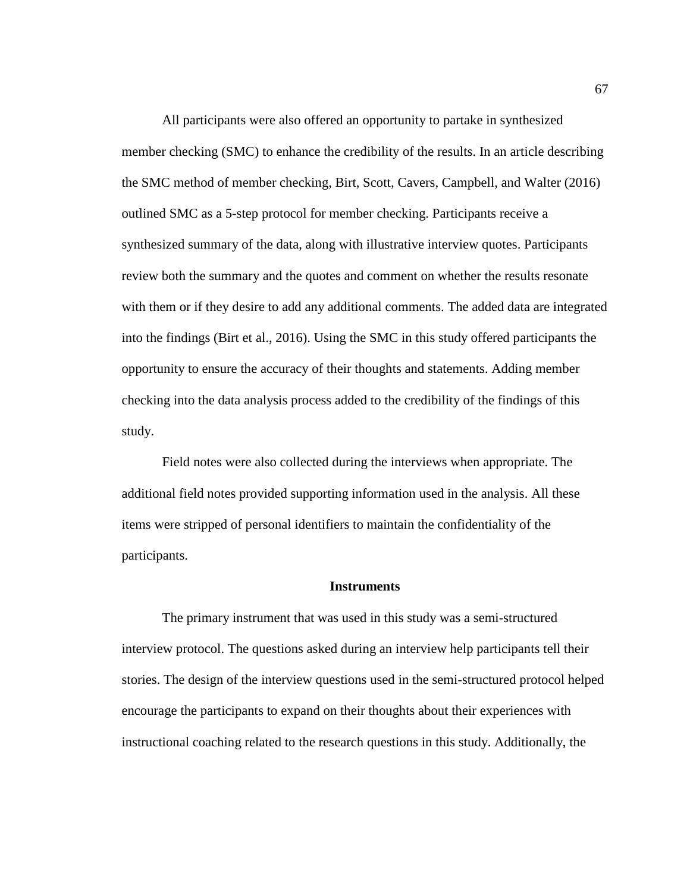All participants were also offered an opportunity to partake in synthesized member checking (SMC) to enhance the credibility of the results. In an article describing the SMC method of member checking, Birt, Scott, Cavers, Campbell, and Walter (2016) outlined SMC as a 5-step protocol for member checking. Participants receive a synthesized summary of the data, along with illustrative interview quotes. Participants review both the summary and the quotes and comment on whether the results resonate with them or if they desire to add any additional comments. The added data are integrated into the findings (Birt et al., 2016). Using the SMC in this study offered participants the opportunity to ensure the accuracy of their thoughts and statements. Adding member checking into the data analysis process added to the credibility of the findings of this study.

Field notes were also collected during the interviews when appropriate. The additional field notes provided supporting information used in the analysis. All these items were stripped of personal identifiers to maintain the confidentiality of the participants.

## Instruments

The primary instrument that was used in this study was a semi-structured interview protocol. The questions asked during an interview help participants tell their stories. The design of the interview questions used in the semi-structured protocol helped encourage the participants to expand on their thoughts about their experiences with instructional coaching related to the research questions in this study. Additionally, the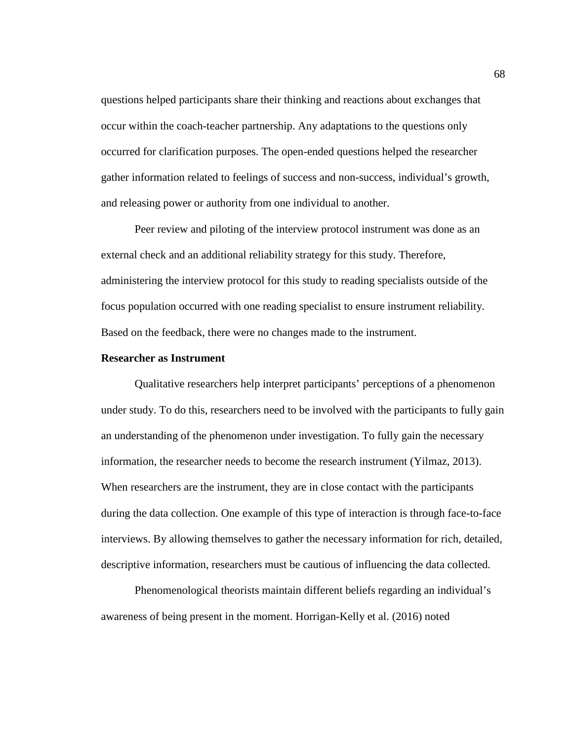questions helped participants share their thinking and reactions about exchanges that occur within the coach-teacher partnership. Any adaptations to the questions only occurred for clarification purposes. The open-ended questions helped the researcher gather information related to feelings of success and non-success, individual's growth, and releasing power or authority from one individual to another.

Peer review and piloting of the interview protocol instrument was done as an external check and an additional reliability strategy for this study. Therefore, administering the interview protocol for this study to reading specialists outside of the focus population occurred with one reading specialist to ensure instrument reliability. Based on the feedback, there were no changes made to the instrument.

**Researcher as Instrument**

Qualitative researchers help interpret participants' perceptions of a phenomenon under study. To do this, researchers need to be involved with the participants to fully gain an understanding of the phenomenon under investigation. To fully gain the necessary information, the researcher needs to become the research instrument (Yilmaz, 2013). When researchers are the instrument, they are in close contact with the participants during the data collection. One example of this type of interaction is through face-to-face interviews. By allowing themselves to gather the necessary information for rich, detailed, descriptive information, researchers must be cautious of influencing the data collected.

Phenomenological theorists maintain different beliefs regarding an individual's awareness of being present in the moment. Horrigan-Kelly et al. (2016) noted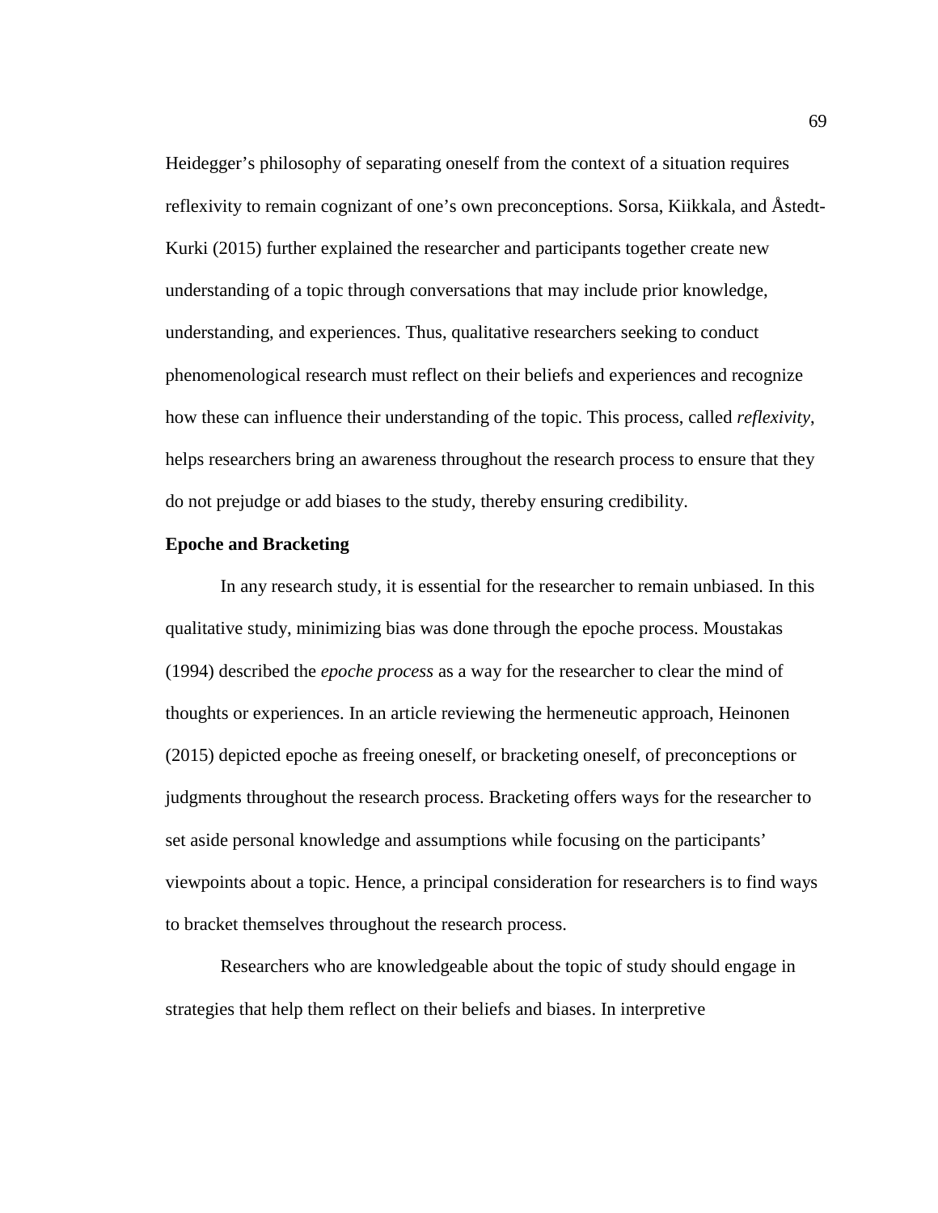Heidegger's philosophy of separating oneself from the context of a situation requires reflexivity to remain cognizant of one's own preconceptions. Sorsa, Kiikkala, and Åstedt-Kurki (2015) further explained the researcher and participants together create new understanding of a topic through conversations that may include prior knowledge, understanding, and experiences. Thus, qualitative researchers seeking to conduct phenomenological research must reflect on their beliefs and experiences and recognize how these can influence their understanding of the topic. This process, called *reflexivity*, helps researchers bring an awareness throughout the research process to ensure that they do not prejudge or add biases to the study, thereby ensuring credibility.

**Epoche and Bracketing**

In any research study, it is essential for the researcher to remain unbiased. In this qualitative study, minimizing bias was done through the epoche process. Moustakas (1994) described the *epoche process* as a way for the researcher to clear the mind of thoughts or experiences. In an article reviewing the hermeneutic approach, Heinonen (2015) depicted epoche as freeing oneself, or bracketing oneself, of preconceptions or judgments throughout the research process. Bracketing offers ways for the researcher to set aside personal knowledge and assumptions while focusing on the participants' viewpoints about a topic. Hence, a principal consideration for researchers is to find ways to bracket themselves throughout the research process.

Researchers who are knowledgeable about the topic of study should engage in strategies that help them reflect on their beliefs and biases. In interpretive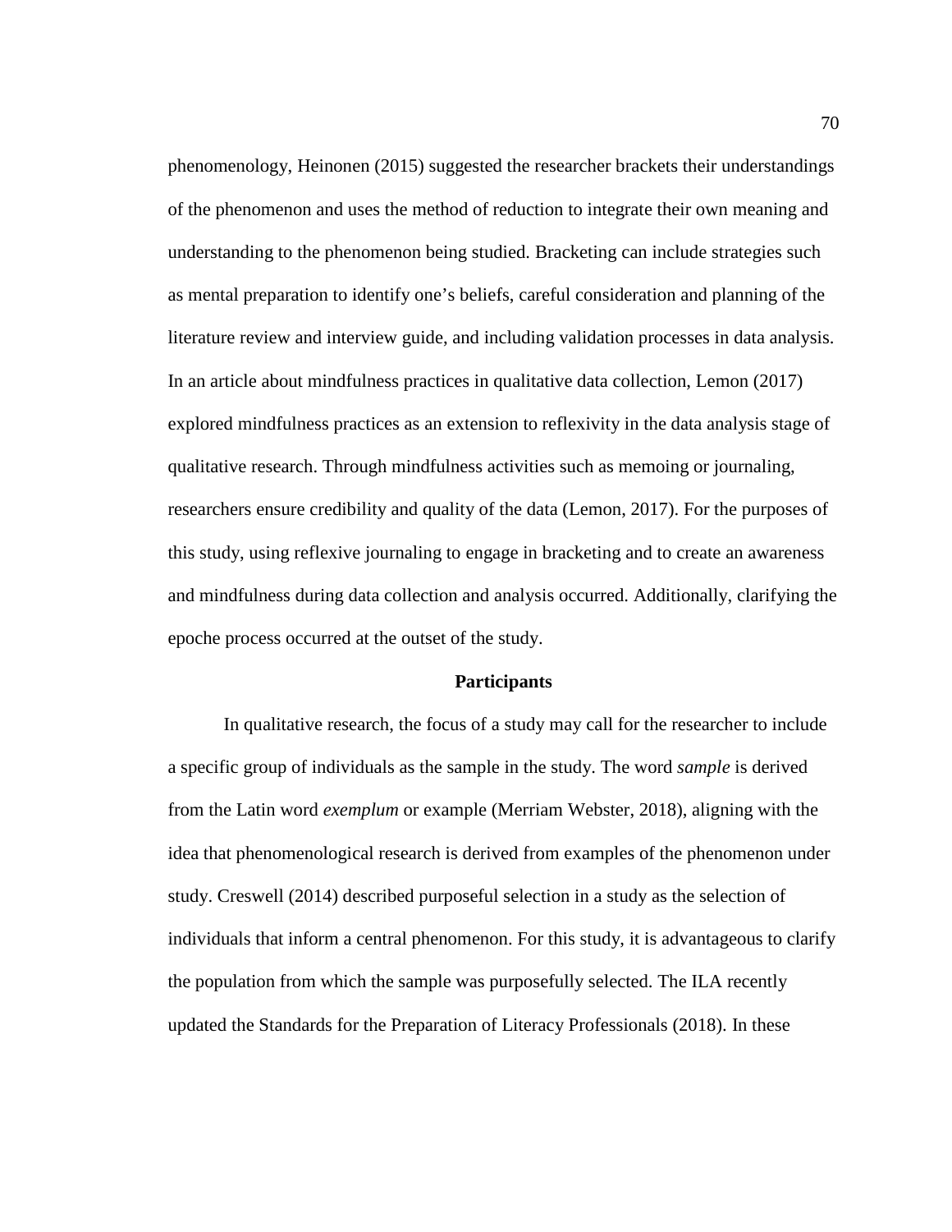phenomenology, Heinonen (2015) suggested the researcher brackets their understandings of the phenomenon and uses the method of reduction to integrate their own meaning and understanding to the phenomenon being studied. Bracketing can include strategies such as mental preparation to identify one's beliefs, careful consideration and planning of the literature review and interview guide, and including validation processes in data analysis. In an article about mindfulness practices in qualitative data collection, Lemon (2017) explored mindfulness practices as an extension to reflexivity in the data analysis stage of qualitative research. Through mindfulness activities such as memoing or journaling, researchers ensure credibility and quality of the data (Lemon, 2017). For the purposes of this study, using reflexive journaling to engage in bracketing and to create an awareness and mindfulness during data collection and analysis occurred. Additionally, clarifying the epoche process occurred at the outset of the study.

## Participants

In qualitative research, the focus of a study may call for the researcher to include a specific group of individuals as the sample in the study. The word *sample* is derived from the Latin word *exemplum* or example (Merriam Webster, 2018), aligning with the idea that phenomenological research is derived from examples of the phenomenon under study. Creswell (2014) described purposeful selection in a study as the selection of individuals that inform a central phenomenon. For this study, it is advantageous to clarify the population from which the sample was purposefully selected. The ILA recently updated the Standards for the Preparation of Literacy Professionals (2018). In these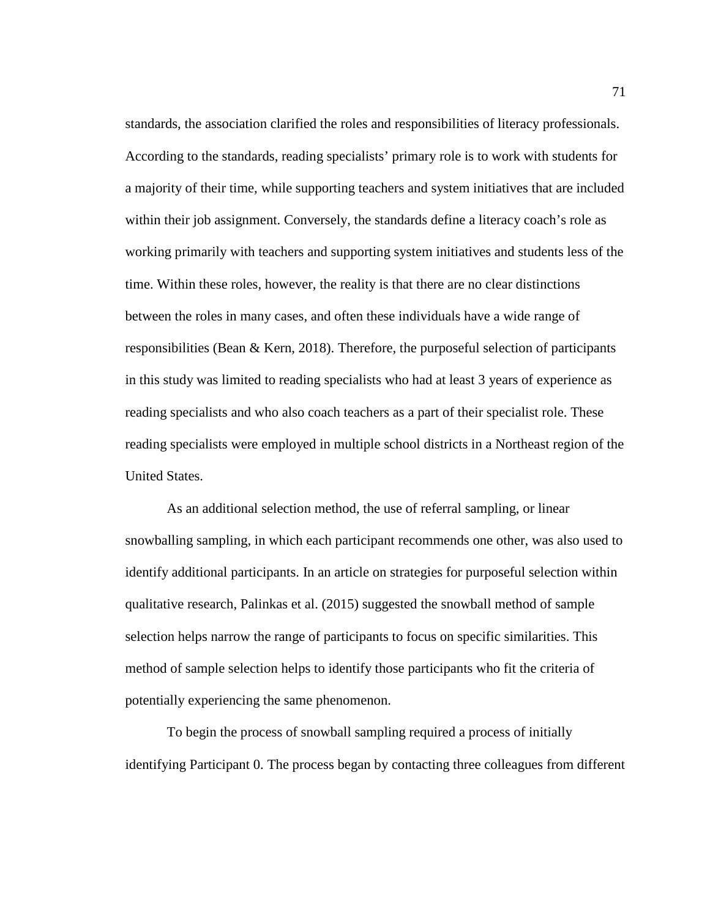standards, the association clarified the roles and responsibilities of literacy professionals. According to the standards, reading specialists' primary role is to work with students for a majority of their time, while supporting teachers and system initiatives that are included within their job assignment. Conversely, the standards define a literacy coach's role as working primarily with teachers and supporting system initiatives and students less of the time. Within these roles, however, the reality is that there are no clear distinctions between the roles in many cases, and often these individuals have a wide range of responsibilities (Bean & Kern, 2018). Therefore, the purposeful selection of participants in this study was limited to reading specialists who had at least 3 years of experience as reading specialists and who also coach teachers as a part of their specialist role. These reading specialists were employed in multiple school districts in a Northeast region of the United States.

As an additional selection method, the use of referral sampling, or linear snowballing sampling, in which each participant recommends one other, was also used to identify additional participants. In an article on strategies for purposeful selection within qualitative research, Palinkas et al. (2015) suggested the snowball method of sample selection helps narrow the range of participants to focus on specific similarities. This method of sample selection helps to identify those participants who fit the criteria of potentially experiencing the same phenomenon.

To begin the process of snowball sampling required a process of initially identifying Participant 0. The process began by contacting three colleagues from different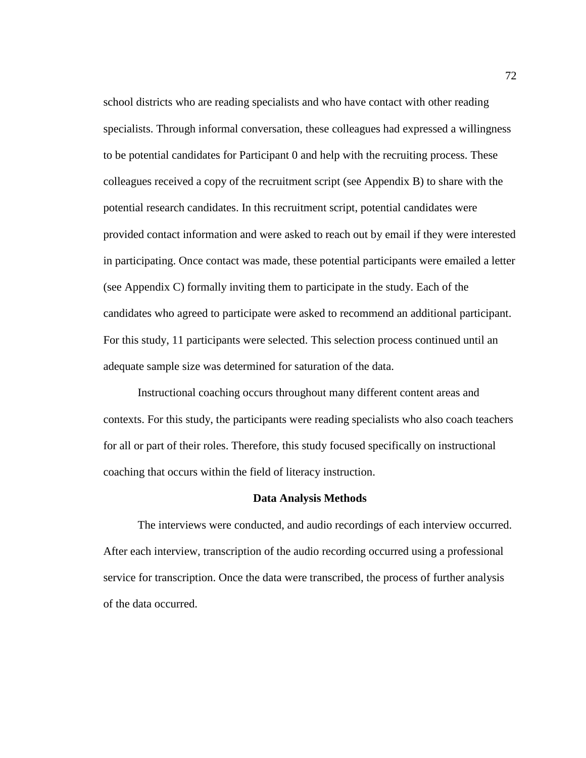school districts who are reading specialists and who have contact with other reading specialists. Through informal conversation, these colleagues had expressed a willingness to be potential candidates for Participant 0 and help with the recruiting process. These colleagues received a copy of the recruitment script (see Appendix B) to share with the potential research candidates. In this recruitment script, potential candidates were provided contact information and were asked to reach out by email if they were interested in participating. Once contact was made, these potential participants were emailed a letter (see Appendix C) formally inviting them to participate in the study. Each of the candidates who agreed to participate were asked to recommend an additional participant. For this study, 11 participants were selected. This selection process continued until an adequate sample size was determined for saturation of the data.

Instructional coaching occurs throughout many different content areas and contexts. For this study, the participants were reading specialists who also coach teachers for all or part of their roles. Therefore, this study focused specifically on instructional coaching that occurs within the field of literacy instruction.

## Data Analysis Methods

The interviews were conducted, and audio recordings of each interview occurred. After each interview, transcription of the audio recording occurred using a professional service for transcription. Once the data were transcribed, the process of further analysis of the data occurred.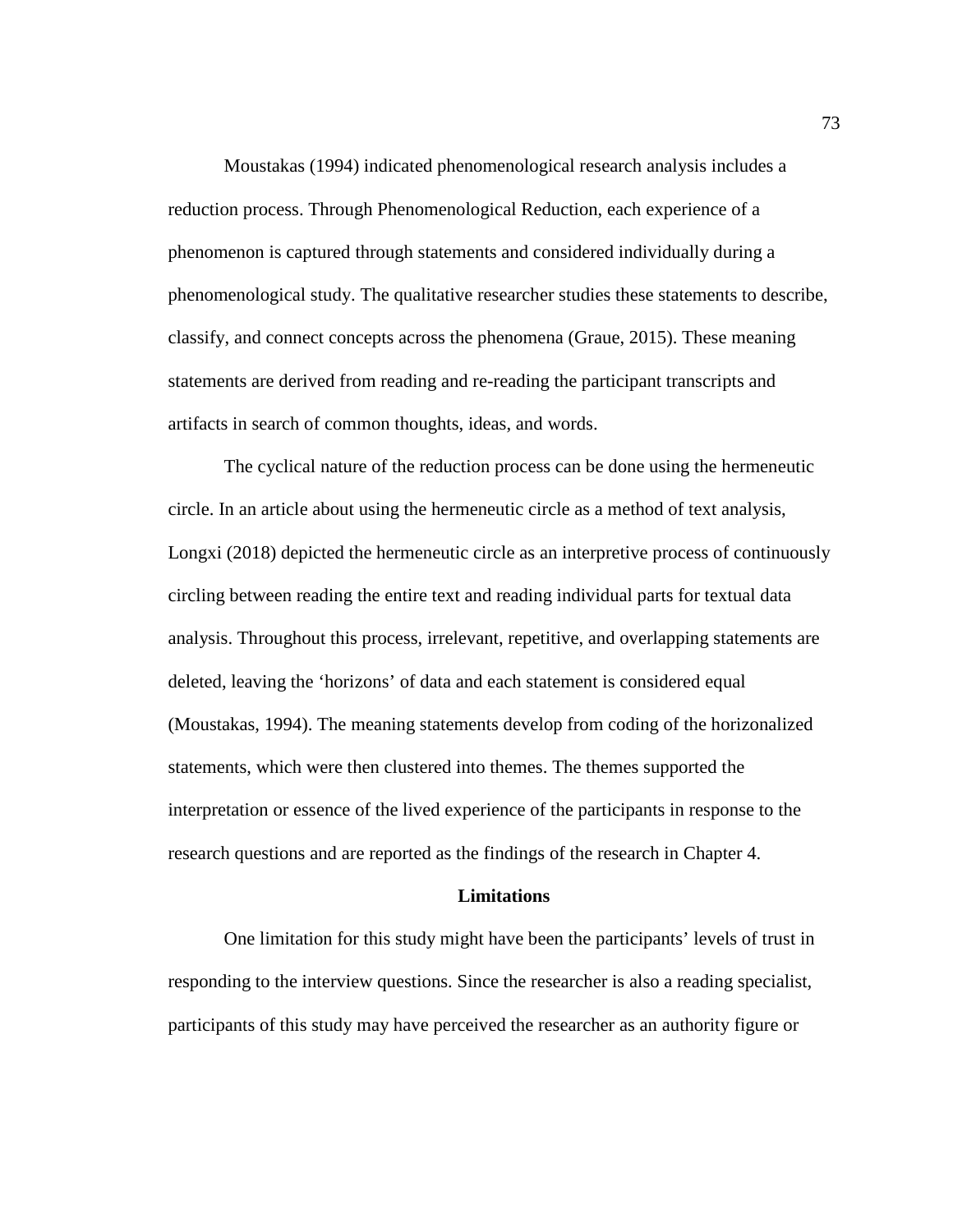Moustakas (1994) indicated phenomenological research analysis includes a reduction process. Through Phenomenological Reduction, each experience of a phenomenon is captured through statements and considered individually during a phenomenological study. The qualitative researcher studies these statements to describe, classify, and connect concepts across the phenomena (Graue, 2015). These meaning statements are derived from reading and re-reading the participant transcripts and artifacts in search of common thoughts, ideas, and words.

The cyclical nature of the reduction process can be done using the hermeneutic circle. In an article about using the hermeneutic circle as a method of text analysis, Longxi (2018) depicted the hermeneutic circle as an interpretive process of continuously circling between reading the entire text and reading individual parts for textual data analysis. Throughout this process, irrelevant, repetitive, and overlapping statements are deleted, leaving the 'horizons' of data and each statement is considered equal (Moustakas, 1994). The meaning statements develop from coding of the horizonalized statements, which were then clustered into themes. The themes supported the interpretation or essence of the lived experience of the participants in response to the research questions and are reported as the findings of the research in Chapter 4.

## Limitations

One limitation for this study might have been the participants' levels of trust in responding to the interview questions. Since the researcher is also a reading specialist, participants of this study may have perceived the researcher as an authority figure or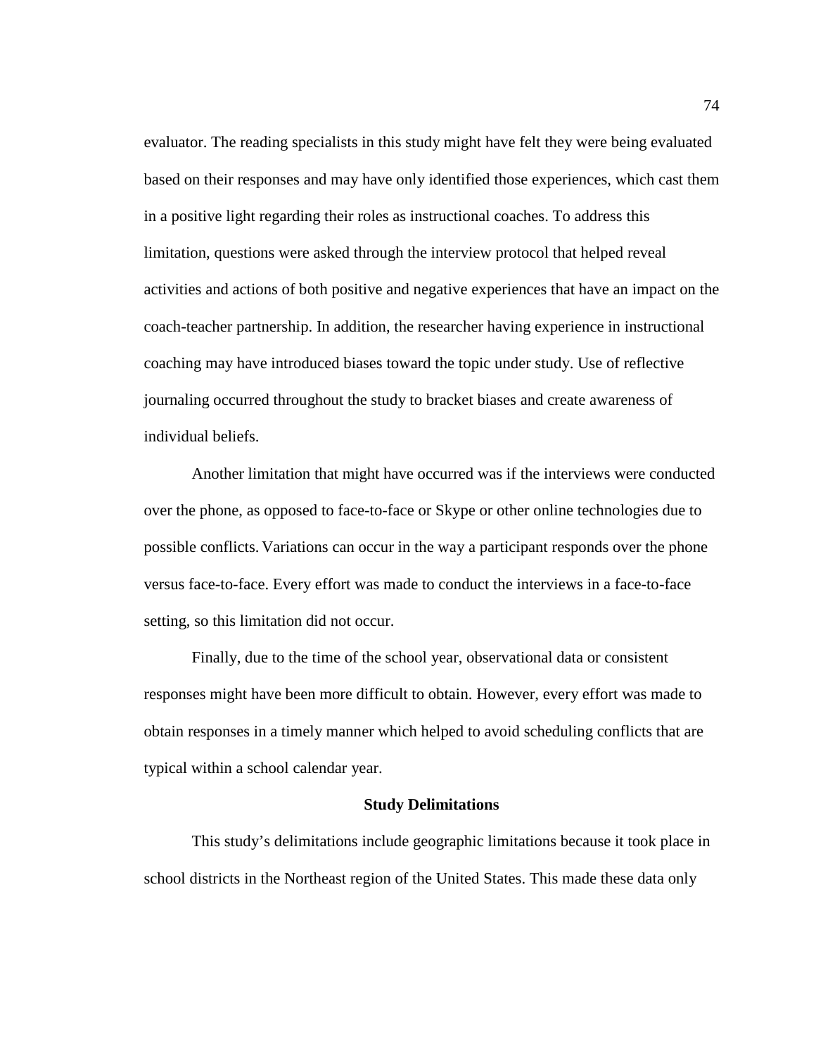evaluator. The reading specialists in this study might have felt they were being evaluated based on their responses and may have only identified those experiences, which cast them in a positive light regarding their roles as instructional coaches. To address this limitation, questions were asked through the interview protocol that helped reveal activities and actions of both positive and negative experiences that have an impact on the coach-teacher partnership. In addition, the researcher having experience in instructional coaching may have introduced biases toward the topic under study. Use of reflective journaling occurred throughout the study to bracket biases and create awareness of individual beliefs.

Another limitation that might have occurred was if the interviews were conducted over the phone, as opposed to face-to-face or Skype or other online technologies due to possible conflicts. Variations can occur in the way a participant responds over the phone versus face-to-face. Every effort was made to conduct the interviews in a face-to-face setting, so this limitation did not occur.

Finally, due to the time of the school year, observational data or consistent responses might have been more difficult to obtain. However, every effort was made to obtain responses in a timely manner which helped to avoid scheduling conflicts that are typical within a school calendar year.

## Study Delimitations

This study's delimitations include geographic limitations because it took place in school districts in the Northeast region of the United States. This made these data only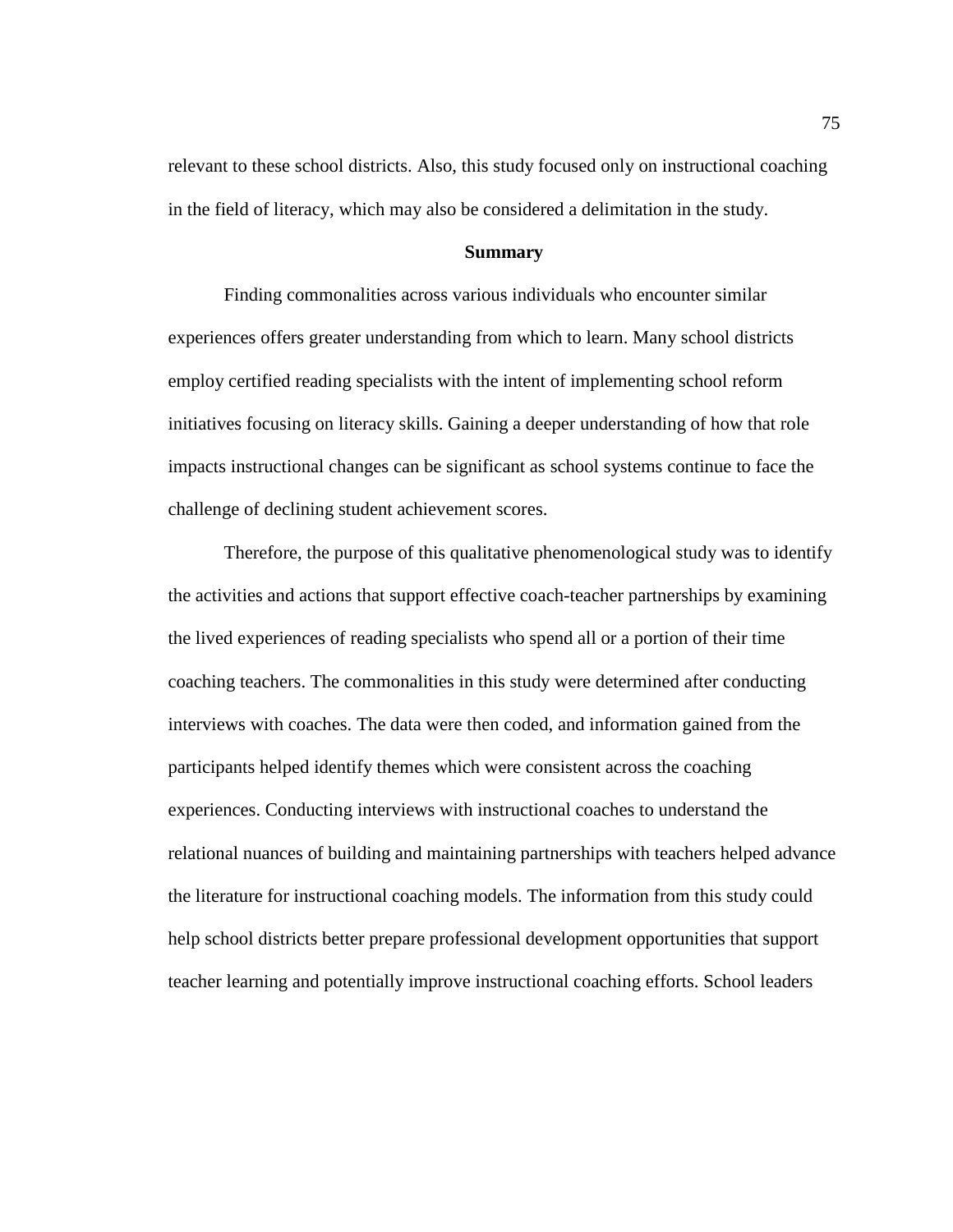relevant to these school districts. Also, this study focused only on instructional coaching in the field of literacy, which may also be considered a delimitation in the study.

## Summary

Finding commonalities across various individuals who encounter similar experiences offers greater understanding from which to learn. Many school districts employ certified reading specialists with the intent of implementing school reform initiatives focusing on literacy skills. Gaining a deeper understanding of how that role impacts instructional changes can be significant as school systems continue to face the challenge of declining student achievement scores.

Therefore, the purpose of this qualitative phenomenological study was to identify the activities and actions that support effective coach-teacher partnerships by examining the lived experiences of reading specialists who spend all or a portion of their time coaching teachers. The commonalities in this study were determined after conducting interviews with coaches. The data were then coded, and information gained from the participants helped identify themes which were consistent across the coaching experiences. Conducting interviews with instructional coaches to understand the relational nuances of building and maintaining partnerships with teachers helped advance the literature for instructional coaching models. The information from this study could help school districts better prepare professional development opportunities that support teacher learning and potentially improve instructional coaching efforts. School leaders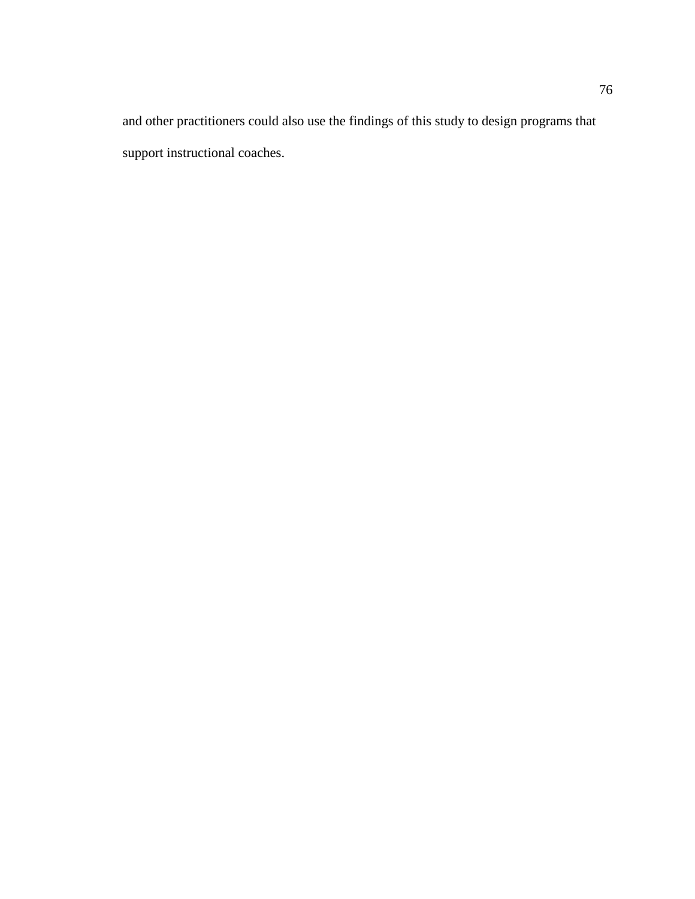and other practitioners could also use the findings of this study to design programs that support instructional coaches.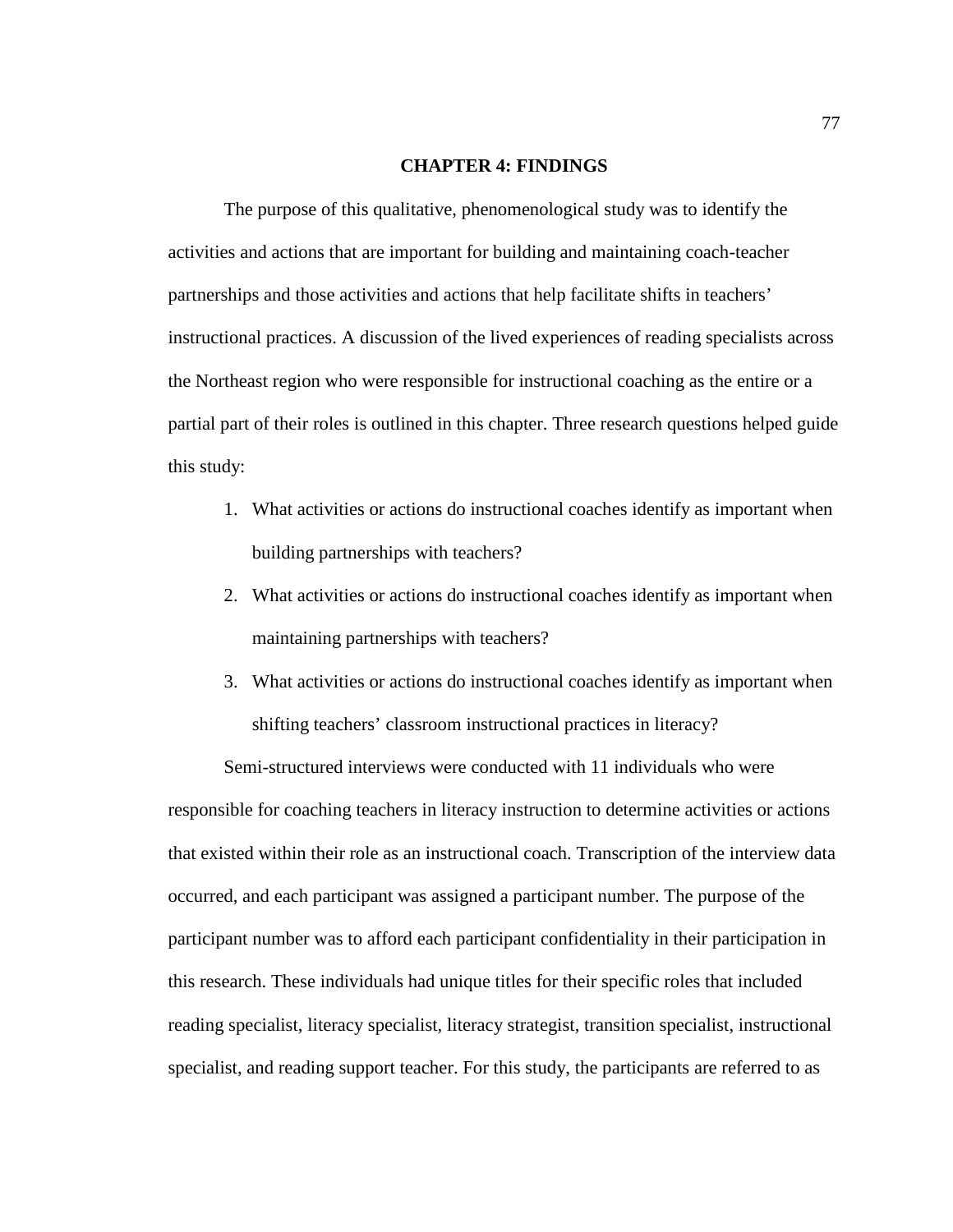# CHAPTER 4: FINDINGS

The purpose of this qualitative, phenomenological study was to identify the activities and actions that are important for building and maintaining coach-teacher partnerships and those activities and actions that help facilitate shifts in teachers' instructional practices. A discussion of the lived experiences of reading specialists across the Northeast region who were responsible for instructional coaching as the entire or a partial part of their roles is outlined in this chapter. Three research questions helped guide this study:

1. What activities or actions do instructional coaches identify as important when building partnerships with teachers?
2. What activities or actions do instructional coaches identify as important when maintaining partnerships with teachers?
3. What activities or actions do instructional coaches identify as important when shifting teachers' classroom instructional practices in literacy?

Semi-structured interviews were conducted with 11 individuals who were responsible for coaching teachers in literacy instruction to determine activities or actions that existed within their role as an instructional coach. Transcription of the interview data occurred, and each participant was assigned a participant number. The purpose of the participant number was to afford each participant confidentiality in their participation in this research. These individuals had unique titles for their specific roles that included reading specialist, literacy specialist, literacy strategist, transition specialist, instructional specialist, and reading support teacher. For this study, the participants are referred to as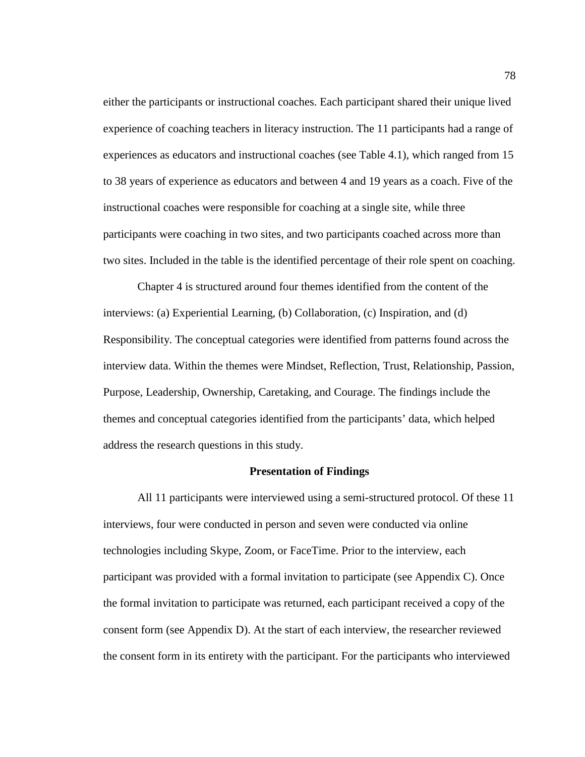either the participants or instructional coaches. Each participant shared their unique lived experience of coaching teachers in literacy instruction. The 11 participants had a range of experiences as educators and instructional coaches (see Table 4.1), which ranged from 15 to 38 years of experience as educators and between 4 and 19 years as a coach. Five of the instructional coaches were responsible for coaching at a single site, while three participants were coaching in two sites, and two participants coached across more than two sites. Included in the table is the identified percentage of their role spent on coaching.

Chapter 4 is structured around four themes identified from the content of the interviews: (a) Experiential Learning, (b) Collaboration, (c) Inspiration, and (d) Responsibility. The conceptual categories were identified from patterns found across the interview data. Within the themes were Mindset, Reflection, Trust, Relationship, Passion, Purpose, Leadership, Ownership, Caretaking, and Courage. The findings include the themes and conceptual categories identified from the participants' data, which helped address the research questions in this study.

## Presentation of Findings

All 11 participants were interviewed using a semi-structured protocol. Of these 11 interviews, four were conducted in person and seven were conducted via online technologies including Skype, Zoom, or FaceTime. Prior to the interview, each participant was provided with a formal invitation to participate (see Appendix C). Once the formal invitation to participate was returned, each participant received a copy of the consent form (see Appendix D). At the start of each interview, the researcher reviewed the consent form in its entirety with the participant. For the participants who interviewed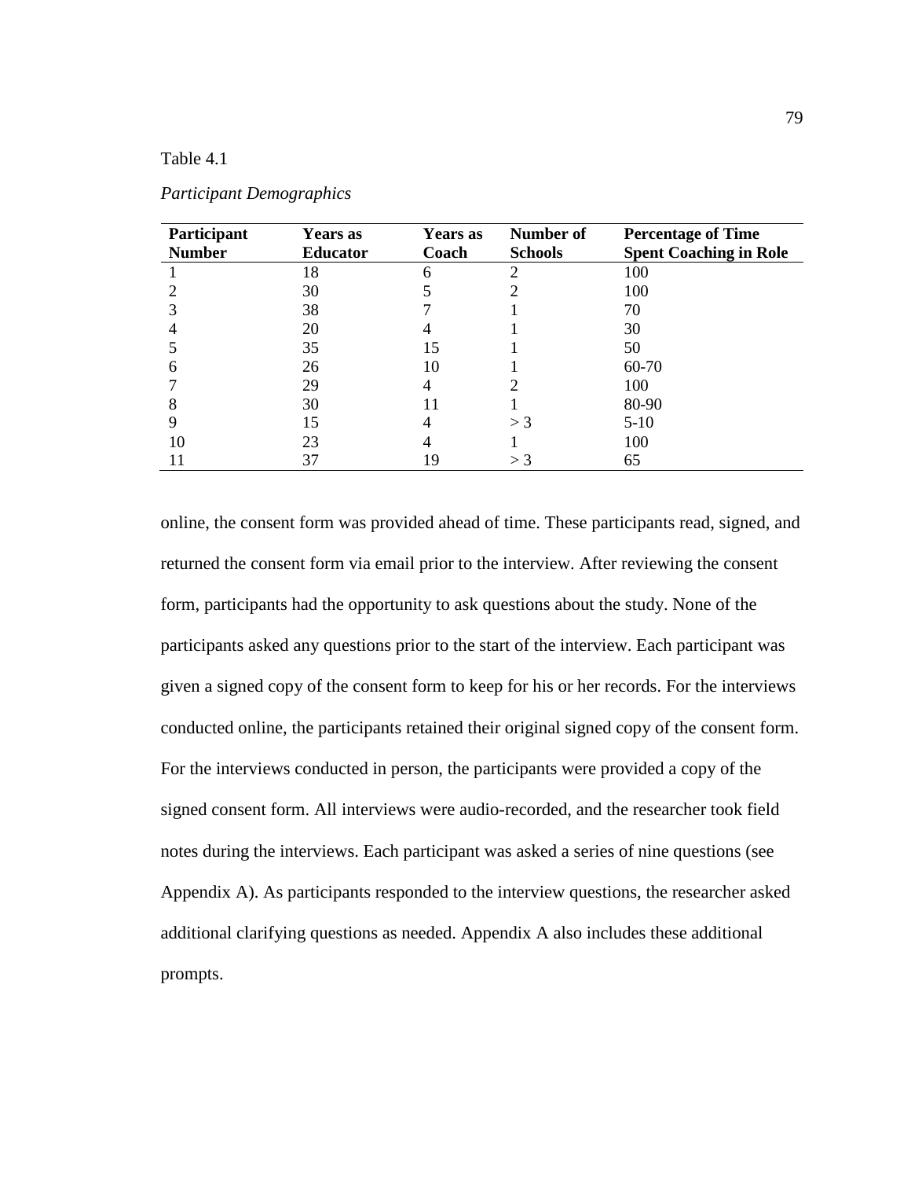Table 4.1

*Participant Demographics*

| Participant Number | Years as Educator | Years as Coach | Number of Schools | Percentage of Time Spent Coaching in Role |
|---|---|---|---|---|
| 1 | 18 | 6 | 2 | 100 |
| 2 | 30 | 5 | 2 | 100 |
| 3 | 38 | 7 | 1 | 70 |
| 4 | 20 | 4 | 1 | 30 |
| 5 | 35 | 15 | 1 | 50 |
| 6 | 26 | 10 | 1 | 60-70 |
| 7 | 29 | 4 | 2 | 100 |
| 8 | 30 | 11 | 1 | 80-90 |
| 9 | 15 | 4 | > 3 | 5-10 |
| 10 | 23 | 4 | 1 | 100 |
| 11 | 37 | 19 | > 3 | 65 |

online, the consent form was provided ahead of time. These participants read, signed, and returned the consent form via email prior to the interview. After reviewing the consent form, participants had the opportunity to ask questions about the study. None of the participants asked any questions prior to the start of the interview. Each participant was given a signed copy of the consent form to keep for his or her records. For the interviews conducted online, the participants retained their original signed copy of the consent form. For the interviews conducted in person, the participants were provided a copy of the signed consent form. All interviews were audio-recorded, and the researcher took field notes during the interviews. Each participant was asked a series of nine questions (see Appendix A). As participants responded to the interview questions, the researcher asked additional clarifying questions as needed. Appendix A also includes these additional prompts.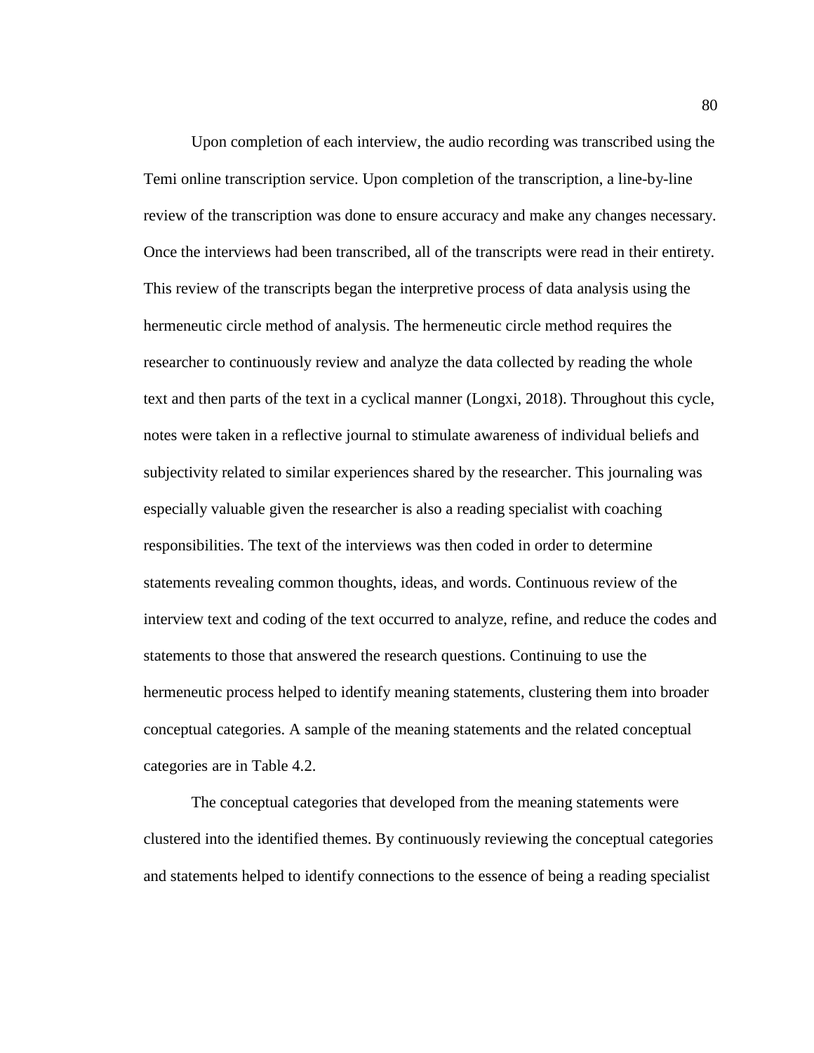Upon completion of each interview, the audio recording was transcribed using the Temi online transcription service. Upon completion of the transcription, a line-by-line review of the transcription was done to ensure accuracy and make any changes necessary. Once the interviews had been transcribed, all of the transcripts were read in their entirety. This review of the transcripts began the interpretive process of data analysis using the hermeneutic circle method of analysis. The hermeneutic circle method requires the researcher to continuously review and analyze the data collected by reading the whole text and then parts of the text in a cyclical manner (Longxi, 2018). Throughout this cycle, notes were taken in a reflective journal to stimulate awareness of individual beliefs and subjectivity related to similar experiences shared by the researcher. This journaling was especially valuable given the researcher is also a reading specialist with coaching responsibilities. The text of the interviews was then coded in order to determine statements revealing common thoughts, ideas, and words. Continuous review of the interview text and coding of the text occurred to analyze, refine, and reduce the codes and statements to those that answered the research questions. Continuing to use the hermeneutic process helped to identify meaning statements, clustering them into broader conceptual categories. A sample of the meaning statements and the related conceptual categories are in Table 4.2.

The conceptual categories that developed from the meaning statements were clustered into the identified themes. By continuously reviewing the conceptual categories and statements helped to identify connections to the essence of being a reading specialist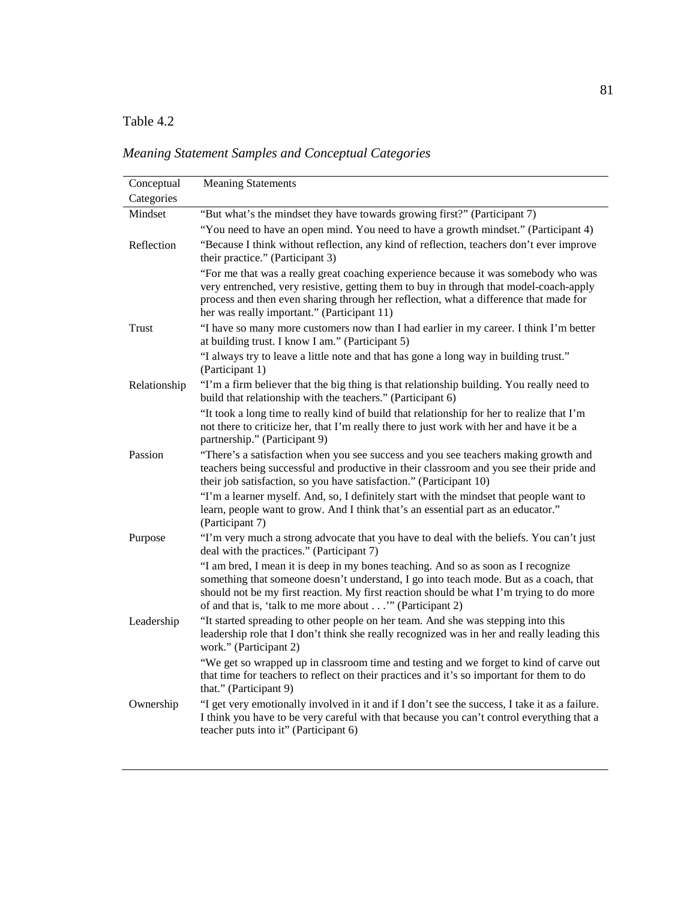Table 4.2

*Meaning Statement Samples and Conceptual Categories*

| Conceptual Categories | Meaning Statements |
|---|---|
| Mindset | "But what's the mindset they have towards growing first?" (Participant 7) |
| | "You need to have an open mind. You need to have a growth mindset." (Participant 4) |
| Reflection | "Because I think without reflection, any kind of reflection, teachers don't ever improve their practice." (Participant 3) |
| | "For me that was a really great coaching experience because it was somebody who was very entrenched, very resistive, getting them to buy in through that model-coach-apply process and then even sharing through her reflection, what a difference that made for her was really important." (Participant 11) |
| Trust | "I have so many more customers now than I had earlier in my career. I think I'm better at building trust. I know I am." (Participant 5) |
| | "I always try to leave a little note and that has gone a long way in building trust." (Participant 1) |
| Relationship | "I'm a firm believer that the big thing is that relationship building. You really need to build that relationship with the teachers." (Participant 6) |
| | "It took a long time to really kind of build that relationship for her to realize that I'm not there to criticize her, that I'm really there to just work with her and have it be a partnership." (Participant 9) |
| Passion | "There's a satisfaction when you see success and you see teachers making growth and teachers being successful and productive in their classroom and you see their pride and their job satisfaction, so you have satisfaction." (Participant 10) |
| | "I'm a learner myself. And, so, I definitely start with the mindset that people want to learn, people want to grow. And I think that's an essential part as an educator." (Participant 7) |
| Purpose | "I'm very much a strong advocate that you have to deal with the beliefs. You can't just deal with the practices." (Participant 7) |
| | "I am bred, I mean it is deep in my bones teaching. And so as soon as I recognize something that someone doesn't understand, I go into teach mode. But as a coach, that should not be my first reaction. My first reaction should be what I'm trying to do more of and that is, 'talk to me more about . . .'" (Participant 2) |
| Leadership | "It started spreading to other people on her team. And she was stepping into this leadership role that I don't think she really recognized was in her and really leading this work." (Participant 2) |
| | "We get so wrapped up in classroom time and testing and we forget to kind of carve out that time for teachers to reflect on their practices and it's so important for them to do that." (Participant 9) |
| Ownership | "I get very emotionally involved in it and if I don't see the success, I take it as a failure. I think you have to be very careful with that because you can't control everything that a teacher puts into it" (Participant 6) |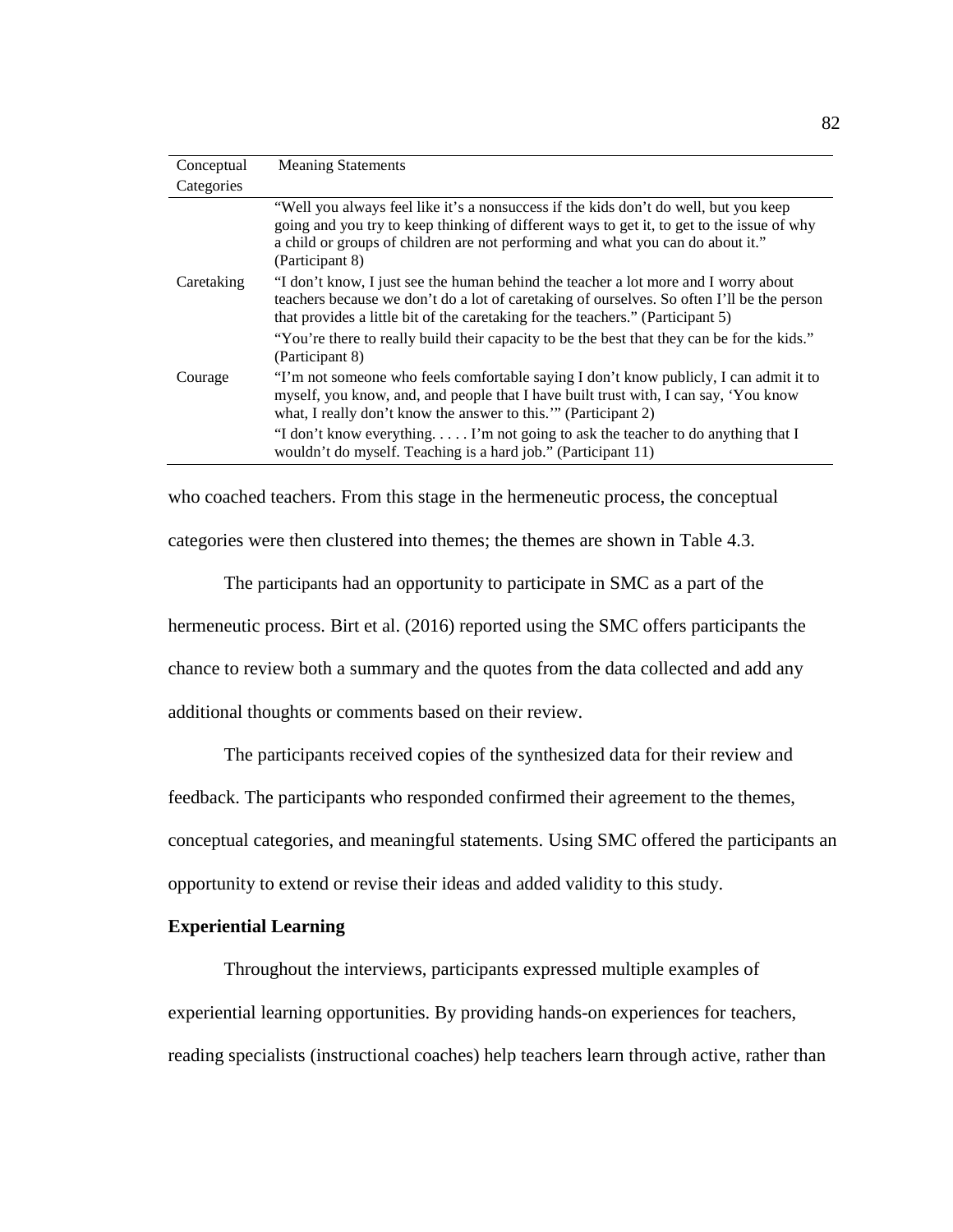| Conceptual Categories | Meaning Statements |
|---|---|
| | "Well you always feel like it's a nonsuccess if the kids don't do well, but you keep going and you try to keep thinking of different ways to get it, to get to the issue of why a child or groups of children are not performing and what you can do about it." (Participant 8) |
| Caretaking | "I don't know, I just see the human behind the teacher a lot more and I worry about teachers because we don't do a lot of caretaking of ourselves. So often I'll be the person that provides a little bit of the caretaking for the teachers." (Participant 5) |
| | "You're there to really build their capacity to be the best that they can be for the kids." (Participant 8) |
| Courage | "I'm not someone who feels comfortable saying I don't know publicly, I can admit it to myself, you know, and, and people that I have built trust with, I can say, 'You know what, I really don't know the answer to this.'" (Participant 2) |
| | "I don't know everything. . . . . I'm not going to ask the teacher to do anything that I wouldn't do myself. Teaching is a hard job." (Participant 11) |

who coached teachers. From this stage in the hermeneutic process, the conceptual categories were then clustered into themes; the themes are shown in Table 4.3.

The participants had an opportunity to participate in SMC as a part of the hermeneutic process. Birt et al. (2016) reported using the SMC offers participants the chance to review both a summary and the quotes from the data collected and add any additional thoughts or comments based on their review.

The participants received copies of the synthesized data for their review and feedback. The participants who responded confirmed their agreement to the themes, conceptual categories, and meaningful statements. Using SMC offered the participants an opportunity to extend or revise their ideas and added validity to this study.

**Experiential Learning**

Throughout the interviews, participants expressed multiple examples of experiential learning opportunities. By providing hands-on experiences for teachers, reading specialists (instructional coaches) help teachers learn through active, rather than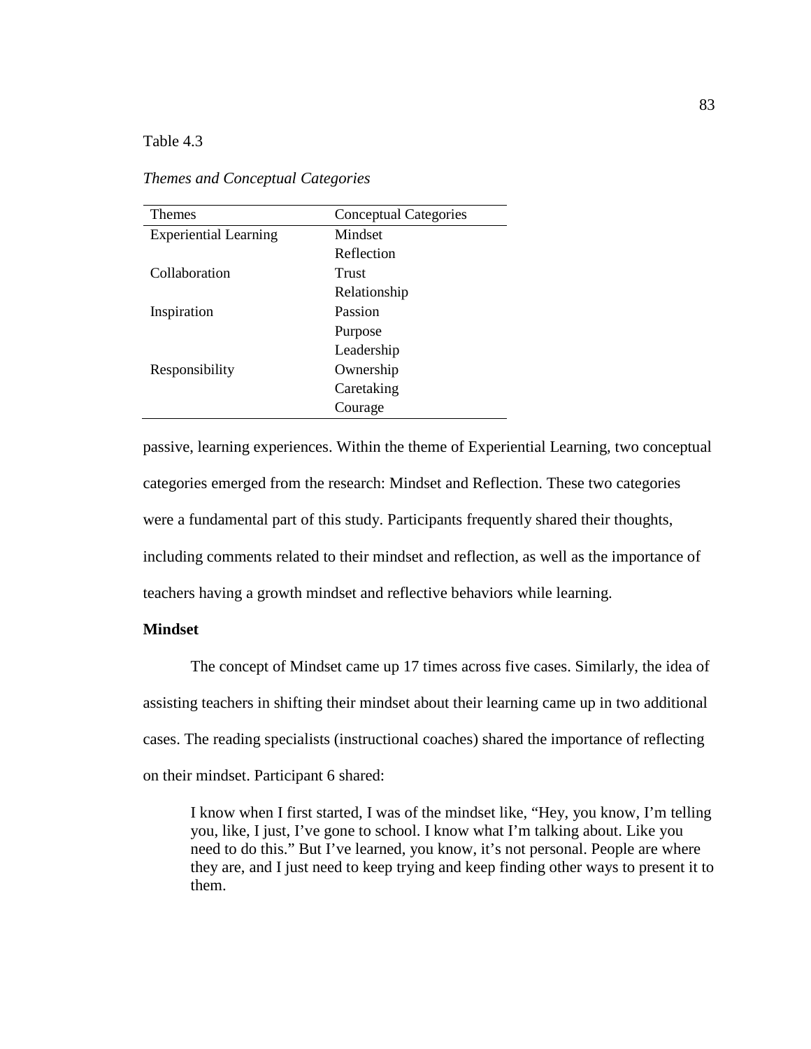Table 4.3

*Themes and Conceptual Categories*

| Themes | Conceptual Categories |
|---|---|
| Experiential Learning | Mindset |
| | Reflection |
| Collaboration | Trust |
| | Relationship |
| Inspiration | Passion |
| | Purpose |
| | Leadership |
| Responsibility | Ownership |
| | Caretaking |
| | Courage |

passive, learning experiences. Within the theme of Experiential Learning, two conceptual categories emerged from the research: Mindset and Reflection. These two categories were a fundamental part of this study. Participants frequently shared their thoughts, including comments related to their mindset and reflection, as well as the importance of teachers having a growth mindset and reflective behaviors while learning.

**Mindset**

The concept of Mindset came up 17 times across five cases. Similarly, the idea of assisting teachers in shifting their mindset about their learning came up in two additional cases. The reading specialists (instructional coaches) shared the importance of reflecting on their mindset. Participant 6 shared:

> I know when I first started, I was of the mindset like, "Hey, you know, I'm telling you, like, I just, I've gone to school. I know what I'm talking about. Like you need to do this." But I've learned, you know, it's not personal. People are where they are, and I just need to keep trying and keep finding other ways to present it to them.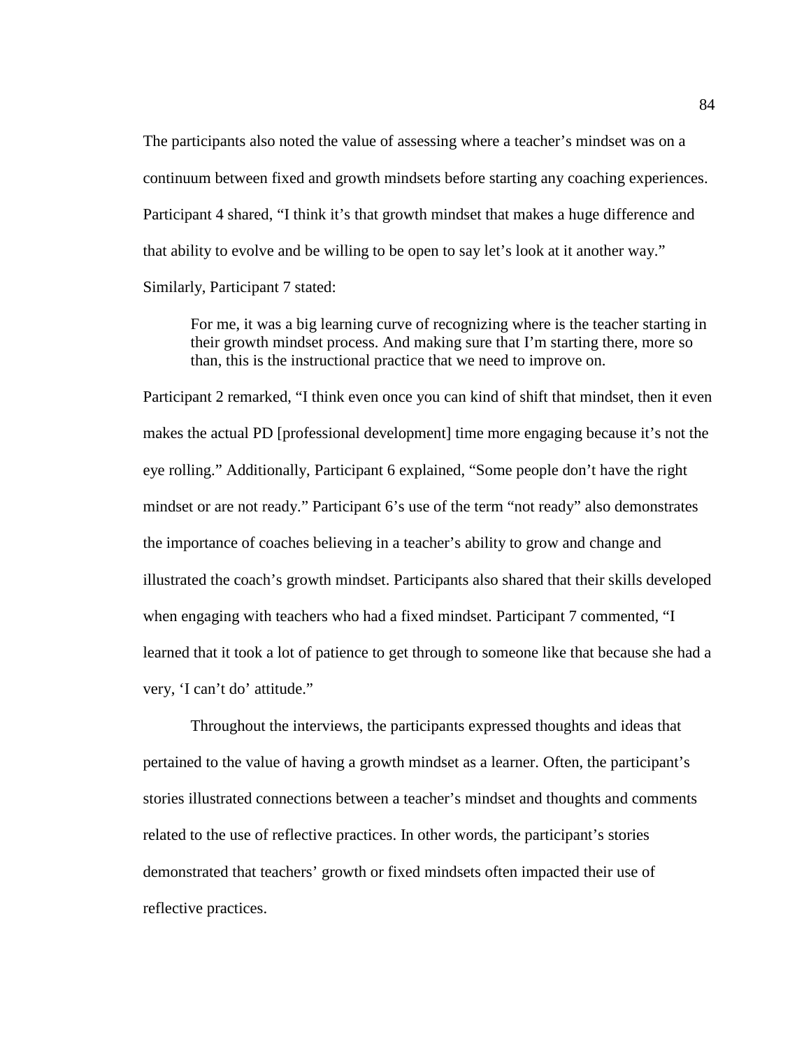The participants also noted the value of assessing where a teacher's mindset was on a continuum between fixed and growth mindsets before starting any coaching experiences. Participant 4 shared, "I think it's that growth mindset that makes a huge difference and that ability to evolve and be willing to be open to say let's look at it another way." Similarly, Participant 7 stated:

> For me, it was a big learning curve of recognizing where is the teacher starting in their growth mindset process. And making sure that I'm starting there, more so than, this is the instructional practice that we need to improve on.

Participant 2 remarked, "I think even once you can kind of shift that mindset, then it even makes the actual PD [professional development] time more engaging because it's not the eye rolling." Additionally, Participant 6 explained, "Some people don't have the right mindset or are not ready." Participant 6's use of the term "not ready" also demonstrates the importance of coaches believing in a teacher's ability to grow and change and illustrated the coach's growth mindset. Participants also shared that their skills developed when engaging with teachers who had a fixed mindset. Participant 7 commented, "I learned that it took a lot of patience to get through to someone like that because she had a very, 'I can't do' attitude."

Throughout the interviews, the participants expressed thoughts and ideas that pertained to the value of having a growth mindset as a learner. Often, the participant's stories illustrated connections between a teacher's mindset and thoughts and comments related to the use of reflective practices. In other words, the participant's stories demonstrated that teachers' growth or fixed mindsets often impacted their use of reflective practices.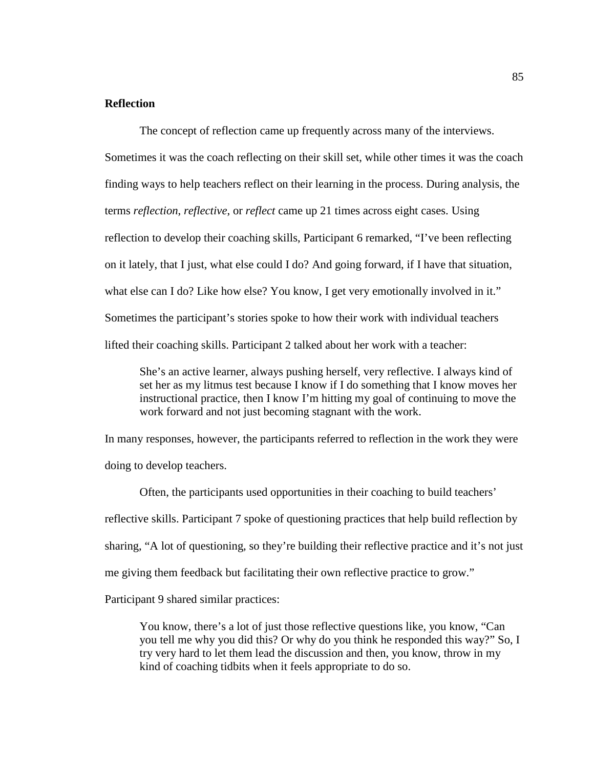**Reflection**

The concept of reflection came up frequently across many of the interviews. Sometimes it was the coach reflecting on their skill set, while other times it was the coach finding ways to help teachers reflect on their learning in the process. During analysis, the terms *reflection*, *reflective*, or *reflect* came up 21 times across eight cases. Using reflection to develop their coaching skills, Participant 6 remarked, "I've been reflecting on it lately, that I just, what else could I do? And going forward, if I have that situation, what else can I do? Like how else? You know, I get very emotionally involved in it." Sometimes the participant's stories spoke to how their work with individual teachers lifted their coaching skills. Participant 2 talked about her work with a teacher:

> She's an active learner, always pushing herself, very reflective. I always kind of set her as my litmus test because I know if I do something that I know moves her instructional practice, then I know I'm hitting my goal of continuing to move the work forward and not just becoming stagnant with the work.

In many responses, however, the participants referred to reflection in the work they were doing to develop teachers.

Often, the participants used opportunities in their coaching to build teachers' reflective skills. Participant 7 spoke of questioning practices that help build reflection by sharing, "A lot of questioning, so they're building their reflective practice and it's not just me giving them feedback but facilitating their own reflective practice to grow." Participant 9 shared similar practices:

> You know, there's a lot of just those reflective questions like, you know, "Can you tell me why you did this? Or why do you think he responded this way?" So, I try very hard to let them lead the discussion and then, you know, throw in my kind of coaching tidbits when it feels appropriate to do so.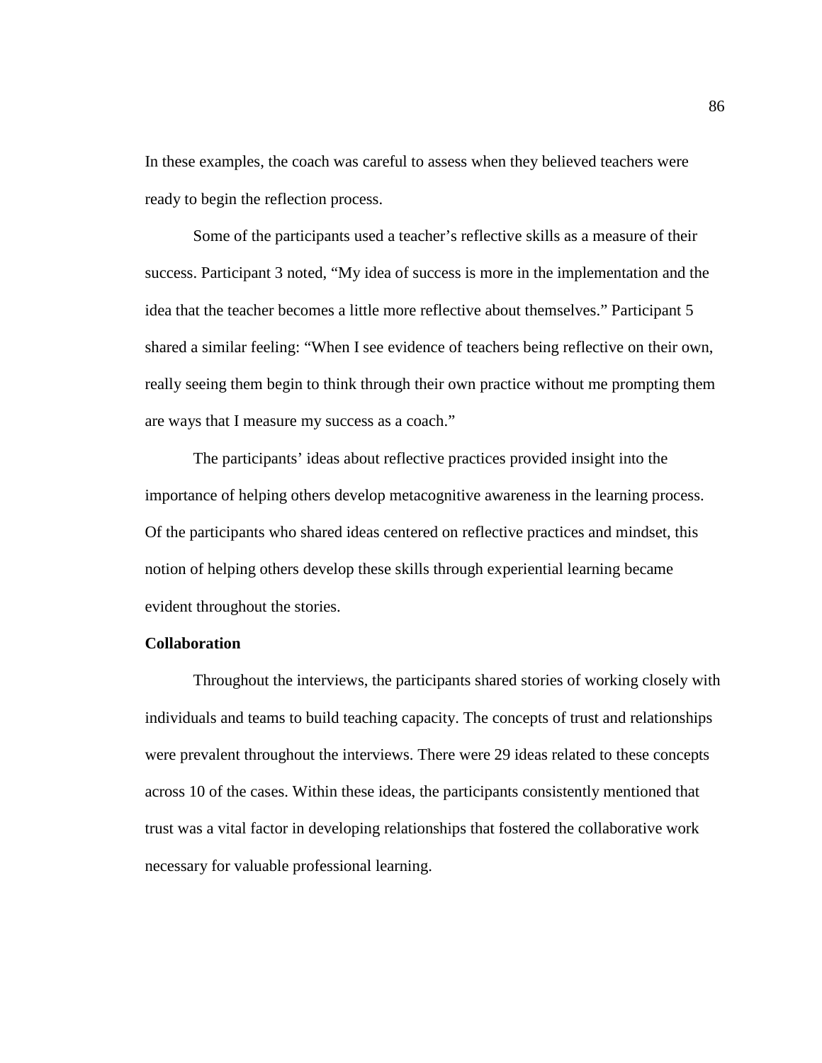In these examples, the coach was careful to assess when they believed teachers were ready to begin the reflection process.

Some of the participants used a teacher's reflective skills as a measure of their success. Participant 3 noted, "My idea of success is more in the implementation and the idea that the teacher becomes a little more reflective about themselves." Participant 5 shared a similar feeling: "When I see evidence of teachers being reflective on their own, really seeing them begin to think through their own practice without me prompting them are ways that I measure my success as a coach."

The participants' ideas about reflective practices provided insight into the importance of helping others develop metacognitive awareness in the learning process. Of the participants who shared ideas centered on reflective practices and mindset, this notion of helping others develop these skills through experiential learning became evident throughout the stories.

**Collaboration**

Throughout the interviews, the participants shared stories of working closely with individuals and teams to build teaching capacity. The concepts of trust and relationships were prevalent throughout the interviews. There were 29 ideas related to these concepts across 10 of the cases. Within these ideas, the participants consistently mentioned that trust was a vital factor in developing relationships that fostered the collaborative work necessary for valuable professional learning.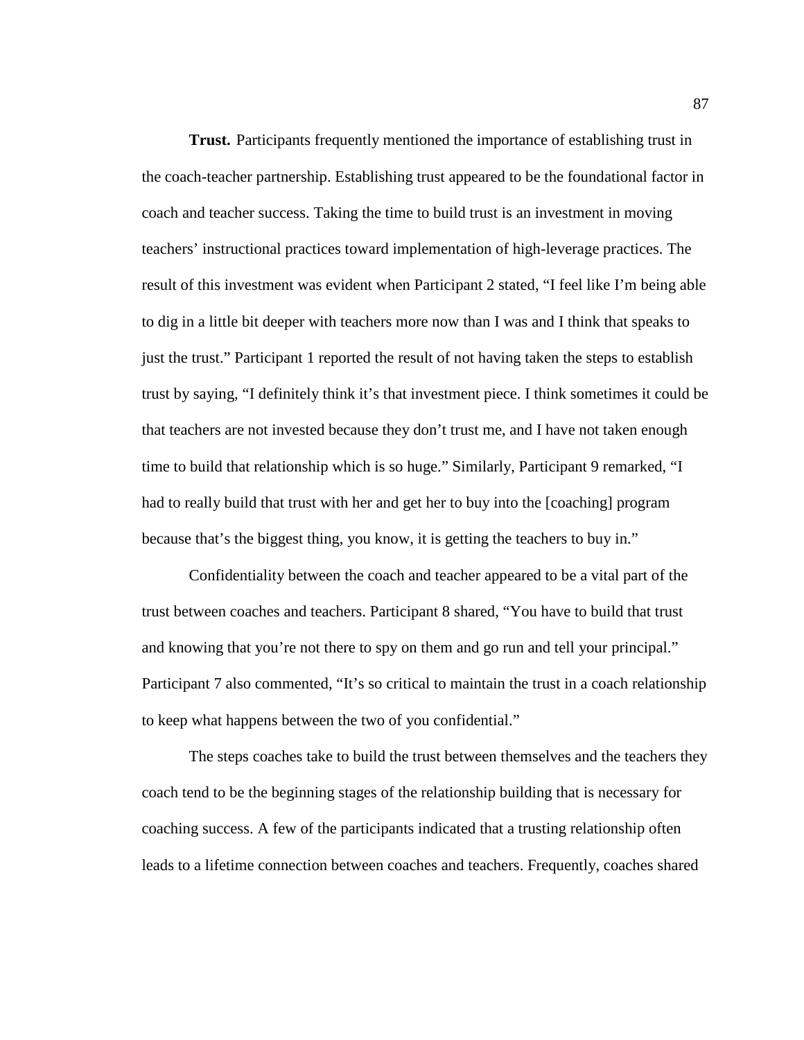**Trust.** Participants frequently mentioned the importance of establishing trust in the coach-teacher partnership. Establishing trust appeared to be the foundational factor in coach and teacher success. Taking the time to build trust is an investment in moving teachers' instructional practices toward implementation of high-leverage practices. The result of this investment was evident when Participant 2 stated, "I feel like I'm being able to dig in a little bit deeper with teachers more now than I was and I think that speaks to just the trust." Participant 1 reported the result of not having taken the steps to establish trust by saying, "I definitely think it's that investment piece. I think sometimes it could be that teachers are not invested because they don't trust me, and I have not taken enough time to build that relationship which is so huge." Similarly, Participant 9 remarked, "I had to really build that trust with her and get her to buy into the [coaching] program because that's the biggest thing, you know, it is getting the teachers to buy in."

Confidentiality between the coach and teacher appeared to be a vital part of the trust between coaches and teachers. Participant 8 shared, "You have to build that trust and knowing that you're not there to spy on them and go run and tell your principal." Participant 7 also commented, "It's so critical to maintain the trust in a coach relationship to keep what happens between the two of you confidential."

The steps coaches take to build the trust between themselves and the teachers they coach tend to be the beginning stages of the relationship building that is necessary for coaching success. A few of the participants indicated that a trusting relationship often leads to a lifetime connection between coaches and teachers. Frequently, coaches shared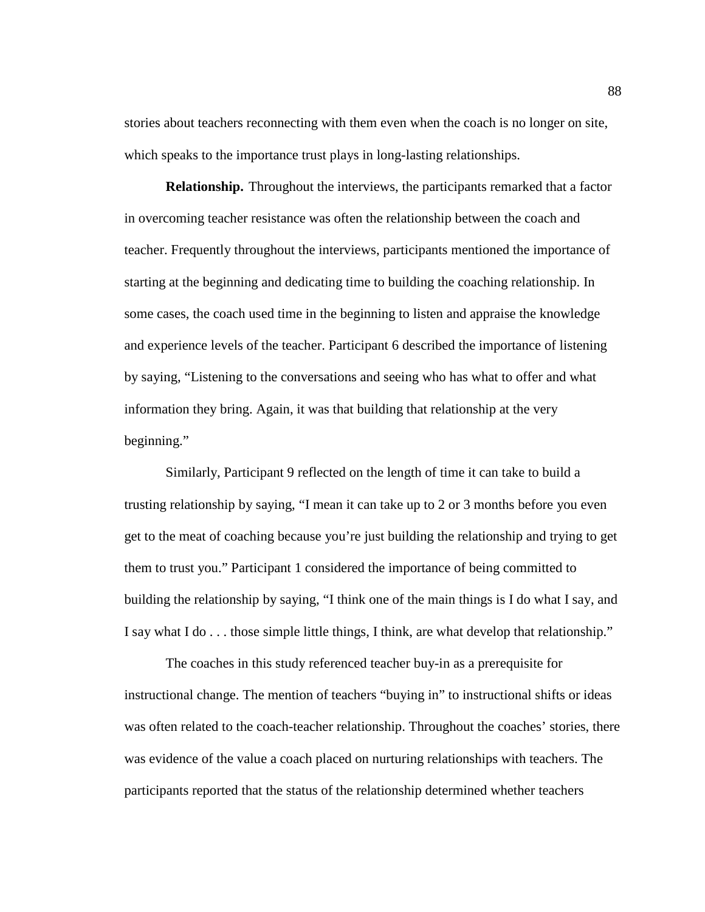stories about teachers reconnecting with them even when the coach is no longer on site, which speaks to the importance trust plays in long-lasting relationships.

**Relationship.** Throughout the interviews, the participants remarked that a factor in overcoming teacher resistance was often the relationship between the coach and teacher. Frequently throughout the interviews, participants mentioned the importance of starting at the beginning and dedicating time to building the coaching relationship. In some cases, the coach used time in the beginning to listen and appraise the knowledge and experience levels of the teacher. Participant 6 described the importance of listening by saying, "Listening to the conversations and seeing who has what to offer and what information they bring. Again, it was that building that relationship at the very beginning."

Similarly, Participant 9 reflected on the length of time it can take to build a trusting relationship by saying, "I mean it can take up to 2 or 3 months before you even get to the meat of coaching because you're just building the relationship and trying to get them to trust you." Participant 1 considered the importance of being committed to building the relationship by saying, "I think one of the main things is I do what I say, and I say what I do . . . those simple little things, I think, are what develop that relationship."

The coaches in this study referenced teacher buy-in as a prerequisite for instructional change. The mention of teachers "buying in" to instructional shifts or ideas was often related to the coach-teacher relationship. Throughout the coaches' stories, there was evidence of the value a coach placed on nurturing relationships with teachers. The participants reported that the status of the relationship determined whether teachers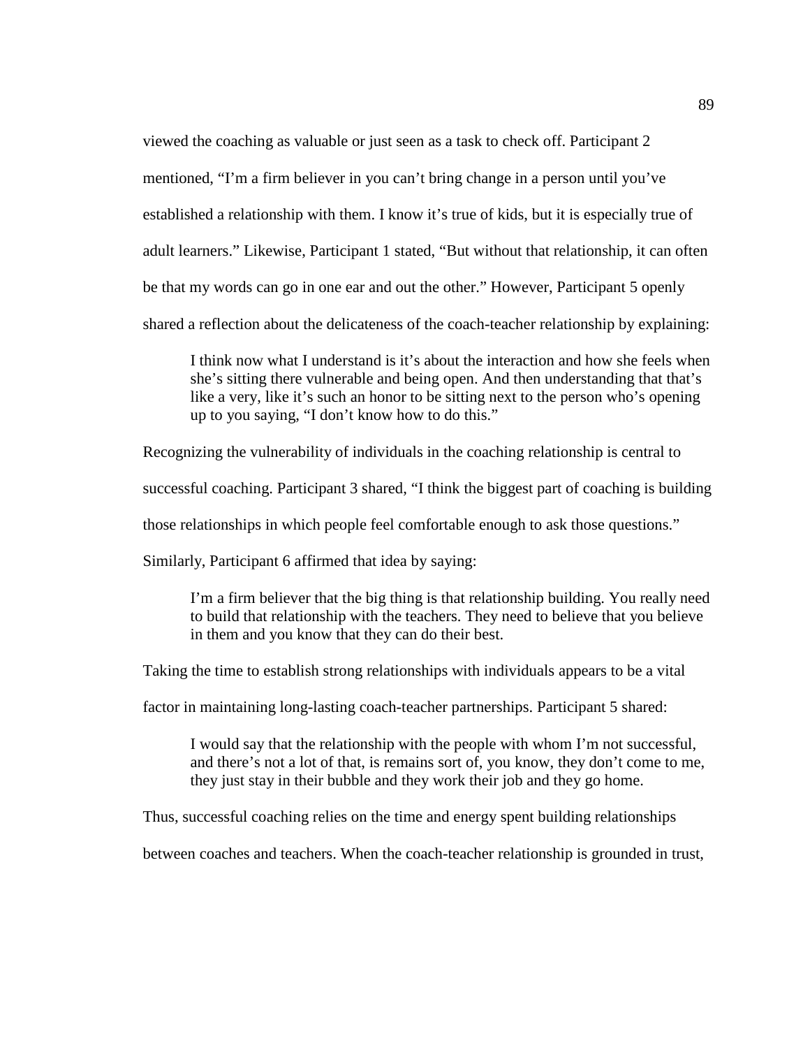viewed the coaching as valuable or just seen as a task to check off. Participant 2 mentioned, "I'm a firm believer in you can't bring change in a person until you've established a relationship with them. I know it's true of kids, but it is especially true of adult learners." Likewise, Participant 1 stated, "But without that relationship, it can often be that my words can go in one ear and out the other." However, Participant 5 openly shared a reflection about the delicateness of the coach-teacher relationship by explaining:

> I think now what I understand is it's about the interaction and how she feels when she's sitting there vulnerable and being open. And then understanding that that's like a very, like it's such an honor to be sitting next to the person who's opening up to you saying, "I don't know how to do this."

Recognizing the vulnerability of individuals in the coaching relationship is central to successful coaching. Participant 3 shared, "I think the biggest part of coaching is building those relationships in which people feel comfortable enough to ask those questions." Similarly, Participant 6 affirmed that idea by saying:

> I'm a firm believer that the big thing is that relationship building. You really need to build that relationship with the teachers. They need to believe that you believe in them and you know that they can do their best.

Taking the time to establish strong relationships with individuals appears to be a vital factor in maintaining long-lasting coach-teacher partnerships. Participant 5 shared:

> I would say that the relationship with the people with whom I'm not successful, and there's not a lot of that, is remains sort of, you know, they don't come to me, they just stay in their bubble and they work their job and they go home.

Thus, successful coaching relies on the time and energy spent building relationships between coaches and teachers. When the coach-teacher relationship is grounded in trust,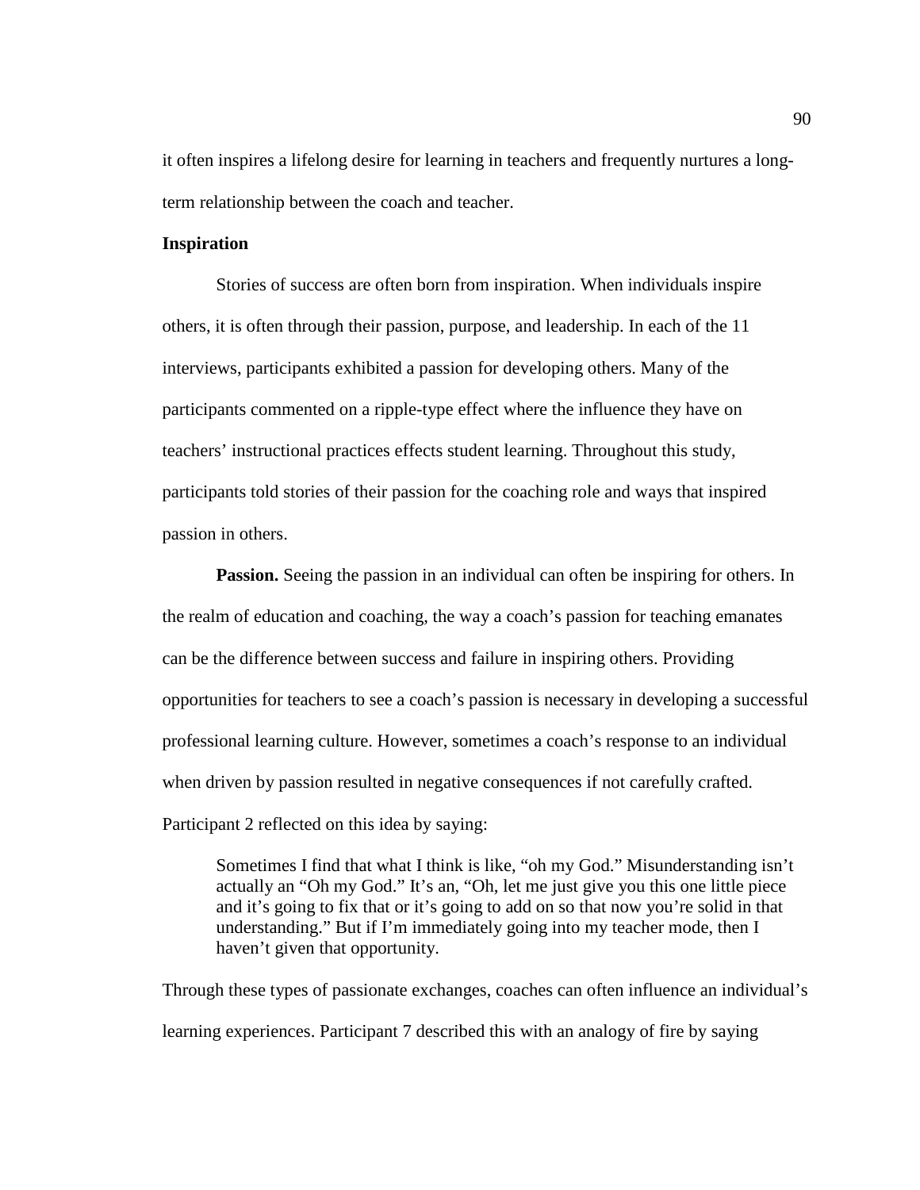it often inspires a lifelong desire for learning in teachers and frequently nurtures a long-term relationship between the coach and teacher.

### Inspiration

Stories of success are often born from inspiration. When individuals inspire others, it is often through their passion, purpose, and leadership. In each of the 11 interviews, participants exhibited a passion for developing others. Many of the participants commented on a ripple-type effect where the influence they have on teachers' instructional practices effects student learning. Throughout this study, participants told stories of their passion for the coaching role and ways that inspired passion in others.

**Passion.** Seeing the passion in an individual can often be inspiring for others. In the realm of education and coaching, the way a coach's passion for teaching emanates can be the difference between success and failure in inspiring others. Providing opportunities for teachers to see a coach's passion is necessary in developing a successful professional learning culture. However, sometimes a coach's response to an individual when driven by passion resulted in negative consequences if not carefully crafted. Participant 2 reflected on this idea by saying:

> Sometimes I find that what I think is like, "oh my God." Misunderstanding isn't actually an "Oh my God." It's an, "Oh, let me just give you this one little piece and it's going to fix that or it's going to add on so that now you're solid in that understanding." But if I'm immediately going into my teacher mode, then I haven't given that opportunity.

Through these types of passionate exchanges, coaches can often influence an individual's learning experiences. Participant 7 described this with an analogy of fire by saying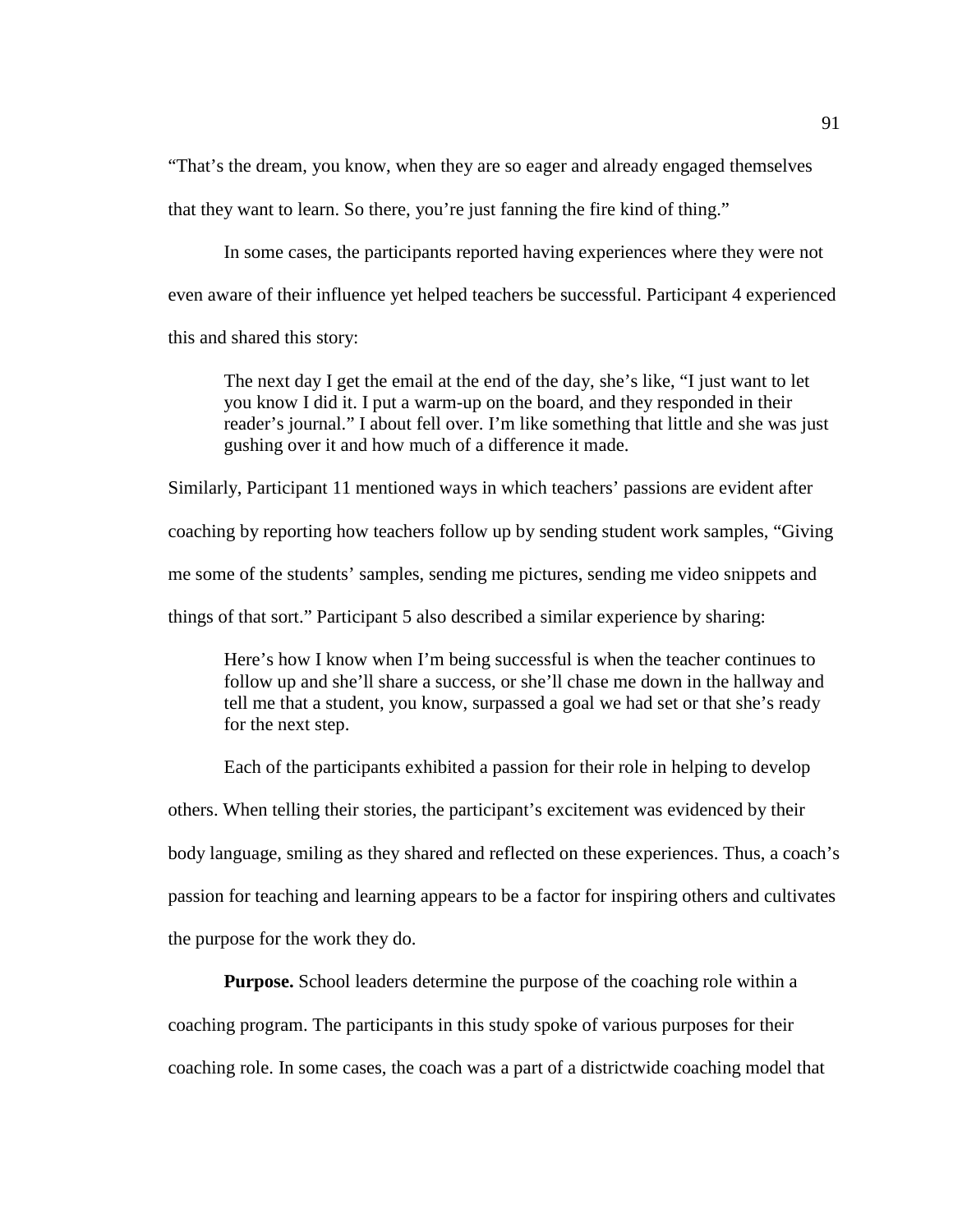"That's the dream, you know, when they are so eager and already engaged themselves that they want to learn. So there, you're just fanning the fire kind of thing."

In some cases, the participants reported having experiences where they were not even aware of their influence yet helped teachers be successful. Participant 4 experienced this and shared this story:

> The next day I get the email at the end of the day, she's like, "I just want to let you know I did it. I put a warm-up on the board, and they responded in their reader's journal." I about fell over. I'm like something that little and she was just gushing over it and how much of a difference it made.

Similarly, Participant 11 mentioned ways in which teachers' passions are evident after coaching by reporting how teachers follow up by sending student work samples, "Giving me some of the students' samples, sending me pictures, sending me video snippets and things of that sort." Participant 5 also described a similar experience by sharing:

> Here's how I know when I'm being successful is when the teacher continues to follow up and she'll share a success, or she'll chase me down in the hallway and tell me that a student, you know, surpassed a goal we had set or that she's ready for the next step.

Each of the participants exhibited a passion for their role in helping to develop others. When telling their stories, the participant's excitement was evidenced by their body language, smiling as they shared and reflected on these experiences. Thus, a coach's passion for teaching and learning appears to be a factor for inspiring others and cultivates the purpose for the work they do.

**Purpose.** School leaders determine the purpose of the coaching role within a coaching program. The participants in this study spoke of various purposes for their coaching role. In some cases, the coach was a part of a districtwide coaching model that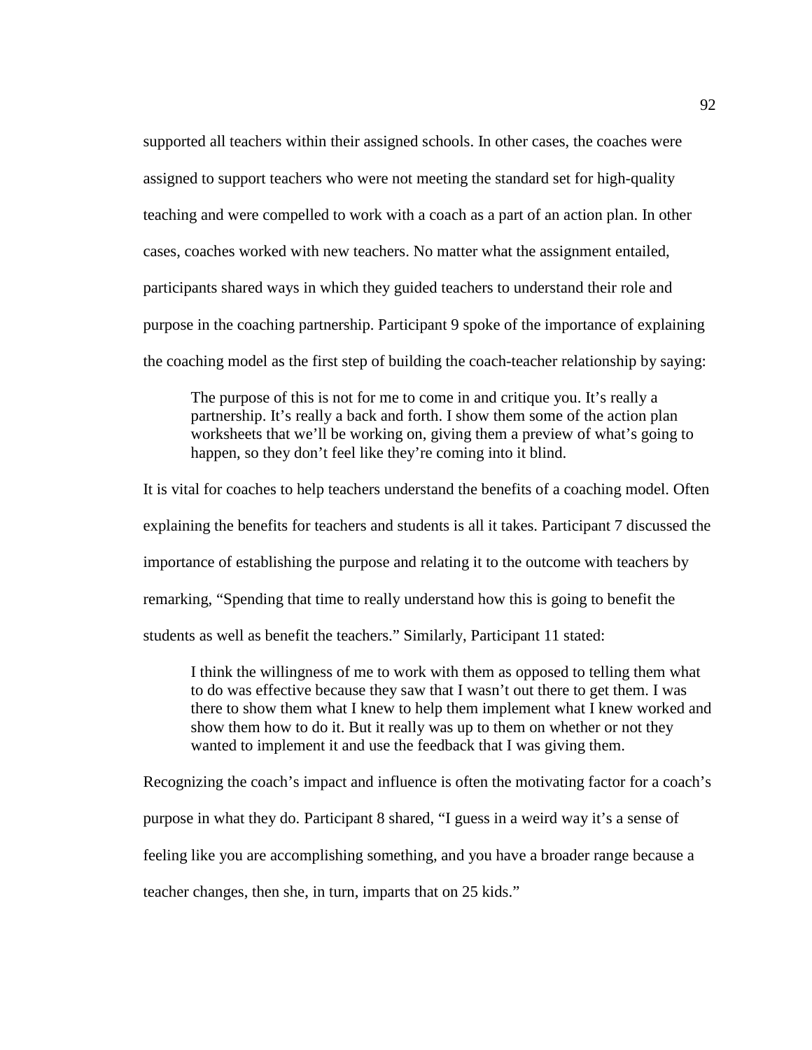supported all teachers within their assigned schools. In other cases, the coaches were assigned to support teachers who were not meeting the standard set for high-quality teaching and were compelled to work with a coach as a part of an action plan. In other cases, coaches worked with new teachers. No matter what the assignment entailed, participants shared ways in which they guided teachers to understand their role and purpose in the coaching partnership. Participant 9 spoke of the importance of explaining the coaching model as the first step of building the coach-teacher relationship by saying:

> The purpose of this is not for me to come in and critique you. It's really a partnership. It's really a back and forth. I show them some of the action plan worksheets that we'll be working on, giving them a preview of what's going to happen, so they don't feel like they're coming into it blind.

It is vital for coaches to help teachers understand the benefits of a coaching model. Often explaining the benefits for teachers and students is all it takes. Participant 7 discussed the importance of establishing the purpose and relating it to the outcome with teachers by remarking, "Spending that time to really understand how this is going to benefit the students as well as benefit the teachers." Similarly, Participant 11 stated:

> I think the willingness of me to work with them as opposed to telling them what to do was effective because they saw that I wasn't out there to get them. I was there to show them what I knew to help them implement what I knew worked and show them how to do it. But it really was up to them on whether or not they wanted to implement it and use the feedback that I was giving them.

Recognizing the coach's impact and influence is often the motivating factor for a coach's purpose in what they do. Participant 8 shared, "I guess in a weird way it's a sense of feeling like you are accomplishing something, and you have a broader range because a teacher changes, then she, in turn, imparts that on 25 kids."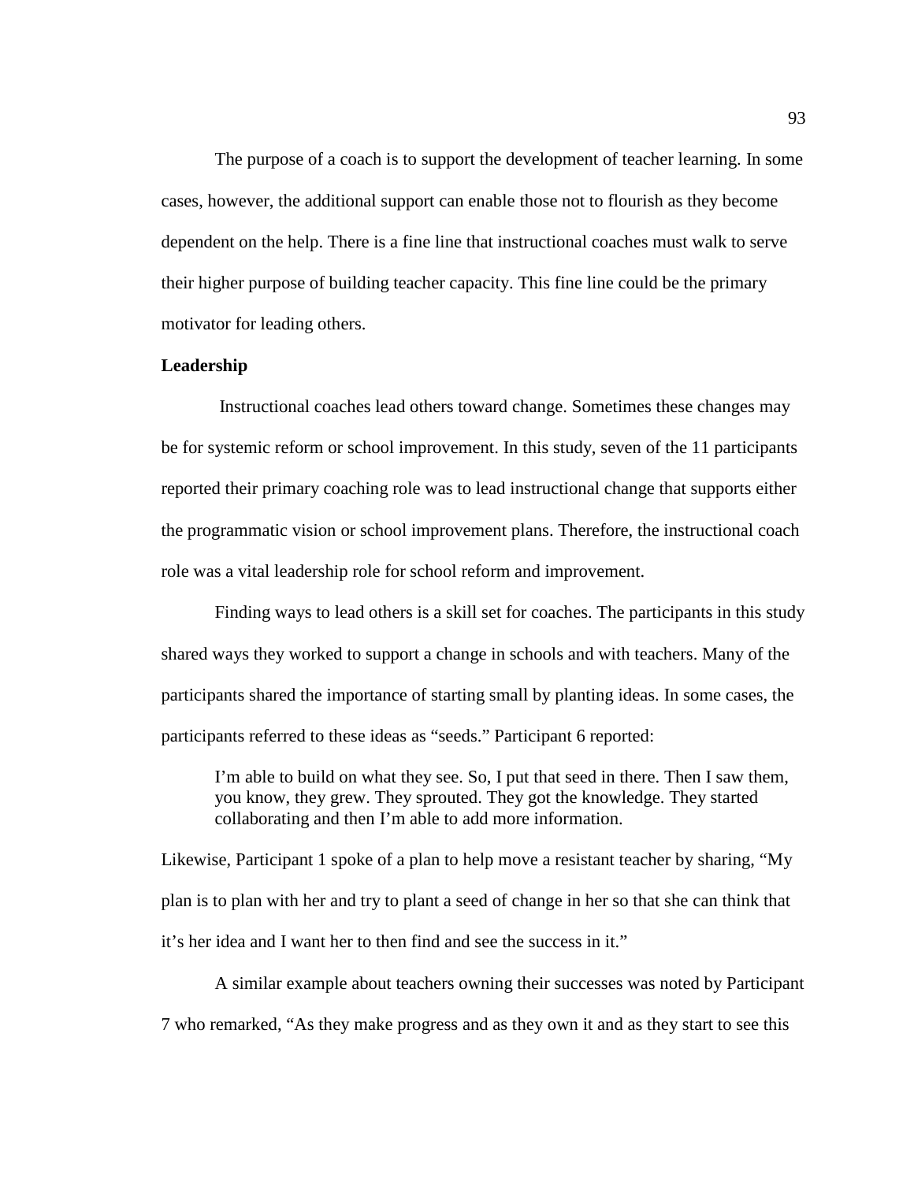The purpose of a coach is to support the development of teacher learning. In some cases, however, the additional support can enable those not to flourish as they become dependent on the help. There is a fine line that instructional coaches must walk to serve their higher purpose of building teacher capacity. This fine line could be the primary motivator for leading others.

## Leadership

Instructional coaches lead others toward change. Sometimes these changes may be for systemic reform or school improvement. In this study, seven of the 11 participants reported their primary coaching role was to lead instructional change that supports either the programmatic vision or school improvement plans. Therefore, the instructional coach role was a vital leadership role for school reform and improvement.

Finding ways to lead others is a skill set for coaches. The participants in this study shared ways they worked to support a change in schools and with teachers. Many of the participants shared the importance of starting small by planting ideas. In some cases, the participants referred to these ideas as "seeds." Participant 6 reported:

> I'm able to build on what they see. So, I put that seed in there. Then I saw them, you know, they grew. They sprouted. They got the knowledge. They started collaborating and then I'm able to add more information.

Likewise, Participant 1 spoke of a plan to help move a resistant teacher by sharing, "My plan is to plan with her and try to plant a seed of change in her so that she can think that it's her idea and I want her to then find and see the success in it."

A similar example about teachers owning their successes was noted by Participant 7 who remarked, "As they make progress and as they own it and as they start to see this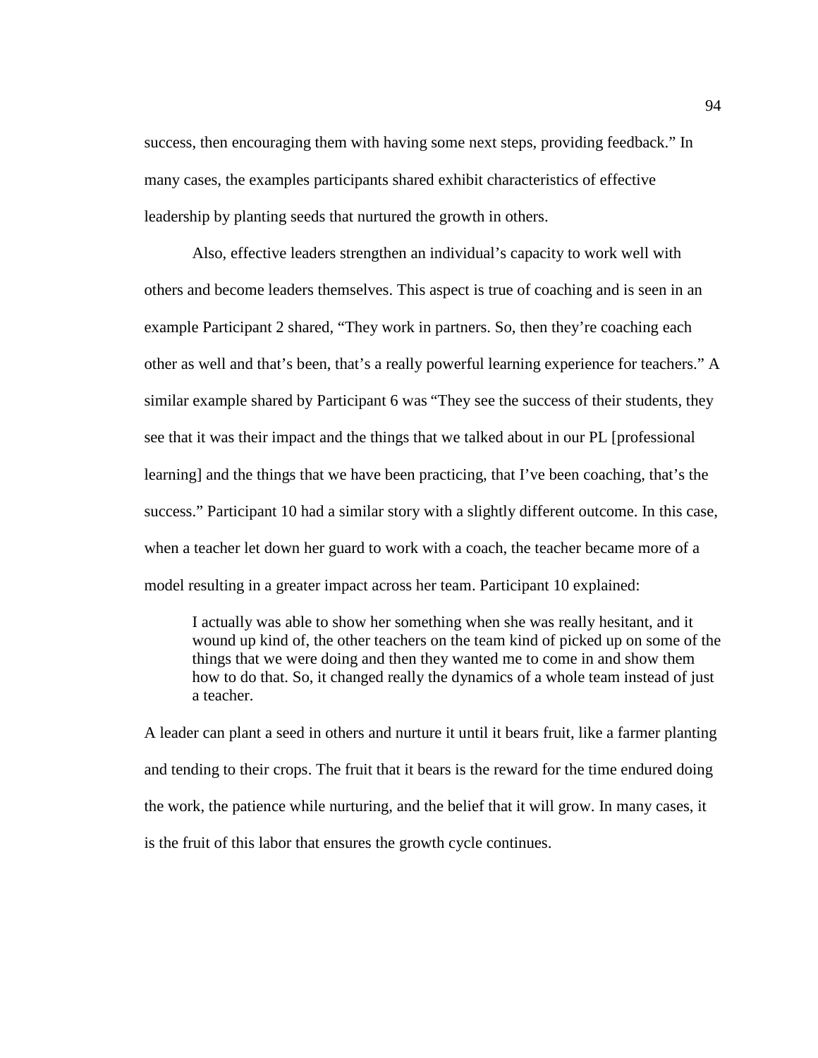success, then encouraging them with having some next steps, providing feedback." In many cases, the examples participants shared exhibit characteristics of effective leadership by planting seeds that nurtured the growth in others.

Also, effective leaders strengthen an individual's capacity to work well with others and become leaders themselves. This aspect is true of coaching and is seen in an example Participant 2 shared, "They work in partners. So, then they're coaching each other as well and that's been, that's a really powerful learning experience for teachers." A similar example shared by Participant 6 was "They see the success of their students, they see that it was their impact and the things that we talked about in our PL [professional learning] and the things that we have been practicing, that I've been coaching, that's the success." Participant 10 had a similar story with a slightly different outcome. In this case, when a teacher let down her guard to work with a coach, the teacher became more of a model resulting in a greater impact across her team. Participant 10 explained:

> I actually was able to show her something when she was really hesitant, and it wound up kind of, the other teachers on the team kind of picked up on some of the things that we were doing and then they wanted me to come in and show them how to do that. So, it changed really the dynamics of a whole team instead of just a teacher.

A leader can plant a seed in others and nurture it until it bears fruit, like a farmer planting and tending to their crops. The fruit that it bears is the reward for the time endured doing the work, the patience while nurturing, and the belief that it will grow. In many cases, it is the fruit of this labor that ensures the growth cycle continues.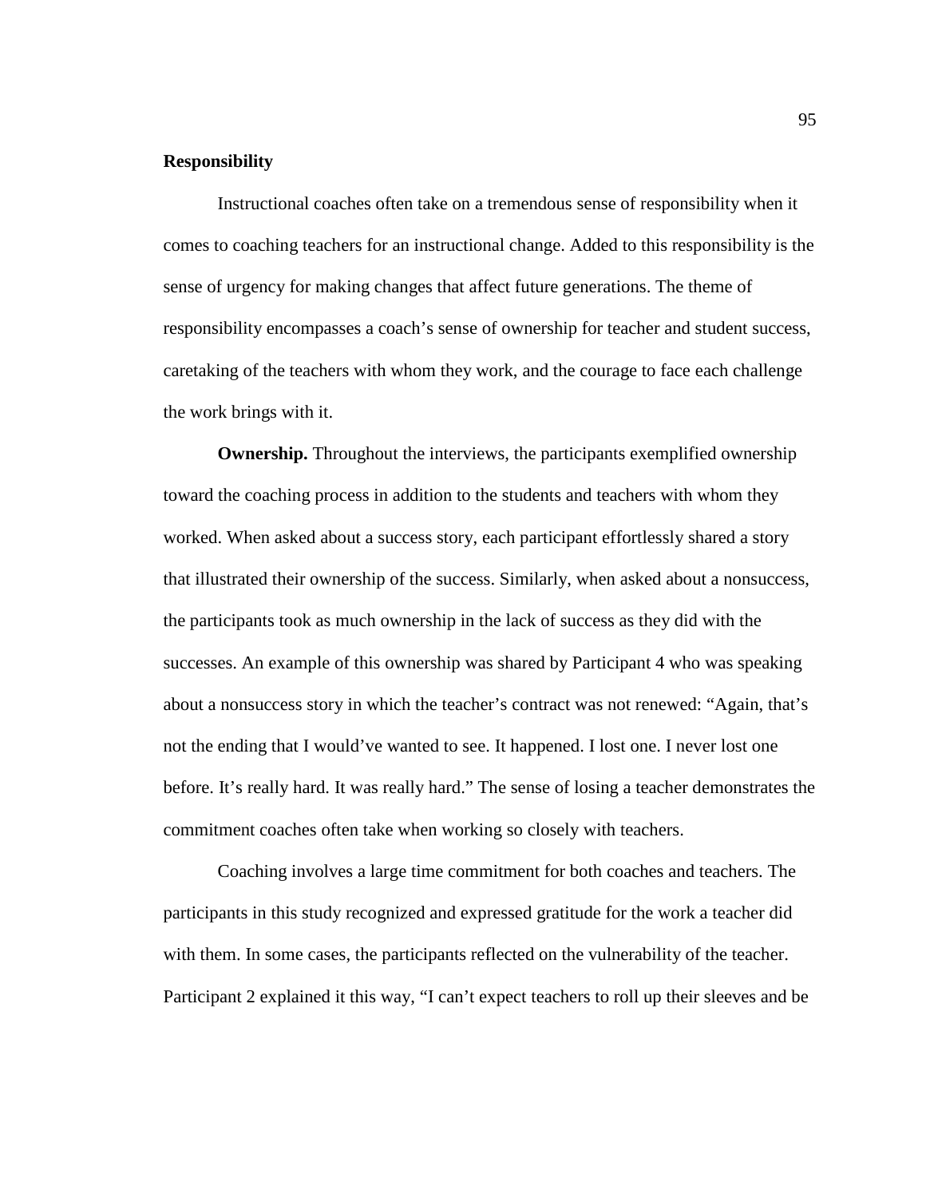## Responsibility

Instructional coaches often take on a tremendous sense of responsibility when it comes to coaching teachers for an instructional change. Added to this responsibility is the sense of urgency for making changes that affect future generations. The theme of responsibility encompasses a coach's sense of ownership for teacher and student success, caretaking of the teachers with whom they work, and the courage to face each challenge the work brings with it.

**Ownership.** Throughout the interviews, the participants exemplified ownership toward the coaching process in addition to the students and teachers with whom they worked. When asked about a success story, each participant effortlessly shared a story that illustrated their ownership of the success. Similarly, when asked about a nonsuccess, the participants took as much ownership in the lack of success as they did with the successes. An example of this ownership was shared by Participant 4 who was speaking about a nonsuccess story in which the teacher's contract was not renewed: "Again, that's not the ending that I would've wanted to see. It happened. I lost one. I never lost one before. It's really hard. It was really hard." The sense of losing a teacher demonstrates the commitment coaches often take when working so closely with teachers.

Coaching involves a large time commitment for both coaches and teachers. The participants in this study recognized and expressed gratitude for the work a teacher did with them. In some cases, the participants reflected on the vulnerability of the teacher. Participant 2 explained it this way, "I can't expect teachers to roll up their sleeves and be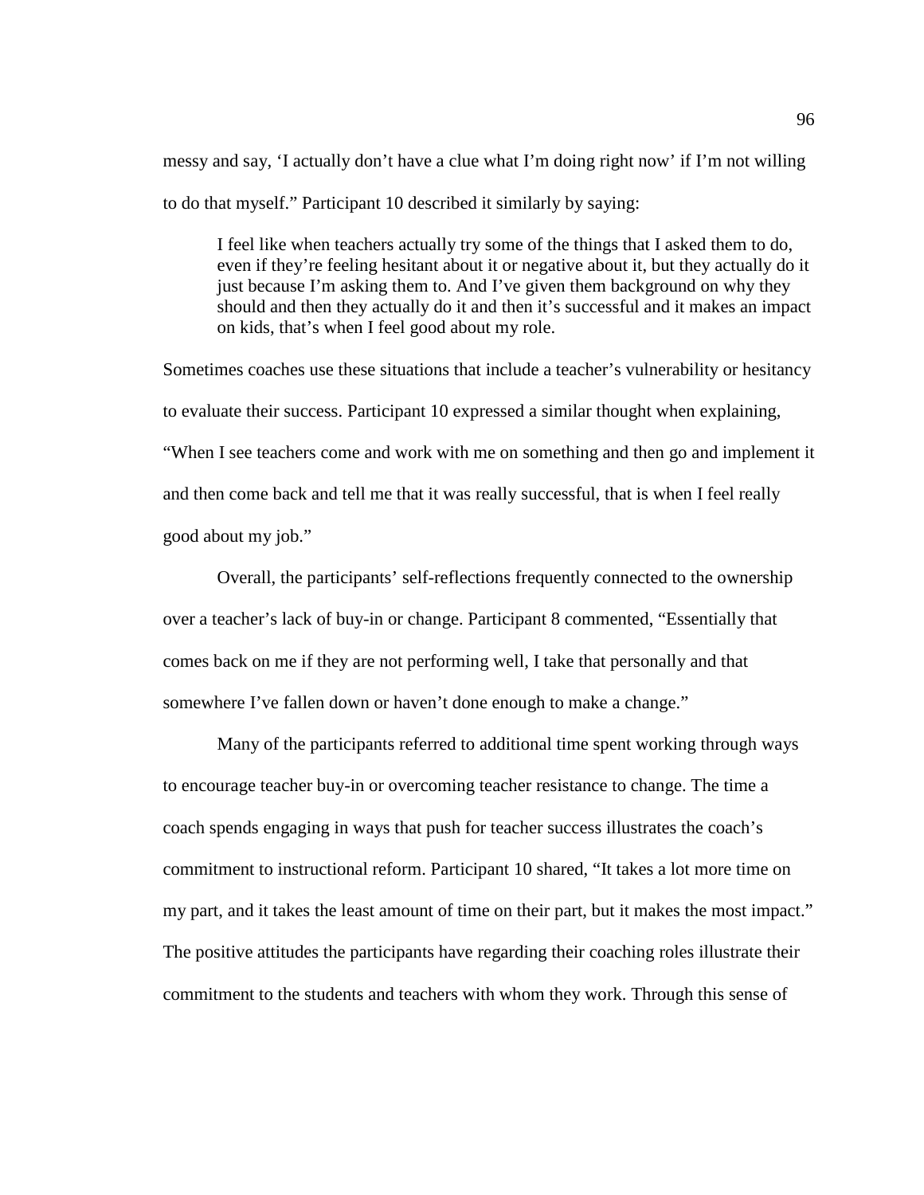messy and say, 'I actually don't have a clue what I'm doing right now' if I'm not willing to do that myself." Participant 10 described it similarly by saying:

> I feel like when teachers actually try some of the things that I asked them to do, even if they're feeling hesitant about it or negative about it, but they actually do it just because I'm asking them to. And I've given them background on why they should and then they actually do it and then it's successful and it makes an impact on kids, that's when I feel good about my role.

Sometimes coaches use these situations that include a teacher's vulnerability or hesitancy to evaluate their success. Participant 10 expressed a similar thought when explaining, "When I see teachers come and work with me on something and then go and implement it and then come back and tell me that it was really successful, that is when I feel really good about my job."

Overall, the participants' self-reflections frequently connected to the ownership over a teacher's lack of buy-in or change. Participant 8 commented, "Essentially that comes back on me if they are not performing well, I take that personally and that somewhere I've fallen down or haven't done enough to make a change."

Many of the participants referred to additional time spent working through ways to encourage teacher buy-in or overcoming teacher resistance to change. The time a coach spends engaging in ways that push for teacher success illustrates the coach's commitment to instructional reform. Participant 10 shared, "It takes a lot more time on my part, and it takes the least amount of time on their part, but it makes the most impact." The positive attitudes the participants have regarding their coaching roles illustrate their commitment to the students and teachers with whom they work. Through this sense of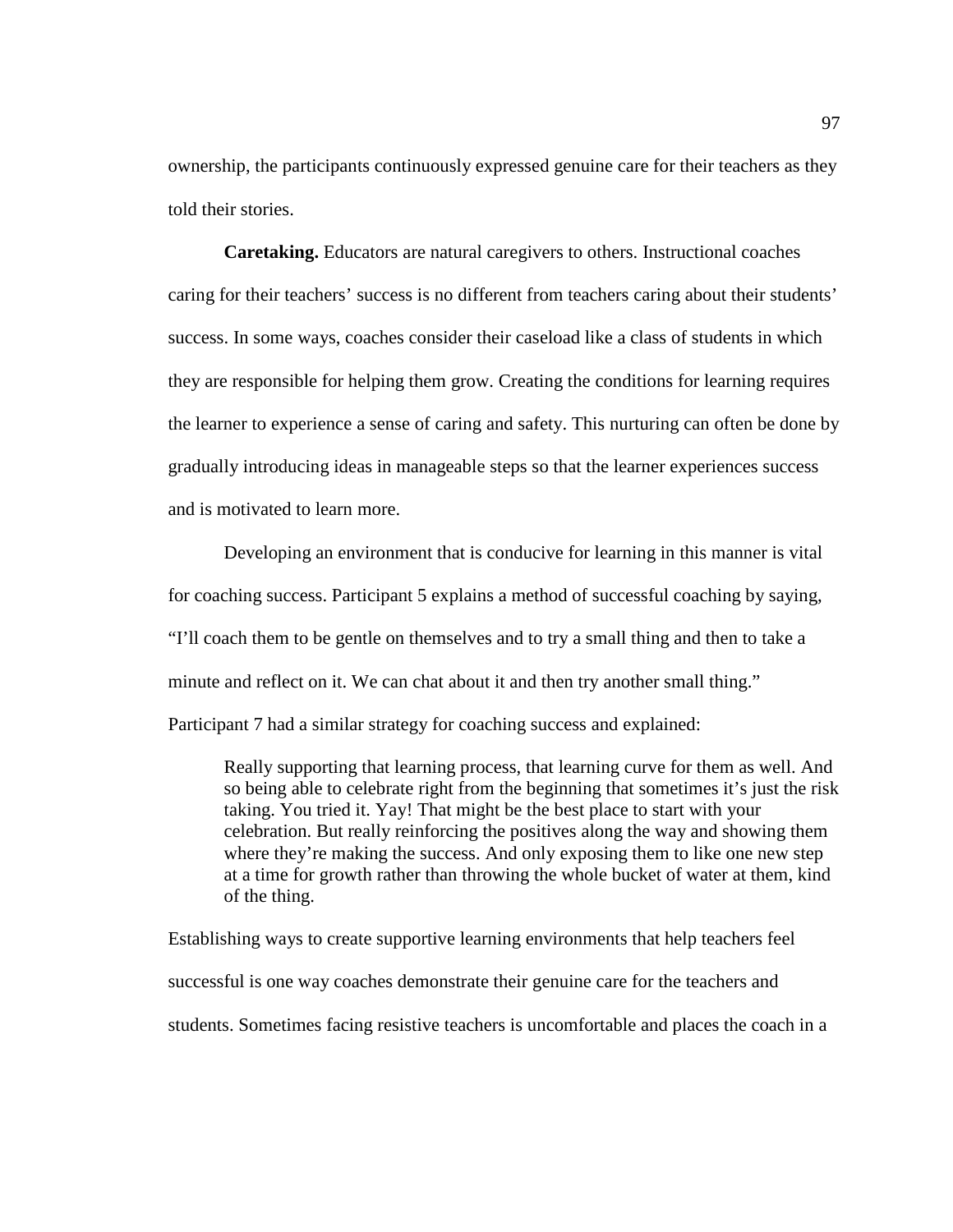ownership, the participants continuously expressed genuine care for their teachers as they told their stories.

**Caretaking.** Educators are natural caregivers to others. Instructional coaches caring for their teachers' success is no different from teachers caring about their students' success. In some ways, coaches consider their caseload like a class of students in which they are responsible for helping them grow. Creating the conditions for learning requires the learner to experience a sense of caring and safety. This nurturing can often be done by gradually introducing ideas in manageable steps so that the learner experiences success and is motivated to learn more.

Developing an environment that is conducive for learning in this manner is vital for coaching success. Participant 5 explains a method of successful coaching by saying, "I'll coach them to be gentle on themselves and to try a small thing and then to take a minute and reflect on it. We can chat about it and then try another small thing." Participant 7 had a similar strategy for coaching success and explained:

> Really supporting that learning process, that learning curve for them as well. And so being able to celebrate right from the beginning that sometimes it's just the risk taking. You tried it. Yay! That might be the best place to start with your celebration. But really reinforcing the positives along the way and showing them where they're making the success. And only exposing them to like one new step at a time for growth rather than throwing the whole bucket of water at them, kind of the thing.

Establishing ways to create supportive learning environments that help teachers feel successful is one way coaches demonstrate their genuine care for the teachers and students. Sometimes facing resistive teachers is uncomfortable and places the coach in a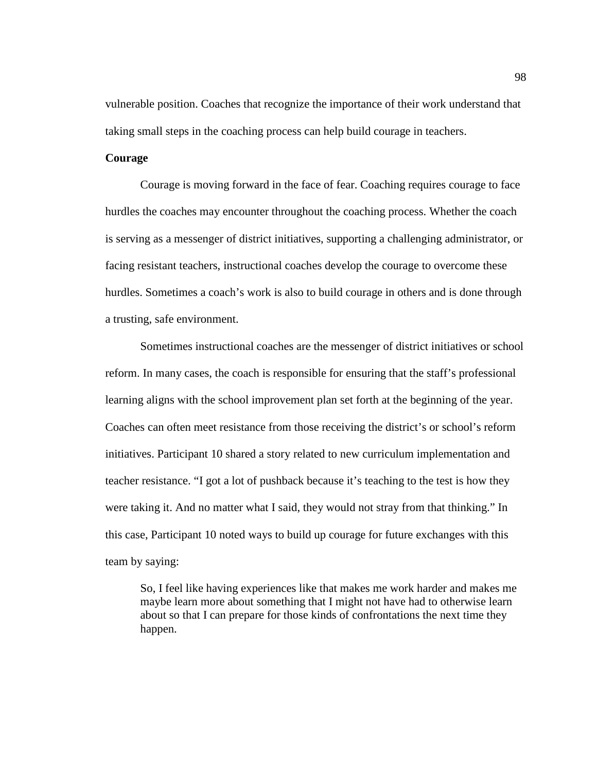vulnerable position. Coaches that recognize the importance of their work understand that taking small steps in the coaching process can help build courage in teachers.

**Courage**

Courage is moving forward in the face of fear. Coaching requires courage to face hurdles the coaches may encounter throughout the coaching process. Whether the coach is serving as a messenger of district initiatives, supporting a challenging administrator, or facing resistant teachers, instructional coaches develop the courage to overcome these hurdles. Sometimes a coach's work is also to build courage in others and is done through a trusting, safe environment.

Sometimes instructional coaches are the messenger of district initiatives or school reform. In many cases, the coach is responsible for ensuring that the staff's professional learning aligns with the school improvement plan set forth at the beginning of the year. Coaches can often meet resistance from those receiving the district's or school's reform initiatives. Participant 10 shared a story related to new curriculum implementation and teacher resistance. "I got a lot of pushback because it's teaching to the test is how they were taking it. And no matter what I said, they would not stray from that thinking." In this case, Participant 10 noted ways to build up courage for future exchanges with this team by saying:

> So, I feel like having experiences like that makes me work harder and makes me maybe learn more about something that I might not have had to otherwise learn about so that I can prepare for those kinds of confrontations the next time they happen.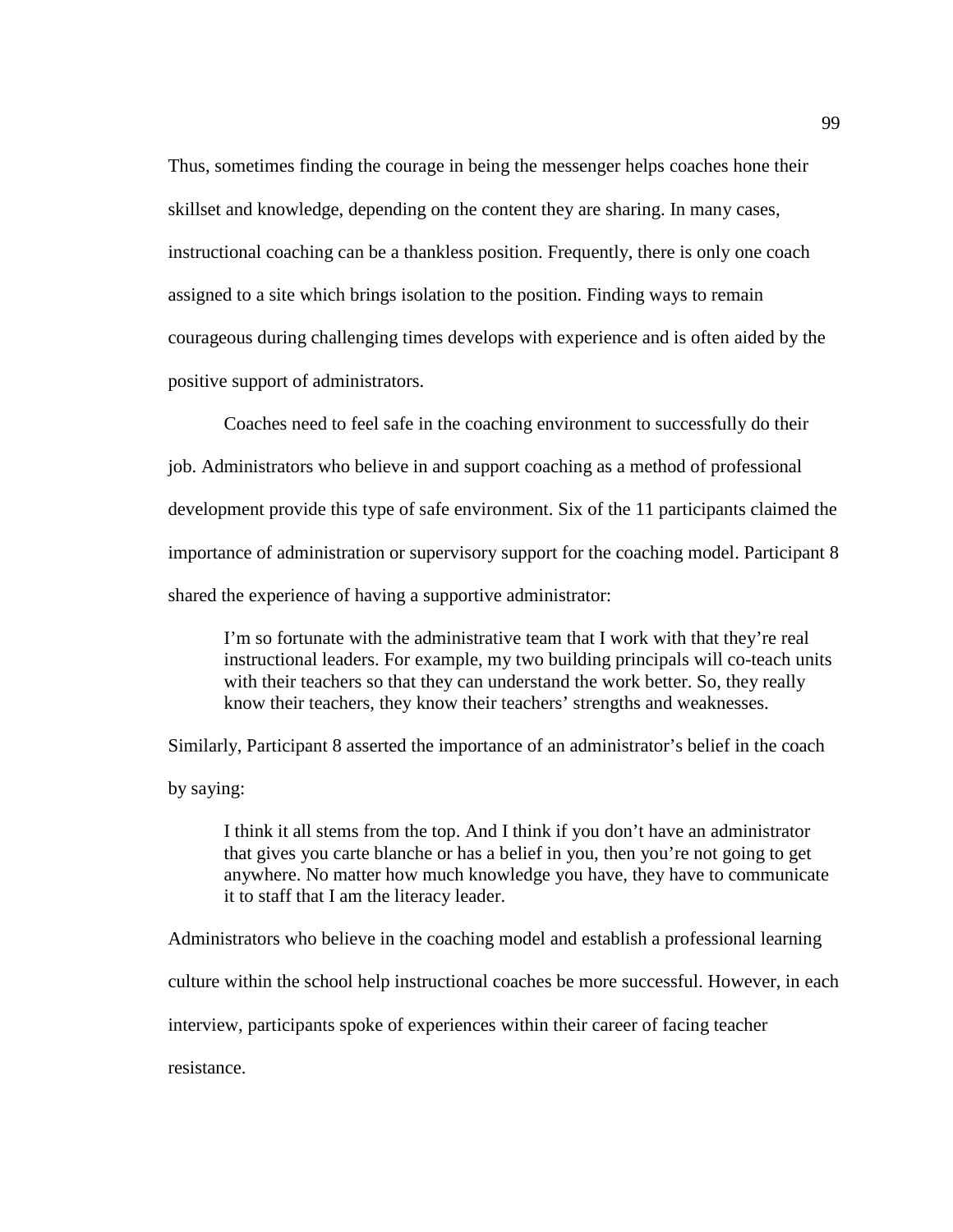Thus, sometimes finding the courage in being the messenger helps coaches hone their skillset and knowledge, depending on the content they are sharing. In many cases, instructional coaching can be a thankless position. Frequently, there is only one coach assigned to a site which brings isolation to the position. Finding ways to remain courageous during challenging times develops with experience and is often aided by the positive support of administrators.

Coaches need to feel safe in the coaching environment to successfully do their job. Administrators who believe in and support coaching as a method of professional development provide this type of safe environment. Six of the 11 participants claimed the importance of administration or supervisory support for the coaching model. Participant 8 shared the experience of having a supportive administrator:

> I'm so fortunate with the administrative team that I work with that they're real instructional leaders. For example, my two building principals will co-teach units with their teachers so that they can understand the work better. So, they really know their teachers, they know their teachers' strengths and weaknesses.

Similarly, Participant 8 asserted the importance of an administrator's belief in the coach by saying:

> I think it all stems from the top. And I think if you don't have an administrator that gives you carte blanche or has a belief in you, then you're not going to get anywhere. No matter how much knowledge you have, they have to communicate it to staff that I am the literacy leader.

Administrators who believe in the coaching model and establish a professional learning culture within the school help instructional coaches be more successful. However, in each interview, participants spoke of experiences within their career of facing teacher resistance.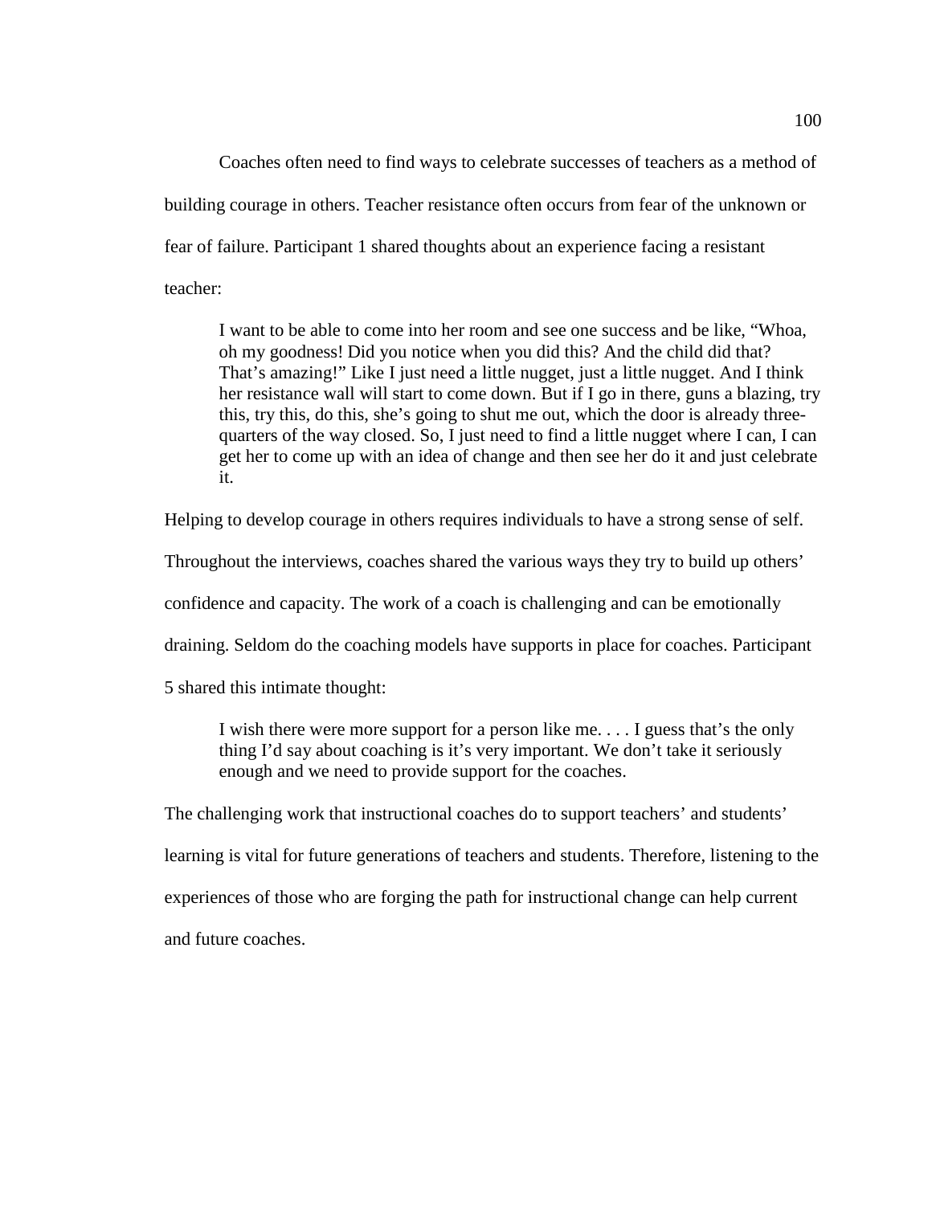Coaches often need to find ways to celebrate successes of teachers as a method of building courage in others. Teacher resistance often occurs from fear of the unknown or fear of failure. Participant 1 shared thoughts about an experience facing a resistant teacher:

> I want to be able to come into her room and see one success and be like, "Whoa, oh my goodness! Did you notice when you did this? And the child did that? That's amazing!" Like I just need a little nugget, just a little nugget. And I think her resistance wall will start to come down. But if I go in there, guns a blazing, try this, try this, do this, she's going to shut me out, which the door is already three-quarters of the way closed. So, I just need to find a little nugget where I can, I can get her to come up with an idea of change and then see her do it and just celebrate it.

Helping to develop courage in others requires individuals to have a strong sense of self. Throughout the interviews, coaches shared the various ways they try to build up others' confidence and capacity. The work of a coach is challenging and can be emotionally draining. Seldom do the coaching models have supports in place for coaches. Participant 5 shared this intimate thought:

> I wish there were more support for a person like me. . . . I guess that's the only thing I'd say about coaching is it's very important. We don't take it seriously enough and we need to provide support for the coaches.

The challenging work that instructional coaches do to support teachers' and students' learning is vital for future generations of teachers and students. Therefore, listening to the experiences of those who are forging the path for instructional change can help current and future coaches.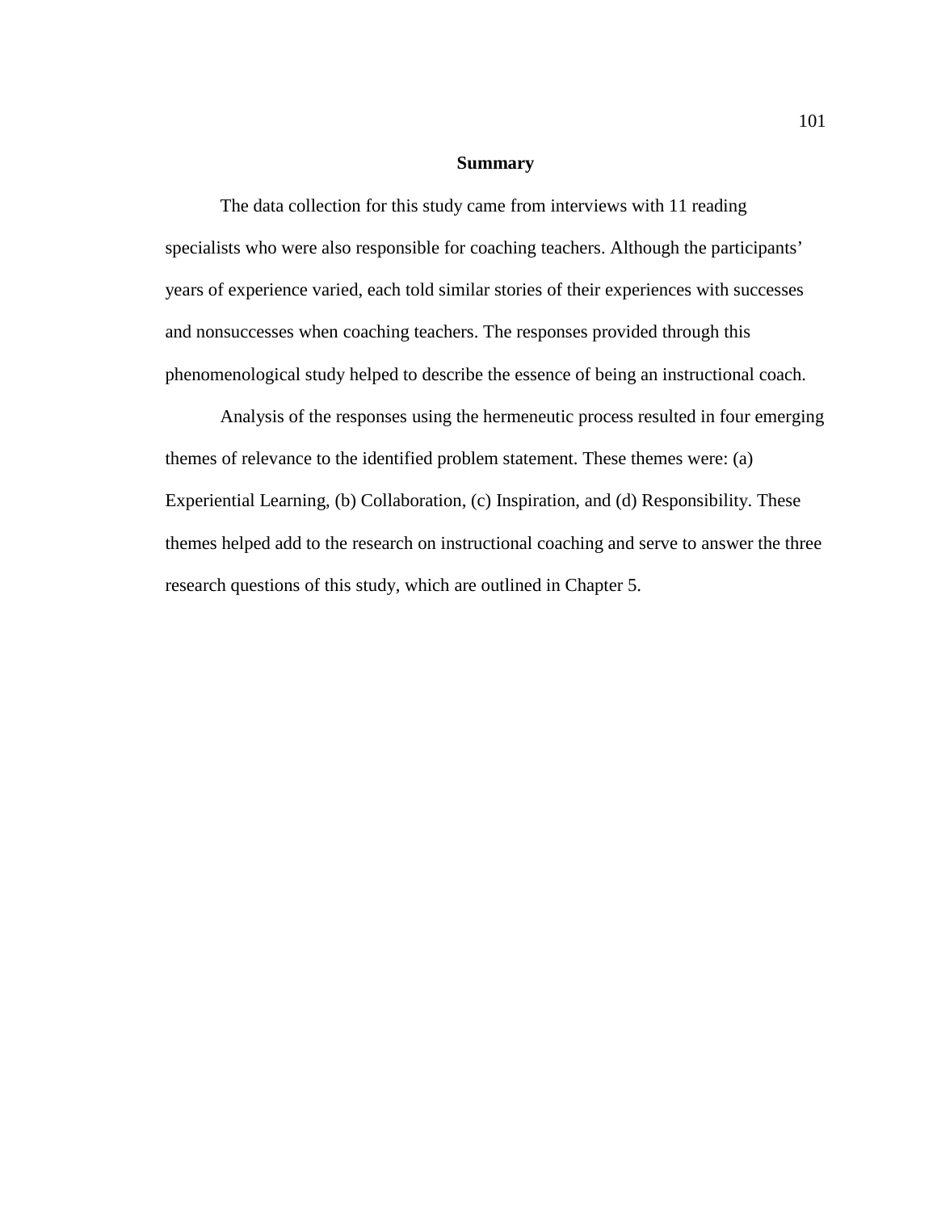## Summary

The data collection for this study came from interviews with 11 reading specialists who were also responsible for coaching teachers. Although the participants' years of experience varied, each told similar stories of their experiences with successes and nonsuccesses when coaching teachers. The responses provided through this phenomenological study helped to describe the essence of being an instructional coach.

Analysis of the responses using the hermeneutic process resulted in four emerging themes of relevance to the identified problem statement. These themes were: (a) Experiential Learning, (b) Collaboration, (c) Inspiration, and (d) Responsibility. These themes helped add to the research on instructional coaching and serve to answer the three research questions of this study, which are outlined in Chapter 5.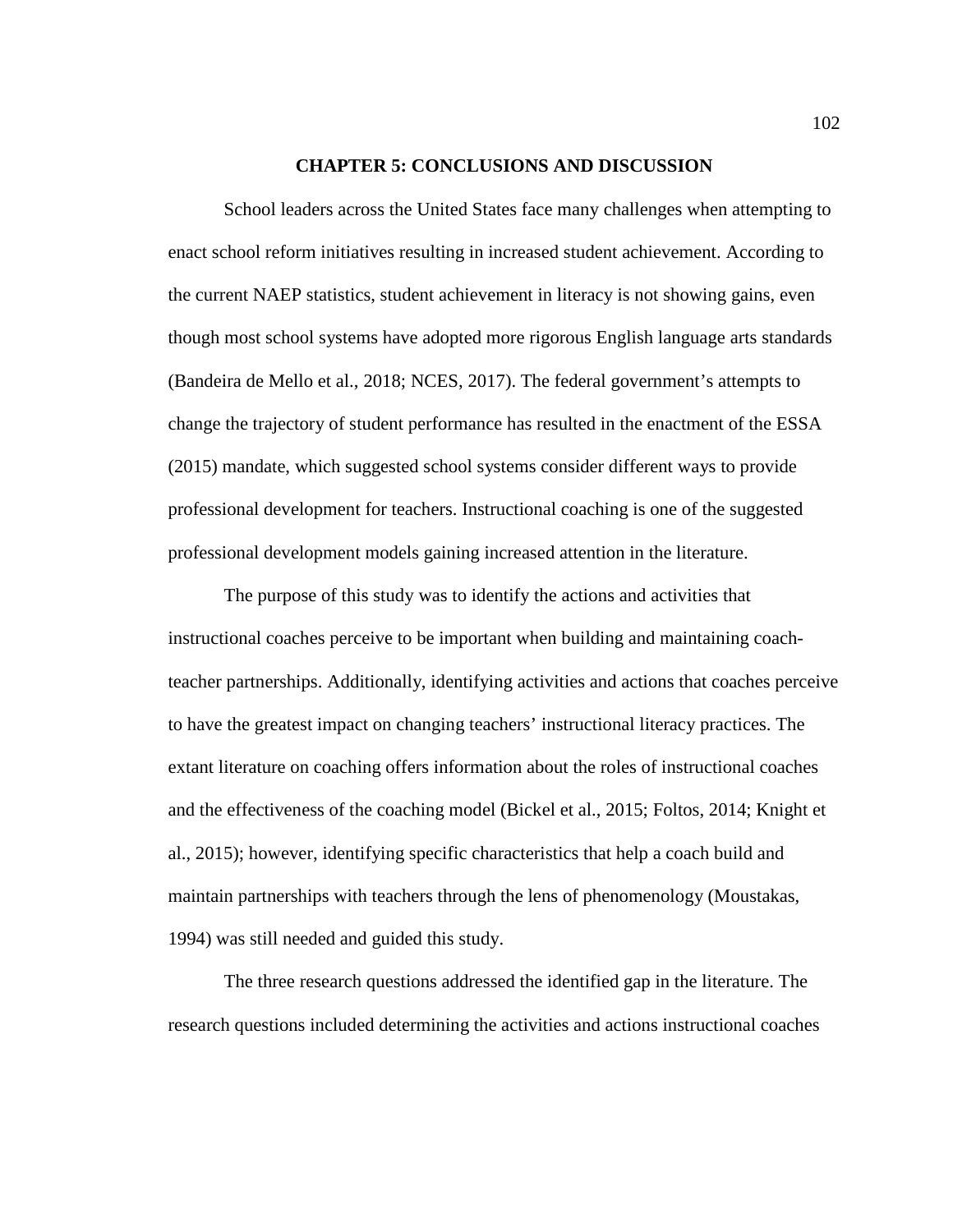# CHAPTER 5: CONCLUSIONS AND DISCUSSION

School leaders across the United States face many challenges when attempting to enact school reform initiatives resulting in increased student achievement. According to the current NAEP statistics, student achievement in literacy is not showing gains, even though most school systems have adopted more rigorous English language arts standards (Bandeira de Mello et al., 2018; NCES, 2017). The federal government's attempts to change the trajectory of student performance has resulted in the enactment of the ESSA (2015) mandate, which suggested school systems consider different ways to provide professional development for teachers. Instructional coaching is one of the suggested professional development models gaining increased attention in the literature.

The purpose of this study was to identify the actions and activities that instructional coaches perceive to be important when building and maintaining coach-teacher partnerships. Additionally, identifying activities and actions that coaches perceive to have the greatest impact on changing teachers' instructional literacy practices. The extant literature on coaching offers information about the roles of instructional coaches and the effectiveness of the coaching model (Bickel et al., 2015; Foltos, 2014; Knight et al., 2015); however, identifying specific characteristics that help a coach build and maintain partnerships with teachers through the lens of phenomenology (Moustakas, 1994) was still needed and guided this study.

The three research questions addressed the identified gap in the literature. The research questions included determining the activities and actions instructional coaches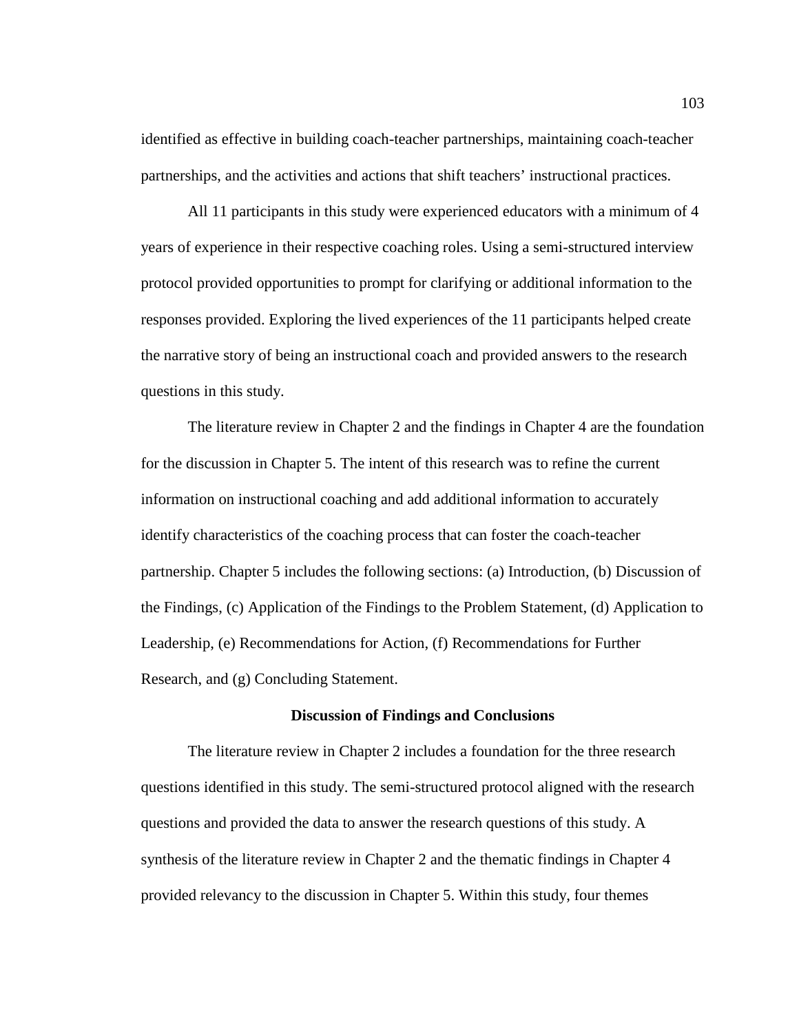identified as effective in building coach-teacher partnerships, maintaining coach-teacher partnerships, and the activities and actions that shift teachers' instructional practices.

All 11 participants in this study were experienced educators with a minimum of 4 years of experience in their respective coaching roles. Using a semi-structured interview protocol provided opportunities to prompt for clarifying or additional information to the responses provided. Exploring the lived experiences of the 11 participants helped create the narrative story of being an instructional coach and provided answers to the research questions in this study.

The literature review in Chapter 2 and the findings in Chapter 4 are the foundation for the discussion in Chapter 5. The intent of this research was to refine the current information on instructional coaching and add additional information to accurately identify characteristics of the coaching process that can foster the coach-teacher partnership. Chapter 5 includes the following sections: (a) Introduction, (b) Discussion of the Findings, (c) Application of the Findings to the Problem Statement, (d) Application to Leadership, (e) Recommendations for Action, (f) Recommendations for Further Research, and (g) Concluding Statement.

## Discussion of Findings and Conclusions

The literature review in Chapter 2 includes a foundation for the three research questions identified in this study. The semi-structured protocol aligned with the research questions and provided the data to answer the research questions of this study. A synthesis of the literature review in Chapter 2 and the thematic findings in Chapter 4 provided relevancy to the discussion in Chapter 5. Within this study, four themes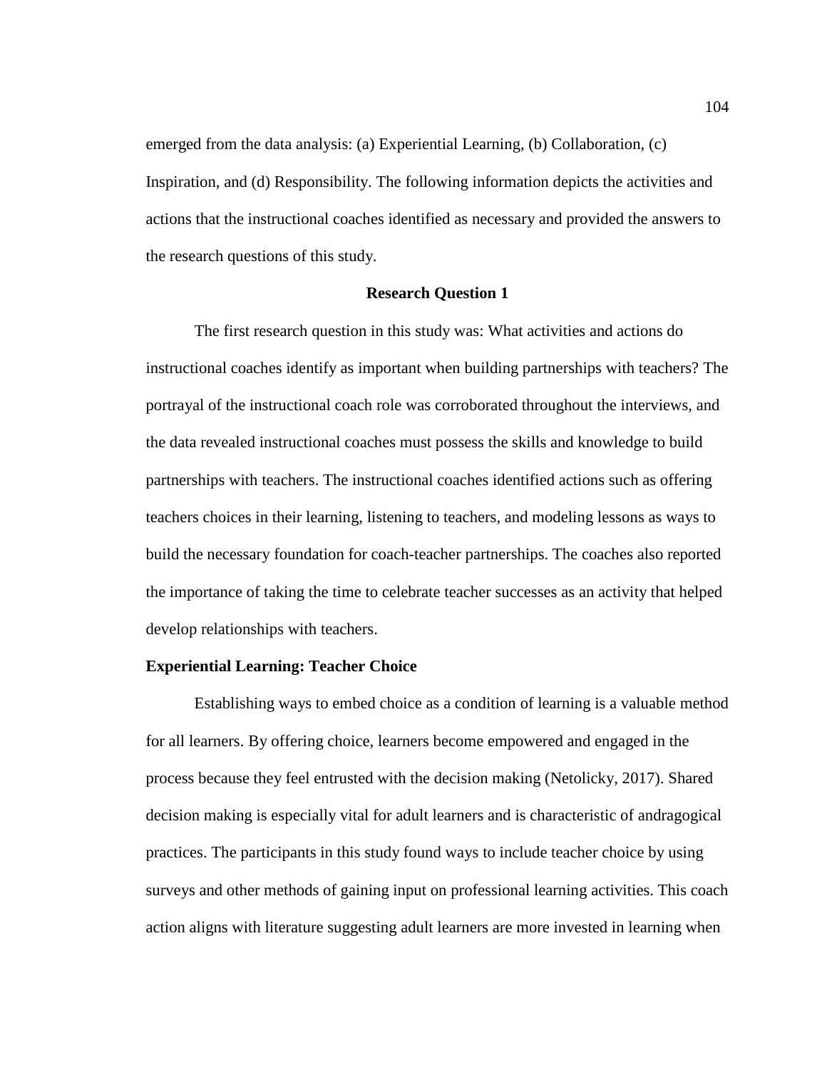emerged from the data analysis: (a) Experiential Learning, (b) Collaboration, (c) Inspiration, and (d) Responsibility. The following information depicts the activities and actions that the instructional coaches identified as necessary and provided the answers to the research questions of this study.

## Research Question 1

The first research question in this study was: What activities and actions do instructional coaches identify as important when building partnerships with teachers? The portrayal of the instructional coach role was corroborated throughout the interviews, and the data revealed instructional coaches must possess the skills and knowledge to build partnerships with teachers. The instructional coaches identified actions such as offering teachers choices in their learning, listening to teachers, and modeling lessons as ways to build the necessary foundation for coach-teacher partnerships. The coaches also reported the importance of taking the time to celebrate teacher successes as an activity that helped develop relationships with teachers.

### Experiential Learning: Teacher Choice

Establishing ways to embed choice as a condition of learning is a valuable method for all learners. By offering choice, learners become empowered and engaged in the process because they feel entrusted with the decision making (Netolicky, 2017). Shared decision making is especially vital for adult learners and is characteristic of andragogical practices. The participants in this study found ways to include teacher choice by using surveys and other methods of gaining input on professional learning activities. This coach action aligns with literature suggesting adult learners are more invested in learning when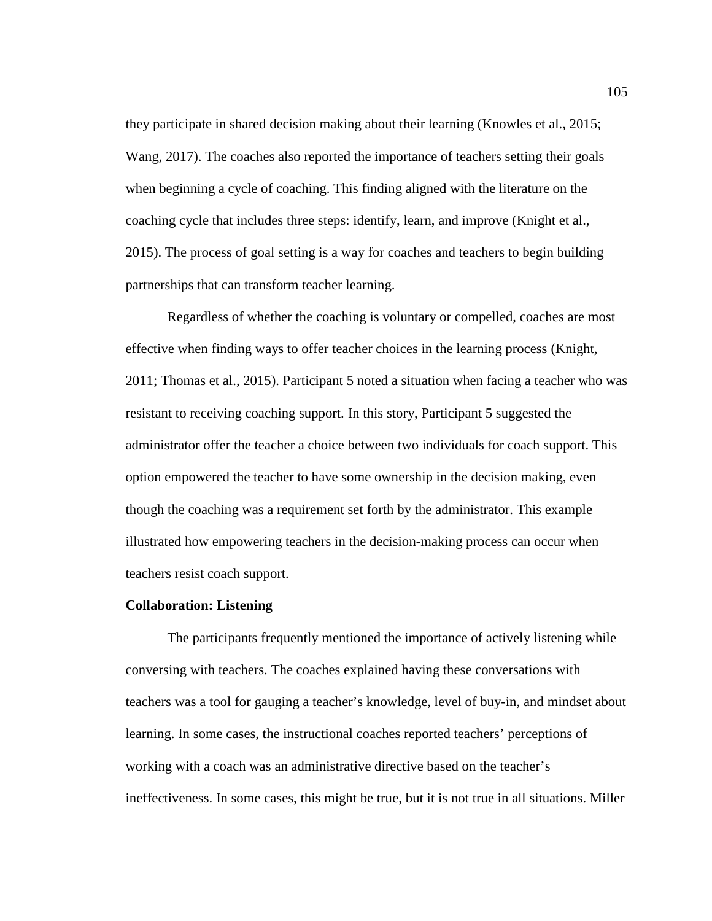they participate in shared decision making about their learning (Knowles et al., 2015; Wang, 2017). The coaches also reported the importance of teachers setting their goals when beginning a cycle of coaching. This finding aligned with the literature on the coaching cycle that includes three steps: identify, learn, and improve (Knight et al., 2015). The process of goal setting is a way for coaches and teachers to begin building partnerships that can transform teacher learning.

Regardless of whether the coaching is voluntary or compelled, coaches are most effective when finding ways to offer teacher choices in the learning process (Knight, 2011; Thomas et al., 2015). Participant 5 noted a situation when facing a teacher who was resistant to receiving coaching support. In this story, Participant 5 suggested the administrator offer the teacher a choice between two individuals for coach support. This option empowered the teacher to have some ownership in the decision making, even though the coaching was a requirement set forth by the administrator. This example illustrated how empowering teachers in the decision-making process can occur when teachers resist coach support.

**Collaboration: Listening**

The participants frequently mentioned the importance of actively listening while conversing with teachers. The coaches explained having these conversations with teachers was a tool for gauging a teacher's knowledge, level of buy-in, and mindset about learning. In some cases, the instructional coaches reported teachers' perceptions of working with a coach was an administrative directive based on the teacher's ineffectiveness. In some cases, this might be true, but it is not true in all situations. Miller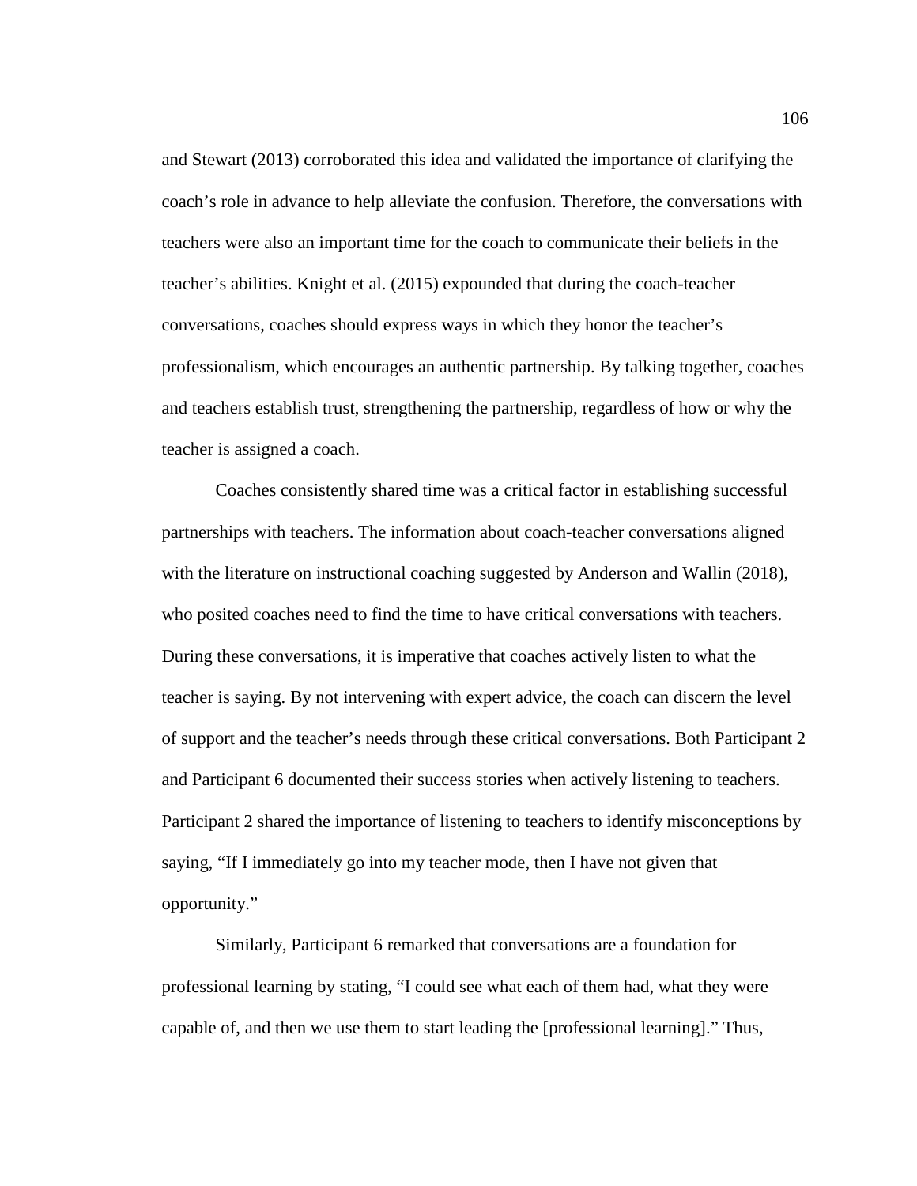and Stewart (2013) corroborated this idea and validated the importance of clarifying the coach's role in advance to help alleviate the confusion. Therefore, the conversations with teachers were also an important time for the coach to communicate their beliefs in the teacher's abilities. Knight et al. (2015) expounded that during the coach-teacher conversations, coaches should express ways in which they honor the teacher's professionalism, which encourages an authentic partnership. By talking together, coaches and teachers establish trust, strengthening the partnership, regardless of how or why the teacher is assigned a coach.

Coaches consistently shared time was a critical factor in establishing successful partnerships with teachers. The information about coach-teacher conversations aligned with the literature on instructional coaching suggested by Anderson and Wallin (2018), who posited coaches need to find the time to have critical conversations with teachers. During these conversations, it is imperative that coaches actively listen to what the teacher is saying. By not intervening with expert advice, the coach can discern the level of support and the teacher's needs through these critical conversations. Both Participant 2 and Participant 6 documented their success stories when actively listening to teachers. Participant 2 shared the importance of listening to teachers to identify misconceptions by saying, "If I immediately go into my teacher mode, then I have not given that opportunity."

Similarly, Participant 6 remarked that conversations are a foundation for professional learning by stating, "I could see what each of them had, what they were capable of, and then we use them to start leading the [professional learning]." Thus,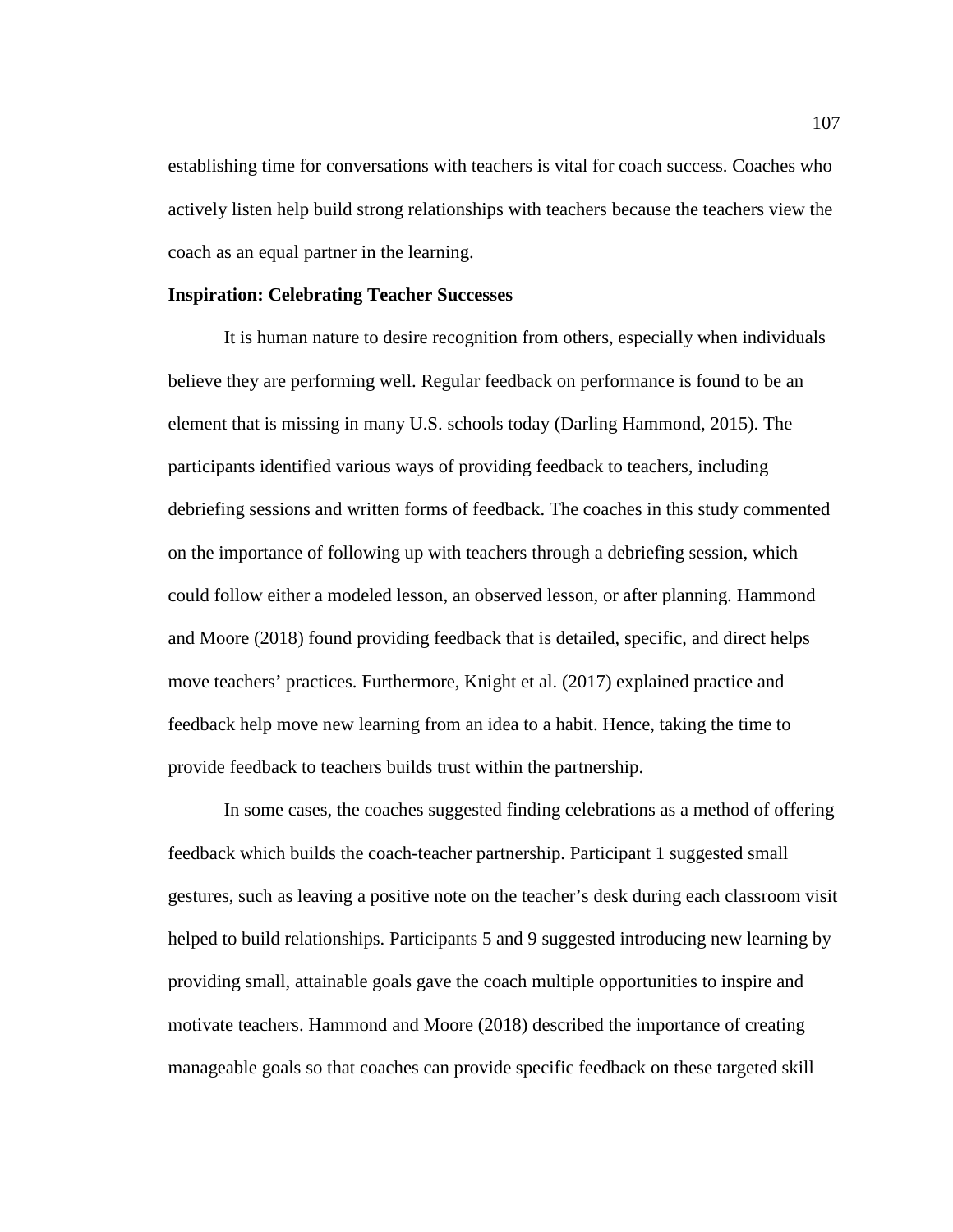establishing time for conversations with teachers is vital for coach success. Coaches who actively listen help build strong relationships with teachers because the teachers view the coach as an equal partner in the learning.

**Inspiration: Celebrating Teacher Successes**

It is human nature to desire recognition from others, especially when individuals believe they are performing well. Regular feedback on performance is found to be an element that is missing in many U.S. schools today (Darling Hammond, 2015). The participants identified various ways of providing feedback to teachers, including debriefing sessions and written forms of feedback. The coaches in this study commented on the importance of following up with teachers through a debriefing session, which could follow either a modeled lesson, an observed lesson, or after planning. Hammond and Moore (2018) found providing feedback that is detailed, specific, and direct helps move teachers' practices. Furthermore, Knight et al. (2017) explained practice and feedback help move new learning from an idea to a habit. Hence, taking the time to provide feedback to teachers builds trust within the partnership.

In some cases, the coaches suggested finding celebrations as a method of offering feedback which builds the coach-teacher partnership. Participant 1 suggested small gestures, such as leaving a positive note on the teacher's desk during each classroom visit helped to build relationships. Participants 5 and 9 suggested introducing new learning by providing small, attainable goals gave the coach multiple opportunities to inspire and motivate teachers. Hammond and Moore (2018) described the importance of creating manageable goals so that coaches can provide specific feedback on these targeted skill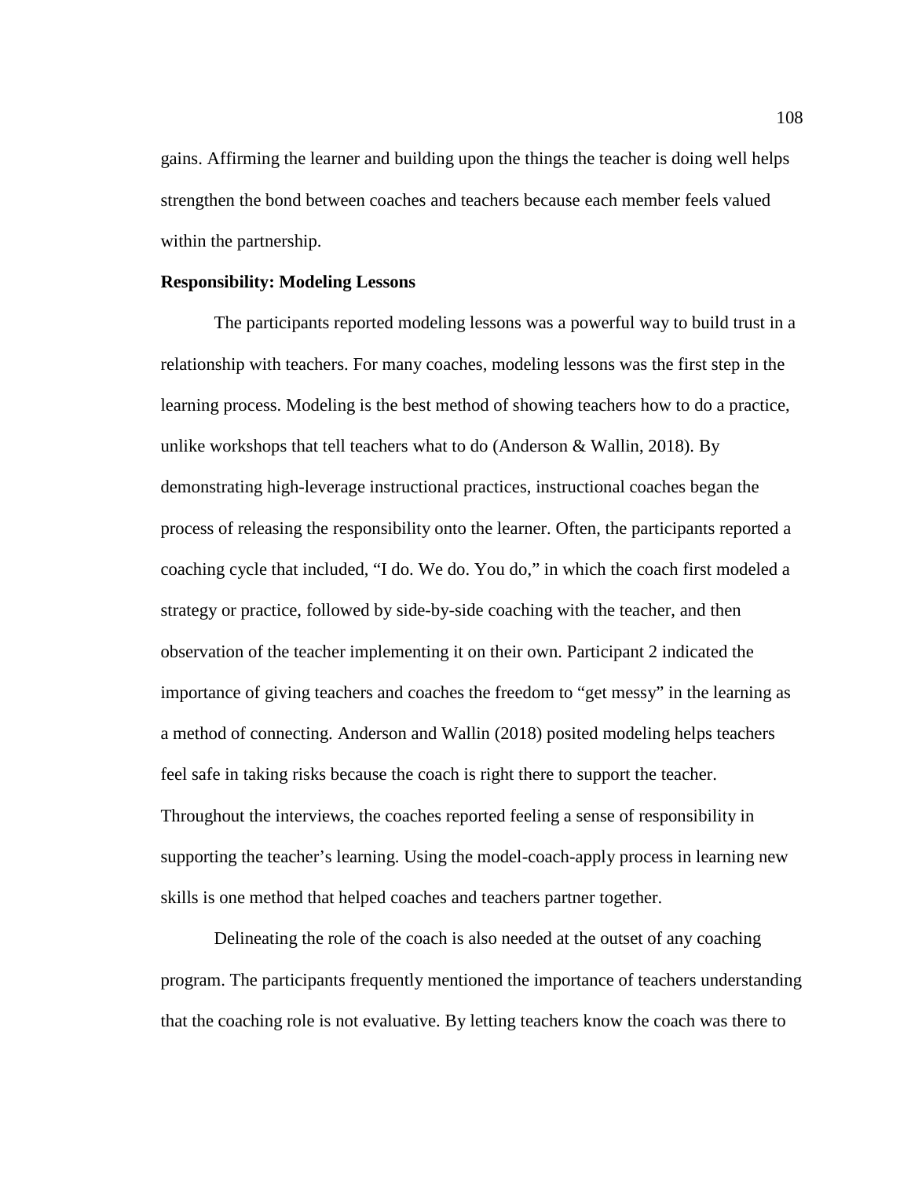gains. Affirming the learner and building upon the things the teacher is doing well helps strengthen the bond between coaches and teachers because each member feels valued within the partnership.

**Responsibility: Modeling Lessons**

The participants reported modeling lessons was a powerful way to build trust in a relationship with teachers. For many coaches, modeling lessons was the first step in the learning process. Modeling is the best method of showing teachers how to do a practice, unlike workshops that tell teachers what to do (Anderson & Wallin, 2018). By demonstrating high-leverage instructional practices, instructional coaches began the process of releasing the responsibility onto the learner. Often, the participants reported a coaching cycle that included, "I do. We do. You do," in which the coach first modeled a strategy or practice, followed by side-by-side coaching with the teacher, and then observation of the teacher implementing it on their own. Participant 2 indicated the importance of giving teachers and coaches the freedom to "get messy" in the learning as a method of connecting. Anderson and Wallin (2018) posited modeling helps teachers feel safe in taking risks because the coach is right there to support the teacher. Throughout the interviews, the coaches reported feeling a sense of responsibility in supporting the teacher's learning. Using the model-coach-apply process in learning new skills is one method that helped coaches and teachers partner together.

Delineating the role of the coach is also needed at the outset of any coaching program. The participants frequently mentioned the importance of teachers understanding that the coaching role is not evaluative. By letting teachers know the coach was there to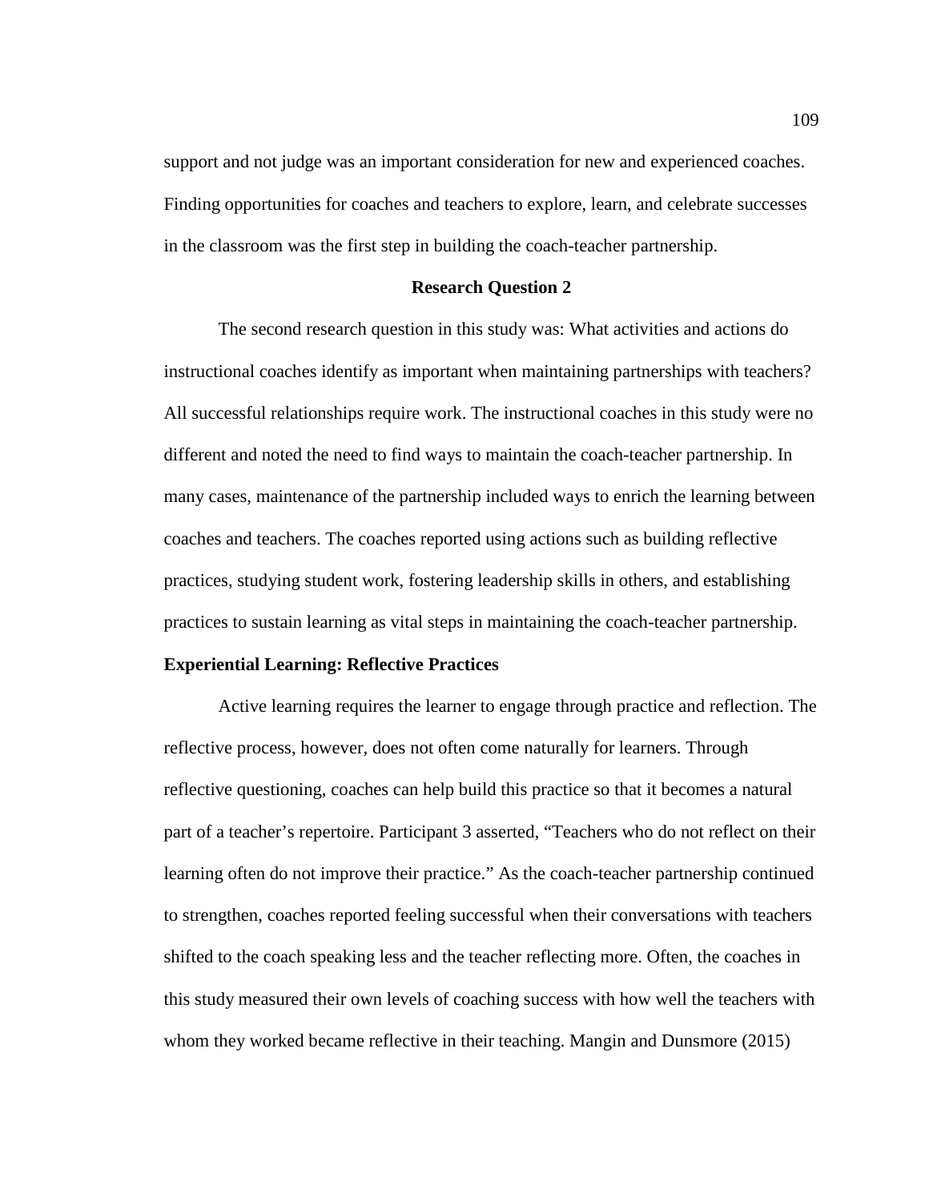support and not judge was an important consideration for new and experienced coaches. Finding opportunities for coaches and teachers to explore, learn, and celebrate successes in the classroom was the first step in building the coach-teacher partnership.

## Research Question 2

The second research question in this study was: What activities and actions do instructional coaches identify as important when maintaining partnerships with teachers? All successful relationships require work. The instructional coaches in this study were no different and noted the need to find ways to maintain the coach-teacher partnership. In many cases, maintenance of the partnership included ways to enrich the learning between coaches and teachers. The coaches reported using actions such as building reflective practices, studying student work, fostering leadership skills in others, and establishing practices to sustain learning as vital steps in maintaining the coach-teacher partnership.

### Experiential Learning: Reflective Practices

Active learning requires the learner to engage through practice and reflection. The reflective process, however, does not often come naturally for learners. Through reflective questioning, coaches can help build this practice so that it becomes a natural part of a teacher's repertoire. Participant 3 asserted, "Teachers who do not reflect on their learning often do not improve their practice." As the coach-teacher partnership continued to strengthen, coaches reported feeling successful when their conversations with teachers shifted to the coach speaking less and the teacher reflecting more. Often, the coaches in this study measured their own levels of coaching success with how well the teachers with whom they worked became reflective in their teaching. Mangin and Dunsmore (2015)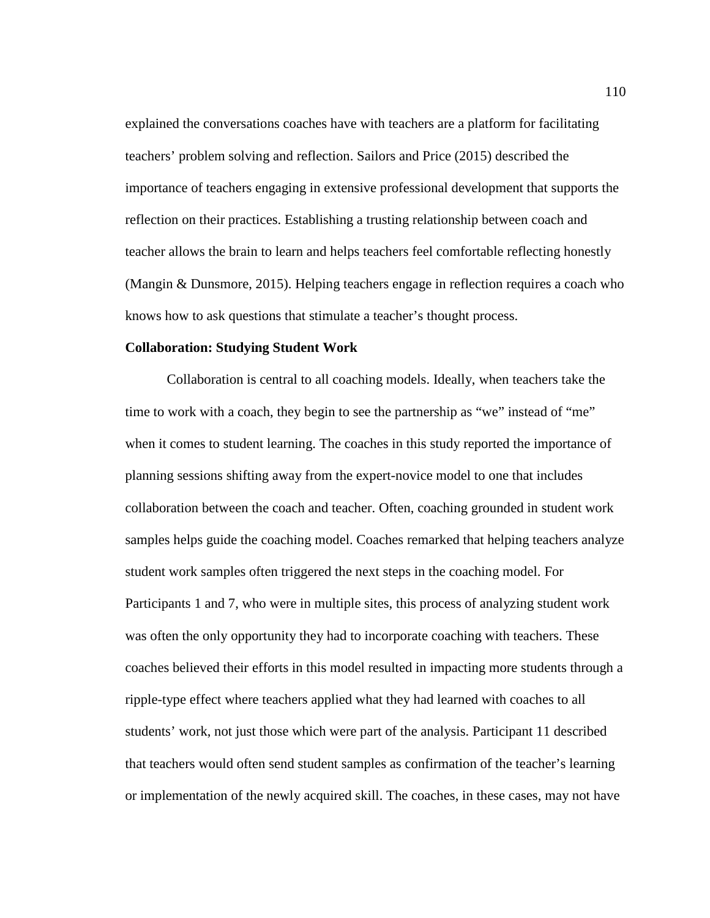explained the conversations coaches have with teachers are a platform for facilitating teachers' problem solving and reflection. Sailors and Price (2015) described the importance of teachers engaging in extensive professional development that supports the reflection on their practices. Establishing a trusting relationship between coach and teacher allows the brain to learn and helps teachers feel comfortable reflecting honestly (Mangin & Dunsmore, 2015). Helping teachers engage in reflection requires a coach who knows how to ask questions that stimulate a teacher's thought process.

**Collaboration: Studying Student Work**

Collaboration is central to all coaching models. Ideally, when teachers take the time to work with a coach, they begin to see the partnership as "we" instead of "me" when it comes to student learning. The coaches in this study reported the importance of planning sessions shifting away from the expert-novice model to one that includes collaboration between the coach and teacher. Often, coaching grounded in student work samples helps guide the coaching model. Coaches remarked that helping teachers analyze student work samples often triggered the next steps in the coaching model. For Participants 1 and 7, who were in multiple sites, this process of analyzing student work was often the only opportunity they had to incorporate coaching with teachers. These coaches believed their efforts in this model resulted in impacting more students through a ripple-type effect where teachers applied what they had learned with coaches to all students' work, not just those which were part of the analysis. Participant 11 described that teachers would often send student samples as confirmation of the teacher's learning or implementation of the newly acquired skill. The coaches, in these cases, may not have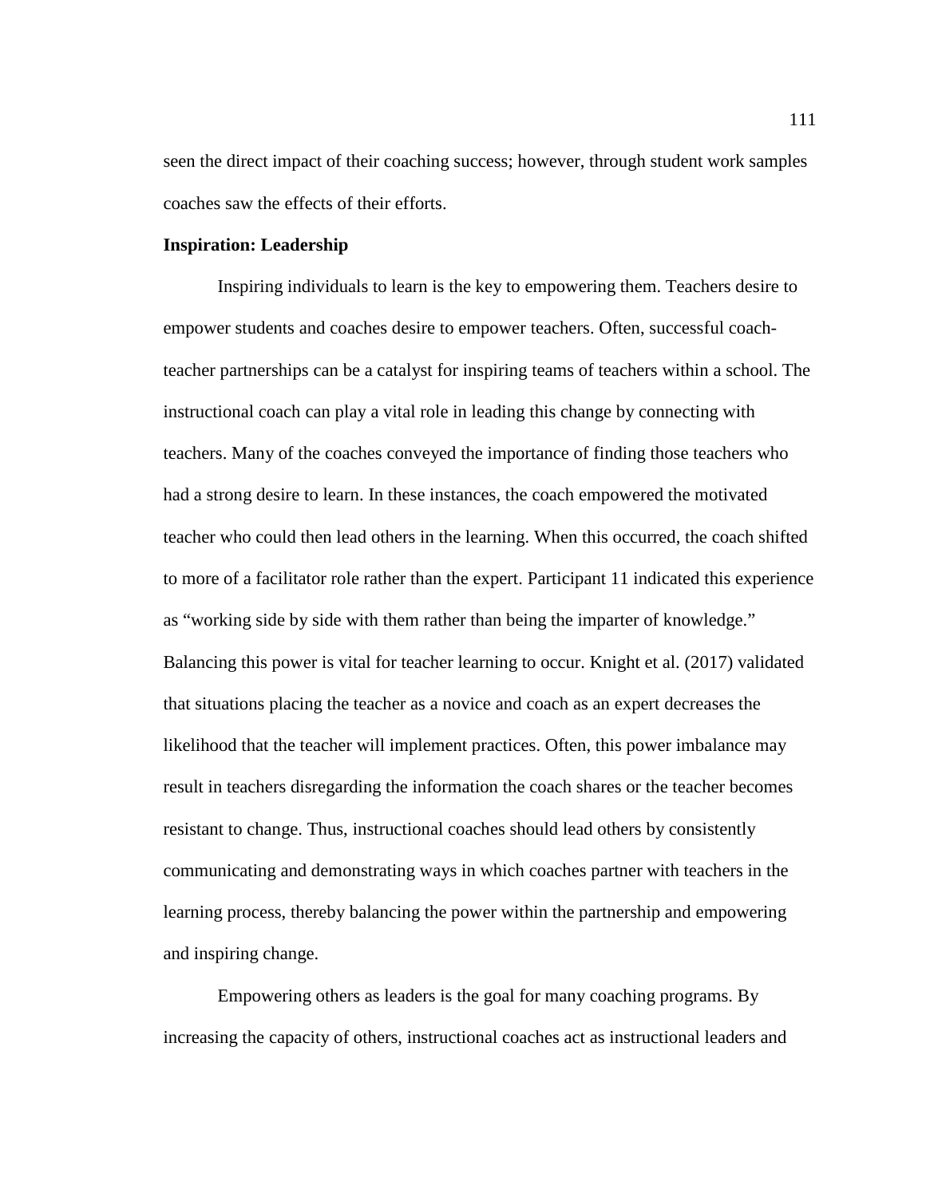seen the direct impact of their coaching success; however, through student work samples coaches saw the effects of their efforts.

### Inspiration: Leadership

Inspiring individuals to learn is the key to empowering them. Teachers desire to empower students and coaches desire to empower teachers. Often, successful coach-teacher partnerships can be a catalyst for inspiring teams of teachers within a school. The instructional coach can play a vital role in leading this change by connecting with teachers. Many of the coaches conveyed the importance of finding those teachers who had a strong desire to learn. In these instances, the coach empowered the motivated teacher who could then lead others in the learning. When this occurred, the coach shifted to more of a facilitator role rather than the expert. Participant 11 indicated this experience as "working side by side with them rather than being the imparter of knowledge." Balancing this power is vital for teacher learning to occur. Knight et al. (2017) validated that situations placing the teacher as a novice and coach as an expert decreases the likelihood that the teacher will implement practices. Often, this power imbalance may result in teachers disregarding the information the coach shares or the teacher becomes resistant to change. Thus, instructional coaches should lead others by consistently communicating and demonstrating ways in which coaches partner with teachers in the learning process, thereby balancing the power within the partnership and empowering and inspiring change.

Empowering others as leaders is the goal for many coaching programs. By increasing the capacity of others, instructional coaches act as instructional leaders and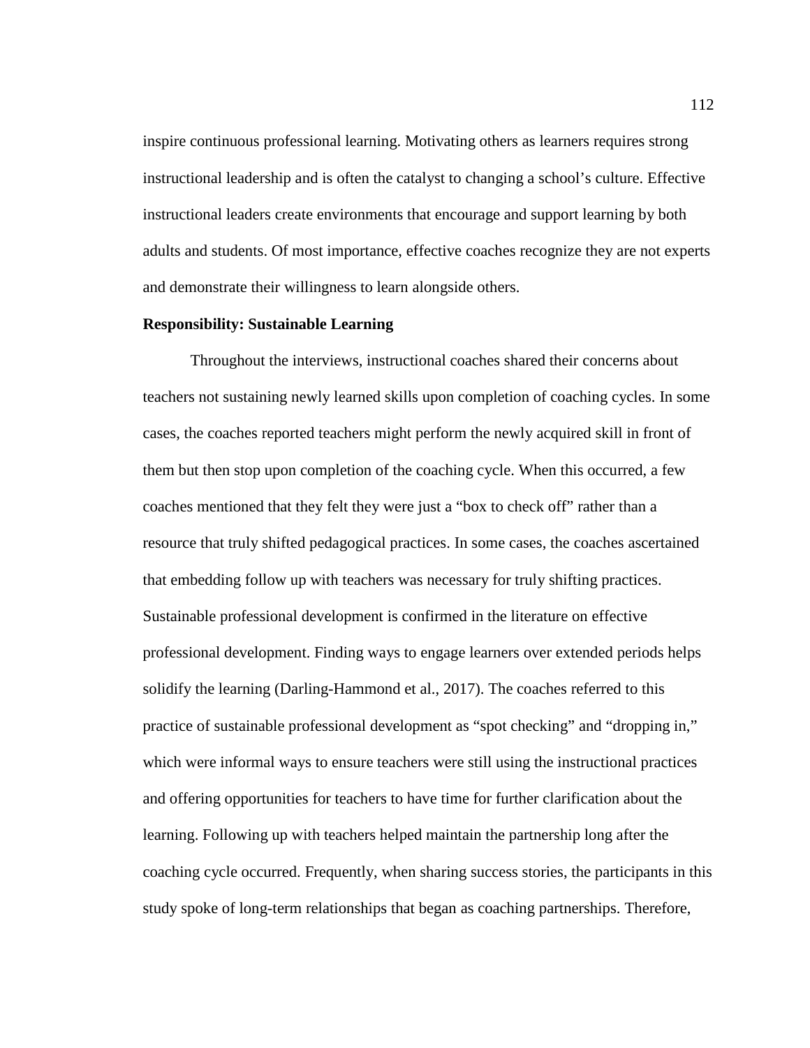inspire continuous professional learning. Motivating others as learners requires strong instructional leadership and is often the catalyst to changing a school's culture. Effective instructional leaders create environments that encourage and support learning by both adults and students. Of most importance, effective coaches recognize they are not experts and demonstrate their willingness to learn alongside others.

**Responsibility: Sustainable Learning**

Throughout the interviews, instructional coaches shared their concerns about teachers not sustaining newly learned skills upon completion of coaching cycles. In some cases, the coaches reported teachers might perform the newly acquired skill in front of them but then stop upon completion of the coaching cycle. When this occurred, a few coaches mentioned that they felt they were just a "box to check off" rather than a resource that truly shifted pedagogical practices. In some cases, the coaches ascertained that embedding follow up with teachers was necessary for truly shifting practices. Sustainable professional development is confirmed in the literature on effective professional development. Finding ways to engage learners over extended periods helps solidify the learning (Darling-Hammond et al., 2017). The coaches referred to this practice of sustainable professional development as "spot checking" and "dropping in," which were informal ways to ensure teachers were still using the instructional practices and offering opportunities for teachers to have time for further clarification about the learning. Following up with teachers helped maintain the partnership long after the coaching cycle occurred. Frequently, when sharing success stories, the participants in this study spoke of long-term relationships that began as coaching partnerships. Therefore,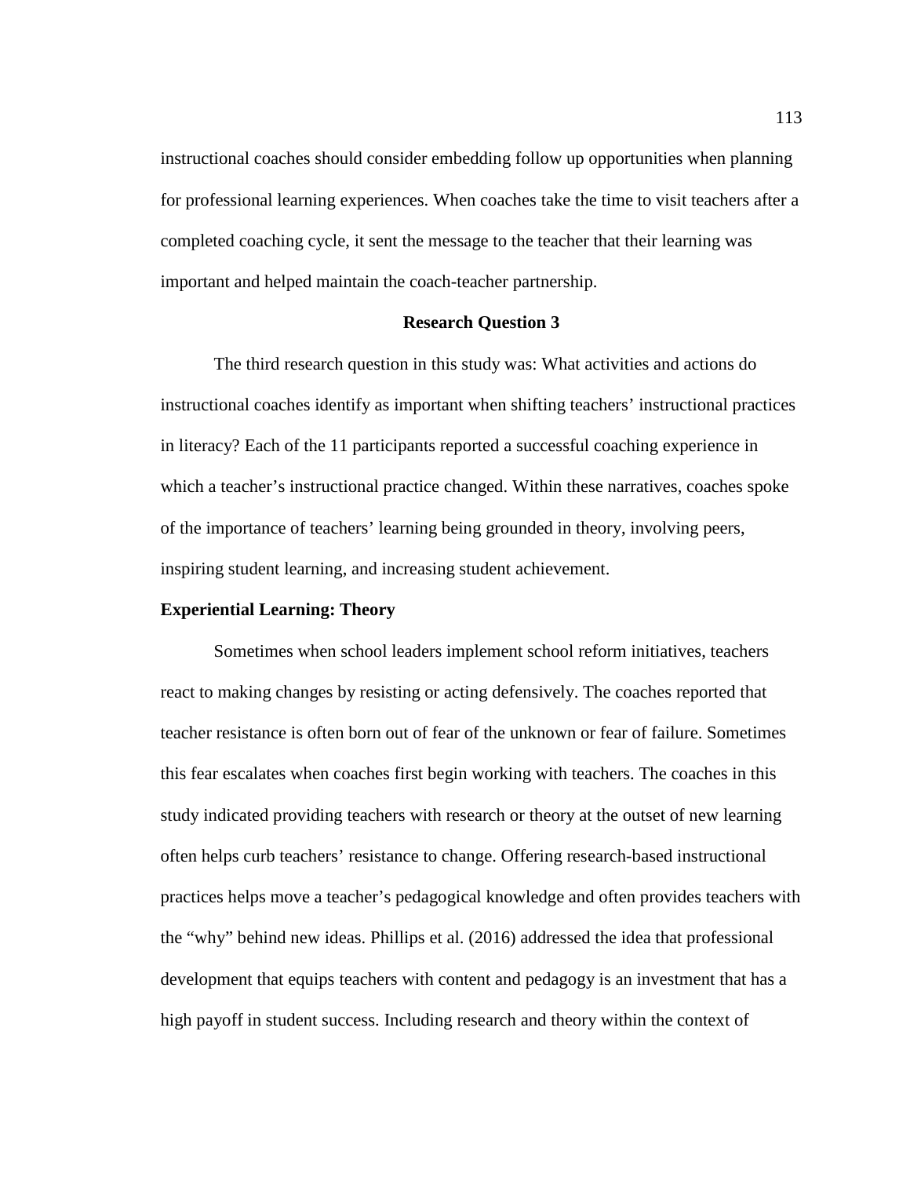instructional coaches should consider embedding follow up opportunities when planning for professional learning experiences. When coaches take the time to visit teachers after a completed coaching cycle, it sent the message to the teacher that their learning was important and helped maintain the coach-teacher partnership.

## Research Question 3

The third research question in this study was: What activities and actions do instructional coaches identify as important when shifting teachers' instructional practices in literacy? Each of the 11 participants reported a successful coaching experience in which a teacher's instructional practice changed. Within these narratives, coaches spoke of the importance of teachers' learning being grounded in theory, involving peers, inspiring student learning, and increasing student achievement.

### Experiential Learning: Theory

Sometimes when school leaders implement school reform initiatives, teachers react to making changes by resisting or acting defensively. The coaches reported that teacher resistance is often born out of fear of the unknown or fear of failure. Sometimes this fear escalates when coaches first begin working with teachers. The coaches in this study indicated providing teachers with research or theory at the outset of new learning often helps curb teachers' resistance to change. Offering research-based instructional practices helps move a teacher's pedagogical knowledge and often provides teachers with the "why" behind new ideas. Phillips et al. (2016) addressed the idea that professional development that equips teachers with content and pedagogy is an investment that has a high payoff in student success. Including research and theory within the context of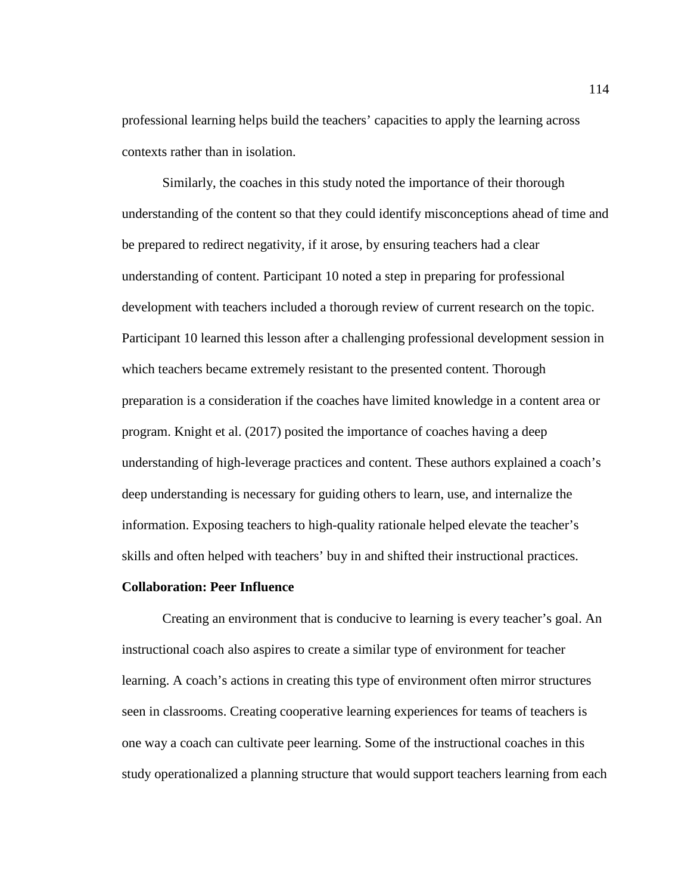professional learning helps build the teachers' capacities to apply the learning across contexts rather than in isolation.

Similarly, the coaches in this study noted the importance of their thorough understanding of the content so that they could identify misconceptions ahead of time and be prepared to redirect negativity, if it arose, by ensuring teachers had a clear understanding of content. Participant 10 noted a step in preparing for professional development with teachers included a thorough review of current research on the topic. Participant 10 learned this lesson after a challenging professional development session in which teachers became extremely resistant to the presented content. Thorough preparation is a consideration if the coaches have limited knowledge in a content area or program. Knight et al. (2017) posited the importance of coaches having a deep understanding of high-leverage practices and content. These authors explained a coach's deep understanding is necessary for guiding others to learn, use, and internalize the information. Exposing teachers to high-quality rationale helped elevate the teacher's skills and often helped with teachers' buy in and shifted their instructional practices.

## Collaboration: Peer Influence

Creating an environment that is conducive to learning is every teacher's goal. An instructional coach also aspires to create a similar type of environment for teacher learning. A coach's actions in creating this type of environment often mirror structures seen in classrooms. Creating cooperative learning experiences for teams of teachers is one way a coach can cultivate peer learning. Some of the instructional coaches in this study operationalized a planning structure that would support teachers learning from each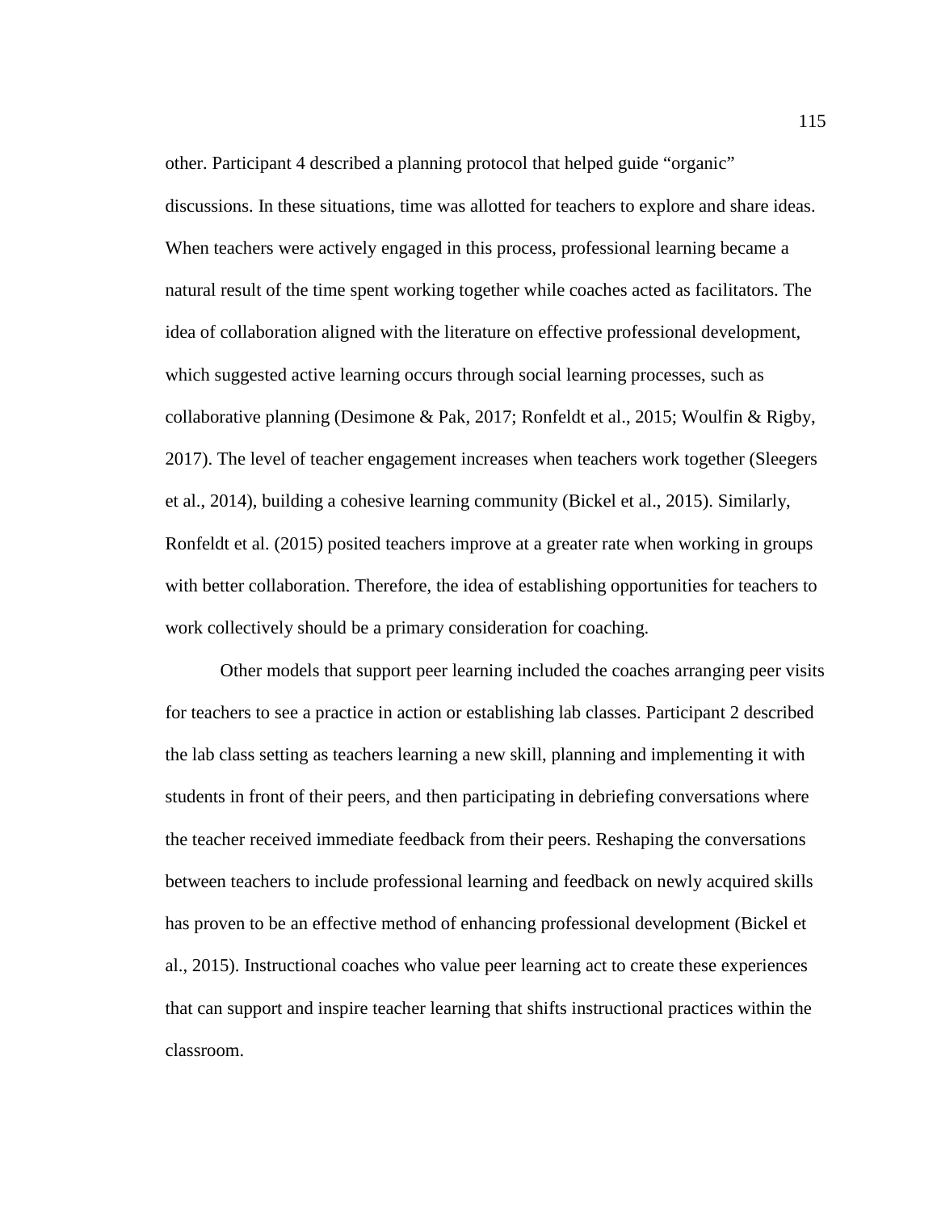other. Participant 4 described a planning protocol that helped guide “organic” discussions. In these situations, time was allotted for teachers to explore and share ideas. When teachers were actively engaged in this process, professional learning became a natural result of the time spent working together while coaches acted as facilitators. The idea of collaboration aligned with the literature on effective professional development, which suggested active learning occurs through social learning processes, such as collaborative planning (Desimone & Pak, 2017; Ronfeldt et al., 2015; Woulfin & Rigby, 2017). The level of teacher engagement increases when teachers work together (Sleegers et al., 2014), building a cohesive learning community (Bickel et al., 2015). Similarly, Ronfeldt et al. (2015) posited teachers improve at a greater rate when working in groups with better collaboration. Therefore, the idea of establishing opportunities for teachers to work collectively should be a primary consideration for coaching.

Other models that support peer learning included the coaches arranging peer visits for teachers to see a practice in action or establishing lab classes. Participant 2 described the lab class setting as teachers learning a new skill, planning and implementing it with students in front of their peers, and then participating in debriefing conversations where the teacher received immediate feedback from their peers. Reshaping the conversations between teachers to include professional learning and feedback on newly acquired skills has proven to be an effective method of enhancing professional development (Bickel et al., 2015). Instructional coaches who value peer learning act to create these experiences that can support and inspire teacher learning that shifts instructional practices within the classroom.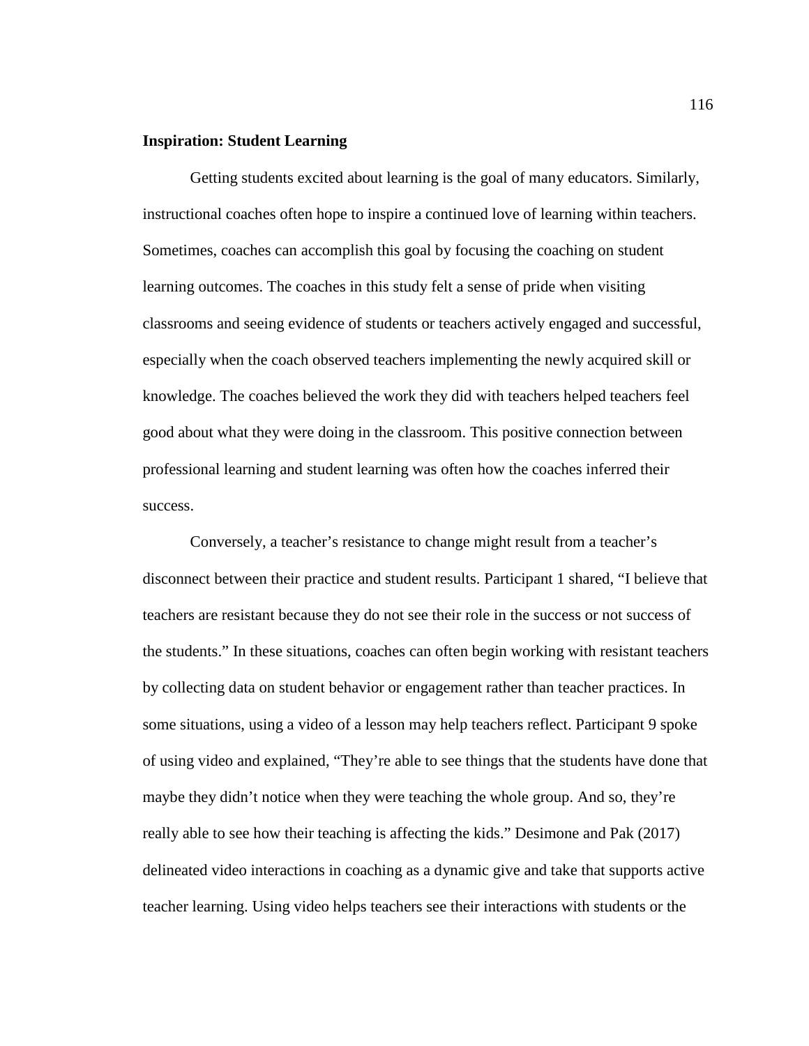**Inspiration: Student Learning**

Getting students excited about learning is the goal of many educators. Similarly, instructional coaches often hope to inspire a continued love of learning within teachers. Sometimes, coaches can accomplish this goal by focusing the coaching on student learning outcomes. The coaches in this study felt a sense of pride when visiting classrooms and seeing evidence of students or teachers actively engaged and successful, especially when the coach observed teachers implementing the newly acquired skill or knowledge. The coaches believed the work they did with teachers helped teachers feel good about what they were doing in the classroom. This positive connection between professional learning and student learning was often how the coaches inferred their success.

Conversely, a teacher's resistance to change might result from a teacher's disconnect between their practice and student results. Participant 1 shared, "I believe that teachers are resistant because they do not see their role in the success or not success of the students." In these situations, coaches can often begin working with resistant teachers by collecting data on student behavior or engagement rather than teacher practices. In some situations, using a video of a lesson may help teachers reflect. Participant 9 spoke of using video and explained, "They're able to see things that the students have done that maybe they didn't notice when they were teaching the whole group. And so, they're really able to see how their teaching is affecting the kids." Desimone and Pak (2017) delineated video interactions in coaching as a dynamic give and take that supports active teacher learning. Using video helps teachers see their interactions with students or the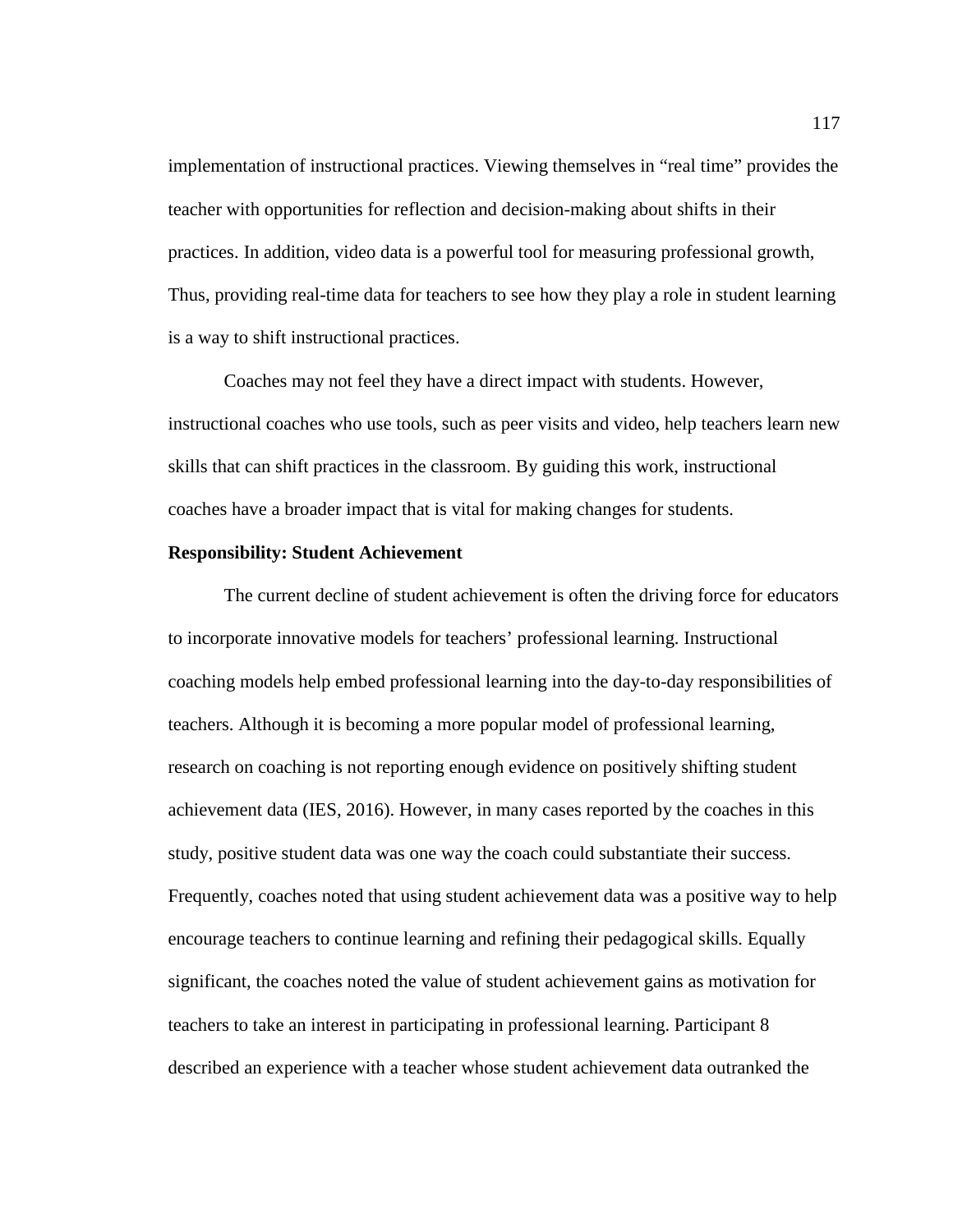implementation of instructional practices. Viewing themselves in "real time" provides the teacher with opportunities for reflection and decision-making about shifts in their practices. In addition, video data is a powerful tool for measuring professional growth, Thus, providing real-time data for teachers to see how they play a role in student learning is a way to shift instructional practices.

Coaches may not feel they have a direct impact with students. However, instructional coaches who use tools, such as peer visits and video, help teachers learn new skills that can shift practices in the classroom. By guiding this work, instructional coaches have a broader impact that is vital for making changes for students.

**Responsibility: Student Achievement**

The current decline of student achievement is often the driving force for educators to incorporate innovative models for teachers' professional learning. Instructional coaching models help embed professional learning into the day-to-day responsibilities of teachers. Although it is becoming a more popular model of professional learning, research on coaching is not reporting enough evidence on positively shifting student achievement data (IES, 2016). However, in many cases reported by the coaches in this study, positive student data was one way the coach could substantiate their success. Frequently, coaches noted that using student achievement data was a positive way to help encourage teachers to continue learning and refining their pedagogical skills. Equally significant, the coaches noted the value of student achievement gains as motivation for teachers to take an interest in participating in professional learning. Participant 8 described an experience with a teacher whose student achievement data outranked the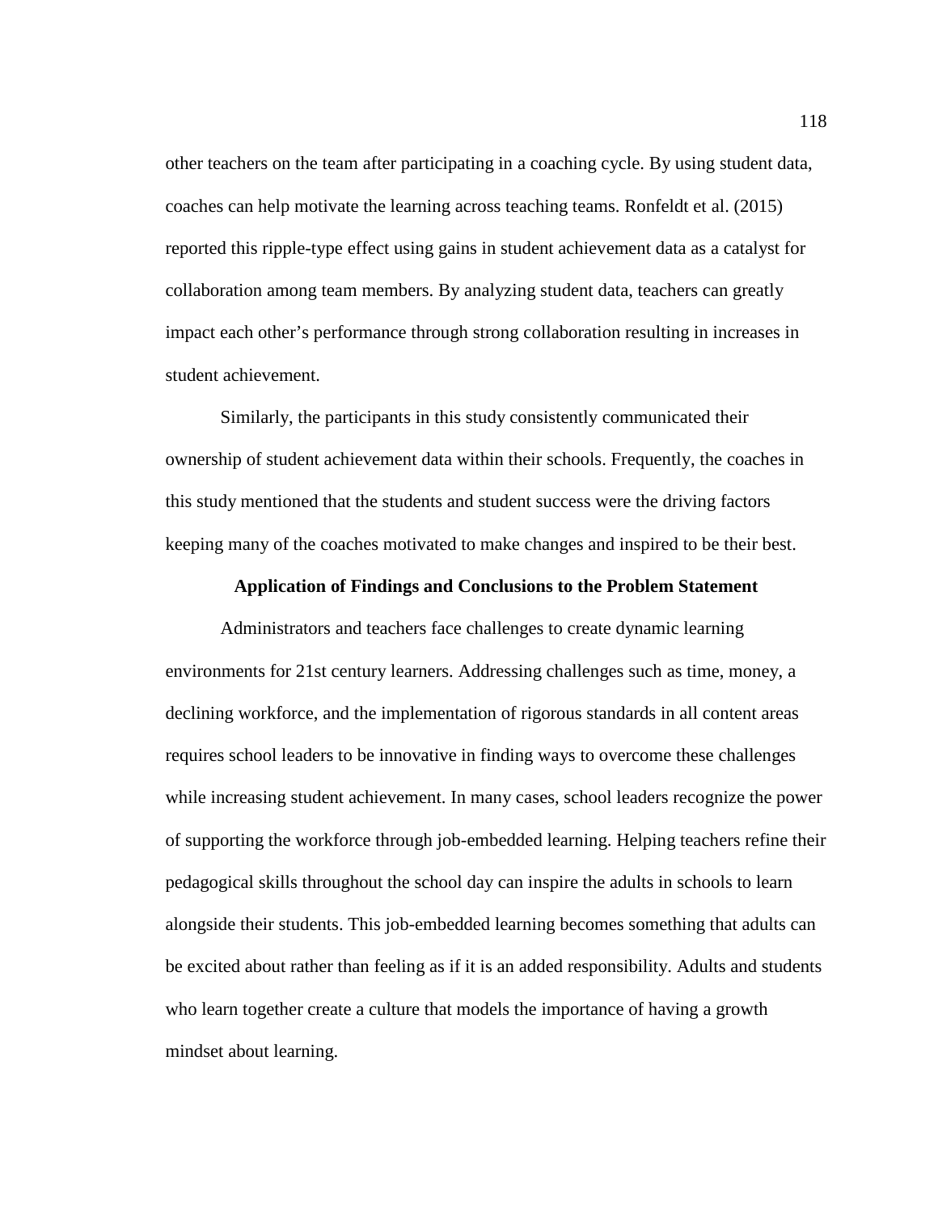other teachers on the team after participating in a coaching cycle. By using student data, coaches can help motivate the learning across teaching teams. Ronfeldt et al. (2015) reported this ripple-type effect using gains in student achievement data as a catalyst for collaboration among team members. By analyzing student data, teachers can greatly impact each other's performance through strong collaboration resulting in increases in student achievement.

Similarly, the participants in this study consistently communicated their ownership of student achievement data within their schools. Frequently, the coaches in this study mentioned that the students and student success were the driving factors keeping many of the coaches motivated to make changes and inspired to be their best.

## Application of Findings and Conclusions to the Problem Statement

Administrators and teachers face challenges to create dynamic learning environments for 21st century learners. Addressing challenges such as time, money, a declining workforce, and the implementation of rigorous standards in all content areas requires school leaders to be innovative in finding ways to overcome these challenges while increasing student achievement. In many cases, school leaders recognize the power of supporting the workforce through job-embedded learning. Helping teachers refine their pedagogical skills throughout the school day can inspire the adults in schools to learn alongside their students. This job-embedded learning becomes something that adults can be excited about rather than feeling as if it is an added responsibility. Adults and students who learn together create a culture that models the importance of having a growth mindset about learning.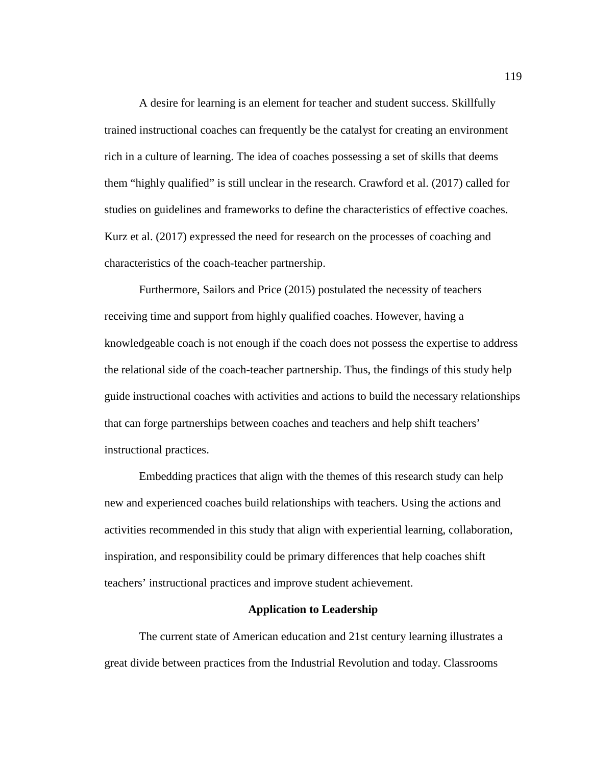A desire for learning is an element for teacher and student success. Skillfully trained instructional coaches can frequently be the catalyst for creating an environment rich in a culture of learning. The idea of coaches possessing a set of skills that deems them “highly qualified” is still unclear in the research. Crawford et al. (2017) called for studies on guidelines and frameworks to define the characteristics of effective coaches. Kurz et al. (2017) expressed the need for research on the processes of coaching and characteristics of the coach-teacher partnership.

Furthermore, Sailors and Price (2015) postulated the necessity of teachers receiving time and support from highly qualified coaches. However, having a knowledgeable coach is not enough if the coach does not possess the expertise to address the relational side of the coach-teacher partnership. Thus, the findings of this study help guide instructional coaches with activities and actions to build the necessary relationships that can forge partnerships between coaches and teachers and help shift teachers’ instructional practices.

Embedding practices that align with the themes of this research study can help new and experienced coaches build relationships with teachers. Using the actions and activities recommended in this study that align with experiential learning, collaboration, inspiration, and responsibility could be primary differences that help coaches shift teachers’ instructional practices and improve student achievement.

## Application to Leadership

The current state of American education and 21st century learning illustrates a great divide between practices from the Industrial Revolution and today. Classrooms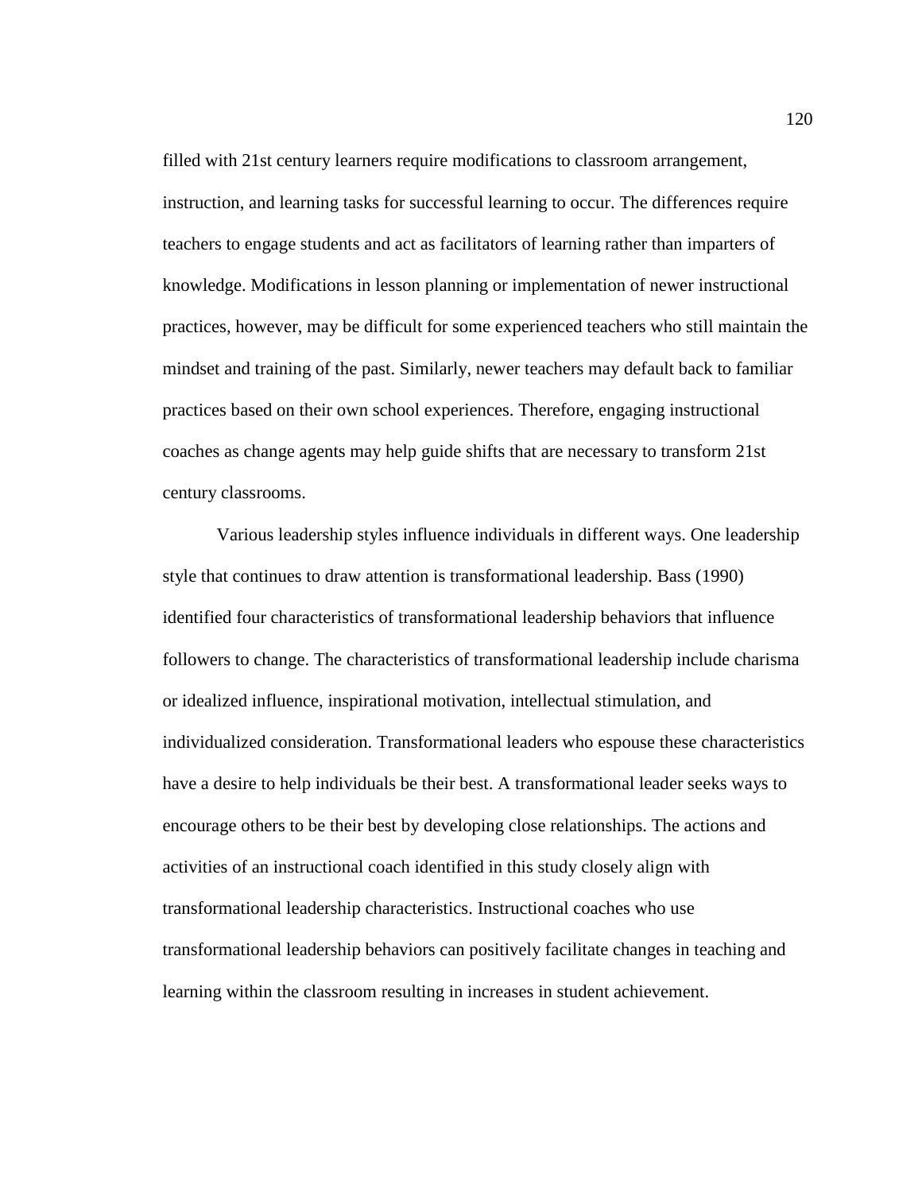filled with 21st century learners require modifications to classroom arrangement, instruction, and learning tasks for successful learning to occur. The differences require teachers to engage students and act as facilitators of learning rather than imparters of knowledge. Modifications in lesson planning or implementation of newer instructional practices, however, may be difficult for some experienced teachers who still maintain the mindset and training of the past. Similarly, newer teachers may default back to familiar practices based on their own school experiences. Therefore, engaging instructional coaches as change agents may help guide shifts that are necessary to transform 21st century classrooms.

Various leadership styles influence individuals in different ways. One leadership style that continues to draw attention is transformational leadership. Bass (1990) identified four characteristics of transformational leadership behaviors that influence followers to change. The characteristics of transformational leadership include charisma or idealized influence, inspirational motivation, intellectual stimulation, and individualized consideration. Transformational leaders who espouse these characteristics have a desire to help individuals be their best. A transformational leader seeks ways to encourage others to be their best by developing close relationships. The actions and activities of an instructional coach identified in this study closely align with transformational leadership characteristics. Instructional coaches who use transformational leadership behaviors can positively facilitate changes in teaching and learning within the classroom resulting in increases in student achievement.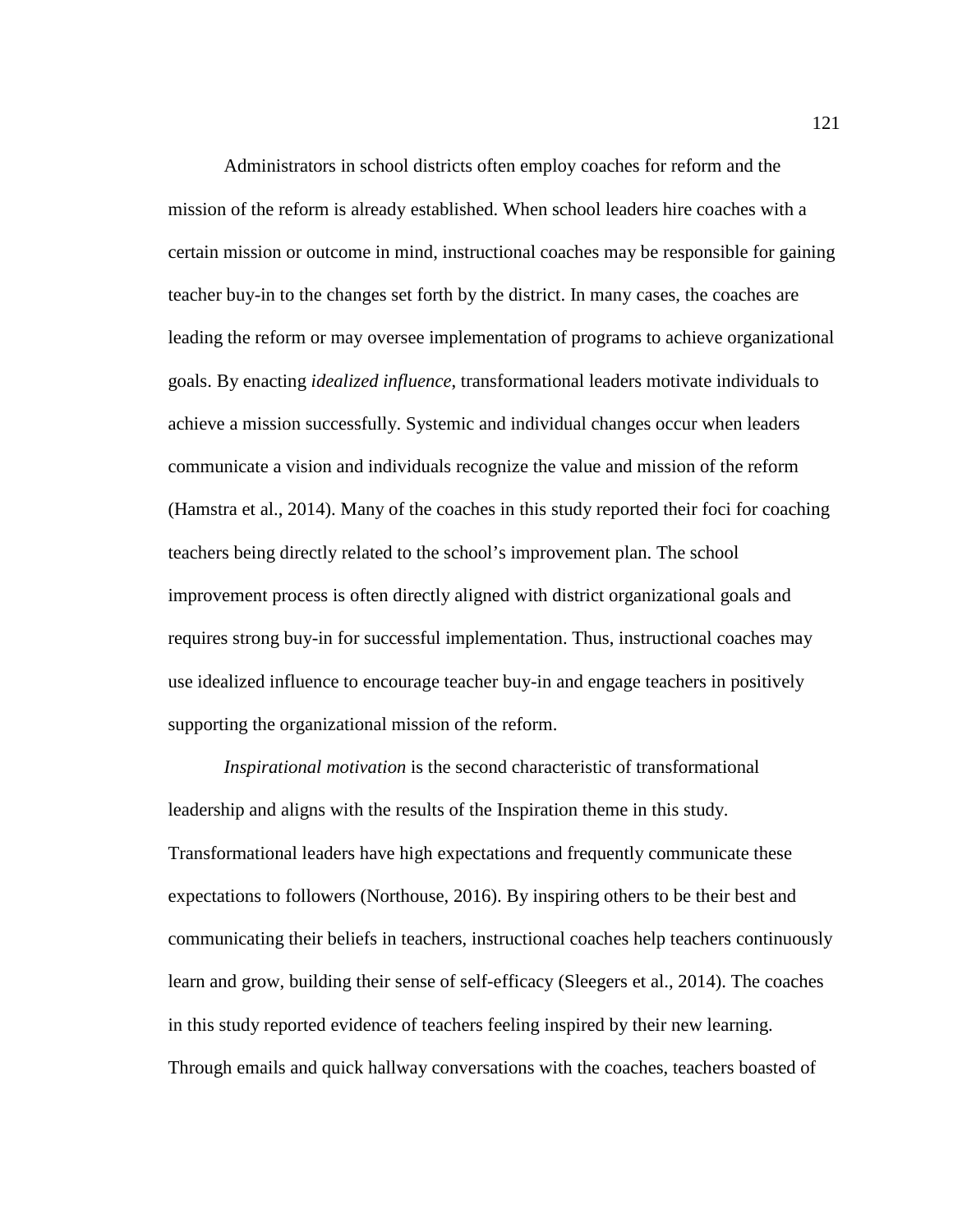Administrators in school districts often employ coaches for reform and the mission of the reform is already established. When school leaders hire coaches with a certain mission or outcome in mind, instructional coaches may be responsible for gaining teacher buy-in to the changes set forth by the district. In many cases, the coaches are leading the reform or may oversee implementation of programs to achieve organizational goals. By enacting *idealized influence*, transformational leaders motivate individuals to achieve a mission successfully. Systemic and individual changes occur when leaders communicate a vision and individuals recognize the value and mission of the reform (Hamstra et al., 2014). Many of the coaches in this study reported their foci for coaching teachers being directly related to the school's improvement plan. The school improvement process is often directly aligned with district organizational goals and requires strong buy-in for successful implementation. Thus, instructional coaches may use idealized influence to encourage teacher buy-in and engage teachers in positively supporting the organizational mission of the reform.

*Inspirational motivation* is the second characteristic of transformational leadership and aligns with the results of the Inspiration theme in this study. Transformational leaders have high expectations and frequently communicate these expectations to followers (Northouse, 2016). By inspiring others to be their best and communicating their beliefs in teachers, instructional coaches help teachers continuously learn and grow, building their sense of self-efficacy (Sleegers et al., 2014). The coaches in this study reported evidence of teachers feeling inspired by their new learning. Through emails and quick hallway conversations with the coaches, teachers boasted of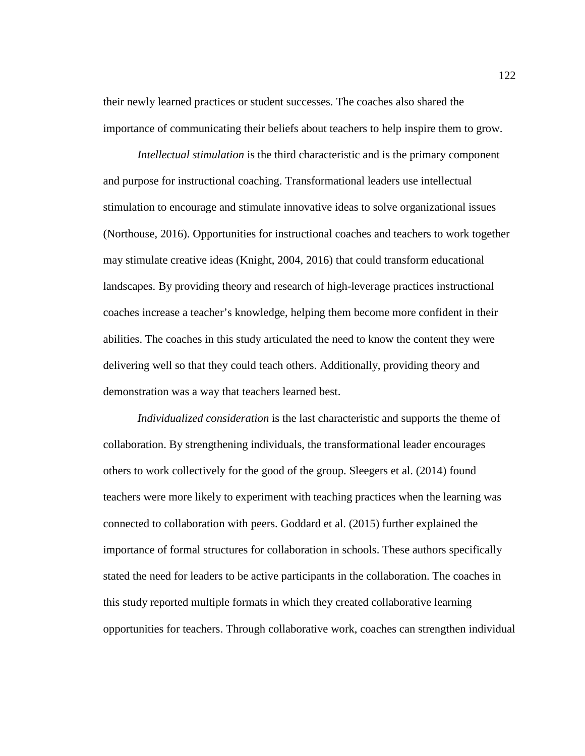their newly learned practices or student successes. The coaches also shared the importance of communicating their beliefs about teachers to help inspire them to grow.

*Intellectual stimulation* is the third characteristic and is the primary component and purpose for instructional coaching. Transformational leaders use intellectual stimulation to encourage and stimulate innovative ideas to solve organizational issues (Northouse, 2016). Opportunities for instructional coaches and teachers to work together may stimulate creative ideas (Knight, 2004, 2016) that could transform educational landscapes. By providing theory and research of high-leverage practices instructional coaches increase a teacher's knowledge, helping them become more confident in their abilities. The coaches in this study articulated the need to know the content they were delivering well so that they could teach others. Additionally, providing theory and demonstration was a way that teachers learned best.

*Individualized consideration* is the last characteristic and supports the theme of collaboration. By strengthening individuals, the transformational leader encourages others to work collectively for the good of the group. Sleegers et al. (2014) found teachers were more likely to experiment with teaching practices when the learning was connected to collaboration with peers. Goddard et al. (2015) further explained the importance of formal structures for collaboration in schools. These authors specifically stated the need for leaders to be active participants in the collaboration. The coaches in this study reported multiple formats in which they created collaborative learning opportunities for teachers. Through collaborative work, coaches can strengthen individual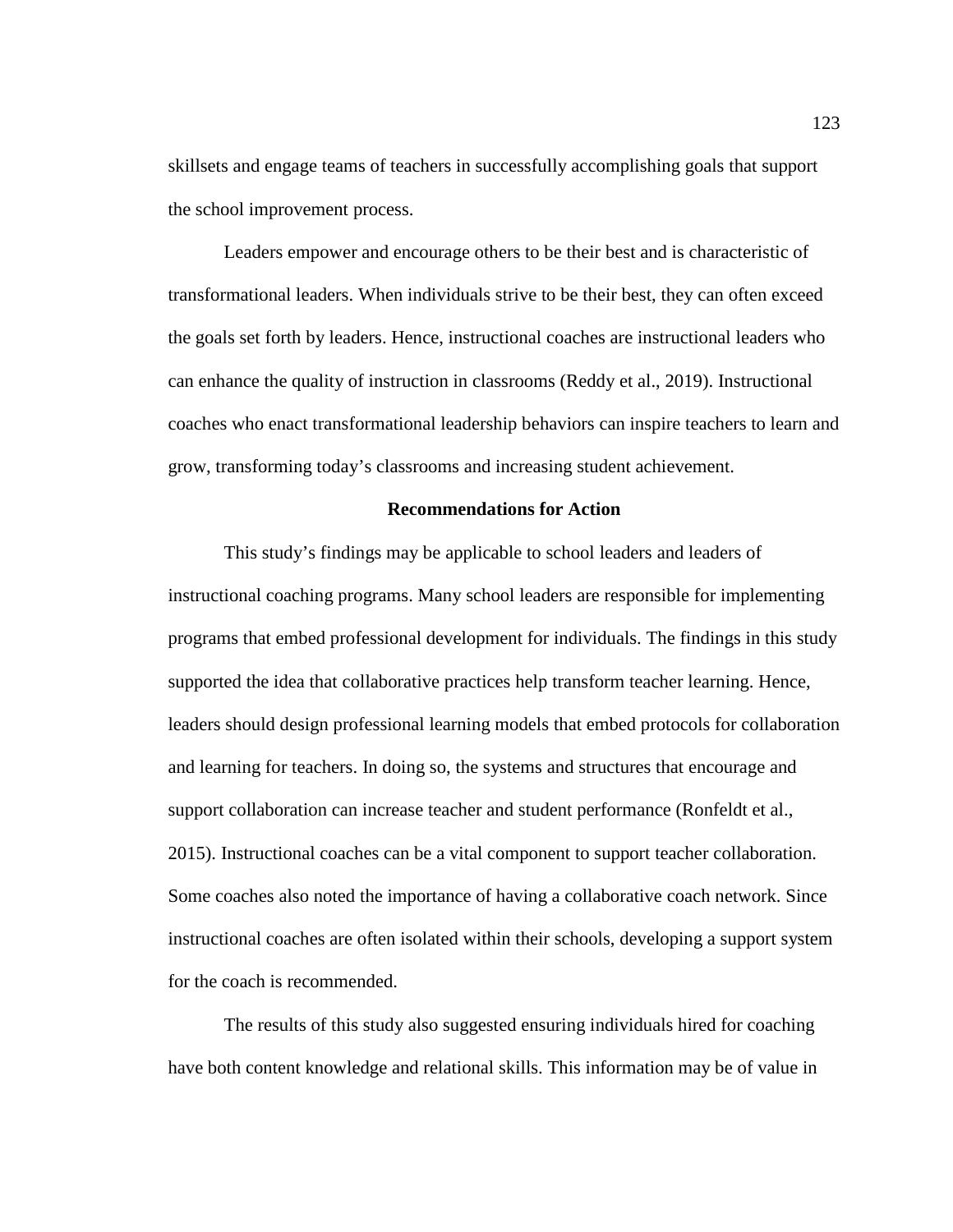skillsets and engage teams of teachers in successfully accomplishing goals that support the school improvement process.

Leaders empower and encourage others to be their best and is characteristic of transformational leaders. When individuals strive to be their best, they can often exceed the goals set forth by leaders. Hence, instructional coaches are instructional leaders who can enhance the quality of instruction in classrooms (Reddy et al., 2019). Instructional coaches who enact transformational leadership behaviors can inspire teachers to learn and grow, transforming today's classrooms and increasing student achievement.

## Recommendations for Action

This study's findings may be applicable to school leaders and leaders of instructional coaching programs. Many school leaders are responsible for implementing programs that embed professional development for individuals. The findings in this study supported the idea that collaborative practices help transform teacher learning. Hence, leaders should design professional learning models that embed protocols for collaboration and learning for teachers. In doing so, the systems and structures that encourage and support collaboration can increase teacher and student performance (Ronfeldt et al., 2015). Instructional coaches can be a vital component to support teacher collaboration. Some coaches also noted the importance of having a collaborative coach network. Since instructional coaches are often isolated within their schools, developing a support system for the coach is recommended.

The results of this study also suggested ensuring individuals hired for coaching have both content knowledge and relational skills. This information may be of value in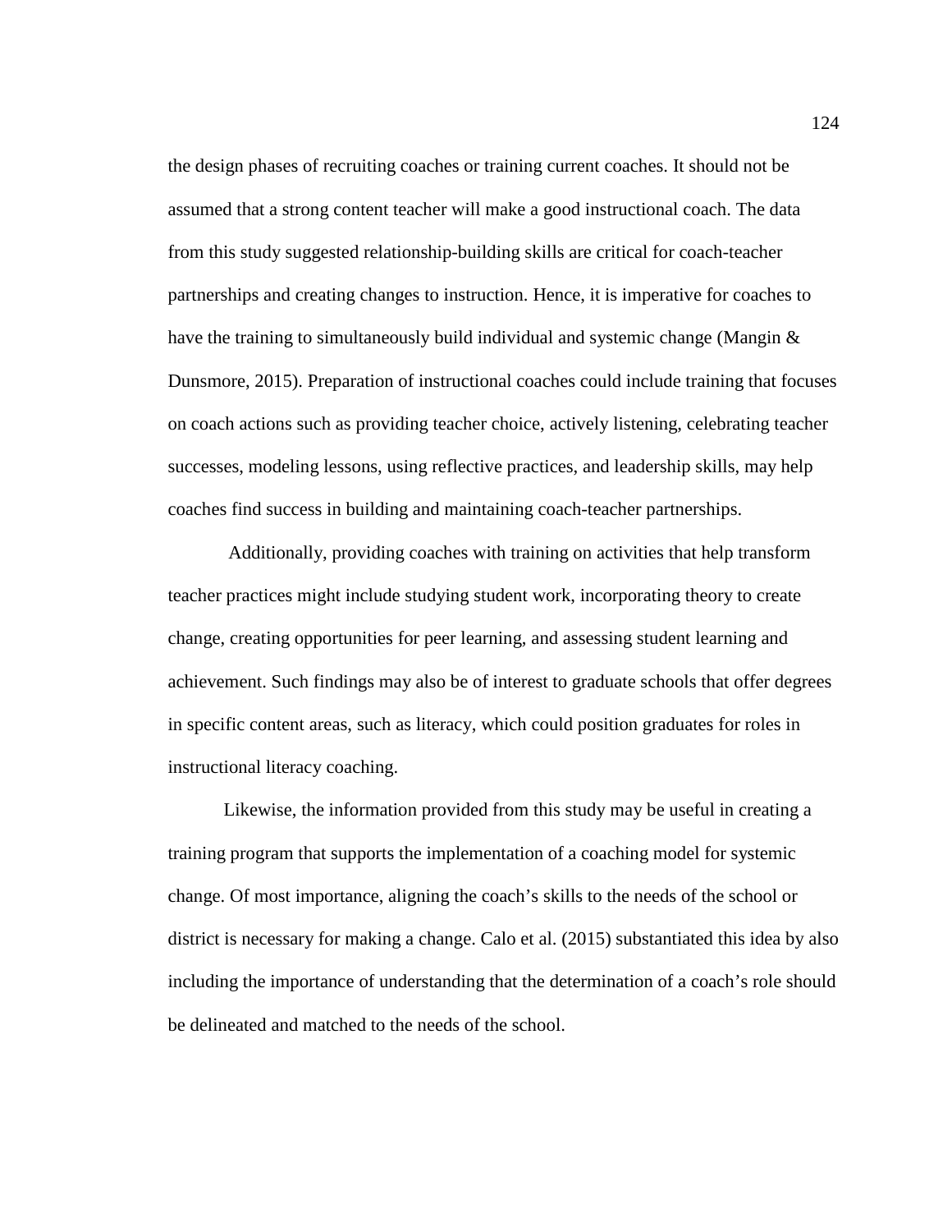the design phases of recruiting coaches or training current coaches. It should not be assumed that a strong content teacher will make a good instructional coach. The data from this study suggested relationship-building skills are critical for coach-teacher partnerships and creating changes to instruction. Hence, it is imperative for coaches to have the training to simultaneously build individual and systemic change (Mangin & Dunsmore, 2015). Preparation of instructional coaches could include training that focuses on coach actions such as providing teacher choice, actively listening, celebrating teacher successes, modeling lessons, using reflective practices, and leadership skills, may help coaches find success in building and maintaining coach-teacher partnerships.

Additionally, providing coaches with training on activities that help transform teacher practices might include studying student work, incorporating theory to create change, creating opportunities for peer learning, and assessing student learning and achievement. Such findings may also be of interest to graduate schools that offer degrees in specific content areas, such as literacy, which could position graduates for roles in instructional literacy coaching.

Likewise, the information provided from this study may be useful in creating a training program that supports the implementation of a coaching model for systemic change. Of most importance, aligning the coach's skills to the needs of the school or district is necessary for making a change. Calo et al. (2015) substantiated this idea by also including the importance of understanding that the determination of a coach's role should be delineated and matched to the needs of the school.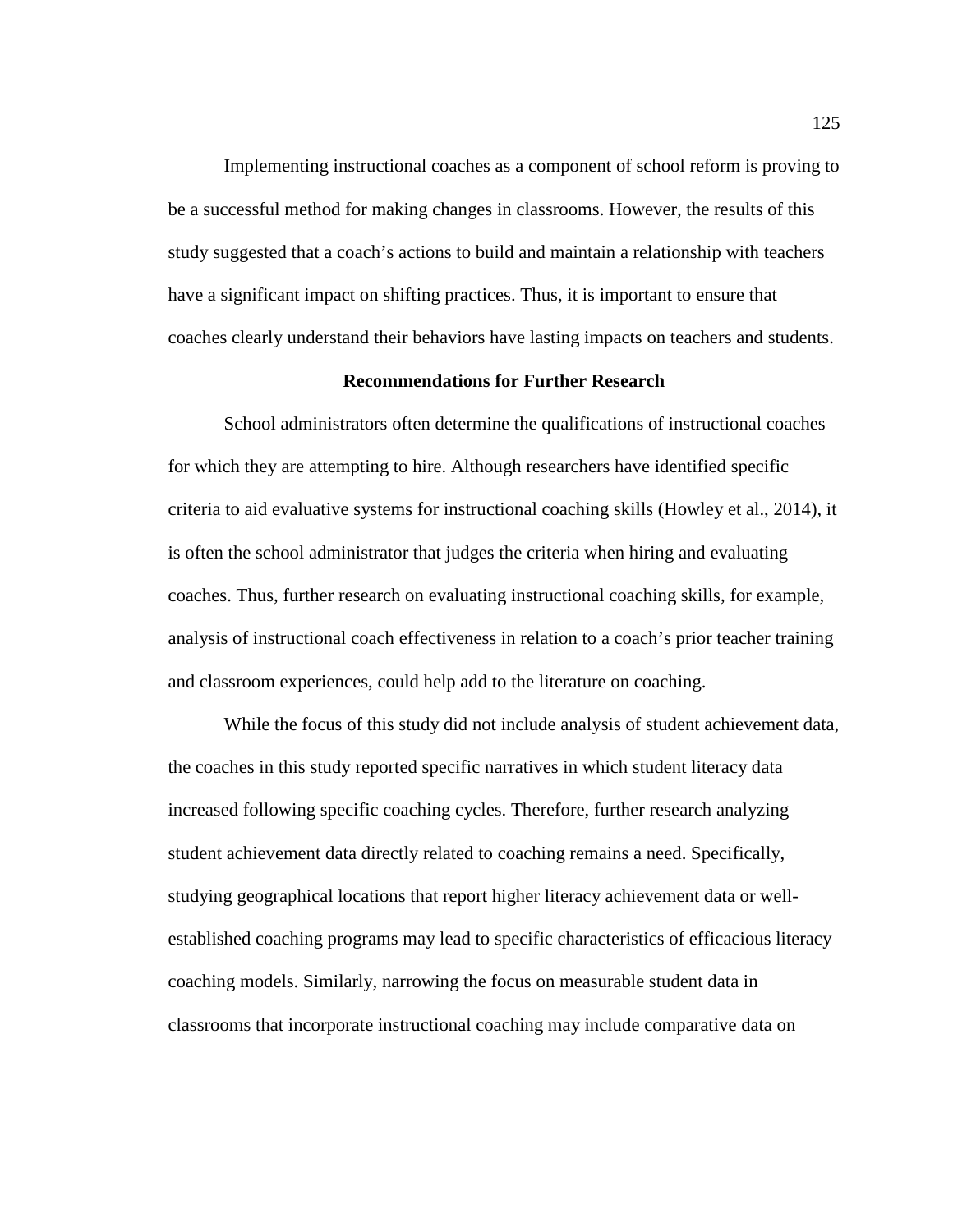Implementing instructional coaches as a component of school reform is proving to be a successful method for making changes in classrooms. However, the results of this study suggested that a coach's actions to build and maintain a relationship with teachers have a significant impact on shifting practices. Thus, it is important to ensure that coaches clearly understand their behaviors have lasting impacts on teachers and students.

## Recommendations for Further Research

School administrators often determine the qualifications of instructional coaches for which they are attempting to hire. Although researchers have identified specific criteria to aid evaluative systems for instructional coaching skills (Howley et al., 2014), it is often the school administrator that judges the criteria when hiring and evaluating coaches. Thus, further research on evaluating instructional coaching skills, for example, analysis of instructional coach effectiveness in relation to a coach's prior teacher training and classroom experiences, could help add to the literature on coaching.

While the focus of this study did not include analysis of student achievement data, the coaches in this study reported specific narratives in which student literacy data increased following specific coaching cycles. Therefore, further research analyzing student achievement data directly related to coaching remains a need. Specifically, studying geographical locations that report higher literacy achievement data or well-established coaching programs may lead to specific characteristics of efficacious literacy coaching models. Similarly, narrowing the focus on measurable student data in classrooms that incorporate instructional coaching may include comparative data on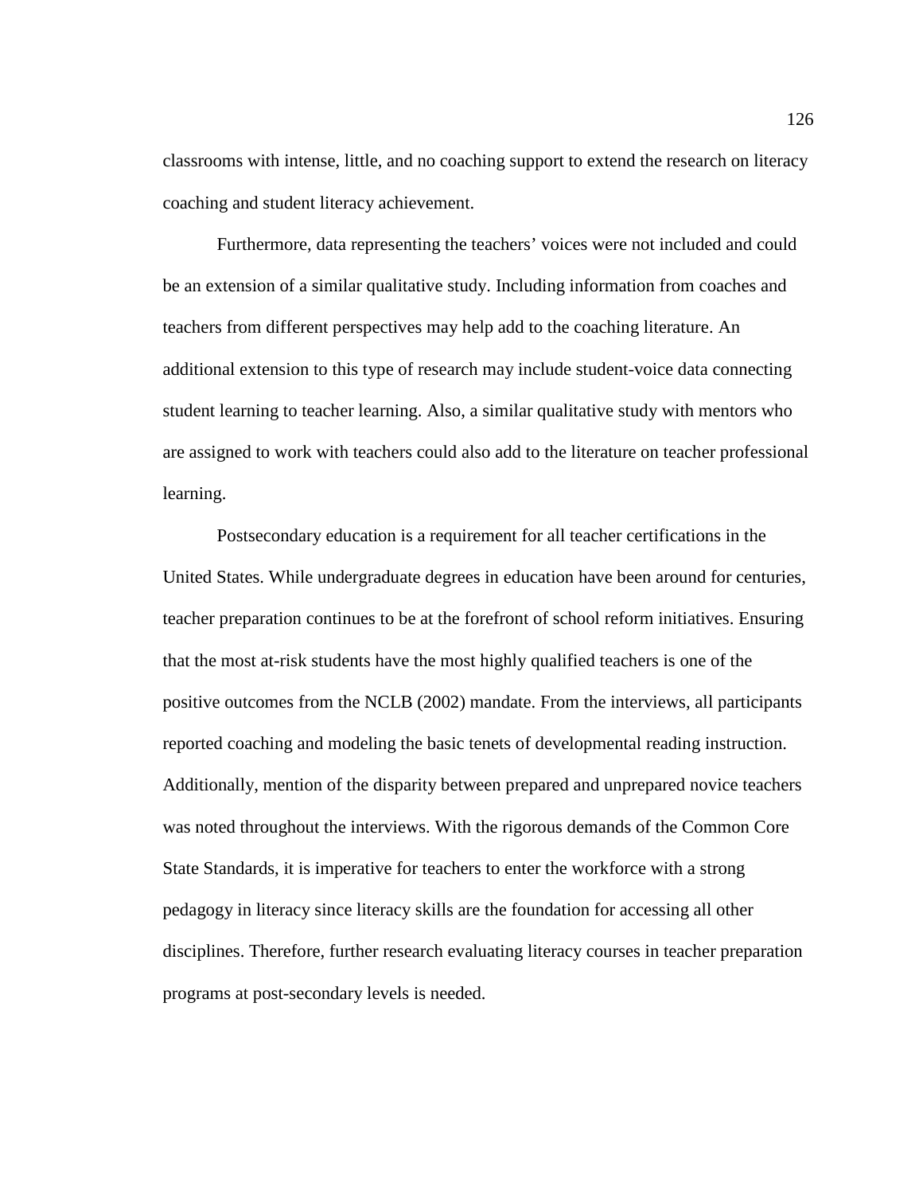classrooms with intense, little, and no coaching support to extend the research on literacy coaching and student literacy achievement.

Furthermore, data representing the teachers' voices were not included and could be an extension of a similar qualitative study. Including information from coaches and teachers from different perspectives may help add to the coaching literature. An additional extension to this type of research may include student-voice data connecting student learning to teacher learning. Also, a similar qualitative study with mentors who are assigned to work with teachers could also add to the literature on teacher professional learning.

Postsecondary education is a requirement for all teacher certifications in the United States. While undergraduate degrees in education have been around for centuries, teacher preparation continues to be at the forefront of school reform initiatives. Ensuring that the most at-risk students have the most highly qualified teachers is one of the positive outcomes from the NCLB (2002) mandate. From the interviews, all participants reported coaching and modeling the basic tenets of developmental reading instruction. Additionally, mention of the disparity between prepared and unprepared novice teachers was noted throughout the interviews. With the rigorous demands of the Common Core State Standards, it is imperative for teachers to enter the workforce with a strong pedagogy in literacy since literacy skills are the foundation for accessing all other disciplines. Therefore, further research evaluating literacy courses in teacher preparation programs at post-secondary levels is needed.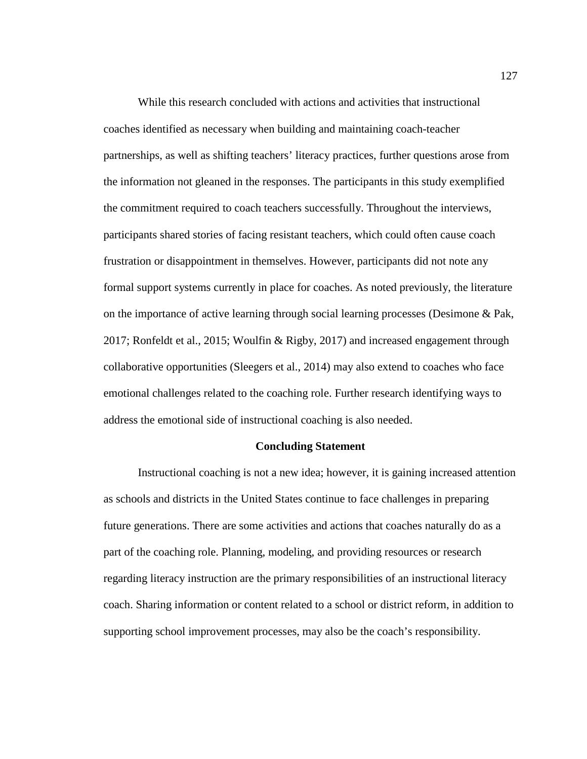While this research concluded with actions and activities that instructional coaches identified as necessary when building and maintaining coach-teacher partnerships, as well as shifting teachers' literacy practices, further questions arose from the information not gleaned in the responses. The participants in this study exemplified the commitment required to coach teachers successfully. Throughout the interviews, participants shared stories of facing resistant teachers, which could often cause coach frustration or disappointment in themselves. However, participants did not note any formal support systems currently in place for coaches. As noted previously, the literature on the importance of active learning through social learning processes (Desimone & Pak, 2017; Ronfeldt et al., 2015; Woulfin & Rigby, 2017) and increased engagement through collaborative opportunities (Sleegers et al., 2014) may also extend to coaches who face emotional challenges related to the coaching role. Further research identifying ways to address the emotional side of instructional coaching is also needed.

## Concluding Statement

Instructional coaching is not a new idea; however, it is gaining increased attention as schools and districts in the United States continue to face challenges in preparing future generations. There are some activities and actions that coaches naturally do as a part of the coaching role. Planning, modeling, and providing resources or research regarding literacy instruction are the primary responsibilities of an instructional literacy coach. Sharing information or content related to a school or district reform, in addition to supporting school improvement processes, may also be the coach's responsibility.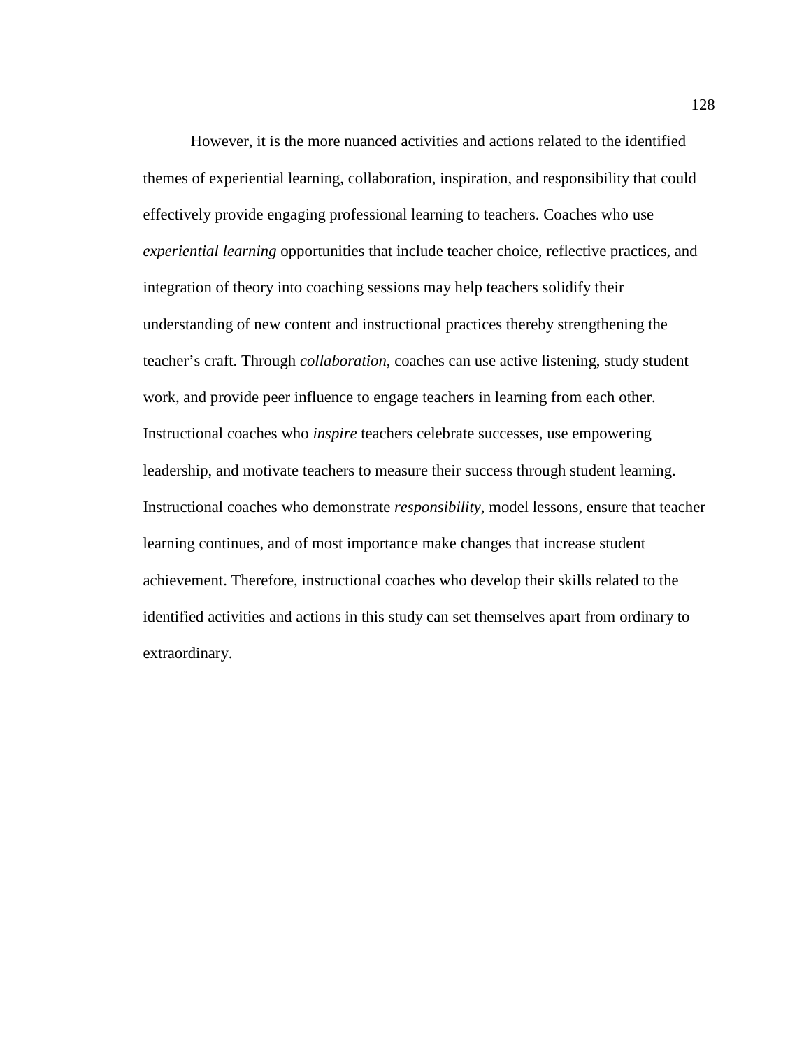However, it is the more nuanced activities and actions related to the identified themes of experiential learning, collaboration, inspiration, and responsibility that could effectively provide engaging professional learning to teachers. Coaches who use *experiential learning* opportunities that include teacher choice, reflective practices, and integration of theory into coaching sessions may help teachers solidify their understanding of new content and instructional practices thereby strengthening the teacher's craft. Through *collaboration*, coaches can use active listening, study student work, and provide peer influence to engage teachers in learning from each other. Instructional coaches who *inspire* teachers celebrate successes, use empowering leadership, and motivate teachers to measure their success through student learning. Instructional coaches who demonstrate *responsibility*, model lessons, ensure that teacher learning continues, and of most importance make changes that increase student achievement. Therefore, instructional coaches who develop their skills related to the identified activities and actions in this study can set themselves apart from ordinary to extraordinary.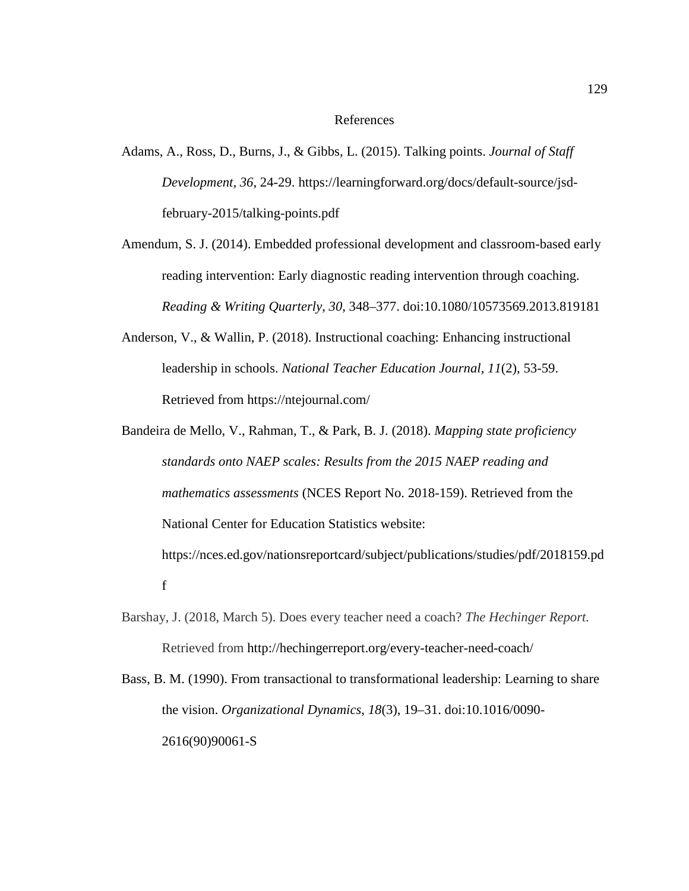# References

Adams, A., Ross, D., Burns, J., & Gibbs, L. (2015). Talking points. *Journal of Staff Development, 36*, 24-29. https://learningforward.org/docs/default-source/jsd-february-2015/talking-points.pdf

Amendum, S. J. (2014). Embedded professional development and classroom-based early reading intervention: Early diagnostic reading intervention through coaching. *Reading & Writing Quarterly*, *30*, 348–377. doi:10.1080/10573569.2013.819181

Anderson, V., & Wallin, P. (2018). Instructional coaching: Enhancing instructional leadership in schools. *National Teacher Education Journal, 11*(2), 53-59. Retrieved from https://ntejournal.com/

Bandeira de Mello, V., Rahman, T., & Park, B. J. (2018). *Mapping state proficiency standards onto NAEP scales: Results from the 2015 NAEP reading and mathematics assessments* (NCES Report No. 2018-159). Retrieved from the National Center for Education Statistics website: https://nces.ed.gov/nationsreportcard/subject/publications/studies/pdf/2018159.pdf

Barshay, J. (2018, March 5). Does every teacher need a coach? *The Hechinger Report.* Retrieved from http://hechingerreport.org/every-teacher-need-coach/

Bass, B. M. (1990). From transactional to transformational leadership: Learning to share the vision. *Organizational Dynamics*, *18*(3), 19–31. doi:10.1016/0090-2616(90)90061-S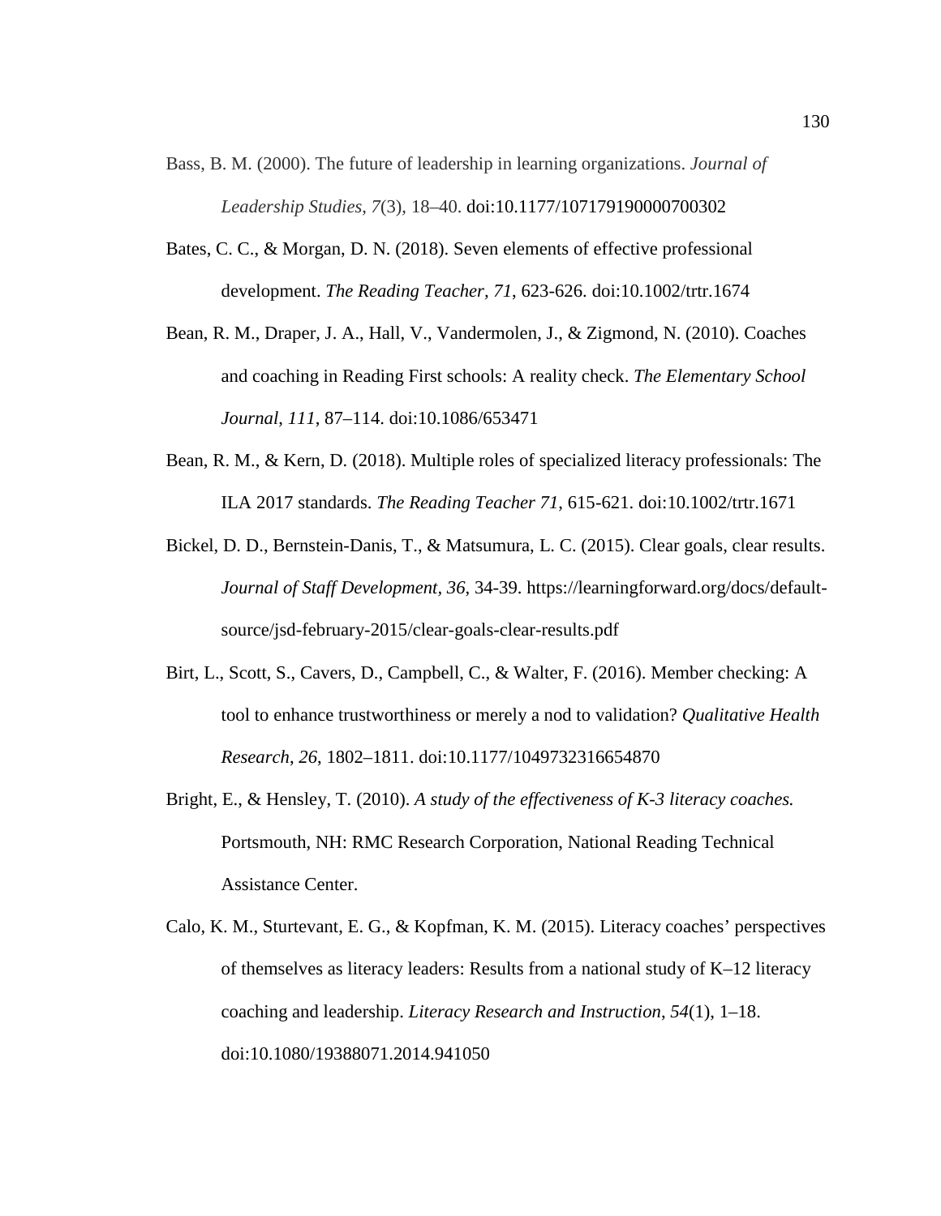Bass, B. M. (2000). The future of leadership in learning organizations. *Journal of Leadership Studies*, *7*(3), 18–40. doi:10.1177/107179190000700302

Bates, C. C., & Morgan, D. N. (2018). Seven elements of effective professional development. *The Reading Teacher, 71*, 623-626. doi:10.1002/trtr.1674

Bean, R. M., Draper, J. A., Hall, V., Vandermolen, J., & Zigmond, N. (2010). Coaches and coaching in Reading First schools: A reality check. *The Elementary School Journal*, *111*, 87–114. doi:10.1086/653471

Bean, R. M., & Kern, D. (2018). Multiple roles of specialized literacy professionals: The ILA 2017 standards. *The Reading Teacher 71*, 615-621. doi:10.1002/trtr.1671

Bickel, D. D., Bernstein-Danis, T., & Matsumura, L. C. (2015). Clear goals, clear results. *Journal of Staff Development, 36*, 34-39. https://learningforward.org/docs/default-source/jsd-february-2015/clear-goals-clear-results.pdf

Birt, L., Scott, S., Cavers, D., Campbell, C., & Walter, F. (2016). Member checking: A tool to enhance trustworthiness or merely a nod to validation? *Qualitative Health Research*, *26*, 1802–1811. doi:10.1177/1049732316654870

Bright, E., & Hensley, T. (2010). *A study of the effectiveness of K-3 literacy coaches.* Portsmouth, NH: RMC Research Corporation, National Reading Technical Assistance Center.

Calo, K. M., Sturtevant, E. G., & Kopfman, K. M. (2015). Literacy coaches' perspectives of themselves as literacy leaders: Results from a national study of K–12 literacy coaching and leadership. *Literacy Research and Instruction*, *54*(1), 1–18. doi:10.1080/19388071.2014.941050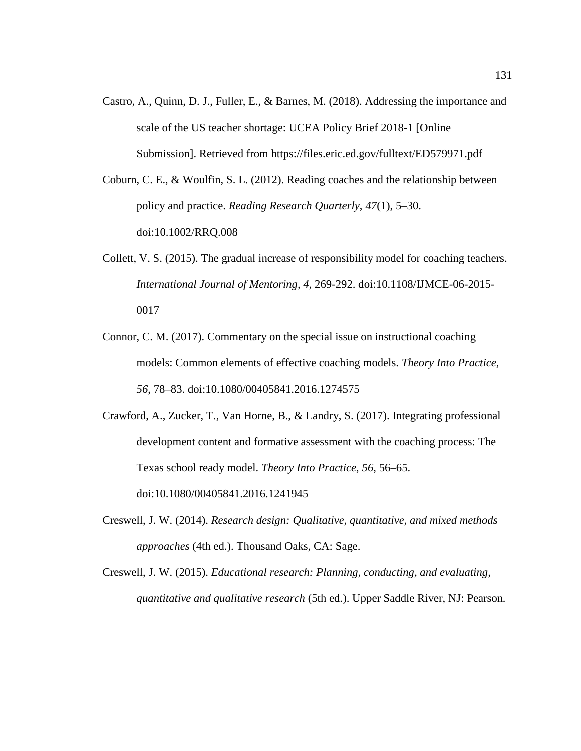Castro, A., Quinn, D. J., Fuller, E., & Barnes, M. (2018). Addressing the importance and scale of the US teacher shortage: UCEA Policy Brief 2018-1 [Online Submission]. Retrieved from https://files.eric.ed.gov/fulltext/ED579971.pdf

Coburn, C. E., & Woulfin, S. L. (2012). Reading coaches and the relationship between policy and practice. *Reading Research Quarterly*, *47*(1), 5–30. doi:10.1002/RRQ.008

Collett, V. S. (2015). The gradual increase of responsibility model for coaching teachers. *International Journal of Mentoring, 4*, 269-292. doi:10.1108/IJMCE-06-2015-0017

Connor, C. M. (2017). Commentary on the special issue on instructional coaching models: Common elements of effective coaching models. *Theory Into Practice*, *56*, 78–83. doi:10.1080/00405841.2016.1274575

Crawford, A., Zucker, T., Van Horne, B., & Landry, S. (2017). Integrating professional development content and formative assessment with the coaching process: The Texas school ready model. *Theory Into Practice*, *56*, 56–65. doi:10.1080/00405841.2016.1241945

Creswell, J. W. (2014). *Research design: Qualitative, quantitative, and mixed methods approaches* (4th ed.). Thousand Oaks, CA: Sage.

Creswell, J. W. (2015). *Educational research: Planning, conducting, and evaluating, quantitative and qualitative research* (5th ed.). Upper Saddle River, NJ: Pearson.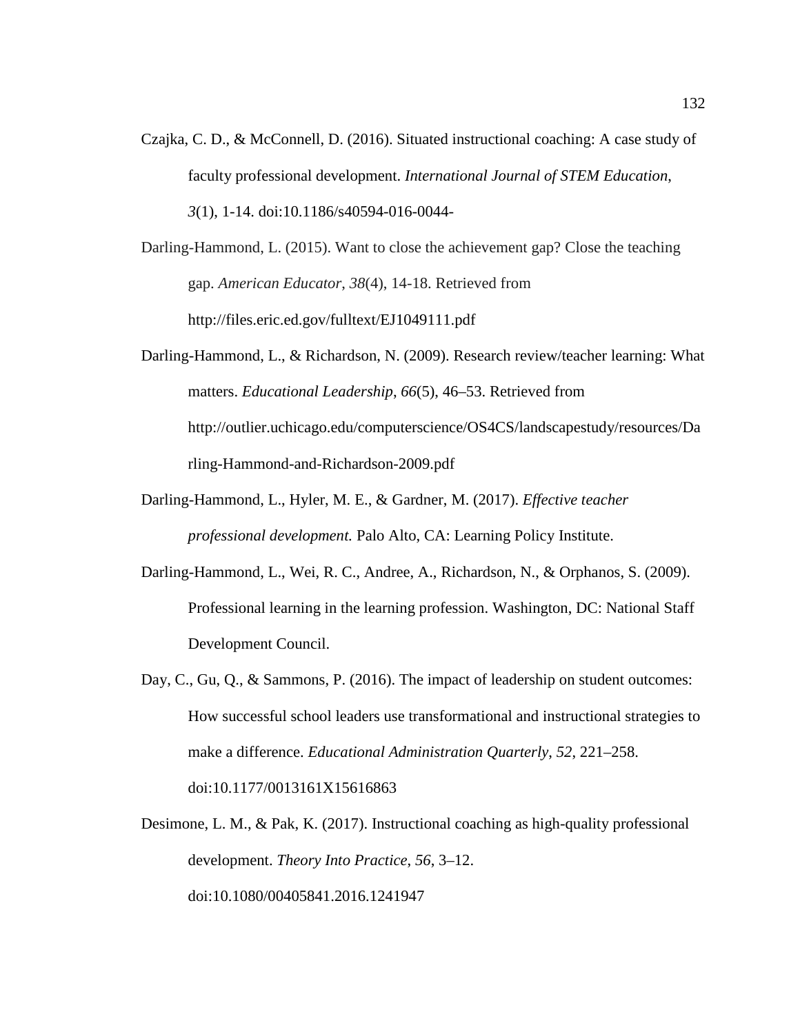Czajka, C. D., & McConnell, D. (2016). Situated instructional coaching: A case study of faculty professional development. *International Journal of STEM Education*, *3*(1), 1-14. doi:10.1186/s40594-016-0044-

Darling-Hammond, L. (2015). Want to close the achievement gap? Close the teaching gap. *American Educator*, *38*(4), 14-18. Retrieved from http://files.eric.ed.gov/fulltext/EJ1049111.pdf

Darling-Hammond, L., & Richardson, N. (2009). Research review/teacher learning: What matters. *Educational Leadership*, *66*(5), 46–53. Retrieved from http://outlier.uchicago.edu/computerscience/OS4CS/landscapestudy/resources/Darling-Hammond-and-Richardson-2009.pdf

Darling-Hammond, L., Hyler, M. E., & Gardner, M. (2017). *Effective teacher professional development.* Palo Alto, CA: Learning Policy Institute.

Darling-Hammond, L., Wei, R. C., Andree, A., Richardson, N., & Orphanos, S. (2009). Professional learning in the learning profession. Washington, DC: National Staff Development Council.

Day, C., Gu, Q., & Sammons, P. (2016). The impact of leadership on student outcomes: How successful school leaders use transformational and instructional strategies to make a difference. *Educational Administration Quarterly*, *52*, 221–258. doi:10.1177/0013161X15616863

Desimone, L. M., & Pak, K. (2017). Instructional coaching as high-quality professional development. *Theory Into Practice*, *56*, 3–12. doi:10.1080/00405841.2016.1241947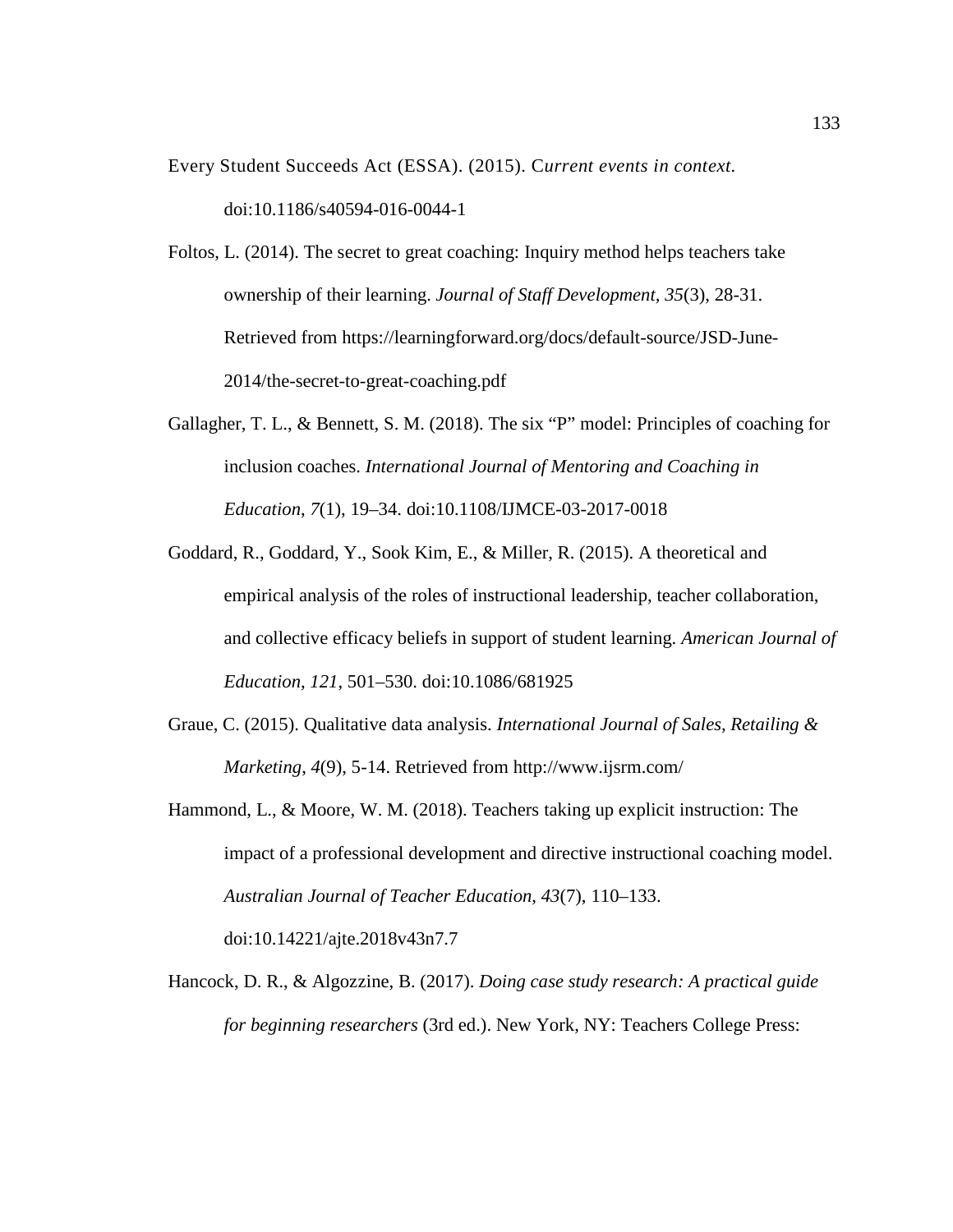Every Student Succeeds Act (ESSA). (2015). C*urrent events in context.* doi:10.1186/s40594-016-0044-1

Foltos, L. (2014). The secret to great coaching: Inquiry method helps teachers take ownership of their learning. *Journal of Staff Development*, *35*(3), 28-31. Retrieved from https://learningforward.org/docs/default-source/JSD-June-2014/the-secret-to-great-coaching.pdf

Gallagher, T. L., & Bennett, S. M. (2018). The six "P" model: Principles of coaching for inclusion coaches. *International Journal of Mentoring and Coaching in Education*, *7*(1), 19–34. doi:10.1108/IJMCE-03-2017-0018

Goddard, R., Goddard, Y., Sook Kim, E., & Miller, R. (2015). A theoretical and empirical analysis of the roles of instructional leadership, teacher collaboration, and collective efficacy beliefs in support of student learning. *American Journal of Education*, *121*, 501–530. doi:10.1086/681925

Graue, C. (2015). Qualitative data analysis. *International Journal of Sales, Retailing & Marketing*, *4*(9), 5-14. Retrieved from http://www.ijsrm.com/

Hammond, L., & Moore, W. M. (2018). Teachers taking up explicit instruction: The impact of a professional development and directive instructional coaching model. *Australian Journal of Teacher Education*, *43*(7), 110–133. doi:10.14221/ajte.2018v43n7.7

Hancock, D. R., & Algozzine, B. (2017). *Doing case study research: A practical guide for beginning researchers* (3rd ed.). New York, NY: Teachers College Press: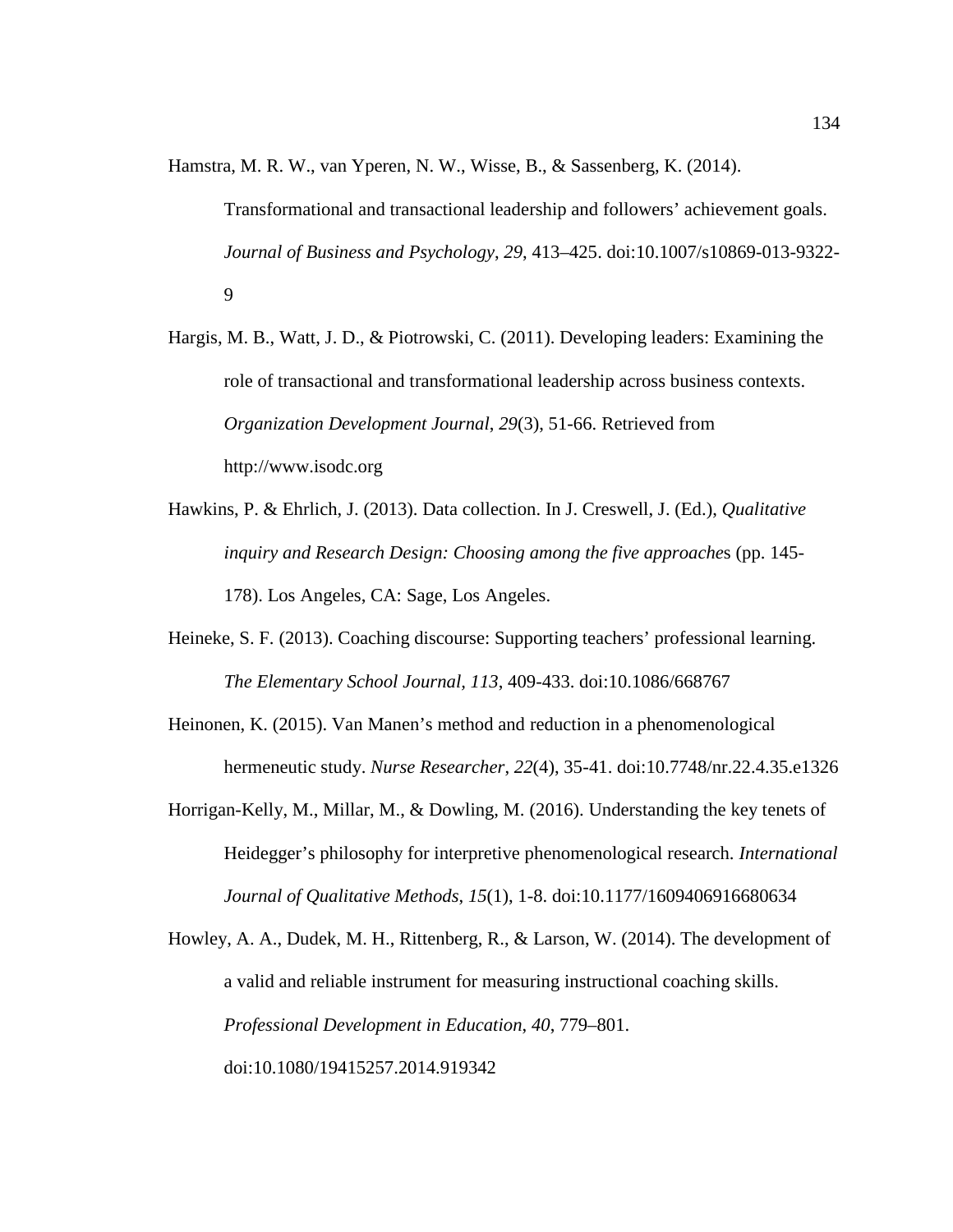Hamstra, M. R. W., van Yperen, N. W., Wisse, B., & Sassenberg, K. (2014). Transformational and transactional leadership and followers' achievement goals. *Journal of Business and Psychology*, *29*, 413–425. doi:10.1007/s10869-013-9322-9

Hargis, M. B., Watt, J. D., & Piotrowski, C. (2011). Developing leaders: Examining the role of transactional and transformational leadership across business contexts. *Organization Development Journal*, *29*(3), 51-66. Retrieved from http://www.isodc.org

Hawkins, P. & Ehrlich, J. (2013). Data collection. In J. Creswell, J. (Ed.), *Qualitative inquiry and Research Design: Choosing among the five approache*s (pp. 145-178). Los Angeles, CA: Sage, Los Angeles.

Heineke, S. F. (2013). Coaching discourse: Supporting teachers' professional learning. *The Elementary School Journal*, *113*, 409-433. doi:10.1086/668767

Heinonen, K. (2015). Van Manen's method and reduction in a phenomenological hermeneutic study. *Nurse Researcher*, *22*(4), 35-41. doi:10.7748/nr.22.4.35.e1326

Horrigan-Kelly, M., Millar, M., & Dowling, M. (2016). Understanding the key tenets of Heidegger's philosophy for interpretive phenomenological research. *International Journal of Qualitative Methods*, *15*(1), 1-8. doi:10.1177/1609406916680634

Howley, A. A., Dudek, M. H., Rittenberg, R., & Larson, W. (2014). The development of a valid and reliable instrument for measuring instructional coaching skills. *Professional Development in Education*, *40*, 779–801. doi:10.1080/19415257.2014.919342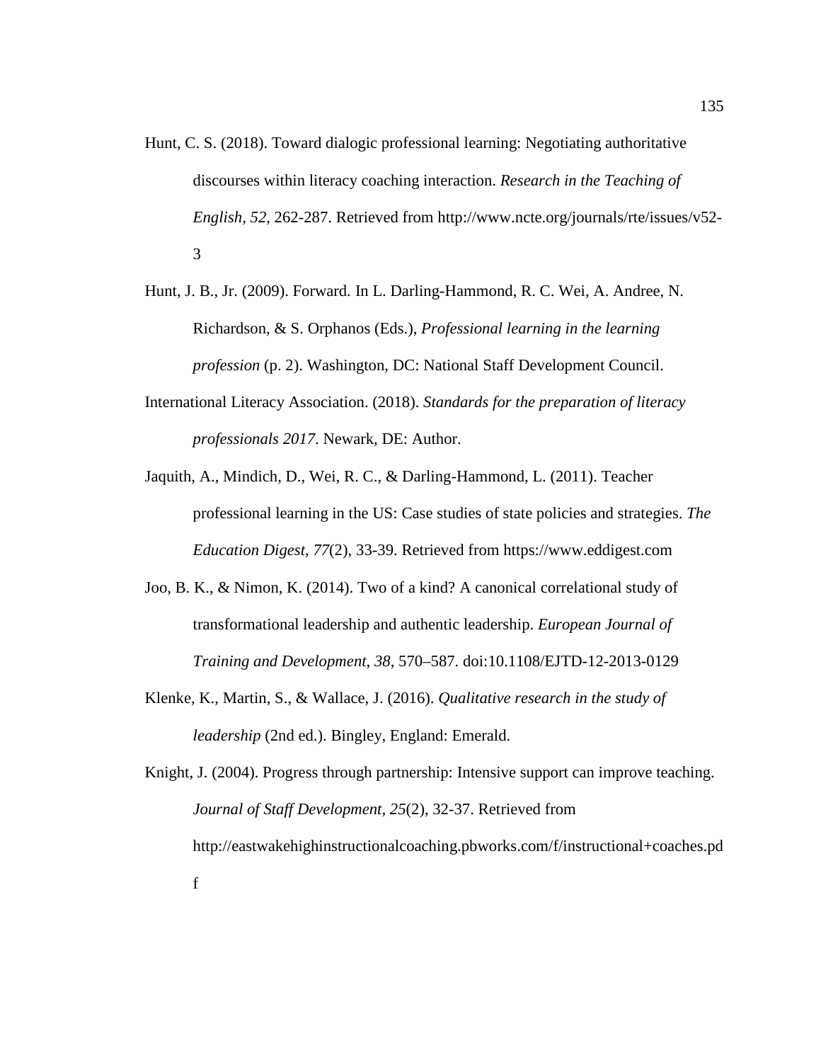Hunt, C. S. (2018). Toward dialogic professional learning: Negotiating authoritative discourses within literacy coaching interaction. *Research in the Teaching of English, 52*, 262-287. Retrieved from http://www.ncte.org/journals/rte/issues/v52-3

Hunt, J. B., Jr. (2009). Forward. In L. Darling-Hammond, R. C. Wei, A. Andree, N. Richardson, & S. Orphanos (Eds.), *Professional learning in the learning profession* (p. 2). Washington, DC: National Staff Development Council.

International Literacy Association. (2018). *Standards for the preparation of literacy professionals 2017*. Newark, DE: Author.

Jaquith, A., Mindich, D., Wei, R. C., & Darling-Hammond, L. (2011). Teacher professional learning in the US: Case studies of state policies and strategies. *The Education Digest, 77*(2), 33-39. Retrieved from https://www.eddigest.com

Joo, B. K., & Nimon, K. (2014). Two of a kind? A canonical correlational study of transformational leadership and authentic leadership. *European Journal of Training and Development*, *38*, 570–587. doi:10.1108/EJTD-12-2013-0129

Klenke, K., Martin, S., & Wallace, J. (2016). *Qualitative research in the study of leadership* (2nd ed.). Bingley, England: Emerald.

Knight, J. (2004). Progress through partnership: Intensive support can improve teaching. *Journal of Staff Development, 25*(2), 32-37. Retrieved from http://eastwakehighinstructionalcoaching.pbworks.com/f/instructional+coaches.pdf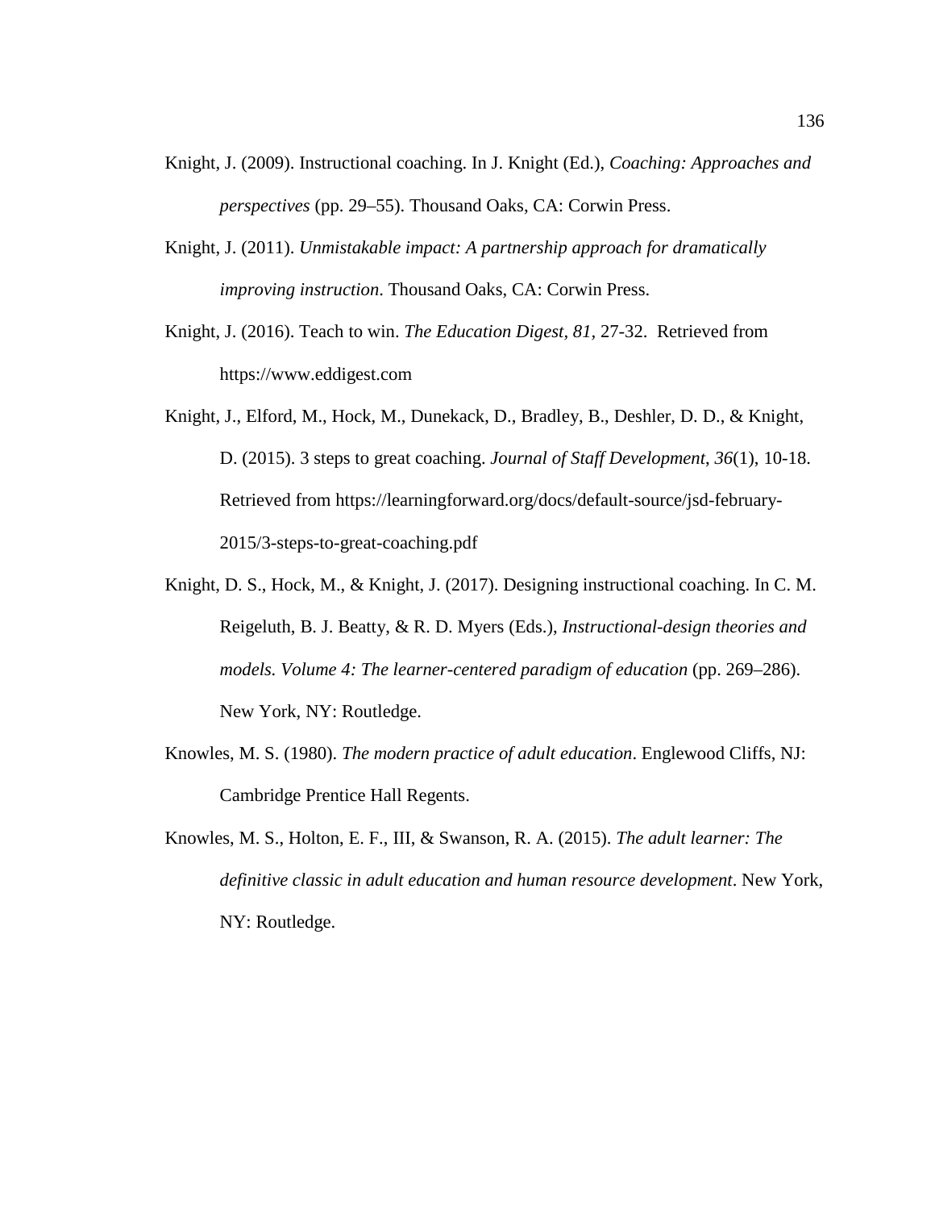Knight, J. (2009). Instructional coaching. In J. Knight (Ed.), *Coaching: Approaches and perspectives* (pp. 29–55). Thousand Oaks, CA: Corwin Press.

Knight, J. (2011). *Unmistakable impact: A partnership approach for dramatically improving instruction*. Thousand Oaks, CA: Corwin Press.

Knight, J. (2016). Teach to win. *The Education Digest*, *81*, 27-32. Retrieved from https://www.eddigest.com

Knight, J., Elford, M., Hock, M., Dunekack, D., Bradley, B., Deshler, D. D., & Knight, D. (2015). 3 steps to great coaching. *Journal of Staff Development*, *36*(1), 10-18. Retrieved from https://learningforward.org/docs/default-source/jsd-february-2015/3-steps-to-great-coaching.pdf

Knight, D. S., Hock, M., & Knight, J. (2017). Designing instructional coaching. In C. M. Reigeluth, B. J. Beatty, & R. D. Myers (Eds.), *Instructional-design theories and models. Volume 4: The learner-centered paradigm of education* (pp. 269–286). New York, NY: Routledge.

Knowles, M. S. (1980). *The modern practice of adult education*. Englewood Cliffs, NJ: Cambridge Prentice Hall Regents.

Knowles, M. S., Holton, E. F., III, & Swanson, R. A. (2015). *The adult learner: The definitive classic in adult education and human resource development*. New York, NY: Routledge.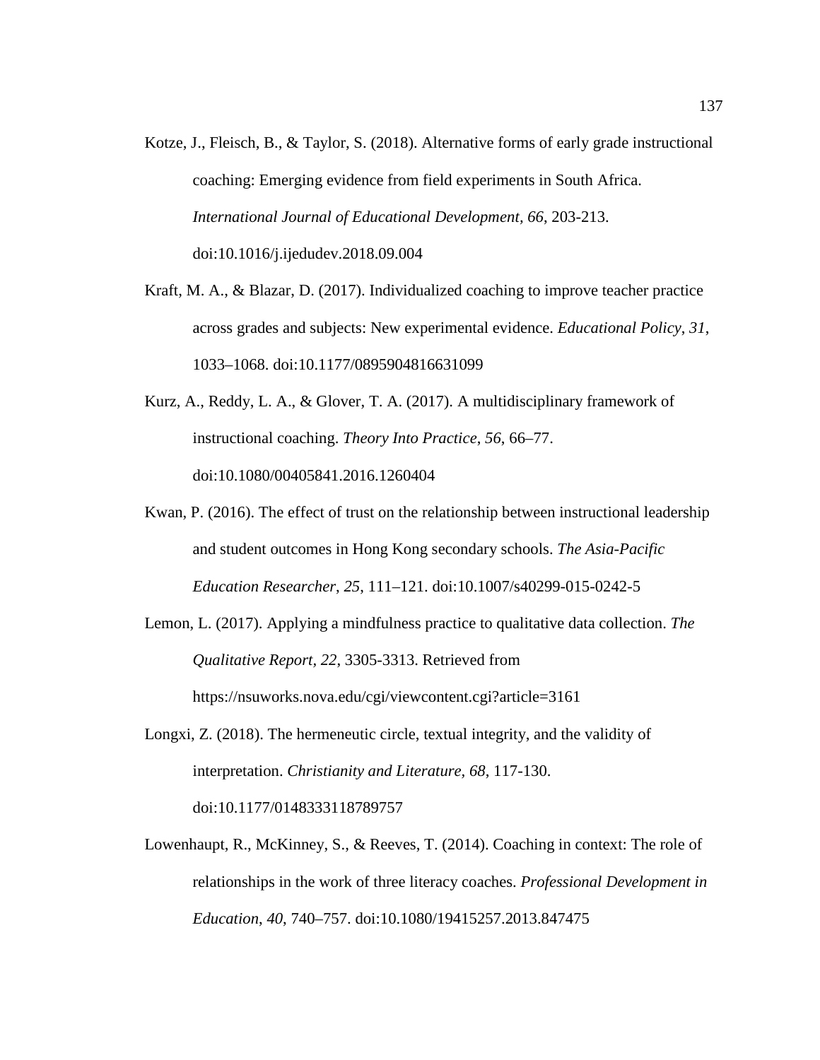Kotze, J., Fleisch, B., & Taylor, S. (2018). Alternative forms of early grade instructional coaching: Emerging evidence from field experiments in South Africa. *International Journal of Educational Development, 66*, 203-213. doi:10.1016/j.ijedudev.2018.09.004

Kraft, M. A., & Blazar, D. (2017). Individualized coaching to improve teacher practice across grades and subjects: New experimental evidence. *Educational Policy, 31*, 1033–1068. doi:10.1177/0895904816631099

Kurz, A., Reddy, L. A., & Glover, T. A. (2017). A multidisciplinary framework of instructional coaching. *Theory Into Practice*, *56*, 66–77. doi:10.1080/00405841.2016.1260404

Kwan, P. (2016). The effect of trust on the relationship between instructional leadership and student outcomes in Hong Kong secondary schools. *The Asia-Pacific Education Researcher*, *25*, 111–121. doi:10.1007/s40299-015-0242-5

Lemon, L. (2017). Applying a mindfulness practice to qualitative data collection. *The Qualitative Report*, *22*, 3305-3313. Retrieved from https://nsuworks.nova.edu/cgi/viewcontent.cgi?article=3161

Longxi, Z. (2018). The hermeneutic circle, textual integrity, and the validity of interpretation. *Christianity and Literature, 68*, 117-130. doi:10.1177/0148333118789757

Lowenhaupt, R., McKinney, S., & Reeves, T. (2014). Coaching in context: The role of relationships in the work of three literacy coaches. *Professional Development in Education*, *40*, 740–757. doi:10.1080/19415257.2013.847475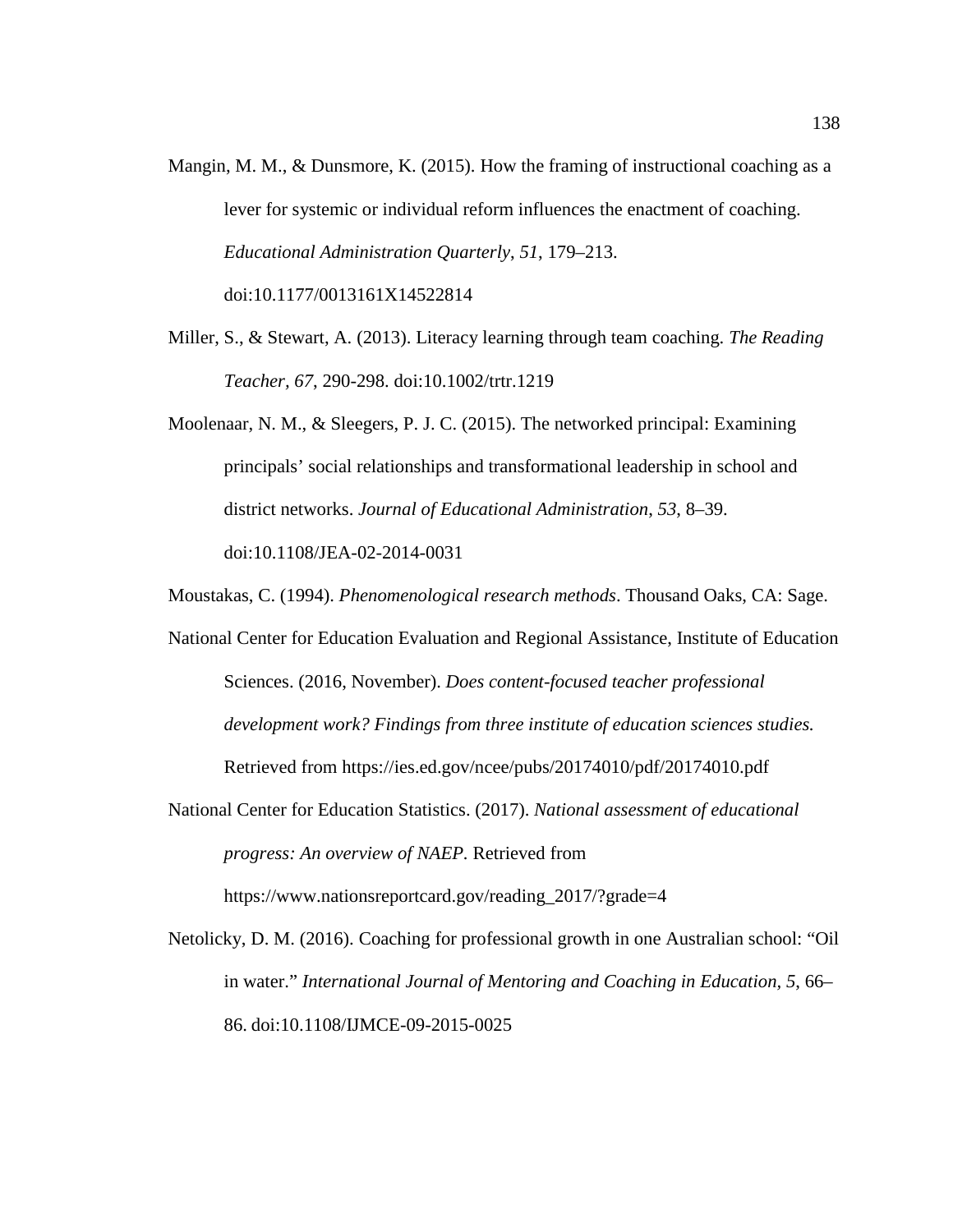Mangin, M. M., & Dunsmore, K. (2015). How the framing of instructional coaching as a lever for systemic or individual reform influences the enactment of coaching. *Educational Administration Quarterly*, *51*, 179–213. doi:10.1177/0013161X14522814

Miller, S., & Stewart, A. (2013). Literacy learning through team coaching. *The Reading Teacher, 67*, 290-298. doi:10.1002/trtr.1219

Moolenaar, N. M., & Sleegers, P. J. C. (2015). The networked principal: Examining principals' social relationships and transformational leadership in school and district networks. *Journal of Educational Administration*, *53*, 8–39. doi:10.1108/JEA-02-2014-0031

Moustakas, C. (1994). *Phenomenological research methods*. Thousand Oaks, CA: Sage.

National Center for Education Evaluation and Regional Assistance, Institute of Education Sciences. (2016, November). *Does content-focused teacher professional development work? Findings from three institute of education sciences studies.* Retrieved from https://ies.ed.gov/ncee/pubs/20174010/pdf/20174010.pdf

National Center for Education Statistics. (2017). *National assessment of educational progress: An overview of NAEP*. Retrieved from https://www.nationsreportcard.gov/reading_2017/?grade=4

Netolicky, D. M. (2016). Coaching for professional growth in one Australian school: "Oil in water." *International Journal of Mentoring and Coaching in Education*, *5*, 66–86. doi:10.1108/IJMCE-09-2015-0025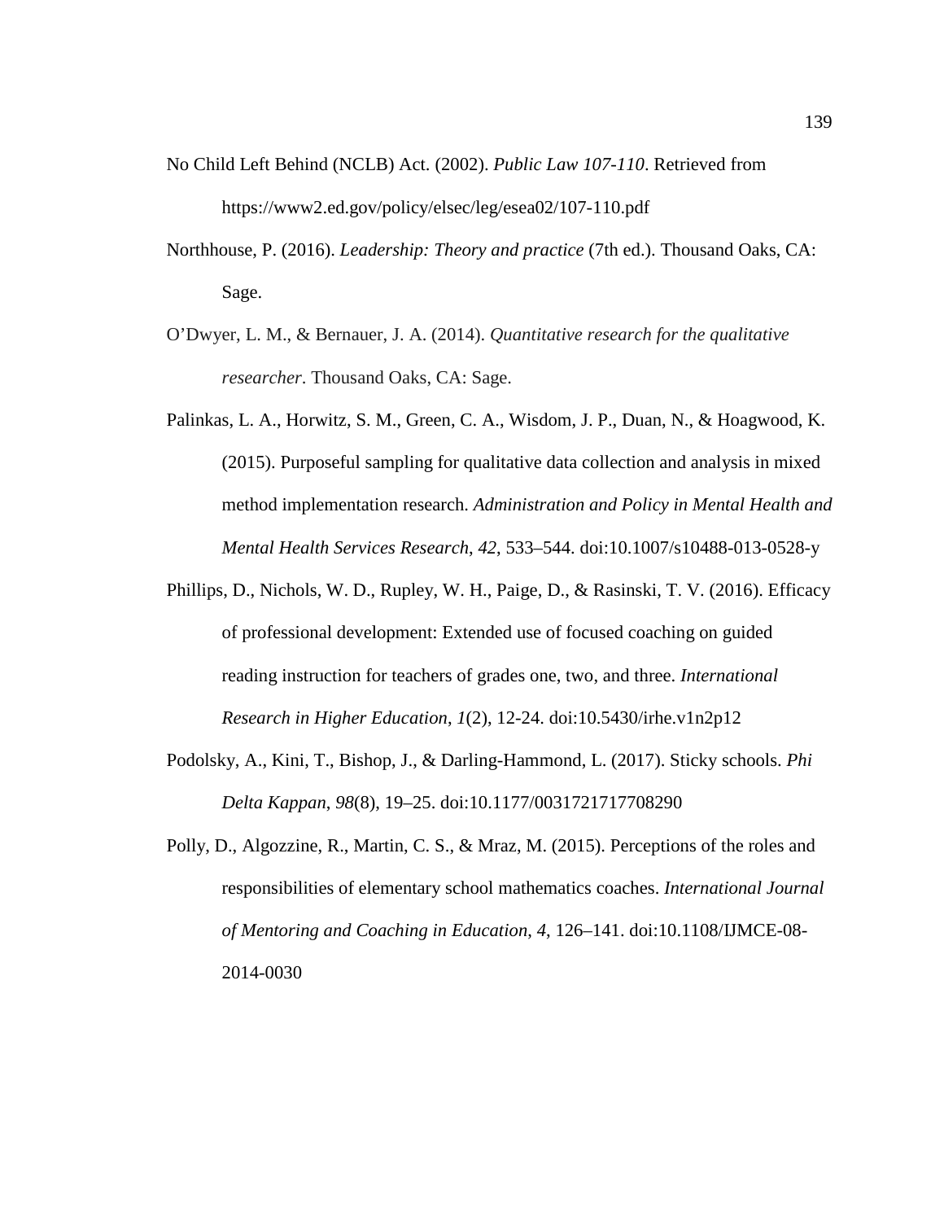No Child Left Behind (NCLB) Act. (2002). *Public Law 107-110*. Retrieved from https://www2.ed.gov/policy/elsec/leg/esea02/107-110.pdf

Northhouse, P. (2016). *Leadership: Theory and practice* (7th ed.). Thousand Oaks, CA: Sage.

O'Dwyer, L. M., & Bernauer, J. A. (2014). *Quantitative research for the qualitative researcher*. Thousand Oaks, CA: Sage.

Palinkas, L. A., Horwitz, S. M., Green, C. A., Wisdom, J. P., Duan, N., & Hoagwood, K. (2015). Purposeful sampling for qualitative data collection and analysis in mixed method implementation research. *Administration and Policy in Mental Health and Mental Health Services Research*, *42*, 533–544. doi:10.1007/s10488-013-0528-y

Phillips, D., Nichols, W. D., Rupley, W. H., Paige, D., & Rasinski, T. V. (2016). Efficacy of professional development: Extended use of focused coaching on guided reading instruction for teachers of grades one, two, and three. *International Research in Higher Education*, *1*(2), 12-24. doi:10.5430/irhe.v1n2p12

Podolsky, A., Kini, T., Bishop, J., & Darling-Hammond, L. (2017). Sticky schools. *Phi Delta Kappan*, *98*(8), 19–25. doi:10.1177/0031721717708290

Polly, D., Algozzine, R., Martin, C. S., & Mraz, M. (2015). Perceptions of the roles and responsibilities of elementary school mathematics coaches. *International Journal of Mentoring and Coaching in Education*, *4*, 126–141. doi:10.1108/IJMCE-08-2014-0030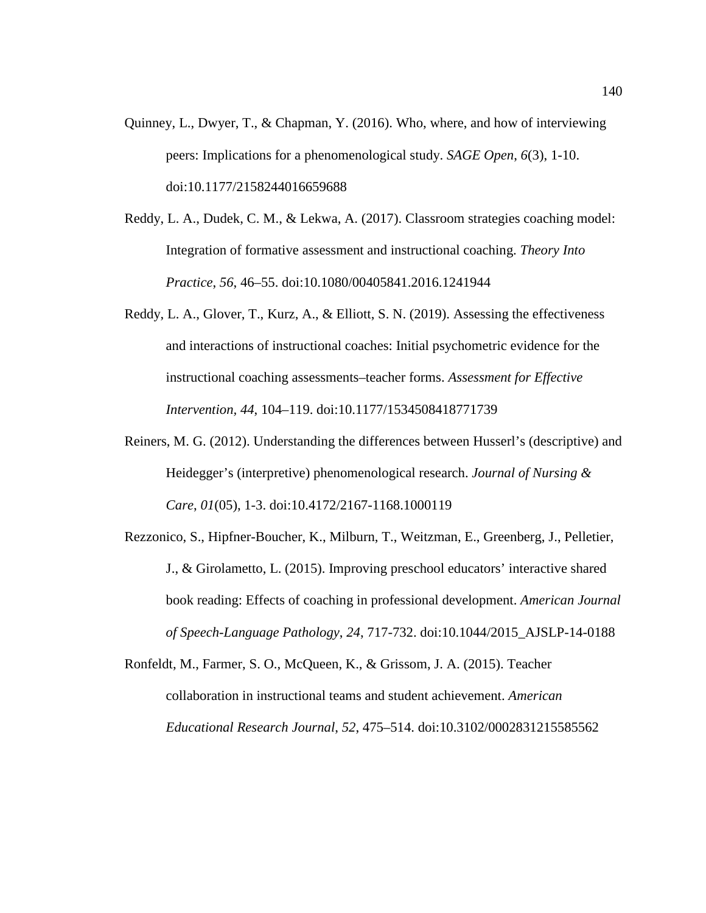Quinney, L., Dwyer, T., & Chapman, Y. (2016). Who, where, and how of interviewing peers: Implications for a phenomenological study. *SAGE Open*, *6*(3), 1-10. doi:10.1177/2158244016659688

Reddy, L. A., Dudek, C. M., & Lekwa, A. (2017). Classroom strategies coaching model: Integration of formative assessment and instructional coaching. *Theory Into Practice*, *56*, 46–55. doi:10.1080/00405841.2016.1241944

Reddy, L. A., Glover, T., Kurz, A., & Elliott, S. N. (2019). Assessing the effectiveness and interactions of instructional coaches: Initial psychometric evidence for the instructional coaching assessments–teacher forms. *Assessment for Effective Intervention*, *44*, 104–119. doi:10.1177/1534508418771739

Reiners, M. G. (2012). Understanding the differences between Husserl's (descriptive) and Heidegger's (interpretive) phenomenological research. *Journal of Nursing & Care*, *01*(05), 1-3. doi:10.4172/2167-1168.1000119

Rezzonico, S., Hipfner-Boucher, K., Milburn, T., Weitzman, E., Greenberg, J., Pelletier, J., & Girolametto, L. (2015). Improving preschool educators' interactive shared book reading: Effects of coaching in professional development. *American Journal of Speech-Language Pathology*, *24*, 717-732. doi:10.1044/2015_AJSLP-14-0188

Ronfeldt, M., Farmer, S. O., McQueen, K., & Grissom, J. A. (2015). Teacher collaboration in instructional teams and student achievement. *American Educational Research Journal*, *52*, 475–514. doi:10.3102/0002831215585562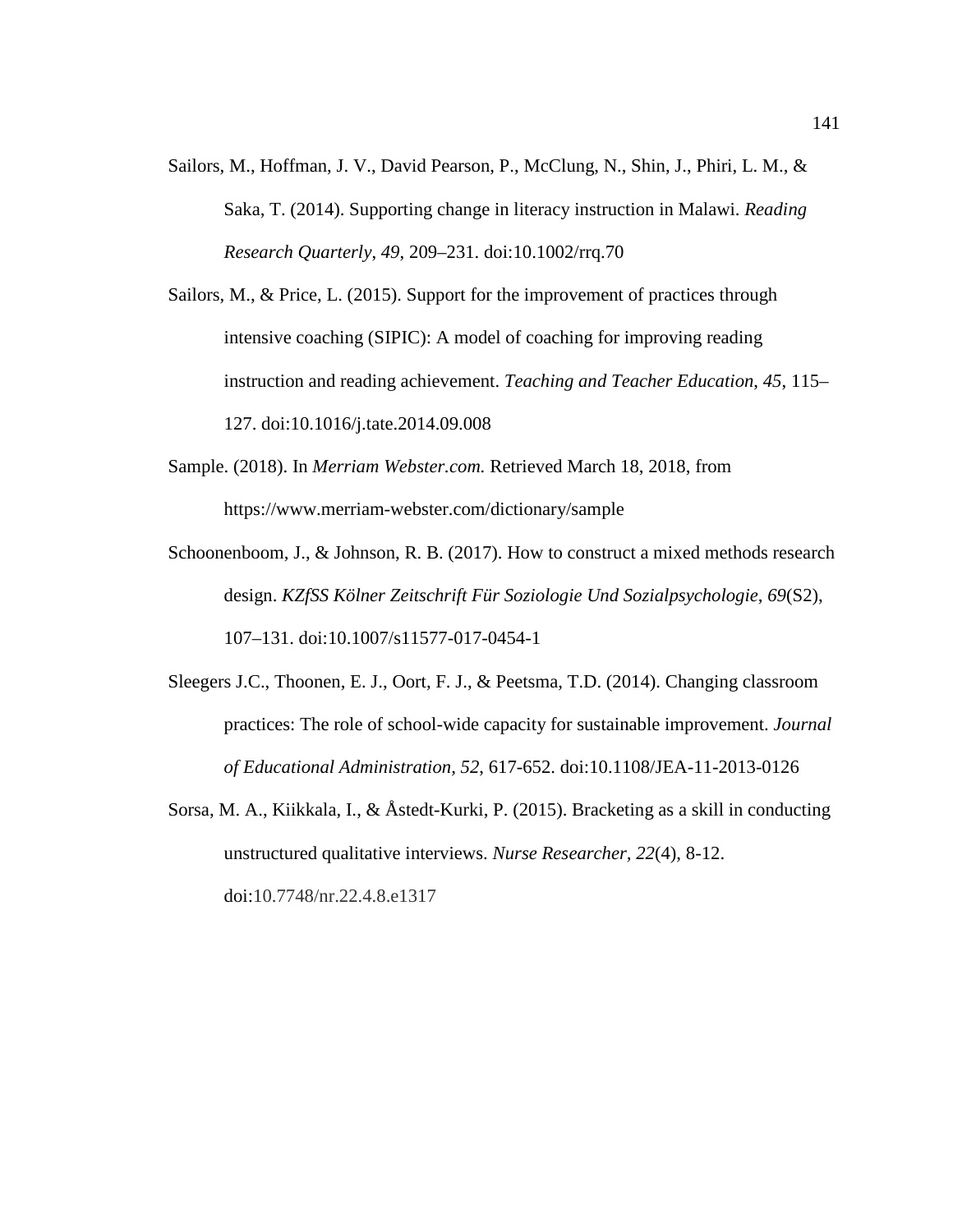Sailors, M., Hoffman, J. V., David Pearson, P., McClung, N., Shin, J., Phiri, L. M., & Saka, T. (2014). Supporting change in literacy instruction in Malawi. *Reading Research Quarterly*, *49*, 209–231. doi:10.1002/rrq.70

Sailors, M., & Price, L. (2015). Support for the improvement of practices through intensive coaching (SIPIC): A model of coaching for improving reading instruction and reading achievement. *Teaching and Teacher Education*, *45*, 115–127. doi:10.1016/j.tate.2014.09.008

Sample. (2018). In *Merriam Webster.com.* Retrieved March 18, 2018, from https://www.merriam-webster.com/dictionary/sample

Schoonenboom, J., & Johnson, R. B. (2017). How to construct a mixed methods research design. *KZfSS Kölner Zeitschrift Für Soziologie Und Sozialpsychologie*, *69*(S2), 107–131. doi:10.1007/s11577-017-0454-1

Sleegers J.C., Thoonen, E. J., Oort, F. J., & Peetsma, T.D. (2014). Changing classroom practices: The role of school-wide capacity for sustainable improvement. *Journal of Educational Administration, 52*, 617-652. doi:10.1108/JEA-11-2013-0126

Sorsa, M. A., Kiikkala, I., & Åstedt-Kurki, P. (2015). Bracketing as a skill in conducting unstructured qualitative interviews. *Nurse Researcher, 22*(4), 8-12. doi:10.7748/nr.22.4.8.e1317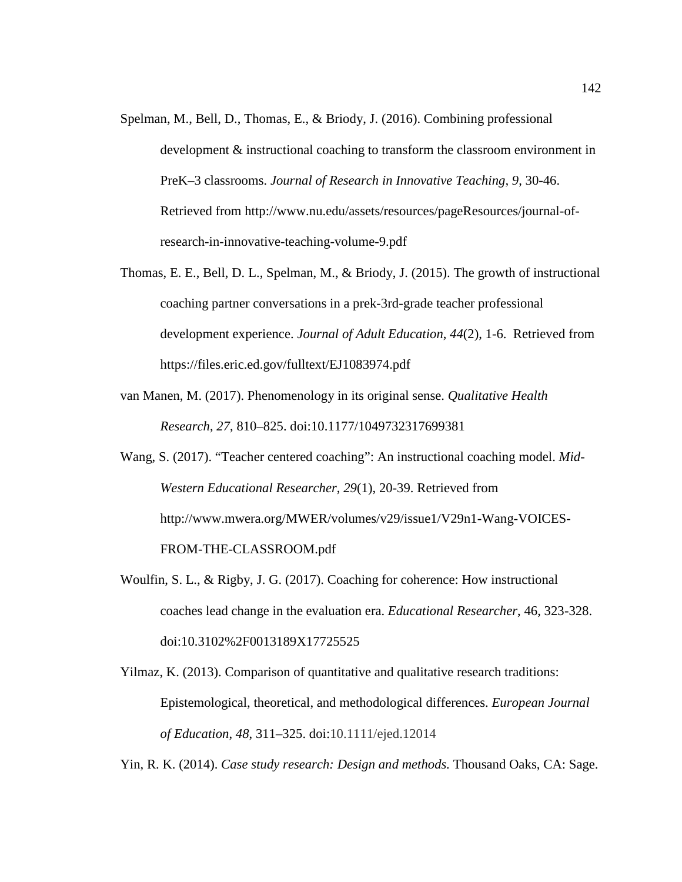Spelman, M., Bell, D., Thomas, E., & Briody, J. (2016). Combining professional development & instructional coaching to transform the classroom environment in PreK–3 classrooms. *Journal of Research in Innovative Teaching, 9*, 30-46. Retrieved from http://www.nu.edu/assets/resources/pageResources/journal-of-research-in-innovative-teaching-volume-9.pdf

Thomas, E. E., Bell, D. L., Spelman, M., & Briody, J. (2015). The growth of instructional coaching partner conversations in a prek-3rd-grade teacher professional development experience. *Journal of Adult Education*, *44*(2), 1-6. Retrieved from https://files.eric.ed.gov/fulltext/EJ1083974.pdf

van Manen, M. (2017). Phenomenology in its original sense. *Qualitative Health Research*, *27*, 810–825. doi:10.1177/1049732317699381

Wang, S. (2017). "Teacher centered coaching": An instructional coaching model. *Mid-Western Educational Researcher*, *29*(1), 20-39. Retrieved from http://www.mwera.org/MWER/volumes/v29/issue1/V29n1-Wang-VOICES-FROM-THE-CLASSROOM.pdf

Woulfin, S. L., & Rigby, J. G. (2017). Coaching for coherence: How instructional coaches lead change in the evaluation era. *Educational Researcher*, 46, 323-328. doi:10.3102%2F0013189X17725525

Yilmaz, K. (2013). Comparison of quantitative and qualitative research traditions: Epistemological, theoretical, and methodological differences. *European Journal of Education*, *48*, 311–325. doi:10.1111/ejed.12014

Yin, R. K. (2014). *Case study research: Design and methods.* Thousand Oaks, CA: Sage.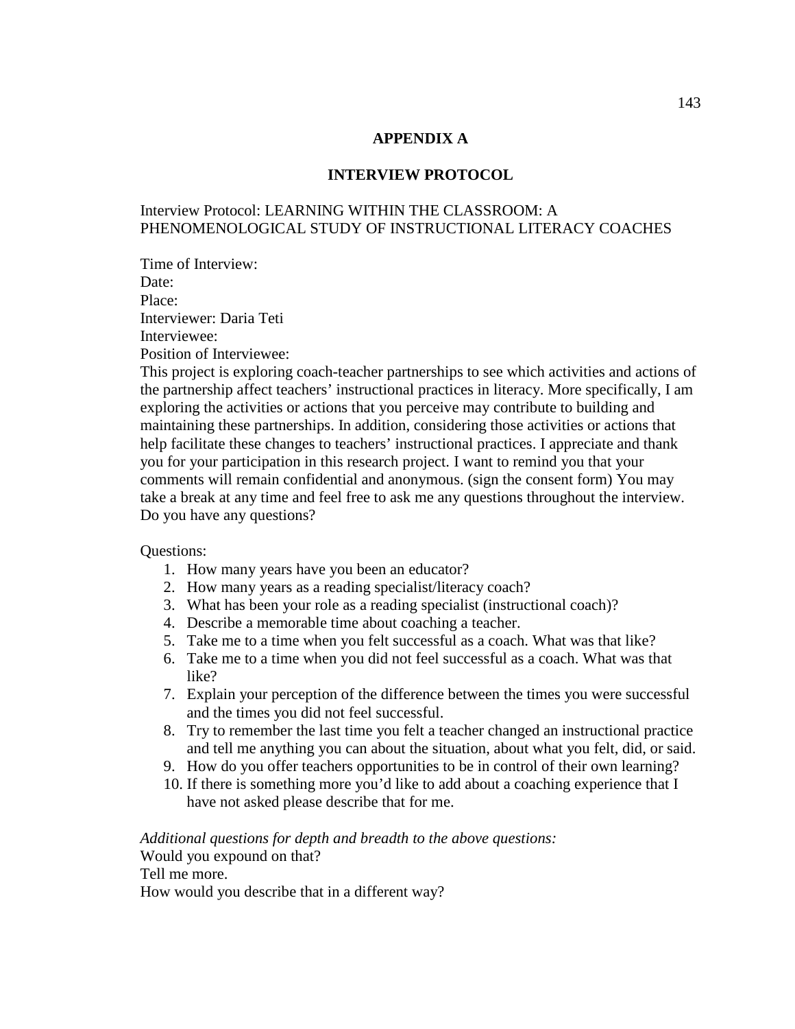# APPENDIX A

## INTERVIEW PROTOCOL

Interview Protocol: LEARNING WITHIN THE CLASSROOM: A PHENOMENOLOGICAL STUDY OF INSTRUCTIONAL LITERACY COACHES

Time of Interview:
Date:
Place:
Interviewer: Daria Teti
Interviewee:
Position of Interviewee:

This project is exploring coach-teacher partnerships to see which activities and actions of the partnership affect teachers' instructional practices in literacy. More specifically, I am exploring the activities or actions that you perceive may contribute to building and maintaining these partnerships. In addition, considering those activities or actions that help facilitate these changes to teachers' instructional practices. I appreciate and thank you for your participation in this research project. I want to remind you that your comments will remain confidential and anonymous. (sign the consent form) You may take a break at any time and feel free to ask me any questions throughout the interview. Do you have any questions?

Questions:

1. How many years have you been an educator?
2. How many years as a reading specialist/literacy coach?
3. What has been your role as a reading specialist (instructional coach)?
4. Describe a memorable time about coaching a teacher.
5. Take me to a time when you felt successful as a coach. What was that like?
6. Take me to a time when you did not feel successful as a coach. What was that like?
7. Explain your perception of the difference between the times you were successful and the times you did not feel successful.
8. Try to remember the last time you felt a teacher changed an instructional practice and tell me anything you can about the situation, about what you felt, did, or said.
9. How do you offer teachers opportunities to be in control of their own learning?
10. If there is something more you'd like to add about a coaching experience that I have not asked please describe that for me.

*Additional questions for depth and breadth to the above questions:*
Would you expound on that?
Tell me more.
How would you describe that in a different way?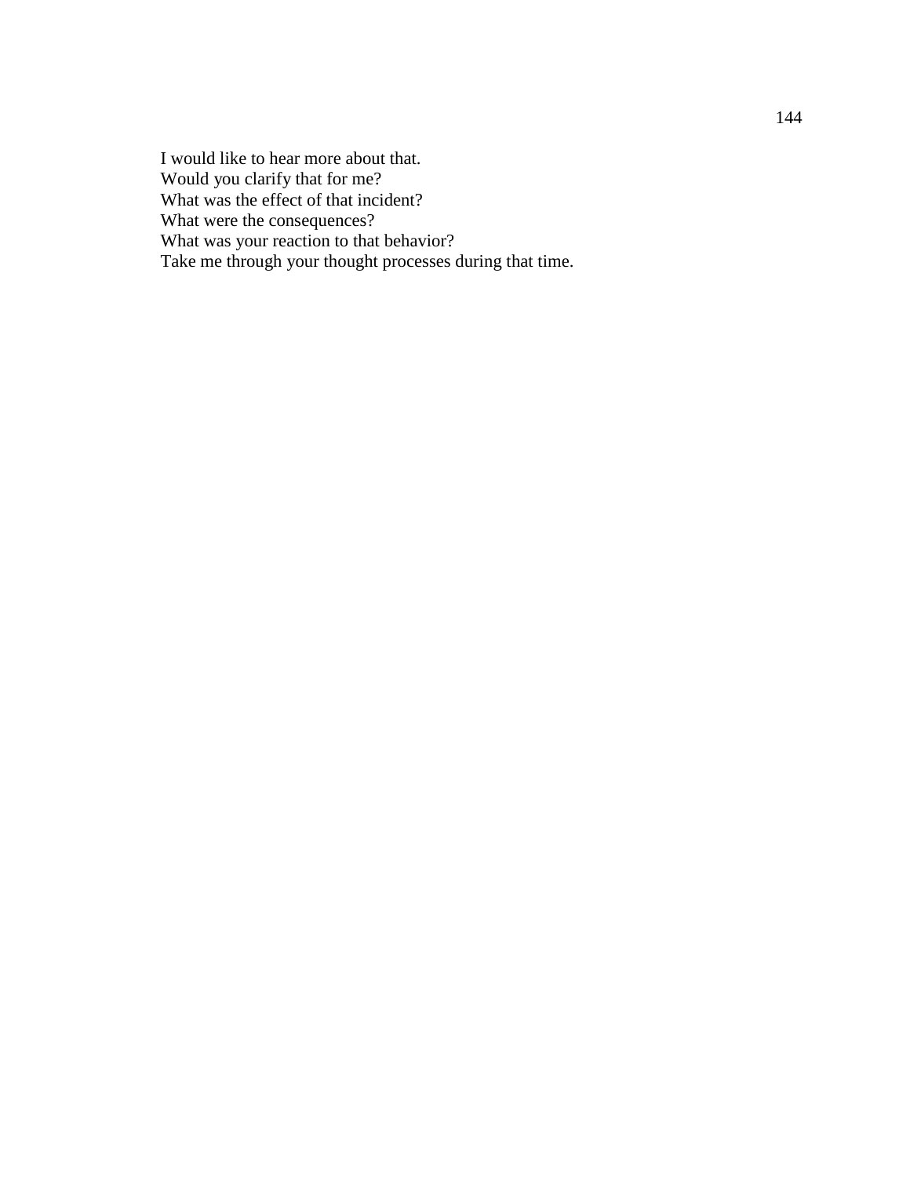I would like to hear more about that.
Would you clarify that for me?
What was the effect of that incident?
What were the consequences?
What was your reaction to that behavior?
Take me through your thought processes during that time.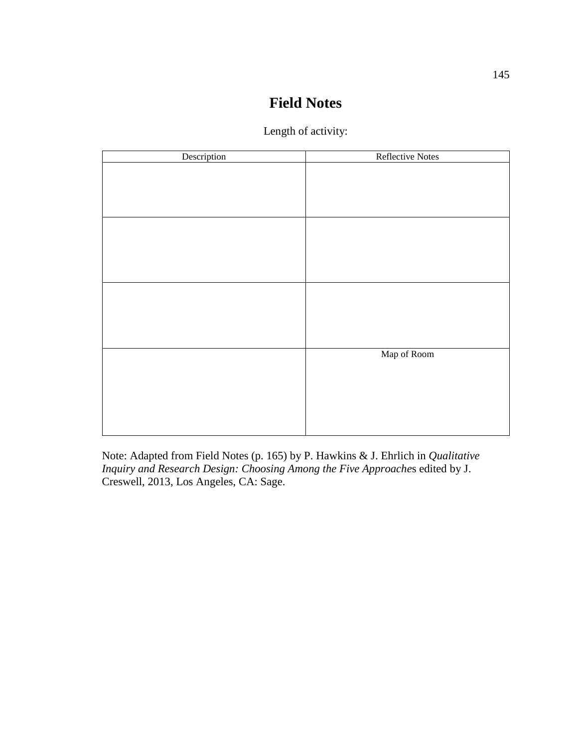# Field Notes

Length of activity:

| Description | Reflective Notes |
|---|---|
| | |
| | |
| | |
| | Map of Room |

Note: Adapted from Field Notes (p. 165) by P. Hawkins & J. Ehrlich in *Qualitative Inquiry and Research Design: Choosing Among the Five Approache*s edited by J. Creswell, 2013, Los Angeles, CA: Sage.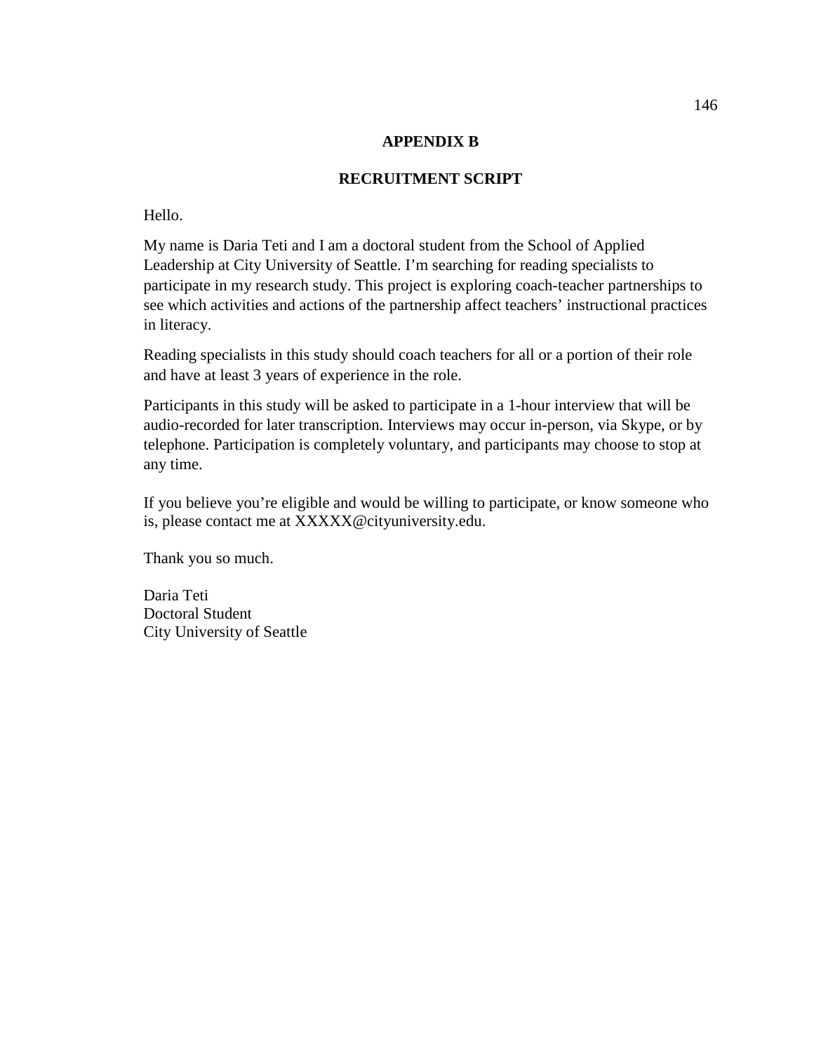# APPENDIX B

## RECRUITMENT SCRIPT

Hello.

My name is Daria Teti and I am a doctoral student from the School of Applied Leadership at City University of Seattle. I'm searching for reading specialists to participate in my research study. This project is exploring coach-teacher partnerships to see which activities and actions of the partnership affect teachers' instructional practices in literacy.

Reading specialists in this study should coach teachers for all or a portion of their role and have at least 3 years of experience in the role.

Participants in this study will be asked to participate in a 1-hour interview that will be audio-recorded for later transcription. Interviews may occur in-person, via Skype, or by telephone. Participation is completely voluntary, and participants may choose to stop at any time.

If you believe you're eligible and would be willing to participate, or know someone who is, please contact me at XXXXX@cityuniversity.edu.

Thank you so much.

Daria Teti
Doctoral Student
City University of Seattle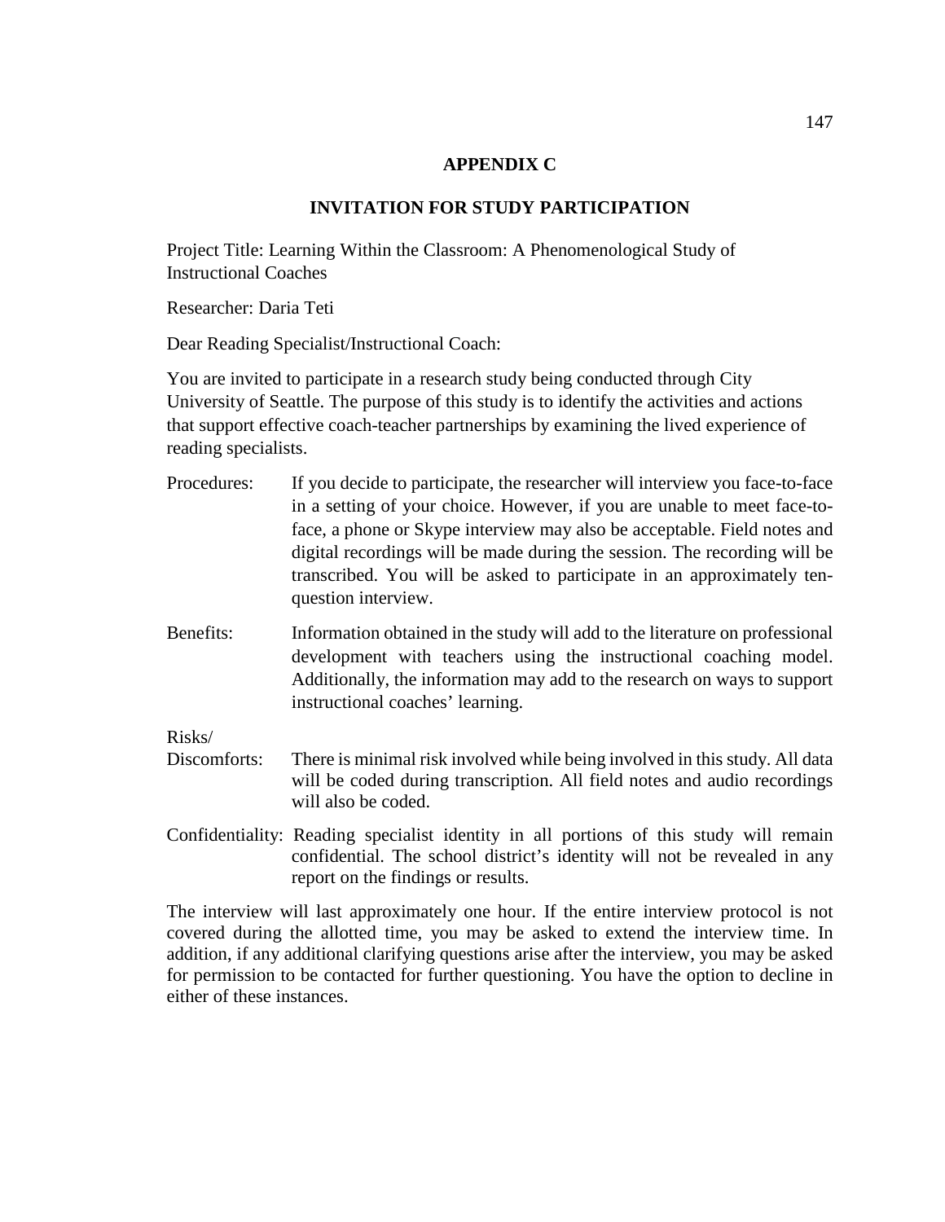## APPENDIX C

## INVITATION FOR STUDY PARTICIPATION

Project Title: Learning Within the Classroom: A Phenomenological Study of Instructional Coaches

Researcher: Daria Teti

Dear Reading Specialist/Instructional Coach:

You are invited to participate in a research study being conducted through City University of Seattle. The purpose of this study is to identify the activities and actions that support effective coach-teacher partnerships by examining the lived experience of reading specialists.

Procedures: If you decide to participate, the researcher will interview you face-to-face in a setting of your choice. However, if you are unable to meet face-to-face, a phone or Skype interview may also be acceptable. Field notes and digital recordings will be made during the session. The recording will be transcribed. You will be asked to participate in an approximately ten-question interview.

Benefits: Information obtained in the study will add to the literature on professional development with teachers using the instructional coaching model. Additionally, the information may add to the research on ways to support instructional coaches' learning.

Risks/Discomforts: There is minimal risk involved while being involved in this study. All data will be coded during transcription. All field notes and audio recordings will also be coded.

Confidentiality: Reading specialist identity in all portions of this study will remain confidential. The school district's identity will not be revealed in any report on the findings or results.

The interview will last approximately one hour. If the entire interview protocol is not covered during the allotted time, you may be asked to extend the interview time. In addition, if any additional clarifying questions arise after the interview, you may be asked for permission to be contacted for further questioning. You have the option to decline in either of these instances.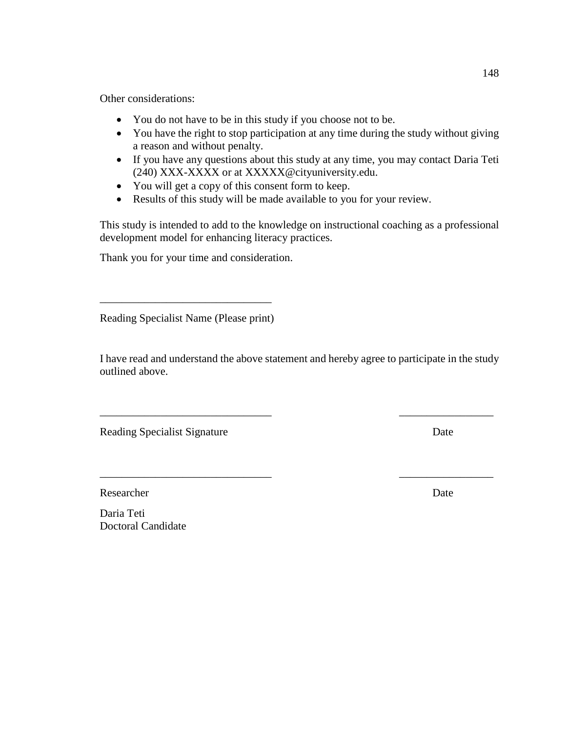Other considerations:

- You do not have to be in this study if you choose not to be.
- You have the right to stop participation at any time during the study without giving a reason and without penalty.
- If you have any questions about this study at any time, you may contact Daria Teti (240) XXX-XXXX or at XXXXX@cityuniversity.edu.
- You will get a copy of this consent form to keep.
- Results of this study will be made available to you for your review.

This study is intended to add to the knowledge on instructional coaching as a professional development model for enhancing literacy practices.

Thank you for your time and consideration.

_______________________________

Reading Specialist Name (Please print)

I have read and understand the above statement and hereby agree to participate in the study outlined above.

_______________________________ _________________

Reading Specialist Signature Date

_______________________________ _________________

Researcher Date

Daria Teti
Doctoral Candidate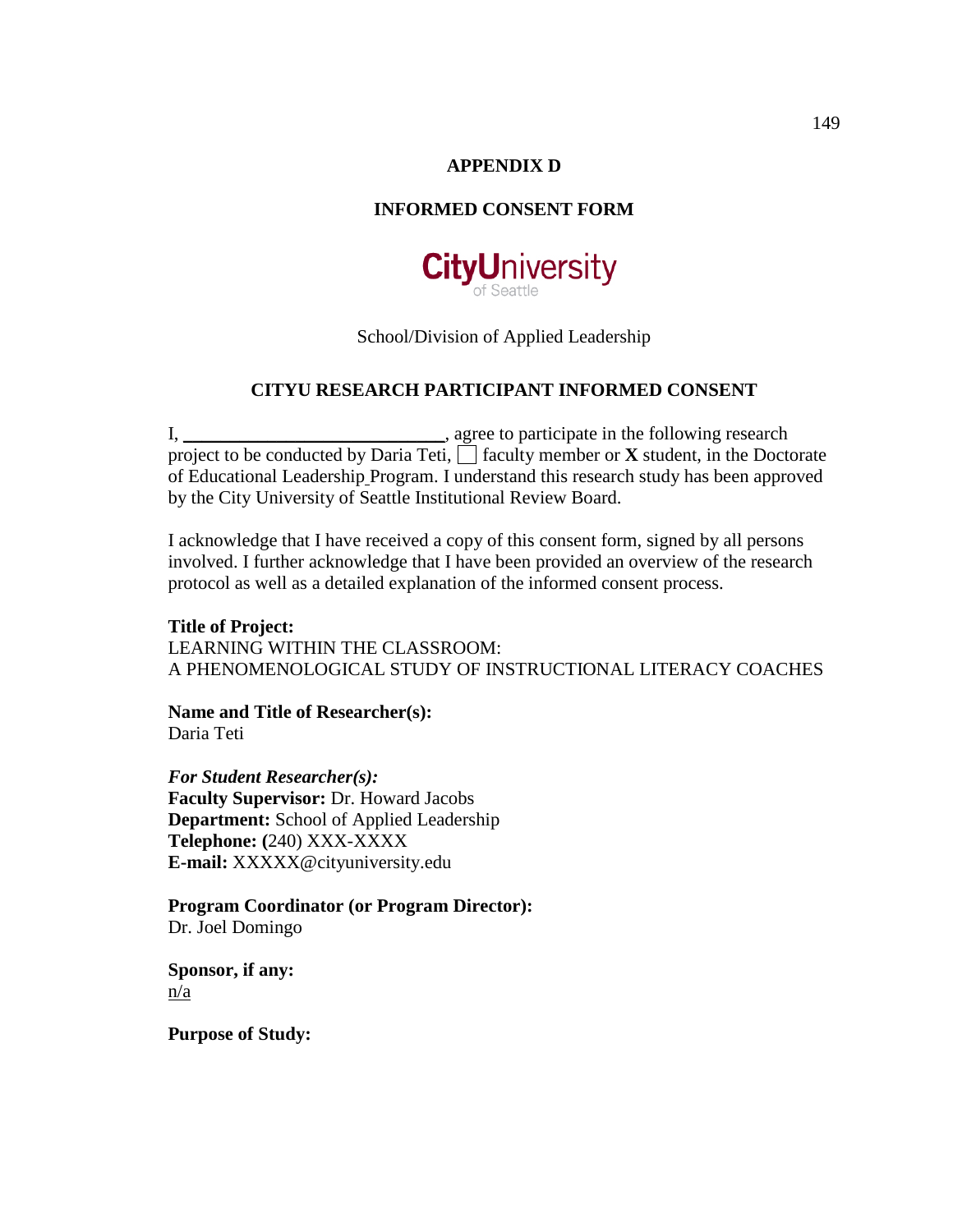**APPENDIX D**

**INFORMED CONSENT FORM**

CityUniversity of Seattle

School/Division of Applied Leadership

**CITYU RESEARCH PARTICIPANT INFORMED CONSENT**

I, ___________________________, agree to participate in the following research project to be conducted by Daria Teti, ☐ faculty member or **X** student, in the Doctorate of Educational Leadership Program. I understand this research study has been approved by the City University of Seattle Institutional Review Board.

I acknowledge that I have received a copy of this consent form, signed by all persons involved. I further acknowledge that I have been provided an overview of the research protocol as well as a detailed explanation of the informed consent process.

**Title of Project:**
LEARNING WITHIN THE CLASSROOM:
A PHENOMENOLOGICAL STUDY OF INSTRUCTIONAL LITERACY COACHES

**Name and Title of Researcher(s):**
Daria Teti

***For Student Researcher(s):***
**Faculty Supervisor:** Dr. Howard Jacobs
**Department:** School of Applied Leadership
**Telephone: (**240) XXX-XXXX
**E-mail:** XXXXX@cityuniversity.edu

**Program Coordinator (or Program Director):**
Dr. Joel Domingo

**Sponsor, if any:**
n/a

**Purpose of Study:**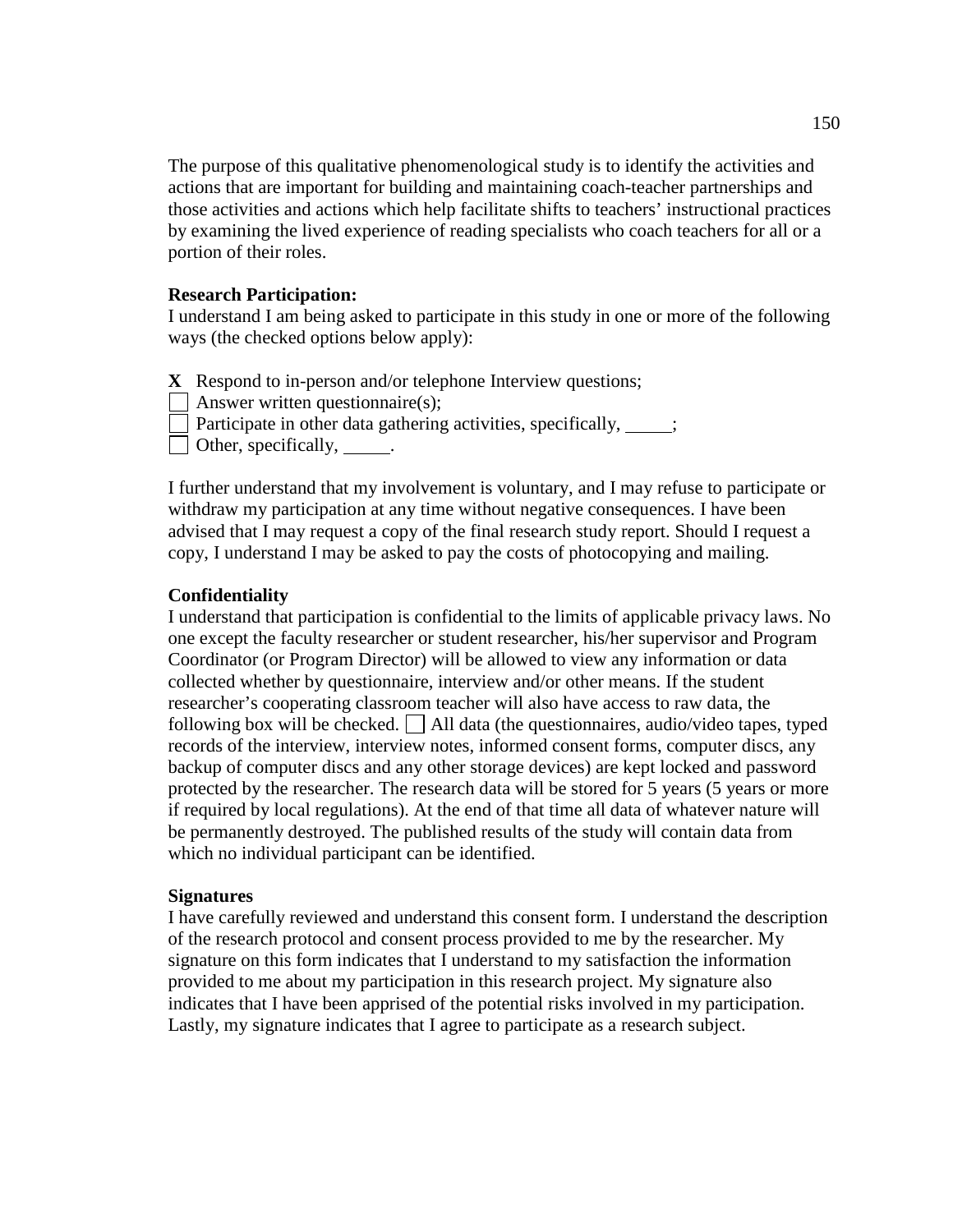The purpose of this qualitative phenomenological study is to identify the activities and actions that are important for building and maintaining coach-teacher partnerships and those activities and actions which help facilitate shifts to teachers' instructional practices by examining the lived experience of reading specialists who coach teachers for all or a portion of their roles.

**Research Participation:**
I understand I am being asked to participate in this study in one or more of the following ways (the checked options below apply):

**X** Respond to in-person and/or telephone Interview questions;
☐ Answer written questionnaire(s);
☐ Participate in other data gathering activities, specifically, _____;
☐ Other, specifically, _____.

I further understand that my involvement is voluntary, and I may refuse to participate or withdraw my participation at any time without negative consequences. I have been advised that I may request a copy of the final research study report. Should I request a copy, I understand I may be asked to pay the costs of photocopying and mailing.

**Confidentiality**
I understand that participation is confidential to the limits of applicable privacy laws. No one except the faculty researcher or student researcher, his/her supervisor and Program Coordinator (or Program Director) will be allowed to view any information or data collected whether by questionnaire, interview and/or other means. If the student researcher's cooperating classroom teacher will also have access to raw data, the following box will be checked. ☐ All data (the questionnaires, audio/video tapes, typed records of the interview, interview notes, informed consent forms, computer discs, any backup of computer discs and any other storage devices) are kept locked and password protected by the researcher. The research data will be stored for 5 years (5 years or more if required by local regulations). At the end of that time all data of whatever nature will be permanently destroyed. The published results of the study will contain data from which no individual participant can be identified.

**Signatures**
I have carefully reviewed and understand this consent form. I understand the description of the research protocol and consent process provided to me by the researcher. My signature on this form indicates that I understand to my satisfaction the information provided to me about my participation in this research project. My signature also indicates that I have been apprised of the potential risks involved in my participation. Lastly, my signature indicates that I agree to participate as a research subject.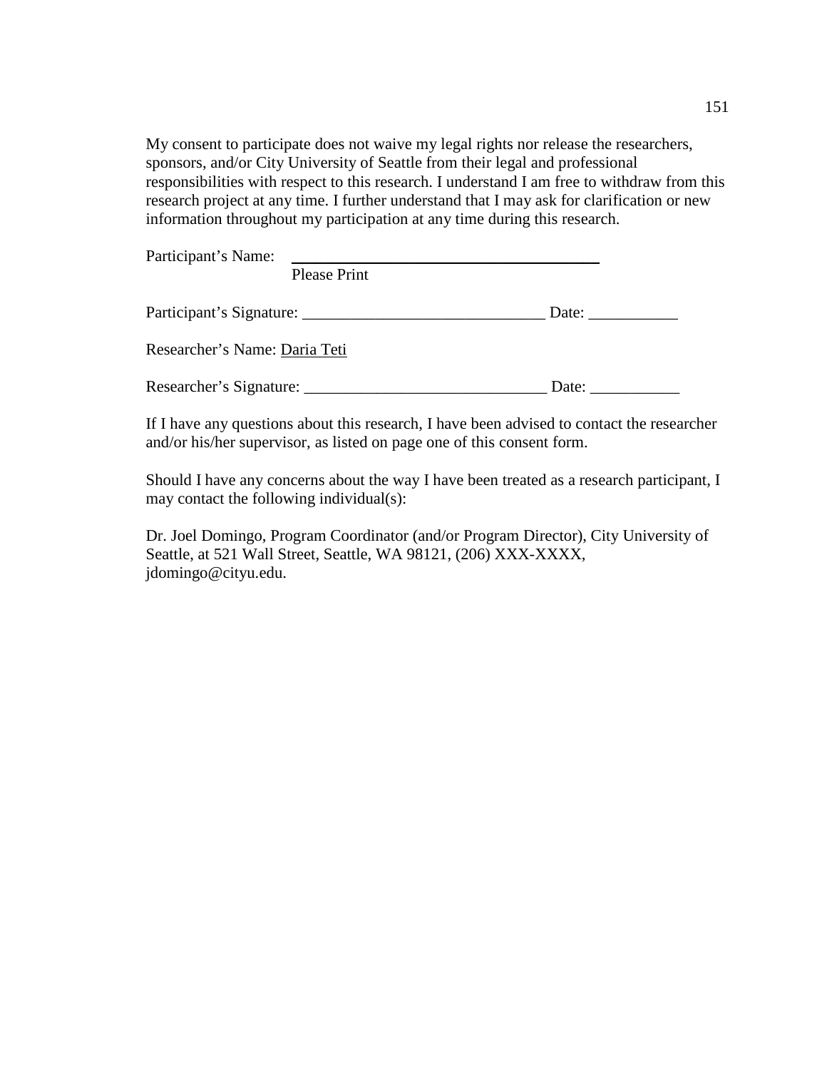My consent to participate does not waive my legal rights nor release the researchers, sponsors, and/or City University of Seattle from their legal and professional responsibilities with respect to this research. I understand I am free to withdraw from this research project at any time. I further understand that I may ask for clarification or new information throughout my participation at any time during this research.

Participant's Name: ______________________________________
Please Print

Participant's Signature: ______________________________ Date: ___________

Researcher's Name: Daria Teti

Researcher's Signature: ______________________________ Date: ___________

If I have any questions about this research, I have been advised to contact the researcher and/or his/her supervisor, as listed on page one of this consent form.

Should I have any concerns about the way I have been treated as a research participant, I may contact the following individual(s):

Dr. Joel Domingo, Program Coordinator (and/or Program Director), City University of Seattle, at 521 Wall Street, Seattle, WA 98121, (206) XXX-XXXX, jdomingo@cityu.edu.